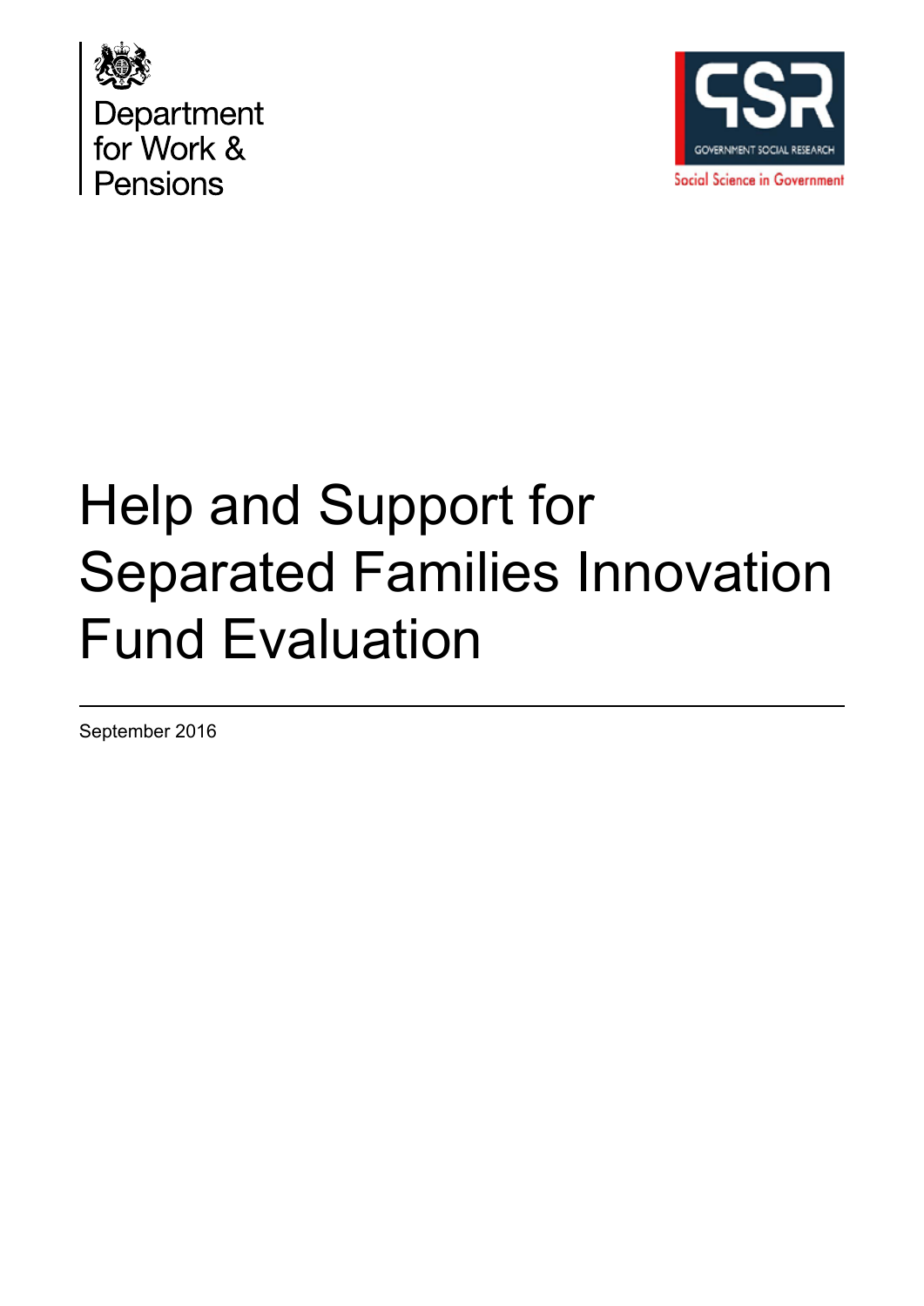Department for Work & Pensions

GSR
GOVERNMENT SOCIAL RESEARCH
Social Science in Government

# Help and Support for Separated Families Innovation Fund Evaluation

September 2016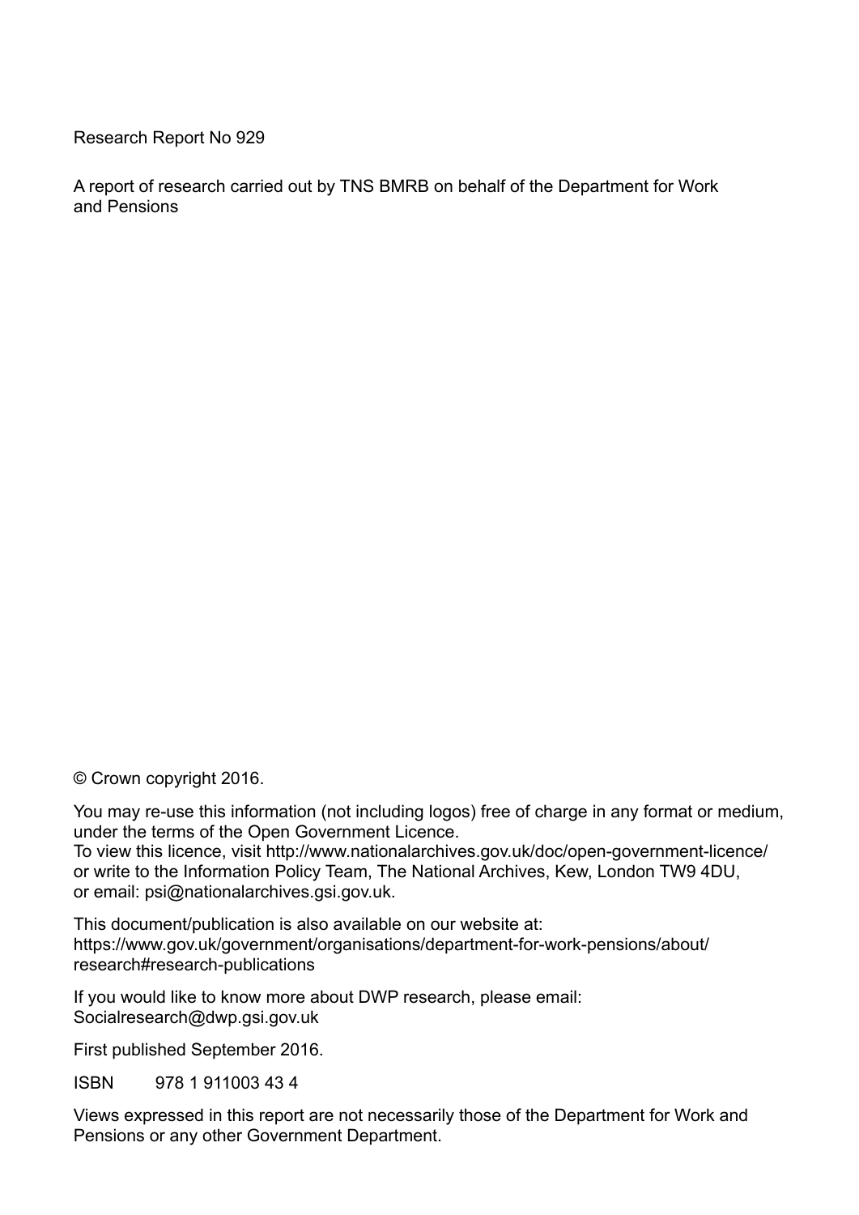Research Report No 929

A report of research carried out by TNS BMRB on behalf of the Department for Work and Pensions

© Crown copyright 2016.

You may re-use this information (not including logos) free of charge in any format or medium, under the terms of the Open Government Licence.
To view this licence, visit http://www.nationalarchives.gov.uk/doc/open-government-licence/ or write to the Information Policy Team, The National Archives, Kew, London TW9 4DU, or email: psi@nationalarchives.gsi.gov.uk.

This document/publication is also available on our website at:
https://www.gov.uk/government/organisations/department-for-work-pensions/about/research#research-publications

If you would like to know more about DWP research, please email:
Socialresearch@dwp.gsi.gov.uk

First published September 2016.

ISBN 978 1 911003 43 4

Views expressed in this report are not necessarily those of the Department for Work and Pensions or any other Government Department.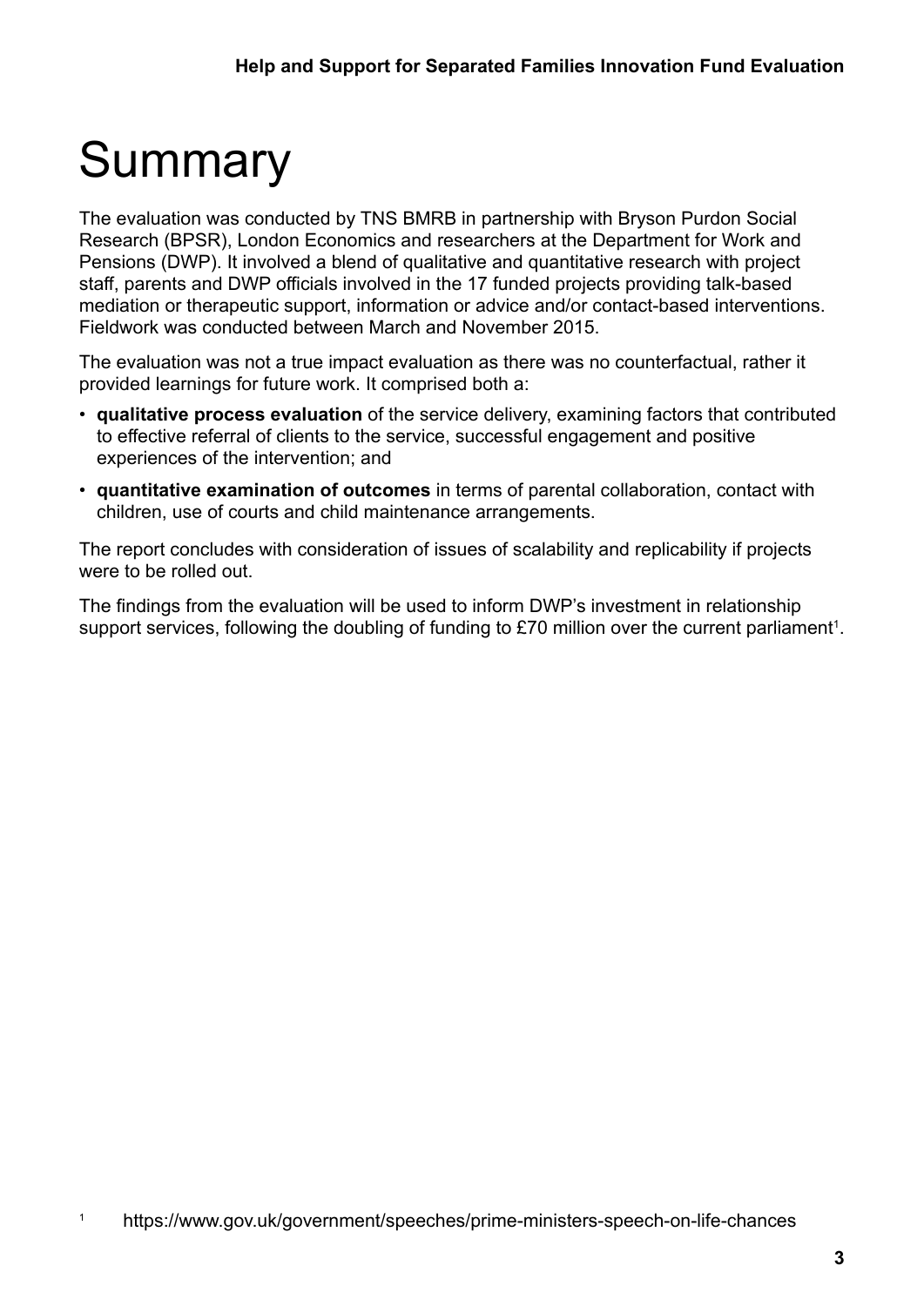# Summary

The evaluation was conducted by TNS BMRB in partnership with Bryson Purdon Social Research (BPSR), London Economics and researchers at the Department for Work and Pensions (DWP). It involved a blend of qualitative and quantitative research with project staff, parents and DWP officials involved in the 17 funded projects providing talk-based mediation or therapeutic support, information or advice and/or contact-based interventions. Fieldwork was conducted between March and November 2015.

The evaluation was not a true impact evaluation as there was no counterfactual, rather it provided learnings for future work. It comprised both a:

- **qualitative process evaluation** of the service delivery, examining factors that contributed to effective referral of clients to the service, successful engagement and positive experiences of the intervention; and
- **quantitative examination of outcomes** in terms of parental collaboration, contact with children, use of courts and child maintenance arrangements.

The report concludes with consideration of issues of scalability and replicability if projects were to be rolled out.

The findings from the evaluation will be used to inform DWP's investment in relationship support services, following the doubling of funding to £70 million over the current parliament[1].

[1] https://www.gov.uk/government/speeches/prime-ministers-speech-on-life-chances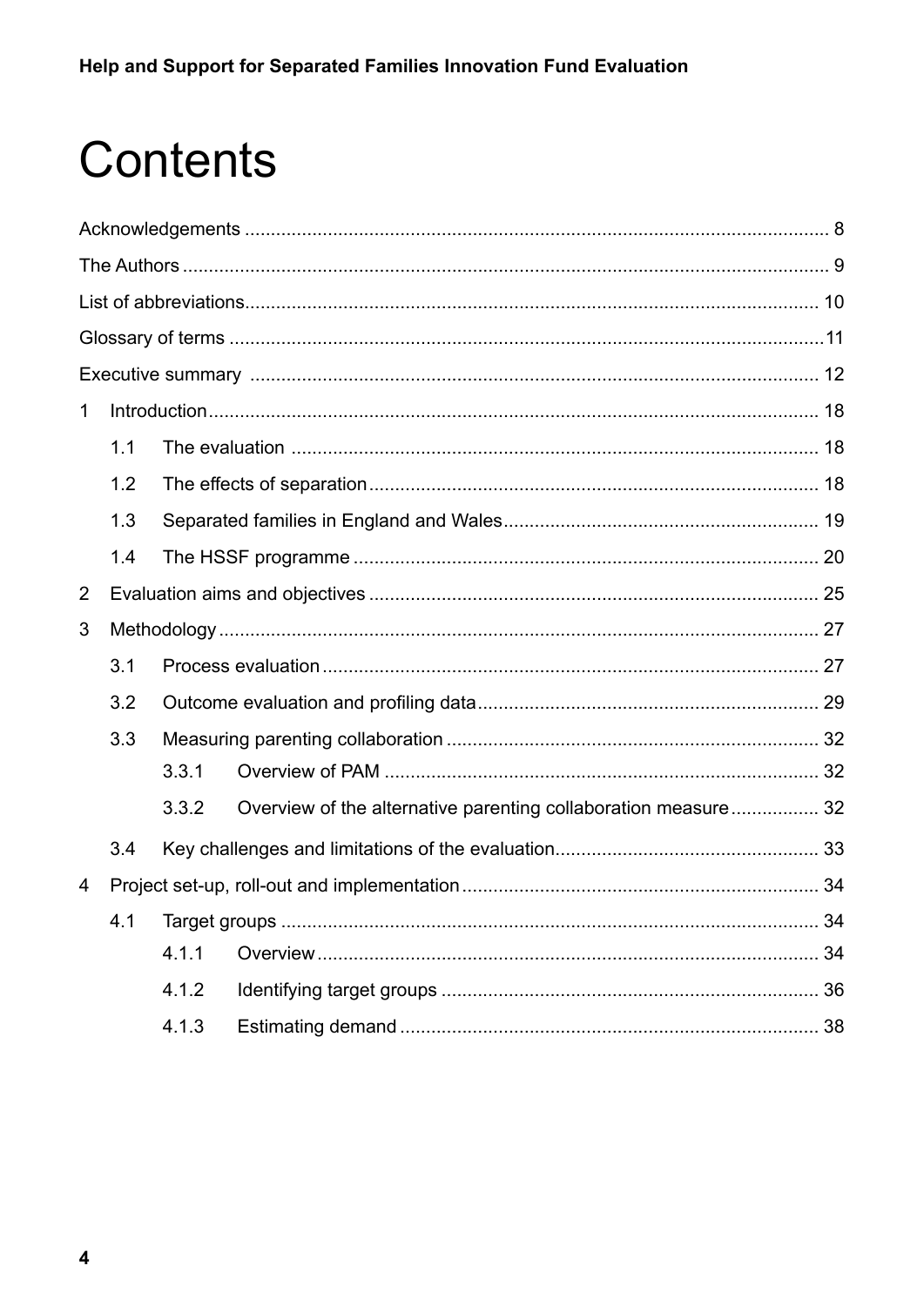# Contents

Acknowledgements ..... 8

The Authors ..... 9

List of abbreviations ..... 10

Glossary of terms ..... 11

Executive summary ..... 12

1 Introduction ..... 18

- 1.1 The evaluation ..... 18
- 1.2 The effects of separation ..... 18
- 1.3 Separated families in England and Wales ..... 19
- 1.4 The HSSF programme ..... 20

2 Evaluation aims and objectives ..... 25

3 Methodology ..... 27

- 3.1 Process evaluation ..... 27
- 3.2 Outcome evaluation and profiling data ..... 29
- 3.3 Measuring parenting collaboration ..... 32
  - 3.3.1 Overview of PAM ..... 32
  - 3.3.2 Overview of the alternative parenting collaboration measure ..... 32
- 3.4 Key challenges and limitations of the evaluation ..... 33

4 Project set-up, roll-out and implementation ..... 34

- 4.1 Target groups ..... 34
  - 4.1.1 Overview ..... 34
  - 4.1.2 Identifying target groups ..... 36
  - 4.1.3 Estimating demand ..... 38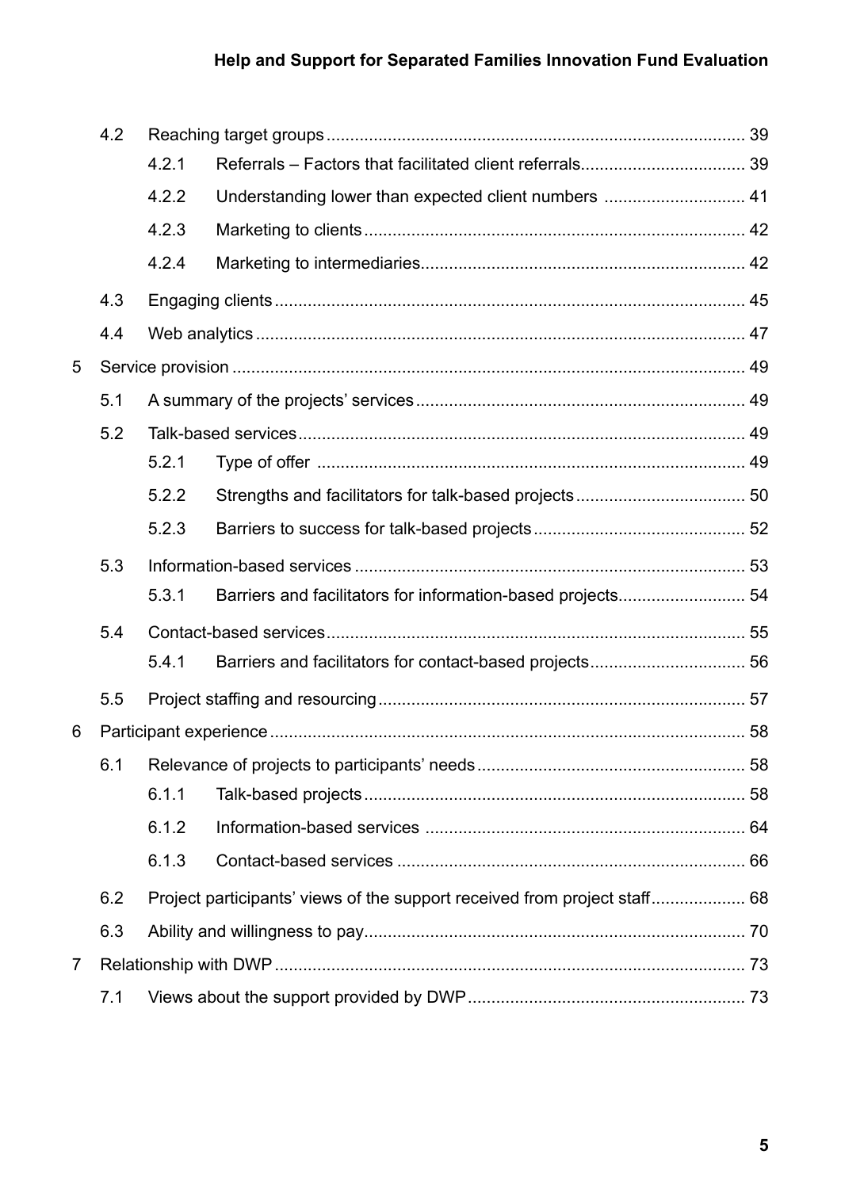4.2 Reaching target groups ........................................................................................ 39

4.2.1 Referrals – Factors that facilitated client referrals.................................. 39

4.2.2 Understanding lower than expected client numbers ............................. 41

4.2.3 Marketing to clients................................................................................ 42

4.2.4 Marketing to intermediaries.................................................................... 42

4.3 Engaging clients.................................................................................................. 45

4.4 Web analytics...................................................................................................... 47

5 Service provision ........................................................................................................... 49

5.1 A summary of the projects' services.................................................................... 49

5.2 Talk-based services............................................................................................. 49

5.2.1 Type of offer .......................................................................................... 49

5.2.2 Strengths and facilitators for talk-based projects.................................... 50

5.2.3 Barriers to success for talk-based projects............................................. 52

5.3 Information-based services ................................................................................. 53

5.3.1 Barriers and facilitators for information-based projects........................... 54

5.4 Contact-based services....................................................................................... 55

5.4.1 Barriers and facilitators for contact-based projects................................. 56

5.5 Project staffing and resourcing............................................................................ 57

6 Participant experience................................................................................................... 58

6.1 Relevance of projects to participants' needs........................................................ 58

6.1.1 Talk-based projects................................................................................ 58

6.1.2 Information-based services ................................................................... 64

6.1.3 Contact-based services ......................................................................... 66

6.2 Project participants' views of the support received from project staff.................... 68

6.3 Ability and willingness to pay................................................................................ 70

7 Relationship with DWP.................................................................................................. 73

7.1 Views about the support provided by DWP.......................................................... 73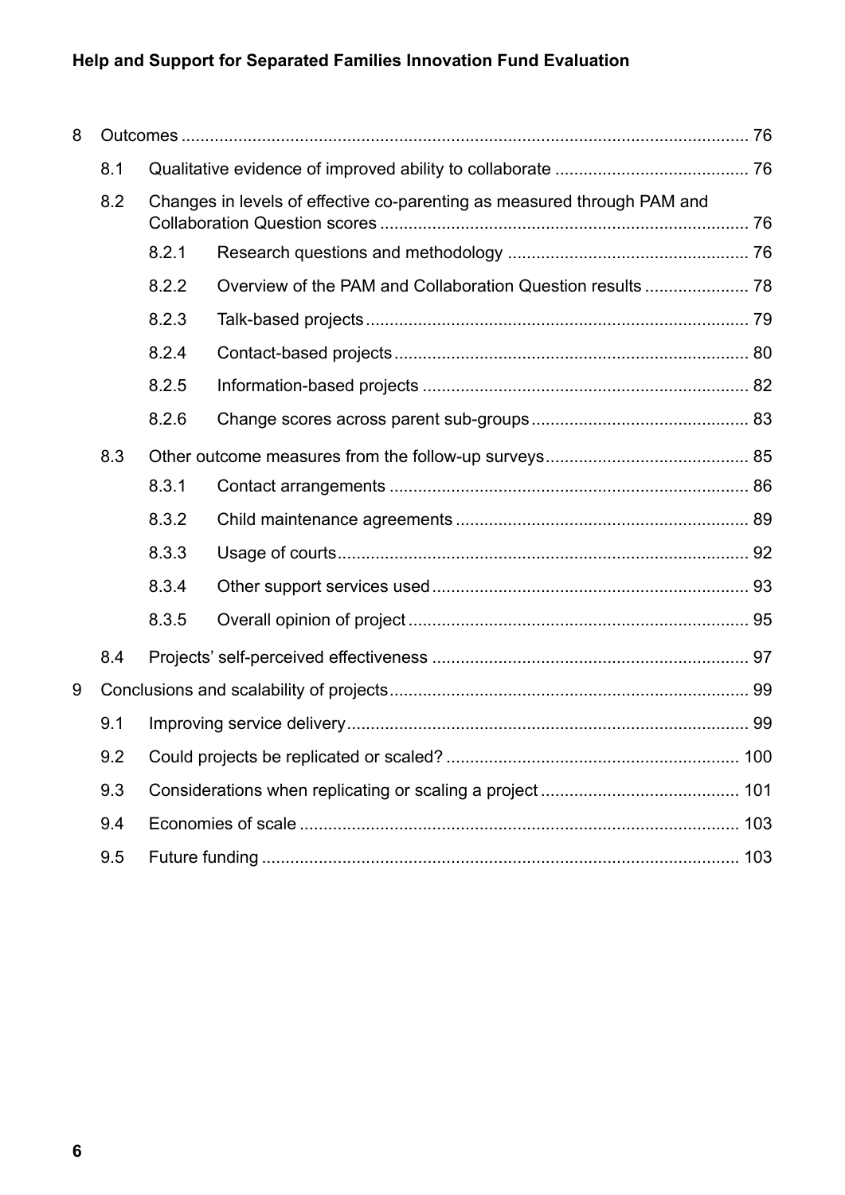8 Outcomes ..................................................................................................................... 76

8.1 Qualitative evidence of improved ability to collaborate ......................................... 76

8.2 Changes in levels of effective co-parenting as measured through PAM and Collaboration Question scores ............................................................................. 76

8.2.1 Research questions and methodology .................................................. 76

8.2.2 Overview of the PAM and Collaboration Question results ...................... 78

8.2.3 Talk-based projects ................................................................................ 79

8.2.4 Contact-based projects .......................................................................... 80

8.2.5 Information-based projects .................................................................... 82

8.2.6 Change scores across parent sub-groups ............................................. 83

8.3 Other outcome measures from the follow-up surveys ........................................... 85

8.3.1 Contact arrangements ........................................................................... 86

8.3.2 Child maintenance agreements ............................................................. 89

8.3.3 Usage of courts ...................................................................................... 92

8.3.4 Other support services used .................................................................. 93

8.3.5 Overall opinion of project ....................................................................... 95

8.4 Projects' self-perceived effectiveness .................................................................. 97

9 Conclusions and scalability of projects ........................................................................... 99

9.1 Improving service delivery .................................................................................... 99

9.2 Could projects be replicated or scaled? ............................................................. 100

9.3 Considerations when replicating or scaling a project ......................................... 101

9.4 Economies of scale ............................................................................................ 103

9.5 Future funding .................................................................................................... 103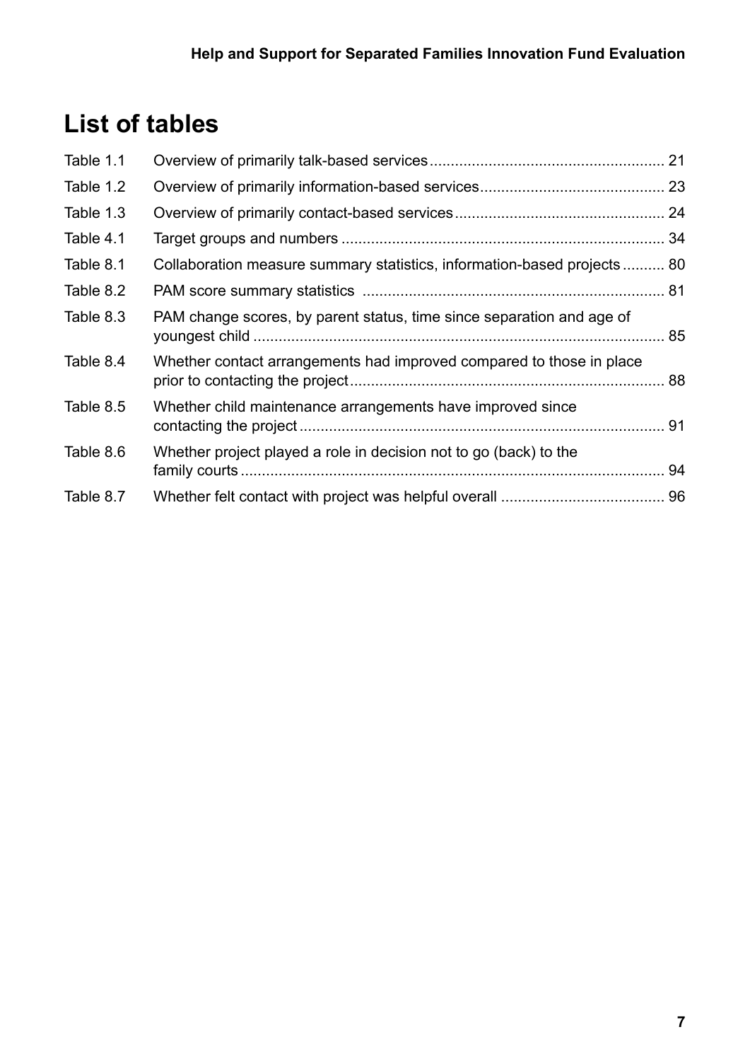# List of tables

| | | |
|---|---|---|
| Table 1.1 | Overview of primarily talk-based services | 21 |
| Table 1.2 | Overview of primarily information-based services | 23 |
| Table 1.3 | Overview of primarily contact-based services | 24 |
| Table 4.1 | Target groups and numbers | 34 |
| Table 8.1 | Collaboration measure summary statistics, information-based projects | 80 |
| Table 8.2 | PAM score summary statistics | 81 |
| Table 8.3 | PAM change scores, by parent status, time since separation and age of youngest child | 85 |
| Table 8.4 | Whether contact arrangements had improved compared to those in place prior to contacting the project | 88 |
| Table 8.5 | Whether child maintenance arrangements have improved since contacting the project | 91 |
| Table 8.6 | Whether project played a role in decision not to go (back) to the family courts | 94 |
| Table 8.7 | Whether felt contact with project was helpful overall | 96 |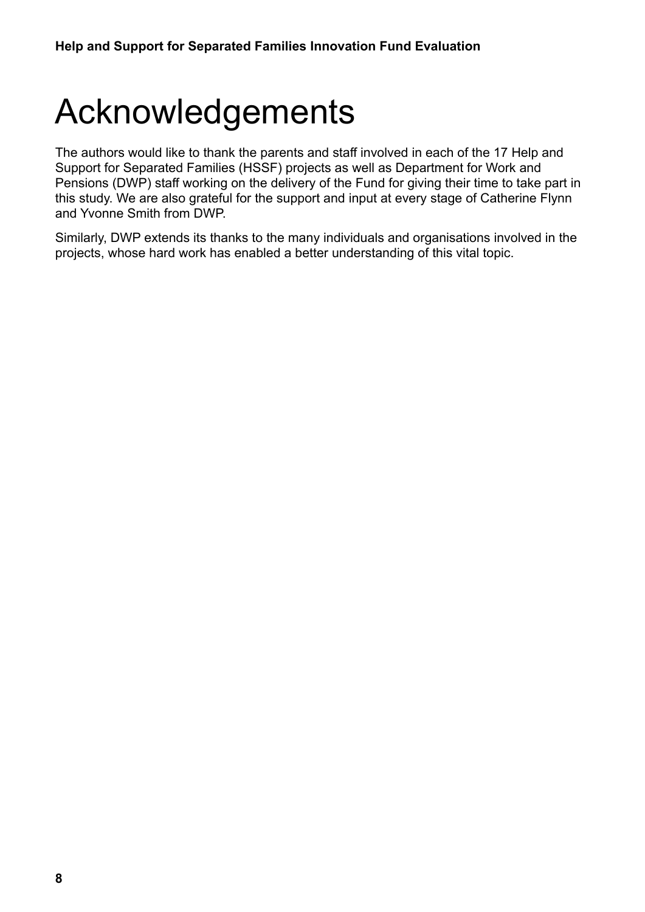# Acknowledgements

The authors would like to thank the parents and staff involved in each of the 17 Help and Support for Separated Families (HSSF) projects as well as Department for Work and Pensions (DWP) staff working on the delivery of the Fund for giving their time to take part in this study. We are also grateful for the support and input at every stage of Catherine Flynn and Yvonne Smith from DWP.

Similarly, DWP extends its thanks to the many individuals and organisations involved in the projects, whose hard work has enabled a better understanding of this vital topic.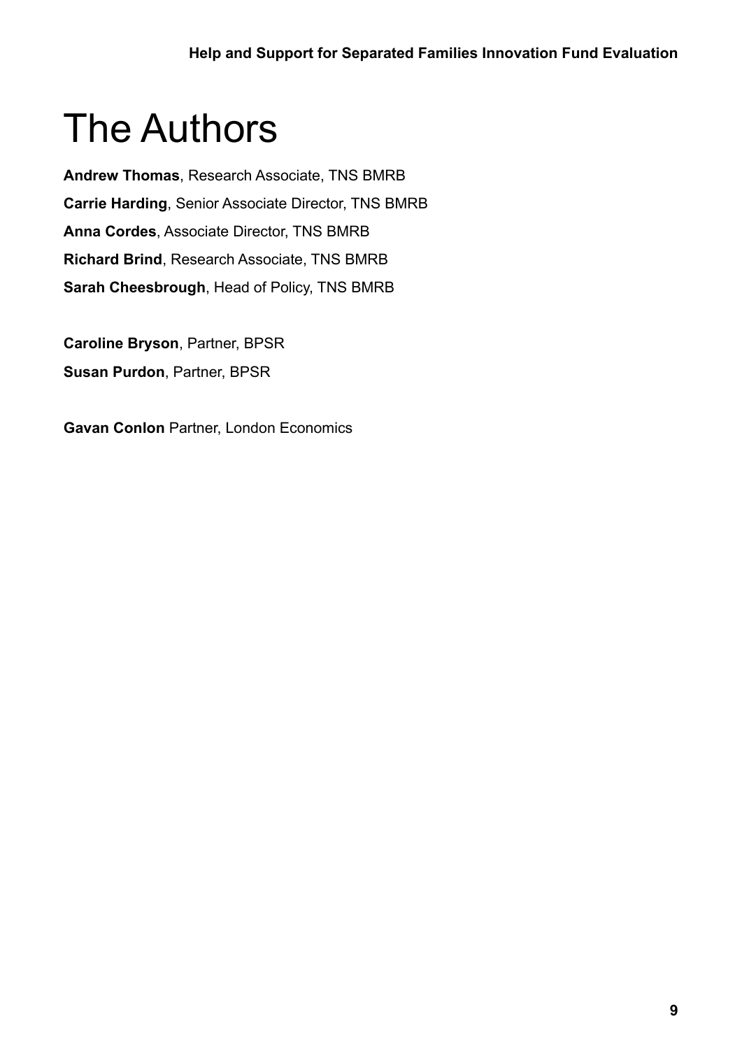# The Authors

**Andrew Thomas**, Research Associate, TNS BMRB

**Carrie Harding**, Senior Associate Director, TNS BMRB

**Anna Cordes**, Associate Director, TNS BMRB

**Richard Brind**, Research Associate, TNS BMRB

**Sarah Cheesbrough**, Head of Policy, TNS BMRB

**Caroline Bryson**, Partner, BPSR

**Susan Purdon**, Partner, BPSR

**Gavan Conlon** Partner, London Economics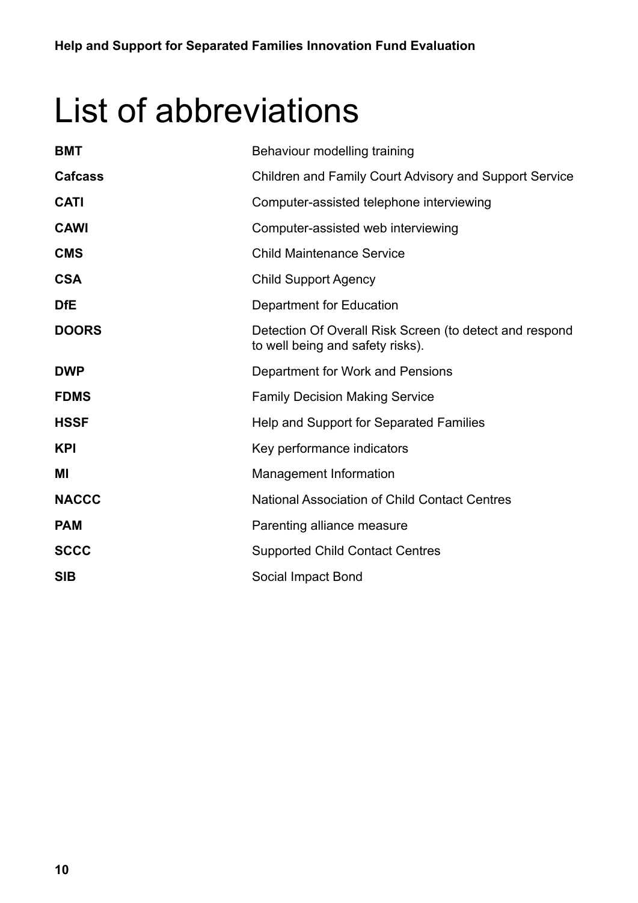# List of abbreviations

| | |
|---|---|
| **BMT** | Behaviour modelling training |
| **Cafcass** | Children and Family Court Advisory and Support Service |
| **CATI** | Computer-assisted telephone interviewing |
| **CAWI** | Computer-assisted web interviewing |
| **CMS** | Child Maintenance Service |
| **CSA** | Child Support Agency |
| **DfE** | Department for Education |
| **DOORS** | Detection Of Overall Risk Screen (to detect and respond to well being and safety risks). |
| **DWP** | Department for Work and Pensions |
| **FDMS** | Family Decision Making Service |
| **HSSF** | Help and Support for Separated Families |
| **KPI** | Key performance indicators |
| **MI** | Management Information |
| **NACCC** | National Association of Child Contact Centres |
| **PAM** | Parenting alliance measure |
| **SCCC** | Supported Child Contact Centres |
| **SIB** | Social Impact Bond |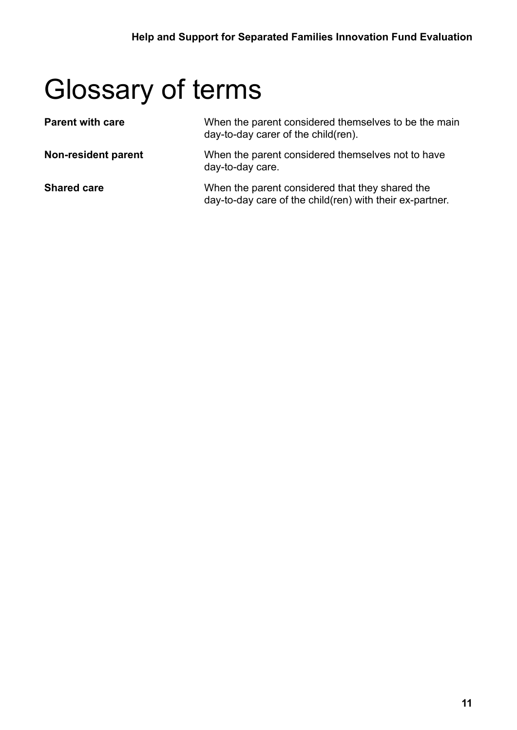# Glossary of terms

| | |
|---|---|
| **Parent with care** | When the parent considered themselves to be the main day-to-day carer of the child(ren). |
| **Non-resident parent** | When the parent considered themselves not to have day-to-day care. |
| **Shared care** | When the parent considered that they shared the day-to-day care of the child(ren) with their ex-partner. |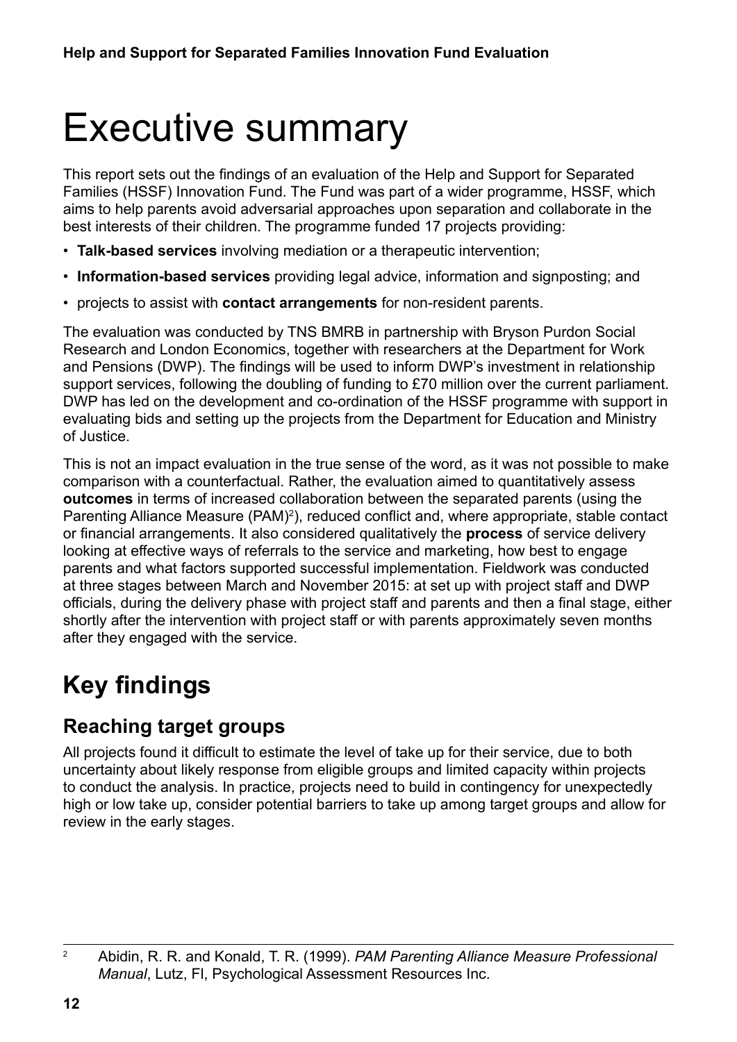# Executive summary

This report sets out the findings of an evaluation of the Help and Support for Separated Families (HSSF) Innovation Fund. The Fund was part of a wider programme, HSSF, which aims to help parents avoid adversarial approaches upon separation and collaborate in the best interests of their children. The programme funded 17 projects providing:

- **Talk-based services** involving mediation or a therapeutic intervention;
- **Information-based services** providing legal advice, information and signposting; and
- projects to assist with **contact arrangements** for non-resident parents.

The evaluation was conducted by TNS BMRB in partnership with Bryson Purdon Social Research and London Economics, together with researchers at the Department for Work and Pensions (DWP). The findings will be used to inform DWP's investment in relationship support services, following the doubling of funding to £70 million over the current parliament. DWP has led on the development and co-ordination of the HSSF programme with support in evaluating bids and setting up the projects from the Department for Education and Ministry of Justice.

This is not an impact evaluation in the true sense of the word, as it was not possible to make comparison with a counterfactual. Rather, the evaluation aimed to quantitatively assess **outcomes** in terms of increased collaboration between the separated parents (using the Parenting Alliance Measure (PAM)[2]), reduced conflict and, where appropriate, stable contact or financial arrangements. It also considered qualitatively the **process** of service delivery looking at effective ways of referrals to the service and marketing, how best to engage parents and what factors supported successful implementation. Fieldwork was conducted at three stages between March and November 2015: at set up with project staff and DWP officials, during the delivery phase with project staff and parents and then a final stage, either shortly after the intervention with project staff or with parents approximately seven months after they engaged with the service.

## Key findings

### Reaching target groups

All projects found it difficult to estimate the level of take up for their service, due to both uncertainty about likely response from eligible groups and limited capacity within projects to conduct the analysis. In practice, projects need to build in contingency for unexpectedly high or low take up, consider potential barriers to take up among target groups and allow for review in the early stages.

[2] Abidin, R. R. and Konald, T. R. (1999). *PAM Parenting Alliance Measure Professional Manual*, Lutz, Fl, Psychological Assessment Resources Inc.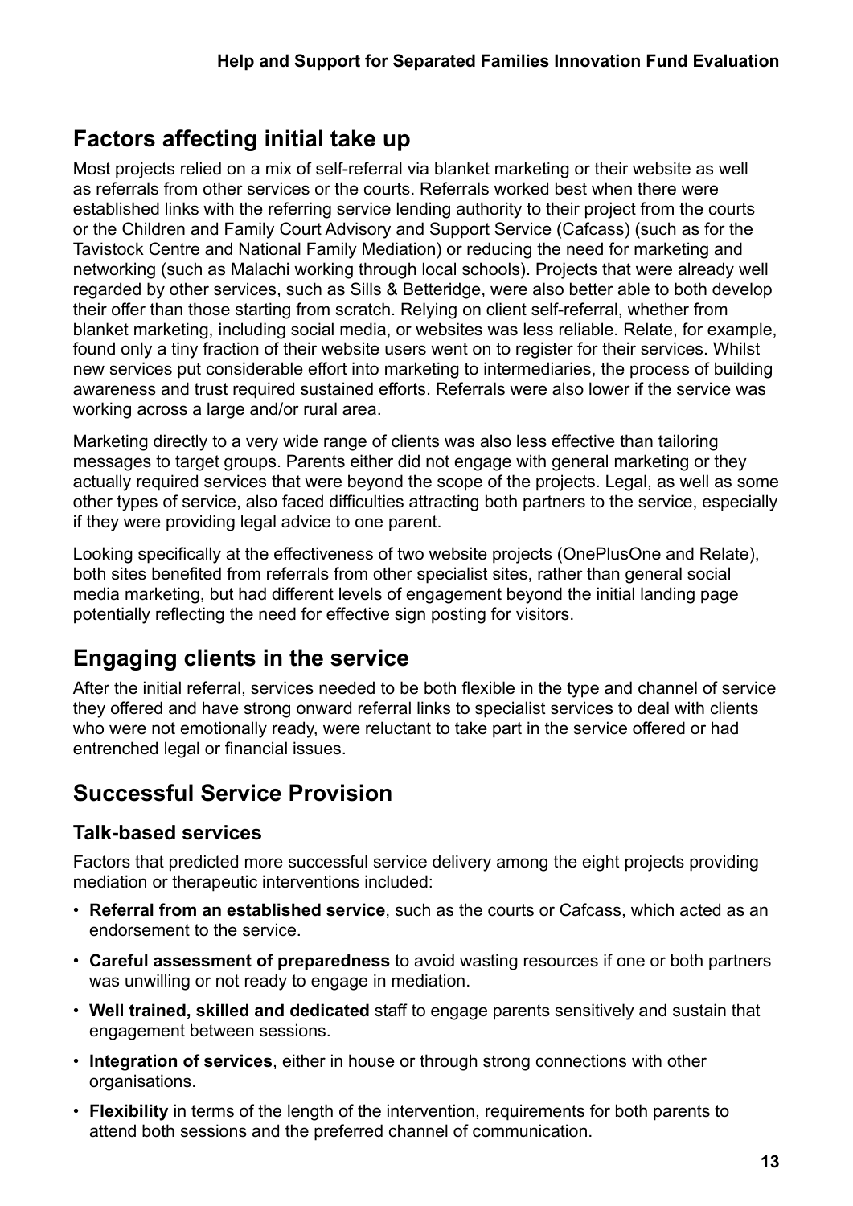## Factors affecting initial take up

Most projects relied on a mix of self-referral via blanket marketing or their website as well as referrals from other services or the courts. Referrals worked best when there were established links with the referring service lending authority to their project from the courts or the Children and Family Court Advisory and Support Service (Cafcass) (such as for the Tavistock Centre and National Family Mediation) or reducing the need for marketing and networking (such as Malachi working through local schools). Projects that were already well regarded by other services, such as Sills & Betteridge, were also better able to both develop their offer than those starting from scratch. Relying on client self-referral, whether from blanket marketing, including social media, or websites was less reliable. Relate, for example, found only a tiny fraction of their website users went on to register for their services. Whilst new services put considerable effort into marketing to intermediaries, the process of building awareness and trust required sustained efforts. Referrals were also lower if the service was working across a large and/or rural area.

Marketing directly to a very wide range of clients was also less effective than tailoring messages to target groups. Parents either did not engage with general marketing or they actually required services that were beyond the scope of the projects. Legal, as well as some other types of service, also faced difficulties attracting both partners to the service, especially if they were providing legal advice to one parent.

Looking specifically at the effectiveness of two website projects (OnePlusOne and Relate), both sites benefited from referrals from other specialist sites, rather than general social media marketing, but had different levels of engagement beyond the initial landing page potentially reflecting the need for effective sign posting for visitors.

## Engaging clients in the service

After the initial referral, services needed to be both flexible in the type and channel of service they offered and have strong onward referral links to specialist services to deal with clients who were not emotionally ready, were reluctant to take part in the service offered or had entrenched legal or financial issues.

## Successful Service Provision

### Talk-based services

Factors that predicted more successful service delivery among the eight projects providing mediation or therapeutic interventions included:

- **Referral from an established service**, such as the courts or Cafcass, which acted as an endorsement to the service.
- **Careful assessment of preparedness** to avoid wasting resources if one or both partners was unwilling or not ready to engage in mediation.
- **Well trained, skilled and dedicated** staff to engage parents sensitively and sustain that engagement between sessions.
- **Integration of services**, either in house or through strong connections with other organisations.
- **Flexibility** in terms of the length of the intervention, requirements for both parents to attend both sessions and the preferred channel of communication.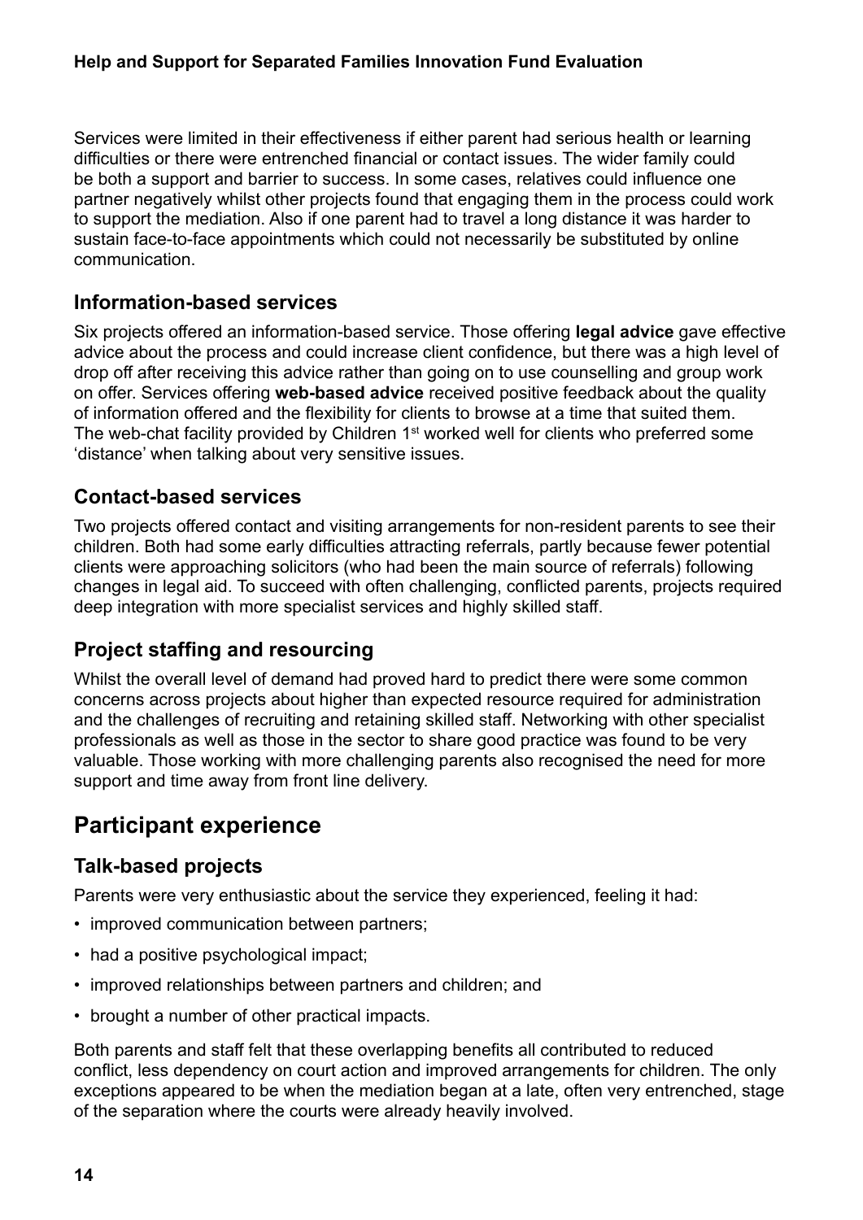Services were limited in their effectiveness if either parent had serious health or learning difficulties or there were entrenched financial or contact issues. The wider family could be both a support and barrier to success. In some cases, relatives could influence one partner negatively whilst other projects found that engaging them in the process could work to support the mediation. Also if one parent had to travel a long distance it was harder to sustain face-to-face appointments which could not necessarily be substituted by online communication.

### Information-based services

Six projects offered an information-based service. Those offering **legal advice** gave effective advice about the process and could increase client confidence, but there was a high level of drop off after receiving this advice rather than going on to use counselling and group work on offer. Services offering **web-based advice** received positive feedback about the quality of information offered and the flexibility for clients to browse at a time that suited them. The web-chat facility provided by Children 1st worked well for clients who preferred some 'distance' when talking about very sensitive issues.

### Contact-based services

Two projects offered contact and visiting arrangements for non-resident parents to see their children. Both had some early difficulties attracting referrals, partly because fewer potential clients were approaching solicitors (who had been the main source of referrals) following changes in legal aid. To succeed with often challenging, conflicted parents, projects required deep integration with more specialist services and highly skilled staff.

### Project staffing and resourcing

Whilst the overall level of demand had proved hard to predict there were some common concerns across projects about higher than expected resource required for administration and the challenges of recruiting and retaining skilled staff. Networking with other specialist professionals as well as those in the sector to share good practice was found to be very valuable. Those working with more challenging parents also recognised the need for more support and time away from front line delivery.

## Participant experience

### Talk-based projects

Parents were very enthusiastic about the service they experienced, feeling it had:

- improved communication between partners;
- had a positive psychological impact;
- improved relationships between partners and children; and
- brought a number of other practical impacts.

Both parents and staff felt that these overlapping benefits all contributed to reduced conflict, less dependency on court action and improved arrangements for children. The only exceptions appeared to be when the mediation began at a late, often very entrenched, stage of the separation where the courts were already heavily involved.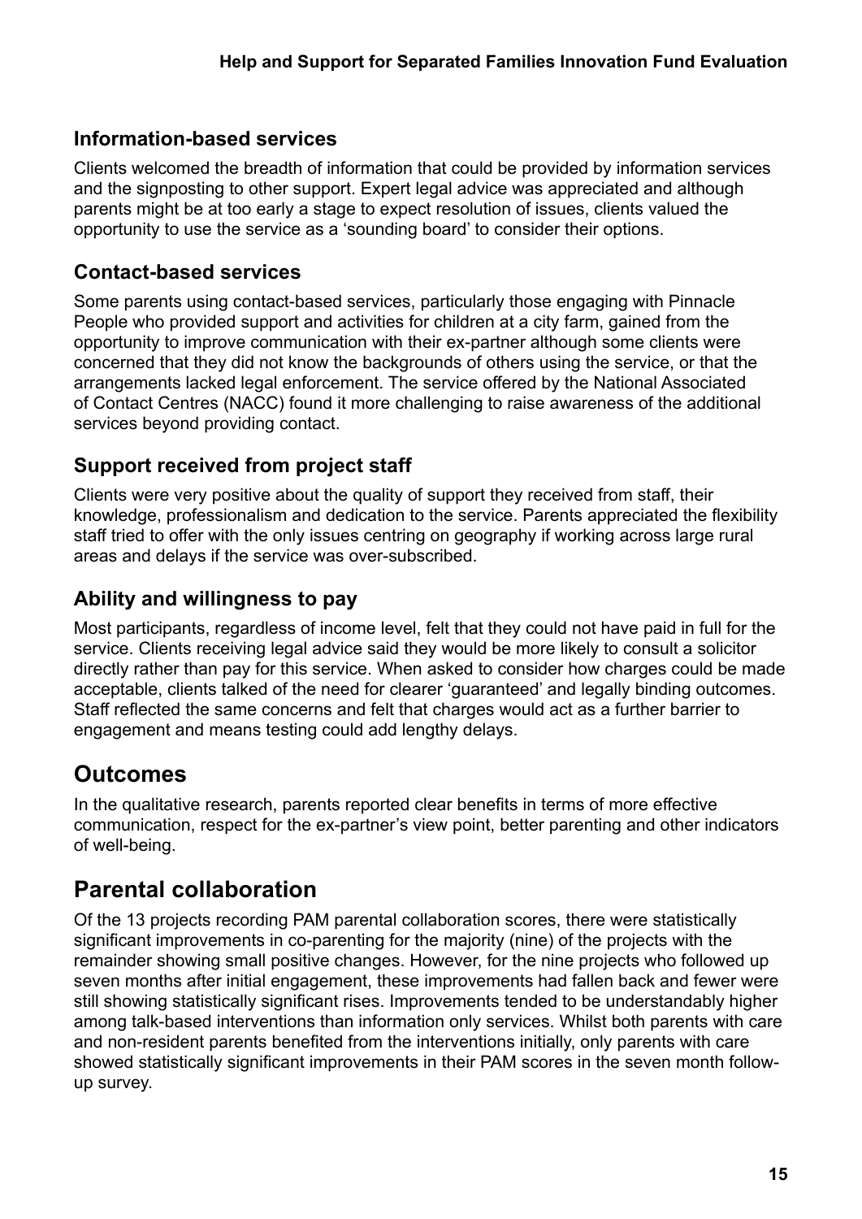### Information-based services

Clients welcomed the breadth of information that could be provided by information services and the signposting to other support. Expert legal advice was appreciated and although parents might be at too early a stage to expect resolution of issues, clients valued the opportunity to use the service as a 'sounding board' to consider their options.

### Contact-based services

Some parents using contact-based services, particularly those engaging with Pinnacle People who provided support and activities for children at a city farm, gained from the opportunity to improve communication with their ex-partner although some clients were concerned that they did not know the backgrounds of others using the service, or that the arrangements lacked legal enforcement. The service offered by the National Associated of Contact Centres (NACC) found it more challenging to raise awareness of the additional services beyond providing contact.

### Support received from project staff

Clients were very positive about the quality of support they received from staff, their knowledge, professionalism and dedication to the service. Parents appreciated the flexibility staff tried to offer with the only issues centring on geography if working across large rural areas and delays if the service was over-subscribed.

### Ability and willingness to pay

Most participants, regardless of income level, felt that they could not have paid in full for the service. Clients receiving legal advice said they would be more likely to consult a solicitor directly rather than pay for this service. When asked to consider how charges could be made acceptable, clients talked of the need for clearer 'guaranteed' and legally binding outcomes. Staff reflected the same concerns and felt that charges would act as a further barrier to engagement and means testing could add lengthy delays.

## Outcomes

In the qualitative research, parents reported clear benefits in terms of more effective communication, respect for the ex-partner's view point, better parenting and other indicators of well-being.

## Parental collaboration

Of the 13 projects recording PAM parental collaboration scores, there were statistically significant improvements in co-parenting for the majority (nine) of the projects with the remainder showing small positive changes. However, for the nine projects who followed up seven months after initial engagement, these improvements had fallen back and fewer were still showing statistically significant rises. Improvements tended to be understandably higher among talk-based interventions than information only services. Whilst both parents with care and non-resident parents benefited from the interventions initially, only parents with care showed statistically significant improvements in their PAM scores in the seven month follow-up survey.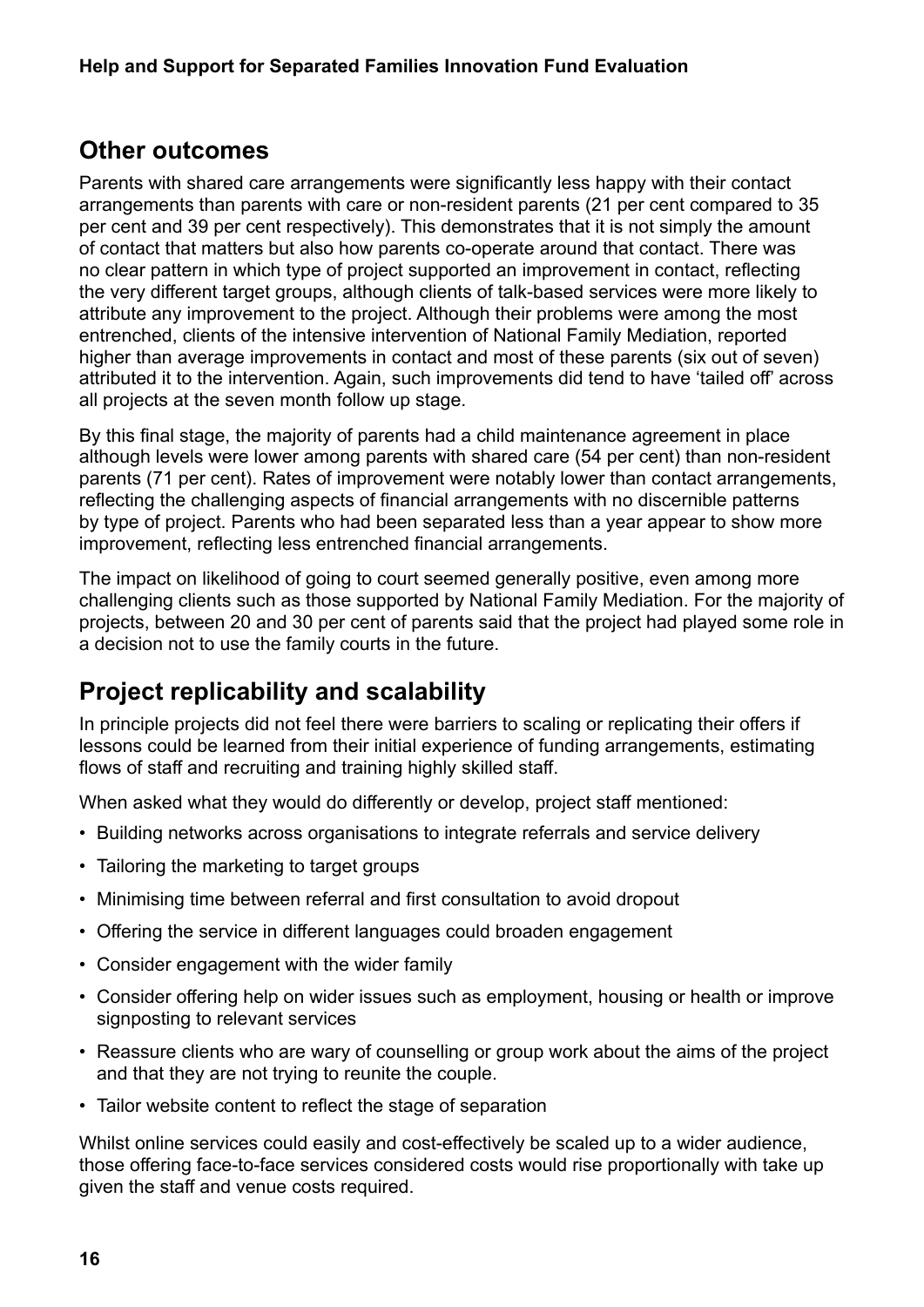## Other outcomes

Parents with shared care arrangements were significantly less happy with their contact arrangements than parents with care or non-resident parents (21 per cent compared to 35 per cent and 39 per cent respectively). This demonstrates that it is not simply the amount of contact that matters but also how parents co-operate around that contact. There was no clear pattern in which type of project supported an improvement in contact, reflecting the very different target groups, although clients of talk-based services were more likely to attribute any improvement to the project. Although their problems were among the most entrenched, clients of the intensive intervention of National Family Mediation, reported higher than average improvements in contact and most of these parents (six out of seven) attributed it to the intervention. Again, such improvements did tend to have 'tailed off' across all projects at the seven month follow up stage.

By this final stage, the majority of parents had a child maintenance agreement in place although levels were lower among parents with shared care (54 per cent) than non-resident parents (71 per cent). Rates of improvement were notably lower than contact arrangements, reflecting the challenging aspects of financial arrangements with no discernible patterns by type of project. Parents who had been separated less than a year appear to show more improvement, reflecting less entrenched financial arrangements.

The impact on likelihood of going to court seemed generally positive, even among more challenging clients such as those supported by National Family Mediation. For the majority of projects, between 20 and 30 per cent of parents said that the project had played some role in a decision not to use the family courts in the future.

## Project replicability and scalability

In principle projects did not feel there were barriers to scaling or replicating their offers if lessons could be learned from their initial experience of funding arrangements, estimating flows of staff and recruiting and training highly skilled staff.

When asked what they would do differently or develop, project staff mentioned:

- Building networks across organisations to integrate referrals and service delivery
- Tailoring the marketing to target groups
- Minimising time between referral and first consultation to avoid dropout
- Offering the service in different languages could broaden engagement
- Consider engagement with the wider family
- Consider offering help on wider issues such as employment, housing or health or improve signposting to relevant services
- Reassure clients who are wary of counselling or group work about the aims of the project and that they are not trying to reunite the couple.
- Tailor website content to reflect the stage of separation

Whilst online services could easily and cost-effectively be scaled up to a wider audience, those offering face-to-face services considered costs would rise proportionally with take up given the staff and venue costs required.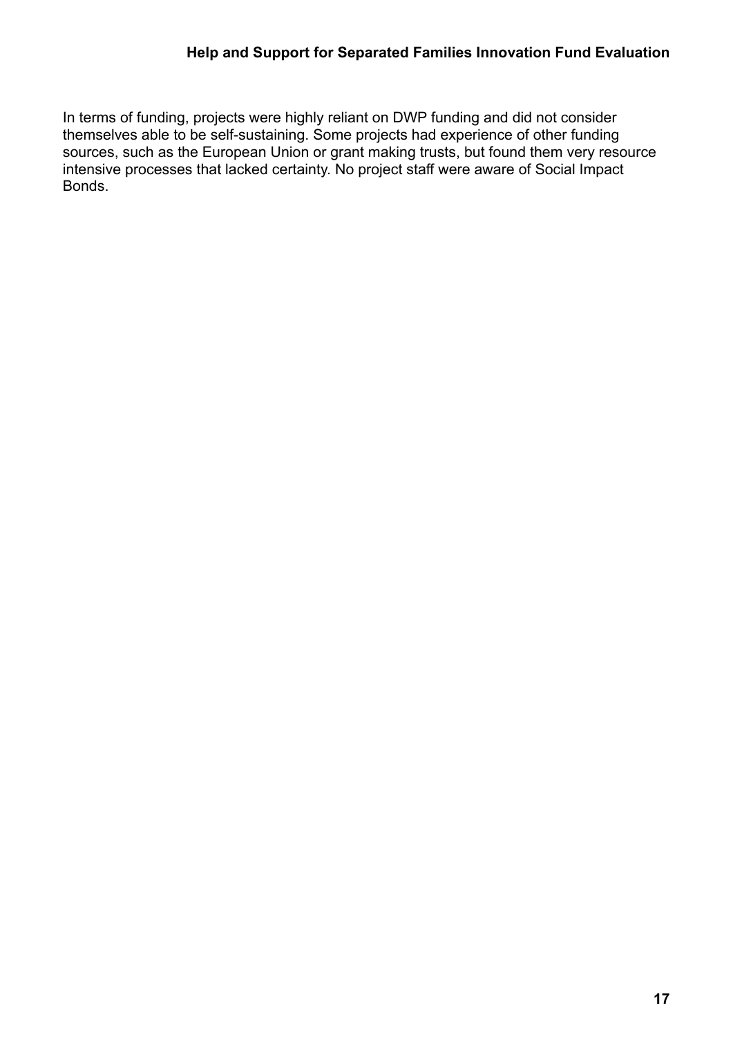In terms of funding, projects were highly reliant on DWP funding and did not consider themselves able to be self-sustaining. Some projects had experience of other funding sources, such as the European Union or grant making trusts, but found them very resource intensive processes that lacked certainty. No project staff were aware of Social Impact Bonds.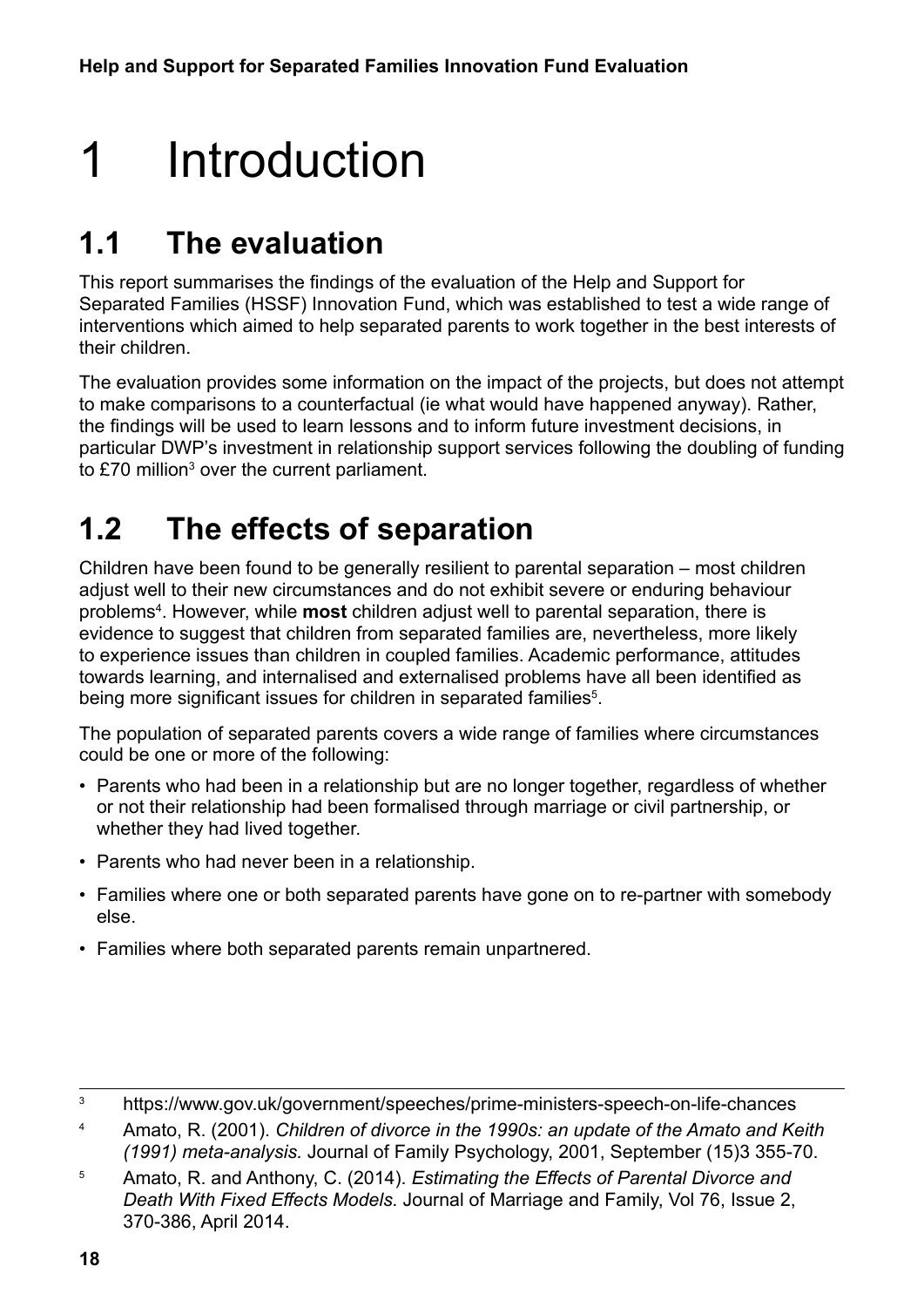# 1 Introduction

## 1.1 The evaluation

This report summarises the findings of the evaluation of the Help and Support for Separated Families (HSSF) Innovation Fund, which was established to test a wide range of interventions which aimed to help separated parents to work together in the best interests of their children.

The evaluation provides some information on the impact of the projects, but does not attempt to make comparisons to a counterfactual (ie what would have happened anyway). Rather, the findings will be used to learn lessons and to inform future investment decisions, in particular DWP's investment in relationship support services following the doubling of funding to £70 million[3] over the current parliament.

## 1.2 The effects of separation

Children have been found to be generally resilient to parental separation – most children adjust well to their new circumstances and do not exhibit severe or enduring behaviour problems[4]. However, while **most** children adjust well to parental separation, there is evidence to suggest that children from separated families are, nevertheless, more likely to experience issues than children in coupled families. Academic performance, attitudes towards learning, and internalised and externalised problems have all been identified as being more significant issues for children in separated families[5].

The population of separated parents covers a wide range of families where circumstances could be one or more of the following:

- Parents who had been in a relationship but are no longer together, regardless of whether or not their relationship had been formalised through marriage or civil partnership, or whether they had lived together.
- Parents who had never been in a relationship.
- Families where one or both separated parents have gone on to re-partner with somebody else.
- Families where both separated parents remain unpartnered.

---

[3] https://www.gov.uk/government/speeches/prime-ministers-speech-on-life-chances

[4] Amato, R. (2001). *Children of divorce in the 1990s: an update of the Amato and Keith (1991) meta-analysis.* Journal of Family Psychology, 2001, September (15)3 355-70.

[5] Amato, R. and Anthony, C. (2014). *Estimating the Effects of Parental Divorce and Death With Fixed Effects Models.* Journal of Marriage and Family, Vol 76, Issue 2, 370-386, April 2014.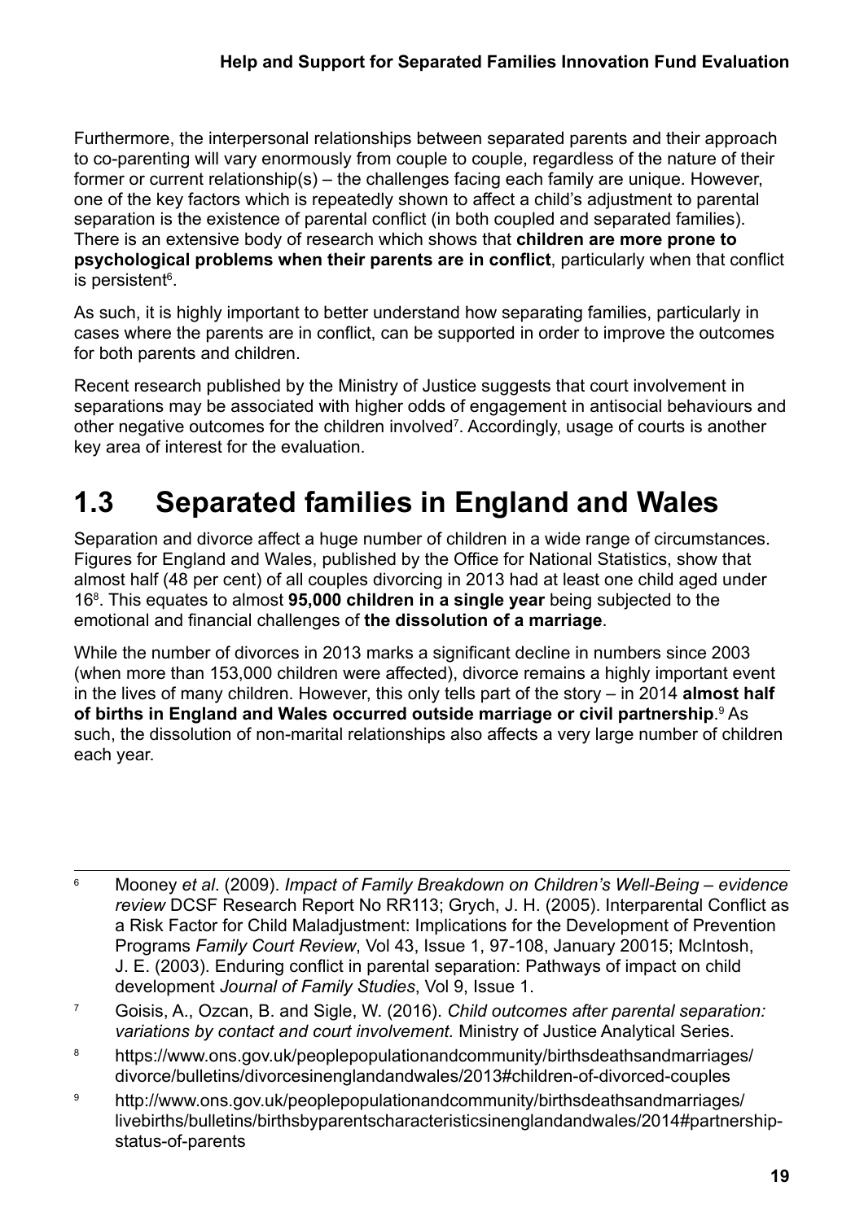Furthermore, the interpersonal relationships between separated parents and their approach to co-parenting will vary enormously from couple to couple, regardless of the nature of their former or current relationship(s) – the challenges facing each family are unique. However, one of the key factors which is repeatedly shown to affect a child's adjustment to parental separation is the existence of parental conflict (in both coupled and separated families). There is an extensive body of research which shows that **children are more prone to psychological problems when their parents are in conflict**, particularly when that conflict is persistent[6].

As such, it is highly important to better understand how separating families, particularly in cases where the parents are in conflict, can be supported in order to improve the outcomes for both parents and children.

Recent research published by the Ministry of Justice suggests that court involvement in separations may be associated with higher odds of engagement in antisocial behaviours and other negative outcomes for the children involved[7]. Accordingly, usage of courts is another key area of interest for the evaluation.

## 1.3 Separated families in England and Wales

Separation and divorce affect a huge number of children in a wide range of circumstances. Figures for England and Wales, published by the Office for National Statistics, show that almost half (48 per cent) of all couples divorcing in 2013 had at least one child aged under 16[8]. This equates to almost **95,000 children in a single year** being subjected to the emotional and financial challenges of **the dissolution of a marriage**.

While the number of divorces in 2013 marks a significant decline in numbers since 2003 (when more than 153,000 children were affected), divorce remains a highly important event in the lives of many children. However, this only tells part of the story – in 2014 **almost half of births in England and Wales occurred outside marriage or civil partnership**.[9] As such, the dissolution of non-marital relationships also affects a very large number of children each year.

---

[6] Mooney *et al*. (2009). *Impact of Family Breakdown on Children's Well-Being – evidence review* DCSF Research Report No RR113; Grych, J. H. (2005). Interparental Conflict as a Risk Factor for Child Maladjustment: Implications for the Development of Prevention Programs *Family Court Review*, Vol 43, Issue 1, 97-108, January 20015; McIntosh, J. E. (2003). Enduring conflict in parental separation: Pathways of impact on child development *Journal of Family Studies*, Vol 9, Issue 1.

[7] Goisis, A., Ozcan, B. and Sigle, W. (2016). *Child outcomes after parental separation: variations by contact and court involvement.* Ministry of Justice Analytical Series.

[8] https://www.ons.gov.uk/peoplepopulationandcommunity/birthsdeathsandmarriages/divorce/bulletins/divorcesinenglandandwales/2013#children-of-divorced-couples

[9] http://www.ons.gov.uk/peoplepopulationandcommunity/birthsdeathsandmarriages/livebirths/bulletins/birthsbyparentscharacteristicsinenglandandwales/2014#partnership-status-of-parents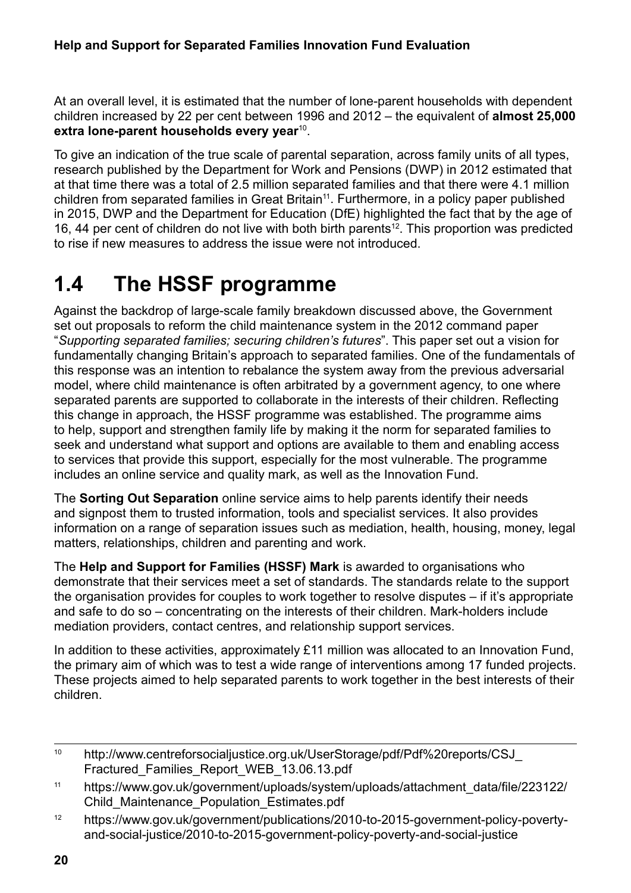At an overall level, it is estimated that the number of lone-parent households with dependent children increased by 22 per cent between 1996 and 2012 – the equivalent of **almost 25,000 extra lone-parent households every year**[10].

To give an indication of the true scale of parental separation, across family units of all types, research published by the Department for Work and Pensions (DWP) in 2012 estimated that at that time there was a total of 2.5 million separated families and that there were 4.1 million children from separated families in Great Britain[11]. Furthermore, in a policy paper published in 2015, DWP and the Department for Education (DfE) highlighted the fact that by the age of 16, 44 per cent of children do not live with both birth parents[12]. This proportion was predicted to rise if new measures to address the issue were not introduced.

## 1.4 The HSSF programme

Against the backdrop of large-scale family breakdown discussed above, the Government set out proposals to reform the child maintenance system in the 2012 command paper "*Supporting separated families; securing children's futures*". This paper set out a vision for fundamentally changing Britain's approach to separated families. One of the fundamentals of this response was an intention to rebalance the system away from the previous adversarial model, where child maintenance is often arbitrated by a government agency, to one where separated parents are supported to collaborate in the interests of their children. Reflecting this change in approach, the HSSF programme was established. The programme aims to help, support and strengthen family life by making it the norm for separated families to seek and understand what support and options are available to them and enabling access to services that provide this support, especially for the most vulnerable. The programme includes an online service and quality mark, as well as the Innovation Fund.

The **Sorting Out Separation** online service aims to help parents identify their needs and signpost them to trusted information, tools and specialist services. It also provides information on a range of separation issues such as mediation, health, housing, money, legal matters, relationships, children and parenting and work.

The **Help and Support for Families (HSSF) Mark** is awarded to organisations who demonstrate that their services meet a set of standards. The standards relate to the support the organisation provides for couples to work together to resolve disputes – if it's appropriate and safe to do so – concentrating on the interests of their children. Mark-holders include mediation providers, contact centres, and relationship support services.

In addition to these activities, approximately £11 million was allocated to an Innovation Fund, the primary aim of which was to test a wide range of interventions among 17 funded projects. These projects aimed to help separated parents to work together in the best interests of their children.

---

[10] http://www.centreforsocialjustice.org.uk/UserStorage/pdf/Pdf%20reports/CSJ_Fractured_Families_Report_WEB_13.06.13.pdf

[11] https://www.gov.uk/government/uploads/system/uploads/attachment_data/file/223122/Child_Maintenance_Population_Estimates.pdf

[12] https://www.gov.uk/government/publications/2010-to-2015-government-policy-poverty-and-social-justice/2010-to-2015-government-policy-poverty-and-social-justice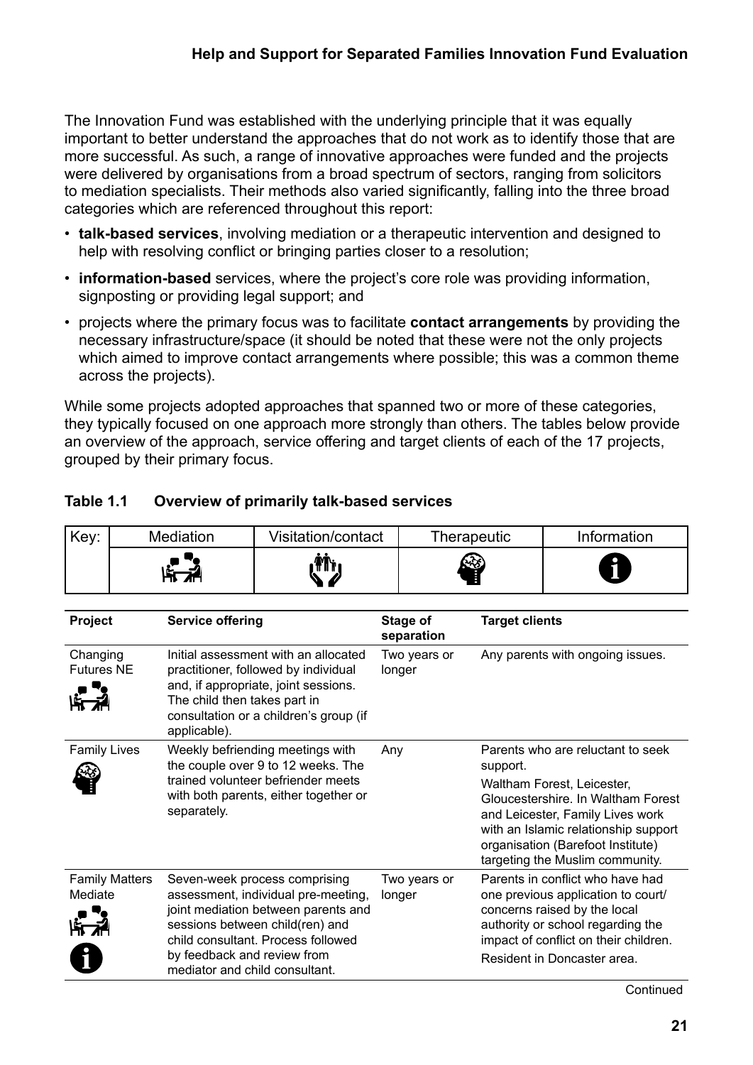The Innovation Fund was established with the underlying principle that it was equally important to better understand the approaches that do not work as to identify those that are more successful. As such, a range of innovative approaches were funded and the projects were delivered by organisations from a broad spectrum of sectors, ranging from solicitors to mediation specialists. Their methods also varied significantly, falling into the three broad categories which are referenced throughout this report:

- **talk-based services**, involving mediation or a therapeutic intervention and designed to help with resolving conflict or bringing parties closer to a resolution;
- **information-based** services, where the project's core role was providing information, signposting or providing legal support; and
- projects where the primary focus was to facilitate **contact arrangements** by providing the necessary infrastructure/space (it should be noted that these were not the only projects which aimed to improve contact arrangements where possible; this was a common theme across the projects).

While some projects adopted approaches that spanned two or more of these categories, they typically focused on one approach more strongly than others. The tables below provide an overview of the approach, service offering and target clients of each of the 17 projects, grouped by their primary focus.

**Table 1.1 Overview of primarily talk-based services**

| Key: | Mediation | Visitation/contact | Therapeutic | Information |
|---|---|---|---|---|

| Project | Service offering | Stage of separation | Target clients |
|---|---|---|---|
| Changing Futures NE (Mediation) | Initial assessment with an allocated practitioner, followed by individual and, if appropriate, joint sessions. The child then takes part in consultation or a children's group (if applicable). | Two years or longer | Any parents with ongoing issues. |
| Family Lives (Therapeutic) | Weekly befriending meetings with the couple over 9 to 12 weeks. The trained volunteer befriender meets with both parents, either together or separately. | Any | Parents who are reluctant to seek support.<br>Waltham Forest, Leicester, Gloucestershire. In Waltham Forest and Leicester, Family Lives work with an Islamic relationship support organisation (Barefoot Institute) targeting the Muslim community. |
| Family Matters Mediate (Mediation, Information) | Seven-week process comprising assessment, individual pre-meeting, joint mediation between parents and sessions between child(ren) and child consultant. Process followed by feedback and review from mediator and child consultant. | Two years or longer | Parents in conflict who have had one previous application to court/ concerns raised by the local authority or school regarding the impact of conflict on their children.<br>Resident in Doncaster area. |

Continued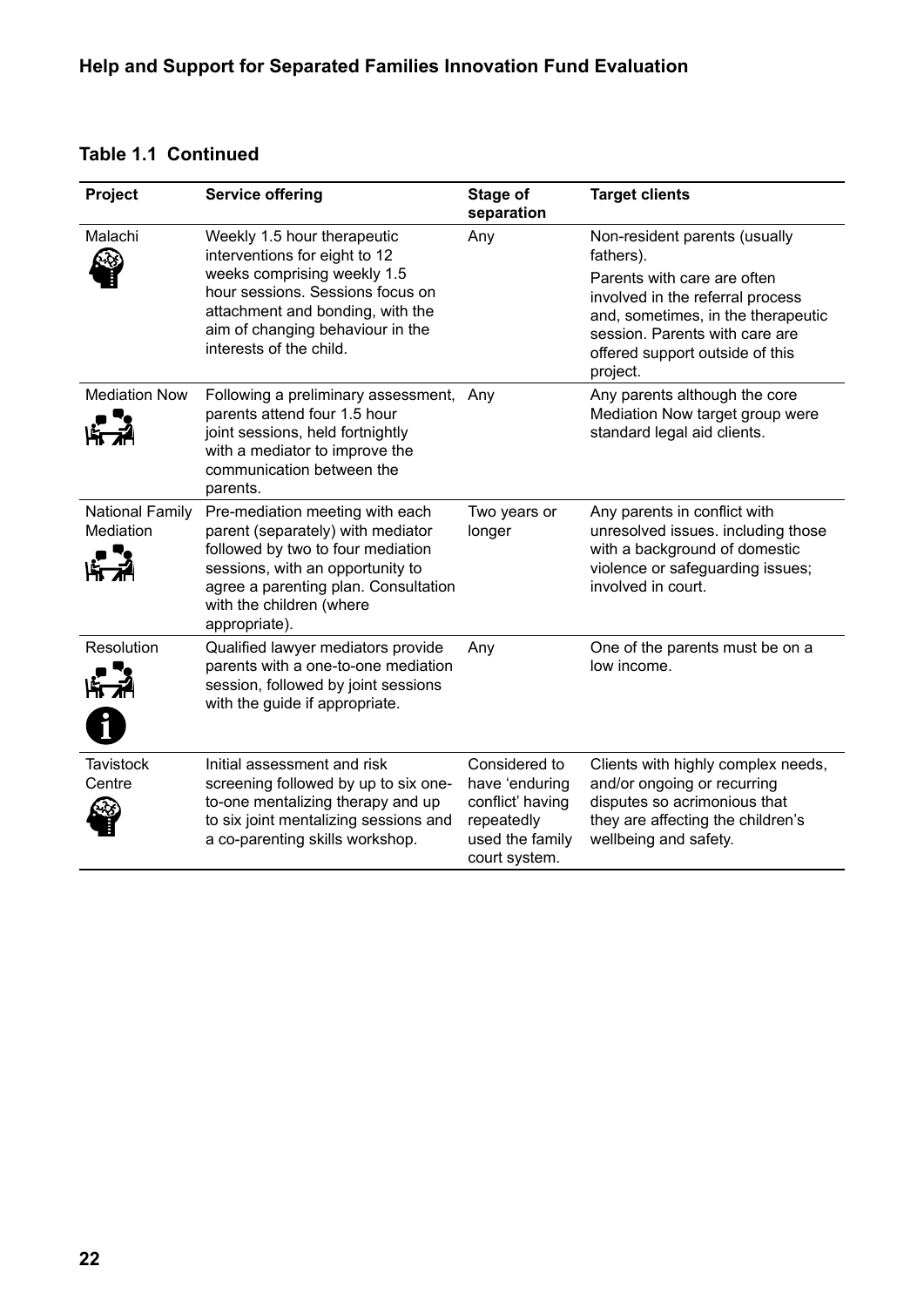**Table 1.1 Continued**

| Project | Service offering | Stage of separation | Target clients |
|---|---|---|---|
| Malachi | Weekly 1.5 hour therapeutic interventions for eight to 12 weeks comprising weekly 1.5 hour sessions. Sessions focus on attachment and bonding, with the aim of changing behaviour in the interests of the child. | Any | Non-resident parents (usually fathers). Parents with care are often involved in the referral process and, sometimes, in the therapeutic session. Parents with care are offered support outside of this project. |
| Mediation Now | Following a preliminary assessment, parents attend four 1.5 hour joint sessions, held fortnightly with a mediator to improve the communication between the parents. | Any | Any parents although the core Mediation Now target group were standard legal aid clients. |
| National Family Mediation | Pre-mediation meeting with each parent (separately) with mediator followed by two to four mediation sessions, with an opportunity to agree a parenting plan. Consultation with the children (where appropriate). | Two years or longer | Any parents in conflict with unresolved issues. including those with a background of domestic violence or safeguarding issues; involved in court. |
| Resolution | Qualified lawyer mediators provide parents with a one-to-one mediation session, followed by joint sessions with the guide if appropriate. | Any | One of the parents must be on a low income. |
| Tavistock Centre | Initial assessment and risk screening followed by up to six one-to-one mentalizing therapy and up to six joint mentalizing sessions and a co-parenting skills workshop. | Considered to have 'enduring conflict' having repeatedly used the family court system. | Clients with highly complex needs, and/or ongoing or recurring disputes so acrimonious that they are affecting the children's wellbeing and safety. |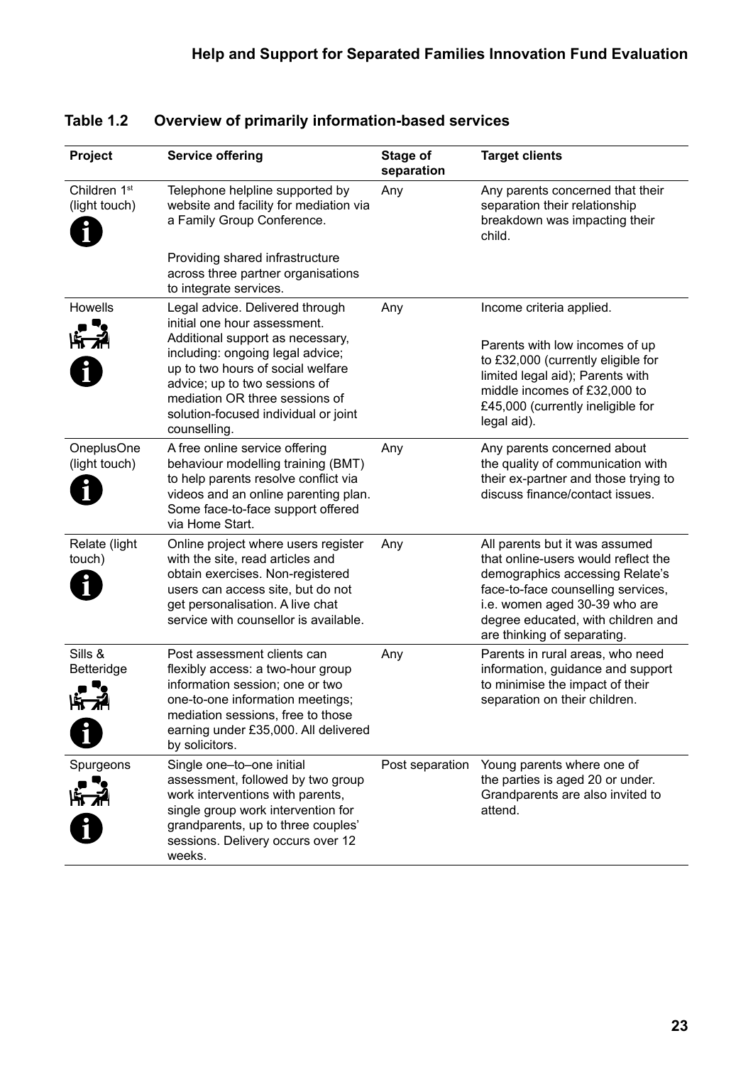## Table 1.2 Overview of primarily information-based services

| Project | Service offering | Stage of separation | Target clients |
|---|---|---|---|
| Children 1st (light touch) | Telephone helpline supported by website and facility for mediation via a Family Group Conference.<br><br>Providing shared infrastructure across three partner organisations to integrate services. | Any | Any parents concerned that their separation their relationship breakdown was impacting their child. |
| Howells | Legal advice. Delivered through initial one hour assessment. Additional support as necessary, including: ongoing legal advice; up to two hours of social welfare advice; up to two sessions of mediation OR three sessions of solution-focused individual or joint counselling. | Any | Income criteria applied.<br><br>Parents with low incomes of up to £32,000 (currently eligible for limited legal aid); Parents with middle incomes of £32,000 to £45,000 (currently ineligible for legal aid). |
| OneplusOne (light touch) | A free online service offering behaviour modelling training (BMT) to help parents resolve conflict via videos and an online parenting plan. Some face-to-face support offered via Home Start. | Any | Any parents concerned about the quality of communication with their ex-partner and those trying to discuss finance/contact issues. |
| Relate (light touch) | Online project where users register with the site, read articles and obtain exercises. Non-registered users can access site, but do not get personalisation. A live chat service with counsellor is available. | Any | All parents but it was assumed that online-users would reflect the demographics accessing Relate's face-to-face counselling services, i.e. women aged 30-39 who are degree educated, with children and are thinking of separating. |
| Sills & Betteridge | Post assessment clients can flexibly access: a two-hour group information session; one or two one-to-one information meetings; mediation sessions, free to those earning under £35,000. All delivered by solicitors. | Any | Parents in rural areas, who need information, guidance and support to minimise the impact of their separation on their children. |
| Spurgeons | Single one–to–one initial assessment, followed by two group work interventions with parents, single group work intervention for grandparents, up to three couples' sessions. Delivery occurs over 12 weeks. | Post separation | Young parents where one of the parties is aged 20 or under. Grandparents are also invited to attend. |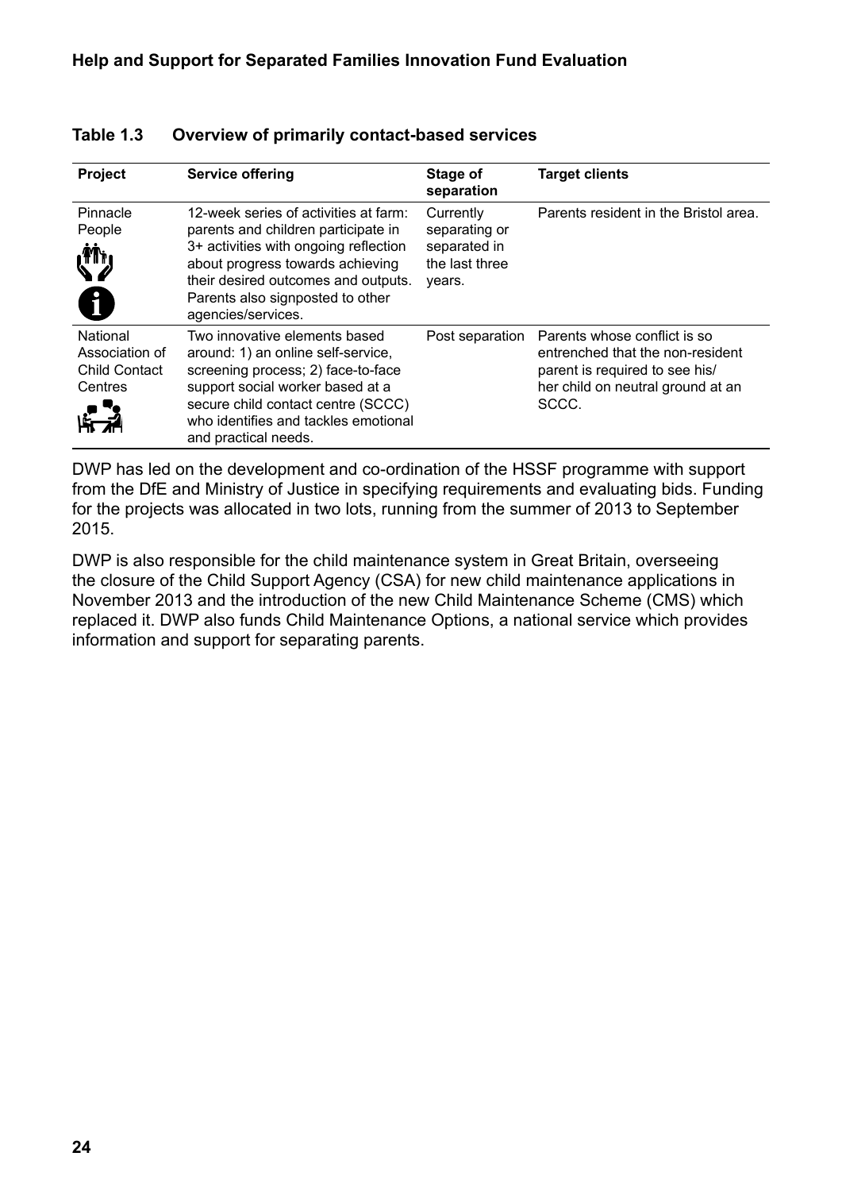**Table 1.3 Overview of primarily contact-based services**

| Project | Service offering | Stage of separation | Target clients |
|---|---|---|---|
| Pinnacle People | 12-week series of activities at farm: parents and children participate in 3+ activities with ongoing reflection about progress towards achieving their desired outcomes and outputs. Parents also signposted to other agencies/services. | Currently separating or separated in the last three years. | Parents resident in the Bristol area. |
| National Association of Child Contact Centres | Two innovative elements based around: 1) an online self-service, screening process; 2) face-to-face support social worker based at a secure child contact centre (SCCC) who identifies and tackles emotional and practical needs. | Post separation | Parents whose conflict is so entrenched that the non-resident parent is required to see his/her child on neutral ground at an SCCC. |

DWP has led on the development and co-ordination of the HSSF programme with support from the DfE and Ministry of Justice in specifying requirements and evaluating bids. Funding for the projects was allocated in two lots, running from the summer of 2013 to September 2015.

DWP is also responsible for the child maintenance system in Great Britain, overseeing the closure of the Child Support Agency (CSA) for new child maintenance applications in November 2013 and the introduction of the new Child Maintenance Scheme (CMS) which replaced it. DWP also funds Child Maintenance Options, a national service which provides information and support for separating parents.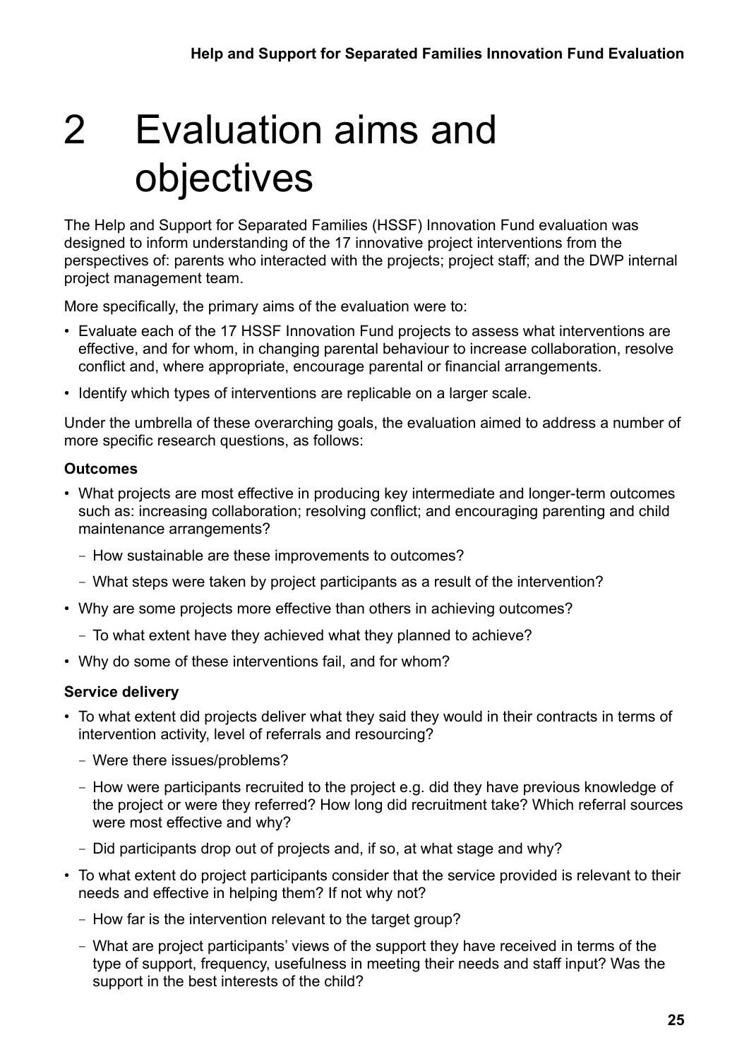# 2 Evaluation aims and objectives

The Help and Support for Separated Families (HSSF) Innovation Fund evaluation was designed to inform understanding of the 17 innovative project interventions from the perspectives of: parents who interacted with the projects; project staff; and the DWP internal project management team.

More specifically, the primary aims of the evaluation were to:

- Evaluate each of the 17 HSSF Innovation Fund projects to assess what interventions are effective, and for whom, in changing parental behaviour to increase collaboration, resolve conflict and, where appropriate, encourage parental or financial arrangements.
- Identify which types of interventions are replicable on a larger scale.

Under the umbrella of these overarching goals, the evaluation aimed to address a number of more specific research questions, as follows:

**Outcomes**

- What projects are most effective in producing key intermediate and longer-term outcomes such as: increasing collaboration; resolving conflict; and encouraging parenting and child maintenance arrangements?
  - How sustainable are these improvements to outcomes?
  - What steps were taken by project participants as a result of the intervention?
- Why are some projects more effective than others in achieving outcomes?
  - To what extent have they achieved what they planned to achieve?
- Why do some of these interventions fail, and for whom?

**Service delivery**

- To what extent did projects deliver what they said they would in their contracts in terms of intervention activity, level of referrals and resourcing?
  - Were there issues/problems?
  - How were participants recruited to the project e.g. did they have previous knowledge of the project or were they referred? How long did recruitment take? Which referral sources were most effective and why?
  - Did participants drop out of projects and, if so, at what stage and why?
- To what extent do project participants consider that the service provided is relevant to their needs and effective in helping them? If not why not?
  - How far is the intervention relevant to the target group?
  - What are project participants' views of the support they have received in terms of the type of support, frequency, usefulness in meeting their needs and staff input? Was the support in the best interests of the child?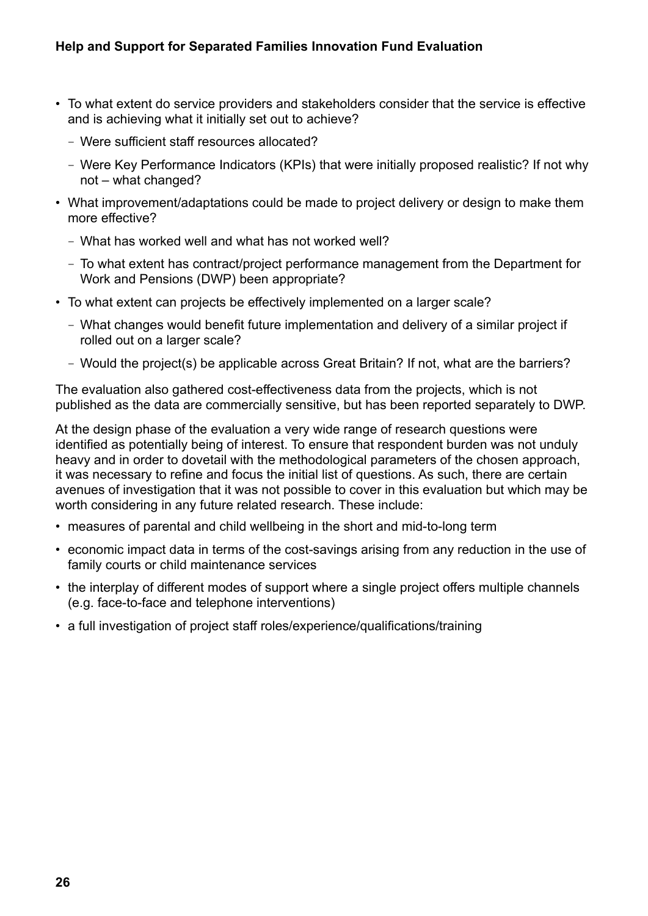- To what extent do service providers and stakeholders consider that the service is effective and is achieving what it initially set out to achieve?
  - Were sufficient staff resources allocated?
  - Were Key Performance Indicators (KPIs) that were initially proposed realistic? If not why not – what changed?
- What improvement/adaptations could be made to project delivery or design to make them more effective?
  - What has worked well and what has not worked well?
  - To what extent has contract/project performance management from the Department for Work and Pensions (DWP) been appropriate?
- To what extent can projects be effectively implemented on a larger scale?
  - What changes would benefit future implementation and delivery of a similar project if rolled out on a larger scale?
  - Would the project(s) be applicable across Great Britain? If not, what are the barriers?

The evaluation also gathered cost-effectiveness data from the projects, which is not published as the data are commercially sensitive, but has been reported separately to DWP.

At the design phase of the evaluation a very wide range of research questions were identified as potentially being of interest. To ensure that respondent burden was not unduly heavy and in order to dovetail with the methodological parameters of the chosen approach, it was necessary to refine and focus the initial list of questions. As such, there are certain avenues of investigation that it was not possible to cover in this evaluation but which may be worth considering in any future related research. These include:

- measures of parental and child wellbeing in the short and mid-to-long term
- economic impact data in terms of the cost-savings arising from any reduction in the use of family courts or child maintenance services
- the interplay of different modes of support where a single project offers multiple channels (e.g. face-to-face and telephone interventions)
- a full investigation of project staff roles/experience/qualifications/training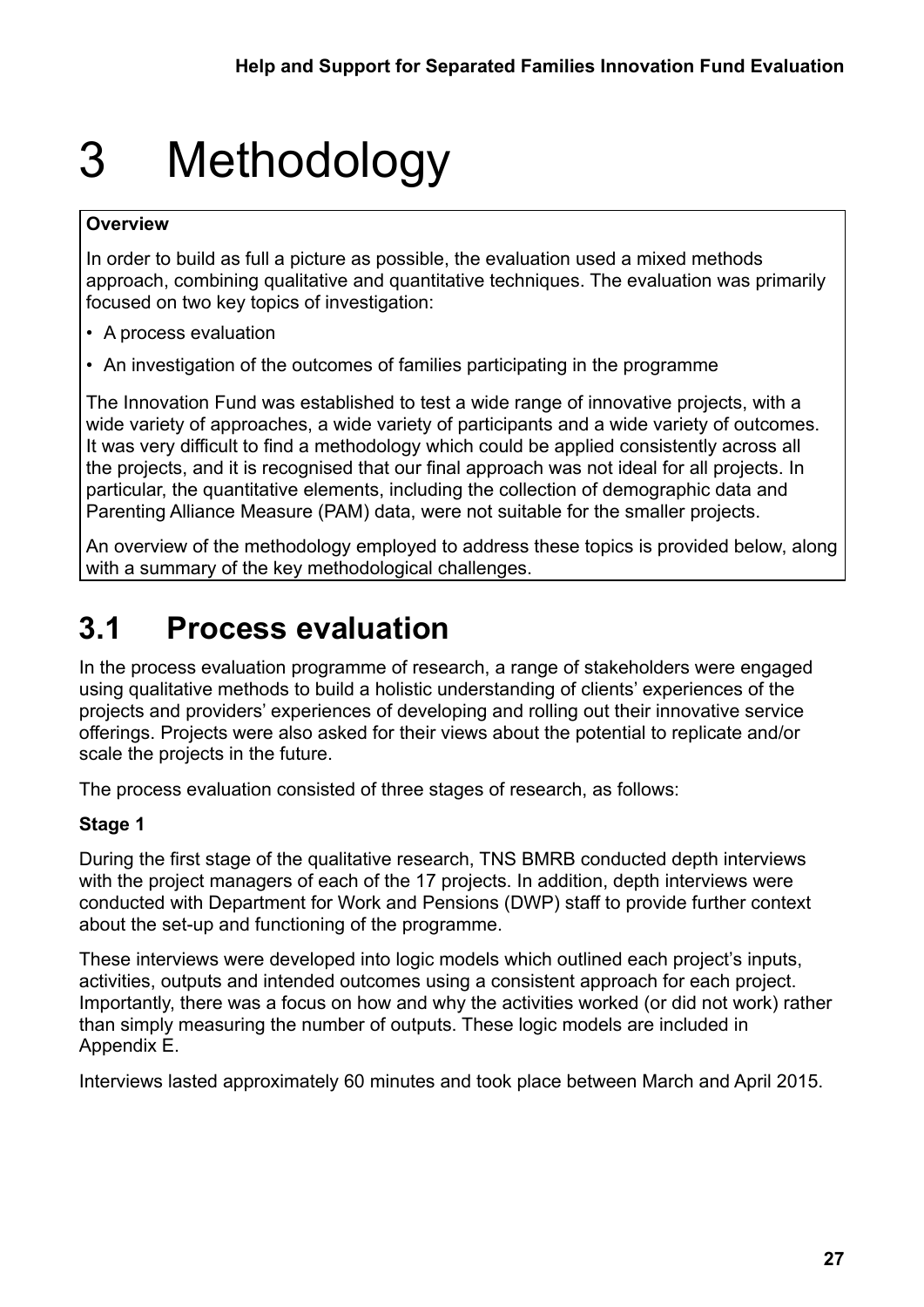# 3 Methodology

**Overview**

In order to build as full a picture as possible, the evaluation used a mixed methods approach, combining qualitative and quantitative techniques. The evaluation was primarily focused on two key topics of investigation:

- A process evaluation
- An investigation of the outcomes of families participating in the programme

The Innovation Fund was established to test a wide range of innovative projects, with a wide variety of approaches, a wide variety of participants and a wide variety of outcomes. It was very difficult to find a methodology which could be applied consistently across all the projects, and it is recognised that our final approach was not ideal for all projects. In particular, the quantitative elements, including the collection of demographic data and Parenting Alliance Measure (PAM) data, were not suitable for the smaller projects.

An overview of the methodology employed to address these topics is provided below, along with a summary of the key methodological challenges.

## 3.1 Process evaluation

In the process evaluation programme of research, a range of stakeholders were engaged using qualitative methods to build a holistic understanding of clients' experiences of the projects and providers' experiences of developing and rolling out their innovative service offerings. Projects were also asked for their views about the potential to replicate and/or scale the projects in the future.

The process evaluation consisted of three stages of research, as follows:

**Stage 1**

During the first stage of the qualitative research, TNS BMRB conducted depth interviews with the project managers of each of the 17 projects. In addition, depth interviews were conducted with Department for Work and Pensions (DWP) staff to provide further context about the set-up and functioning of the programme.

These interviews were developed into logic models which outlined each project's inputs, activities, outputs and intended outcomes using a consistent approach for each project. Importantly, there was a focus on how and why the activities worked (or did not work) rather than simply measuring the number of outputs. These logic models are included in Appendix E.

Interviews lasted approximately 60 minutes and took place between March and April 2015.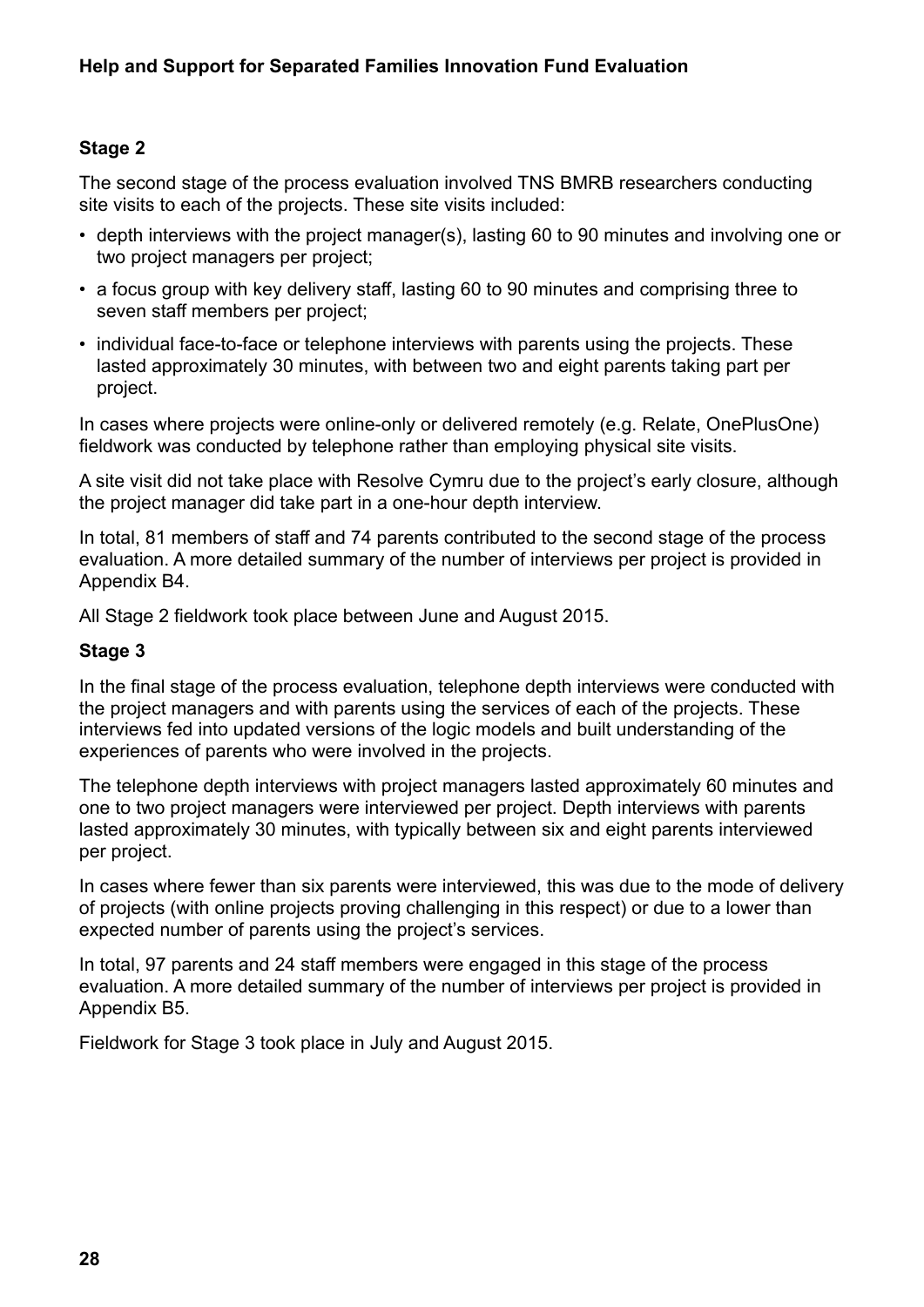### Stage 2

The second stage of the process evaluation involved TNS BMRB researchers conducting site visits to each of the projects. These site visits included:

- depth interviews with the project manager(s), lasting 60 to 90 minutes and involving one or two project managers per project;
- a focus group with key delivery staff, lasting 60 to 90 minutes and comprising three to seven staff members per project;
- individual face-to-face or telephone interviews with parents using the projects. These lasted approximately 30 minutes, with between two and eight parents taking part per project.

In cases where projects were online-only or delivered remotely (e.g. Relate, OnePlusOne) fieldwork was conducted by telephone rather than employing physical site visits.

A site visit did not take place with Resolve Cymru due to the project's early closure, although the project manager did take part in a one-hour depth interview.

In total, 81 members of staff and 74 parents contributed to the second stage of the process evaluation. A more detailed summary of the number of interviews per project is provided in Appendix B4.

All Stage 2 fieldwork took place between June and August 2015.

### Stage 3

In the final stage of the process evaluation, telephone depth interviews were conducted with the project managers and with parents using the services of each of the projects. These interviews fed into updated versions of the logic models and built understanding of the experiences of parents who were involved in the projects.

The telephone depth interviews with project managers lasted approximately 60 minutes and one to two project managers were interviewed per project. Depth interviews with parents lasted approximately 30 minutes, with typically between six and eight parents interviewed per project.

In cases where fewer than six parents were interviewed, this was due to the mode of delivery of projects (with online projects proving challenging in this respect) or due to a lower than expected number of parents using the project's services.

In total, 97 parents and 24 staff members were engaged in this stage of the process evaluation. A more detailed summary of the number of interviews per project is provided in Appendix B5.

Fieldwork for Stage 3 took place in July and August 2015.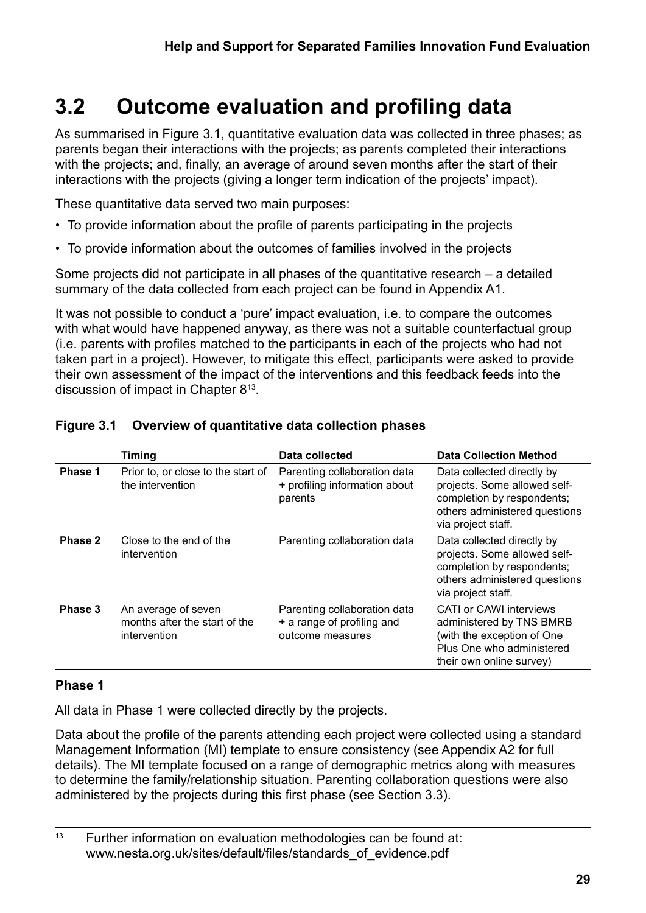## 3.2 Outcome evaluation and profiling data

As summarised in Figure 3.1, quantitative evaluation data was collected in three phases; as parents began their interactions with the projects; as parents completed their interactions with the projects; and, finally, an average of around seven months after the start of their interactions with the projects (giving a longer term indication of the projects' impact).

These quantitative data served two main purposes:

- To provide information about the profile of parents participating in the projects
- To provide information about the outcomes of families involved in the projects

Some projects did not participate in all phases of the quantitative research – a detailed summary of the data collected from each project can be found in Appendix A1.

It was not possible to conduct a 'pure' impact evaluation, i.e. to compare the outcomes with what would have happened anyway, as there was not a suitable counterfactual group (i.e. parents with profiles matched to the participants in each of the projects who had not taken part in a project). However, to mitigate this effect, participants were asked to provide their own assessment of the impact of the interventions and this feedback feeds into the discussion of impact in Chapter 8[13].

**Figure 3.1 Overview of quantitative data collection phases**

| | Timing | Data collected | Data Collection Method |
|---|---|---|---|
| **Phase 1** | Prior to, or close to the start of the intervention | Parenting collaboration data + profiling information about parents | Data collected directly by projects. Some allowed self-completion by respondents; others administered questions via project staff. |
| **Phase 2** | Close to the end of the intervention | Parenting collaboration data | Data collected directly by projects. Some allowed self-completion by respondents; others administered questions via project staff. |
| **Phase 3** | An average of seven months after the start of the intervention | Parenting collaboration data + a range of profiling and outcome measures | CATI or CAWI interviews administered by TNS BMRB (with the exception of One Plus One who administered their own online survey) |

**Phase 1**

All data in Phase 1 were collected directly by the projects.

Data about the profile of the parents attending each project were collected using a standard Management Information (MI) template to ensure consistency (see Appendix A2 for full details). The MI template focused on a range of demographic metrics along with measures to determine the family/relationship situation. Parenting collaboration questions were also administered by the projects during this first phase (see Section 3.3).

[13] Further information on evaluation methodologies can be found at: www.nesta.org.uk/sites/default/files/standards_of_evidence.pdf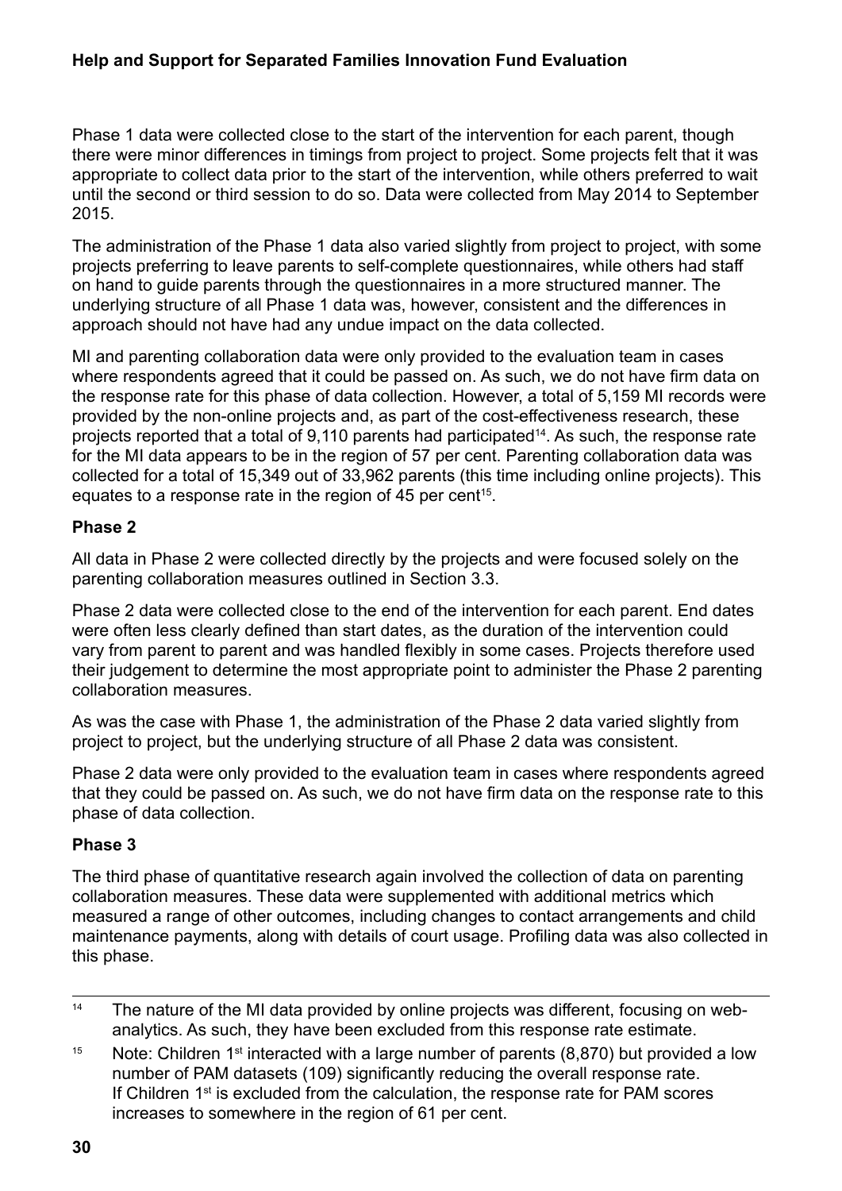Phase 1 data were collected close to the start of the intervention for each parent, though there were minor differences in timings from project to project. Some projects felt that it was appropriate to collect data prior to the start of the intervention, while others preferred to wait until the second or third session to do so. Data were collected from May 2014 to September 2015.

The administration of the Phase 1 data also varied slightly from project to project, with some projects preferring to leave parents to self-complete questionnaires, while others had staff on hand to guide parents through the questionnaires in a more structured manner. The underlying structure of all Phase 1 data was, however, consistent and the differences in approach should not have had any undue impact on the data collected.

MI and parenting collaboration data were only provided to the evaluation team in cases where respondents agreed that it could be passed on. As such, we do not have firm data on the response rate for this phase of data collection. However, a total of 5,159 MI records were provided by the non-online projects and, as part of the cost-effectiveness research, these projects reported that a total of 9,110 parents had participated[14]. As such, the response rate for the MI data appears to be in the region of 57 per cent. Parenting collaboration data was collected for a total of 15,349 out of 33,962 parents (this time including online projects). This equates to a response rate in the region of 45 per cent[15].

### Phase 2

All data in Phase 2 were collected directly by the projects and were focused solely on the parenting collaboration measures outlined in Section 3.3.

Phase 2 data were collected close to the end of the intervention for each parent. End dates were often less clearly defined than start dates, as the duration of the intervention could vary from parent to parent and was handled flexibly in some cases. Projects therefore used their judgement to determine the most appropriate point to administer the Phase 2 parenting collaboration measures.

As was the case with Phase 1, the administration of the Phase 2 data varied slightly from project to project, but the underlying structure of all Phase 2 data was consistent.

Phase 2 data were only provided to the evaluation team in cases where respondents agreed that they could be passed on. As such, we do not have firm data on the response rate to this phase of data collection.

### Phase 3

The third phase of quantitative research again involved the collection of data on parenting collaboration measures. These data were supplemented with additional metrics which measured a range of other outcomes, including changes to contact arrangements and child maintenance payments, along with details of court usage. Profiling data was also collected in this phase.

---

[14] The nature of the MI data provided by online projects was different, focusing on web-analytics. As such, they have been excluded from this response rate estimate.

[15] Note: Children 1st interacted with a large number of parents (8,870) but provided a low number of PAM datasets (109) significantly reducing the overall response rate. If Children 1st is excluded from the calculation, the response rate for PAM scores increases to somewhere in the region of 61 per cent.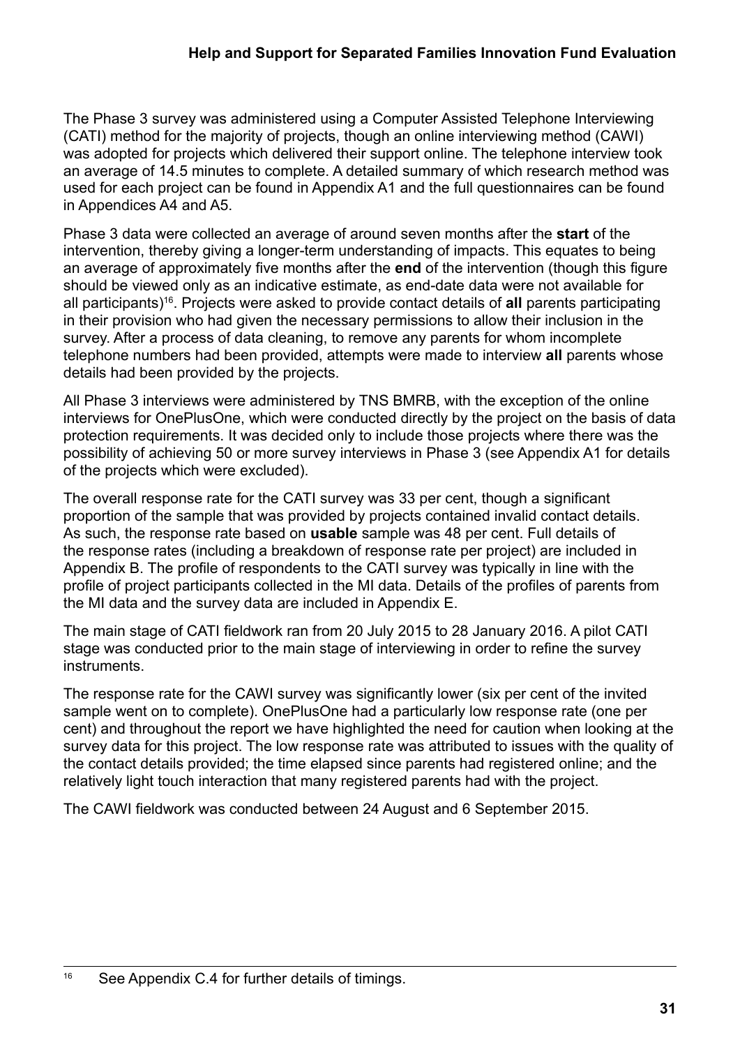The Phase 3 survey was administered using a Computer Assisted Telephone Interviewing (CATI) method for the majority of projects, though an online interviewing method (CAWI) was adopted for projects which delivered their support online. The telephone interview took an average of 14.5 minutes to complete. A detailed summary of which research method was used for each project can be found in Appendix A1 and the full questionnaires can be found in Appendices A4 and A5.

Phase 3 data were collected an average of around seven months after the **start** of the intervention, thereby giving a longer-term understanding of impacts. This equates to being an average of approximately five months after the **end** of the intervention (though this figure should be viewed only as an indicative estimate, as end-date data were not available for all participants)[16]. Projects were asked to provide contact details of **all** parents participating in their provision who had given the necessary permissions to allow their inclusion in the survey. After a process of data cleaning, to remove any parents for whom incomplete telephone numbers had been provided, attempts were made to interview **all** parents whose details had been provided by the projects.

All Phase 3 interviews were administered by TNS BMRB, with the exception of the online interviews for OnePlusOne, which were conducted directly by the project on the basis of data protection requirements. It was decided only to include those projects where there was the possibility of achieving 50 or more survey interviews in Phase 3 (see Appendix A1 for details of the projects which were excluded).

The overall response rate for the CATI survey was 33 per cent, though a significant proportion of the sample that was provided by projects contained invalid contact details. As such, the response rate based on **usable** sample was 48 per cent. Full details of the response rates (including a breakdown of response rate per project) are included in Appendix B. The profile of respondents to the CATI survey was typically in line with the profile of project participants collected in the MI data. Details of the profiles of parents from the MI data and the survey data are included in Appendix E.

The main stage of CATI fieldwork ran from 20 July 2015 to 28 January 2016. A pilot CATI stage was conducted prior to the main stage of interviewing in order to refine the survey instruments.

The response rate for the CAWI survey was significantly lower (six per cent of the invited sample went on to complete). OnePlusOne had a particularly low response rate (one per cent) and throughout the report we have highlighted the need for caution when looking at the survey data for this project. The low response rate was attributed to issues with the quality of the contact details provided; the time elapsed since parents had registered online; and the relatively light touch interaction that many registered parents had with the project.

The CAWI fieldwork was conducted between 24 August and 6 September 2015.

[16] See Appendix C.4 for further details of timings.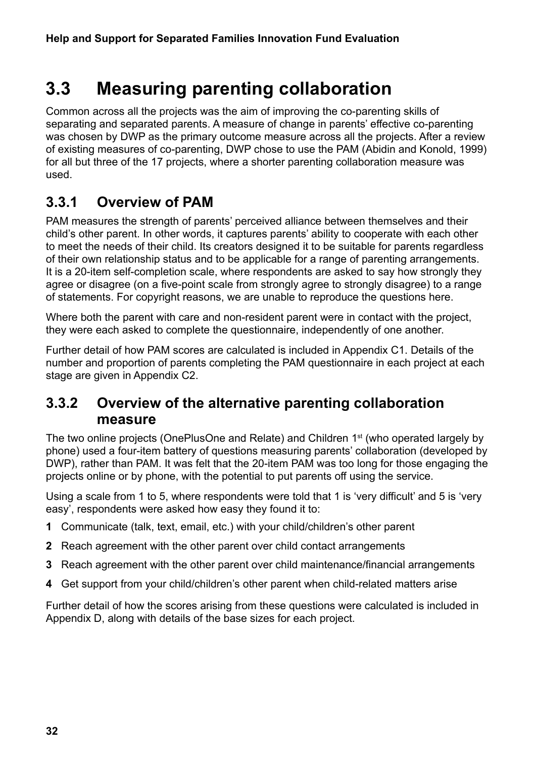## 3.3 Measuring parenting collaboration

Common across all the projects was the aim of improving the co-parenting skills of separating and separated parents. A measure of change in parents' effective co-parenting was chosen by DWP as the primary outcome measure across all the projects. After a review of existing measures of co-parenting, DWP chose to use the PAM (Abidin and Konold, 1999) for all but three of the 17 projects, where a shorter parenting collaboration measure was used.

### 3.3.1 Overview of PAM

PAM measures the strength of parents' perceived alliance between themselves and their child's other parent. In other words, it captures parents' ability to cooperate with each other to meet the needs of their child. Its creators designed it to be suitable for parents regardless of their own relationship status and to be applicable for a range of parenting arrangements. It is a 20-item self-completion scale, where respondents are asked to say how strongly they agree or disagree (on a five-point scale from strongly agree to strongly disagree) to a range of statements. For copyright reasons, we are unable to reproduce the questions here.

Where both the parent with care and non-resident parent were in contact with the project, they were each asked to complete the questionnaire, independently of one another.

Further detail of how PAM scores are calculated is included in Appendix C1. Details of the number and proportion of parents completing the PAM questionnaire in each project at each stage are given in Appendix C2.

### 3.3.2 Overview of the alternative parenting collaboration measure

The two online projects (OnePlusOne and Relate) and Children 1st (who operated largely by phone) used a four-item battery of questions measuring parents' collaboration (developed by DWP), rather than PAM. It was felt that the 20-item PAM was too long for those engaging the projects online or by phone, with the potential to put parents off using the service.

Using a scale from 1 to 5, where respondents were told that 1 is 'very difficult' and 5 is 'very easy', respondents were asked how easy they found it to:

1. Communicate (talk, text, email, etc.) with your child/children's other parent
2. Reach agreement with the other parent over child contact arrangements
3. Reach agreement with the other parent over child maintenance/financial arrangements
4. Get support from your child/children's other parent when child-related matters arise

Further detail of how the scores arising from these questions were calculated is included in Appendix D, along with details of the base sizes for each project.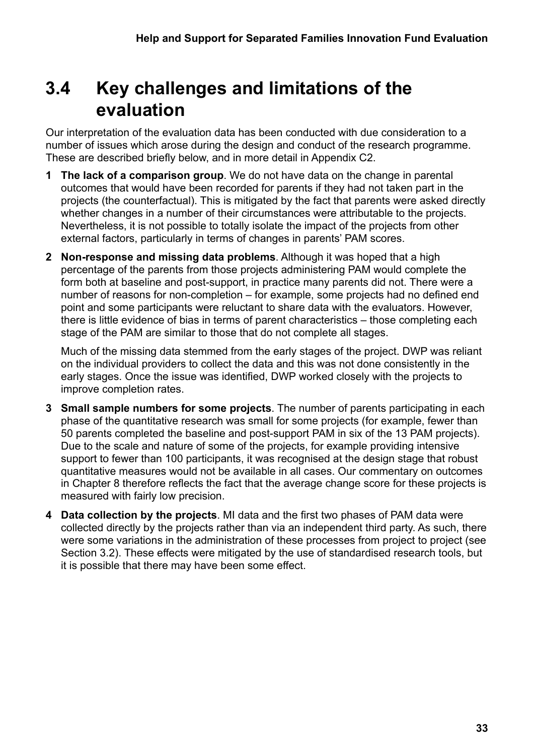## 3.4 Key challenges and limitations of the evaluation

Our interpretation of the evaluation data has been conducted with due consideration to a number of issues which arose during the design and conduct of the research programme. These are described briefly below, and in more detail in Appendix C2.

1. **The lack of a comparison group**. We do not have data on the change in parental outcomes that would have been recorded for parents if they had not taken part in the projects (the counterfactual). This is mitigated by the fact that parents were asked directly whether changes in a number of their circumstances were attributable to the projects. Nevertheless, it is not possible to totally isolate the impact of the projects from other external factors, particularly in terms of changes in parents' PAM scores.

2. **Non-response and missing data problems**. Although it was hoped that a high percentage of the parents from those projects administering PAM would complete the form both at baseline and post-support, in practice many parents did not. There were a number of reasons for non-completion – for example, some projects had no defined end point and some participants were reluctant to share data with the evaluators. However, there is little evidence of bias in terms of parent characteristics – those completing each stage of the PAM are similar to those that do not complete all stages.

   Much of the missing data stemmed from the early stages of the project. DWP was reliant on the individual providers to collect the data and this was not done consistently in the early stages. Once the issue was identified, DWP worked closely with the projects to improve completion rates.

3. **Small sample numbers for some projects**. The number of parents participating in each phase of the quantitative research was small for some projects (for example, fewer than 50 parents completed the baseline and post-support PAM in six of the 13 PAM projects). Due to the scale and nature of some of the projects, for example providing intensive support to fewer than 100 participants, it was recognised at the design stage that robust quantitative measures would not be available in all cases. Our commentary on outcomes in Chapter 8 therefore reflects the fact that the average change score for these projects is measured with fairly low precision.

4. **Data collection by the projects**. MI data and the first two phases of PAM data were collected directly by the projects rather than via an independent third party. As such, there were some variations in the administration of these processes from project to project (see Section 3.2). These effects were mitigated by the use of standardised research tools, but it is possible that there may have been some effect.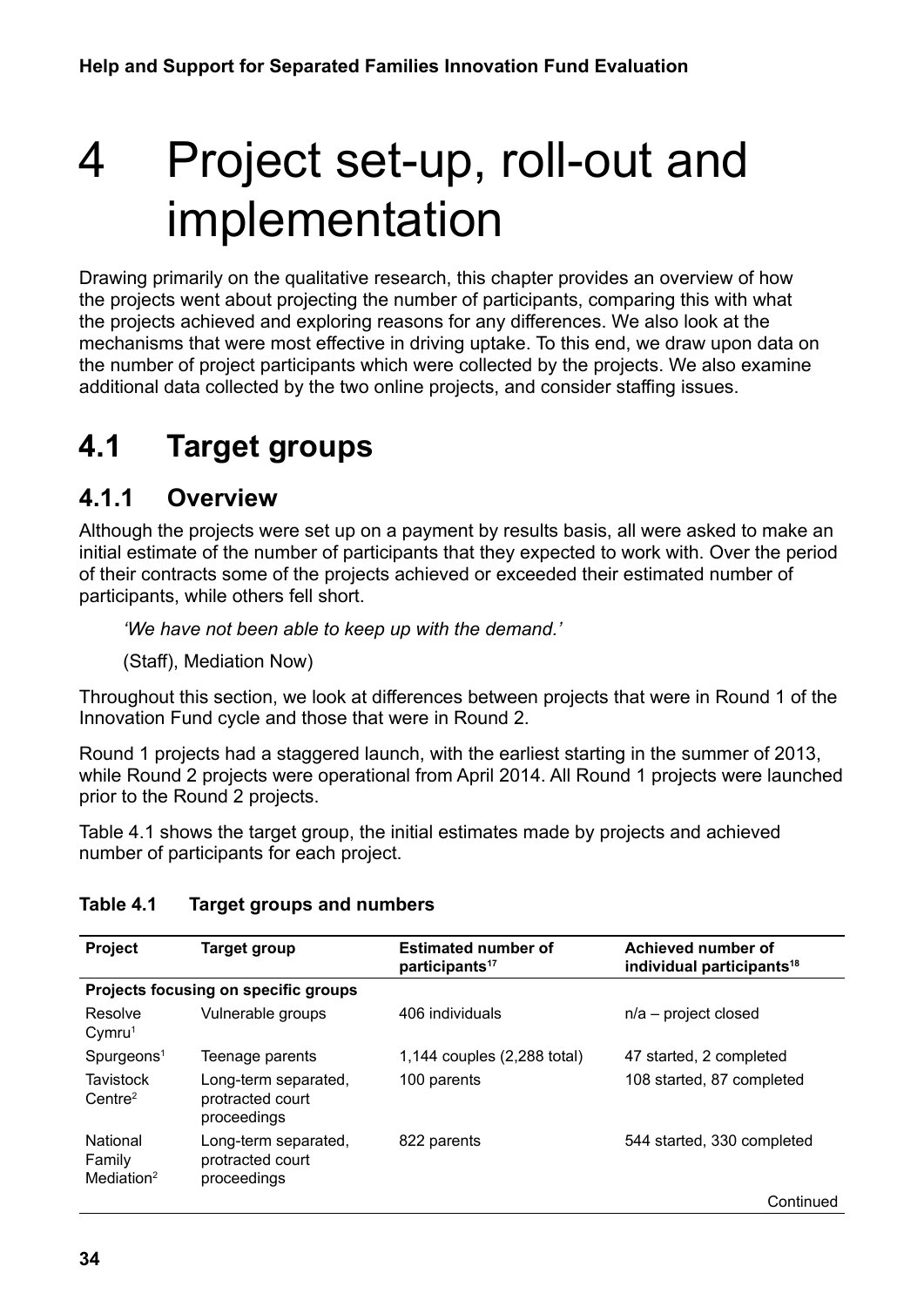# 4 Project set-up, roll-out and implementation

Drawing primarily on the qualitative research, this chapter provides an overview of how the projects went about projecting the number of participants, comparing this with what the projects achieved and exploring reasons for any differences. We also look at the mechanisms that were most effective in driving uptake. To this end, we draw upon data on the number of project participants which were collected by the projects. We also examine additional data collected by the two online projects, and consider staffing issues.

## 4.1 Target groups

### 4.1.1 Overview

Although the projects were set up on a payment by results basis, all were asked to make an initial estimate of the number of participants that they expected to work with. Over the period of their contracts some of the projects achieved or exceeded their estimated number of participants, while others fell short.

> *'We have not been able to keep up with the demand.'*
>
> (Staff), Mediation Now)

Throughout this section, we look at differences between projects that were in Round 1 of the Innovation Fund cycle and those that were in Round 2.

Round 1 projects had a staggered launch, with the earliest starting in the summer of 2013, while Round 2 projects were operational from April 2014. All Round 1 projects were launched prior to the Round 2 projects.

Table 4.1 shows the target group, the initial estimates made by projects and achieved number of participants for each project.

**Table 4.1 Target groups and numbers**

| Project | Target group | Estimated number of participants[17] | Achieved number of individual participants[18] |
|---|---|---|---|
| **Projects focusing on specific groups** | | | |
| Resolve Cymru[1] | Vulnerable groups | 406 individuals | n/a – project closed |
| Spurgeons[1] | Teenage parents | 1,144 couples (2,288 total) | 47 started, 2 completed |
| Tavistock Centre[2] | Long-term separated, protracted court proceedings | 100 parents | 108 started, 87 completed |
| National Family Mediation[2] | Long-term separated, protracted court proceedings | 822 parents | 544 started, 330 completed |
| | | | Continued |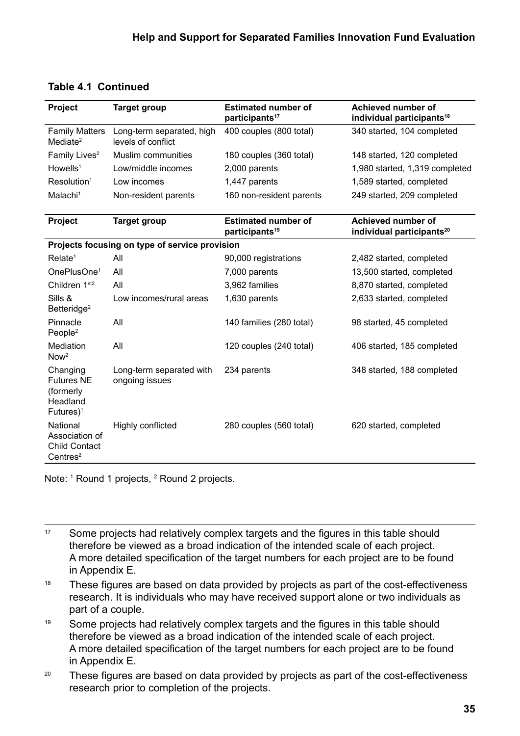**Table 4.1 Continued**

| Project | Target group | Estimated number of participants[17] | Achieved number of individual participants[18] |
|---|---|---|---|
| Family Matters Mediate[2] | Long-term separated, high levels of conflict | 400 couples (800 total) | 340 started, 104 completed |
| Family Lives[2] | Muslim communities | 180 couples (360 total) | 148 started, 120 completed |
| Howells[1] | Low/middle incomes | 2,000 parents | 1,980 started, 1,319 completed |
| Resolution[1] | Low incomes | 1,447 parents | 1,589 started, completed |
| Malachi[1] | Non-resident parents | 160 non-resident parents | 249 started, 209 completed |

| Project | Target group | Estimated number of participants[19] | Achieved number of individual participants[20] |
|---|---|---|---|
| **Projects focusing on type of service provision** | | | |
| Relate[1] | All | 90,000 registrations | 2,482 started, completed |
| OnePlusOne[1] | All | 7,000 parents | 13,500 started, completed |
| Children 1st[2] | All | 3,962 families | 8,870 started, completed |
| Sills & Betteridge[2] | Low incomes/rural areas | 1,630 parents | 2,633 started, completed |
| Pinnacle People[2] | All | 140 families (280 total) | 98 started, 45 completed |
| Mediation Now[2] | All | 120 couples (240 total) | 406 started, 185 completed |
| Changing Futures NE (formerly Headland Futures)[1] | Long-term separated with ongoing issues | 234 parents | 348 started, 188 completed |
| National Association of Child Contact Centres[2] | Highly conflicted | 280 couples (560 total) | 620 started, completed |

Note: [1] Round 1 projects, [2] Round 2 projects.

---

[17] Some projects had relatively complex targets and the figures in this table should therefore be viewed as a broad indication of the intended scale of each project. A more detailed specification of the target numbers for each project are to be found in Appendix E.

[18] These figures are based on data provided by projects as part of the cost-effectiveness research. It is individuals who may have received support alone or two individuals as part of a couple.

[19] Some projects had relatively complex targets and the figures in this table should therefore be viewed as a broad indication of the intended scale of each project. A more detailed specification of the target numbers for each project are to be found in Appendix E.

[20] These figures are based on data provided by projects as part of the cost-effectiveness research prior to completion of the projects.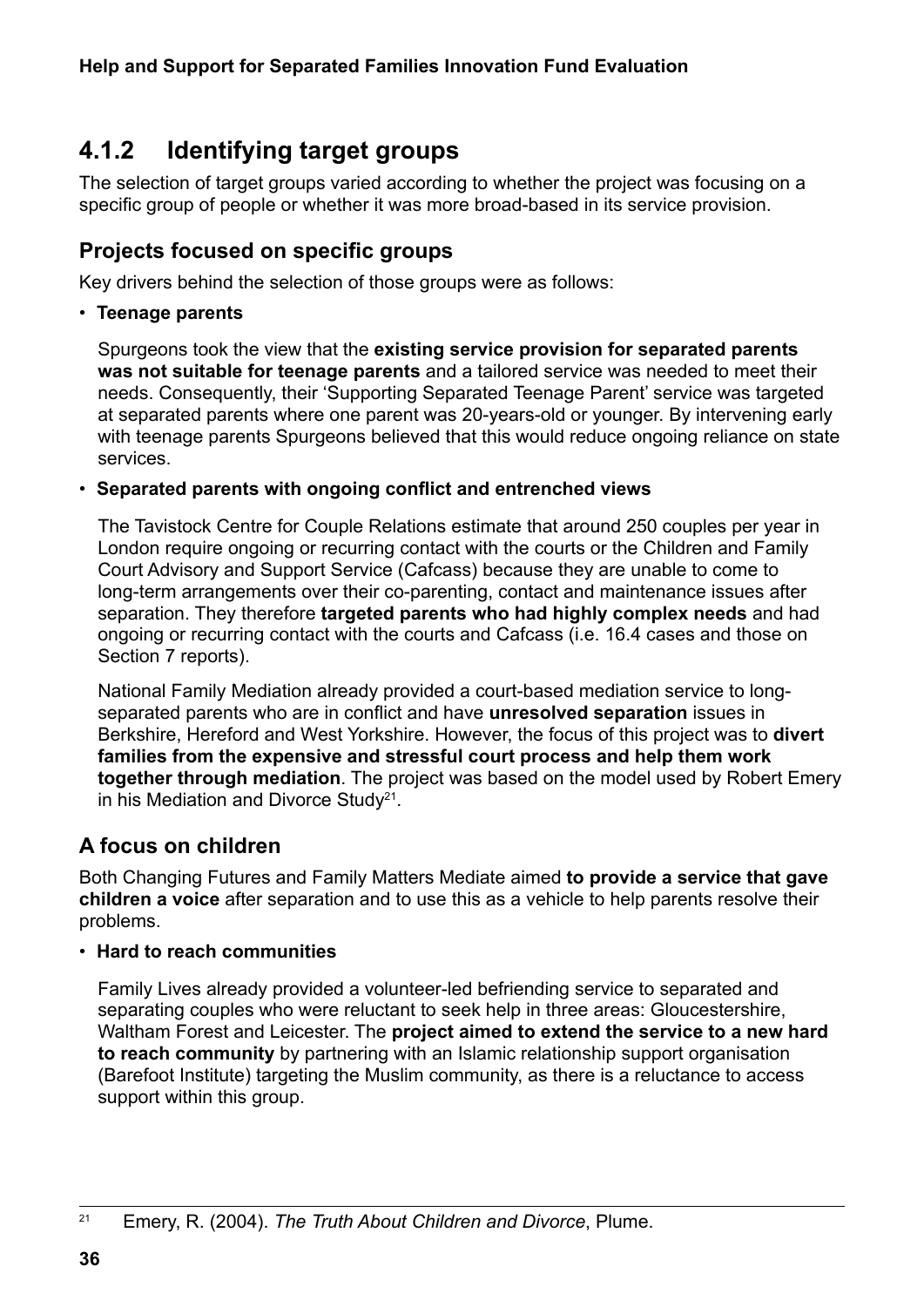### 4.1.2 Identifying target groups

The selection of target groups varied according to whether the project was focusing on a specific group of people or whether it was more broad-based in its service provision.

#### Projects focused on specific groups

Key drivers behind the selection of those groups were as follows:

- **Teenage parents**

  Spurgeons took the view that the **existing service provision for separated parents was not suitable for teenage parents** and a tailored service was needed to meet their needs. Consequently, their 'Supporting Separated Teenage Parent' service was targeted at separated parents where one parent was 20-years-old or younger. By intervening early with teenage parents Spurgeons believed that this would reduce ongoing reliance on state services.

- **Separated parents with ongoing conflict and entrenched views**

  The Tavistock Centre for Couple Relations estimate that around 250 couples per year in London require ongoing or recurring contact with the courts or the Children and Family Court Advisory and Support Service (Cafcass) because they are unable to come to long-term arrangements over their co-parenting, contact and maintenance issues after separation. They therefore **targeted parents who had highly complex needs** and had ongoing or recurring contact with the courts and Cafcass (i.e. 16.4 cases and those on Section 7 reports).

  National Family Mediation already provided a court-based mediation service to long-separated parents who are in conflict and have **unresolved separation** issues in Berkshire, Hereford and West Yorkshire. However, the focus of this project was to **divert families from the expensive and stressful court process and help them work together through mediation**. The project was based on the model used by Robert Emery in his Mediation and Divorce Study[21].

#### A focus on children

Both Changing Futures and Family Matters Mediate aimed **to provide a service that gave children a voice** after separation and to use this as a vehicle to help parents resolve their problems.

- **Hard to reach communities**

  Family Lives already provided a volunteer-led befriending service to separated and separating couples who were reluctant to seek help in three areas: Gloucestershire, Waltham Forest and Leicester. The **project aimed to extend the service to a new hard to reach community** by partnering with an Islamic relationship support organisation (Barefoot Institute) targeting the Muslim community, as there is a reluctance to access support within this group.

---

[21] Emery, R. (2004). *The Truth About Children and Divorce*, Plume.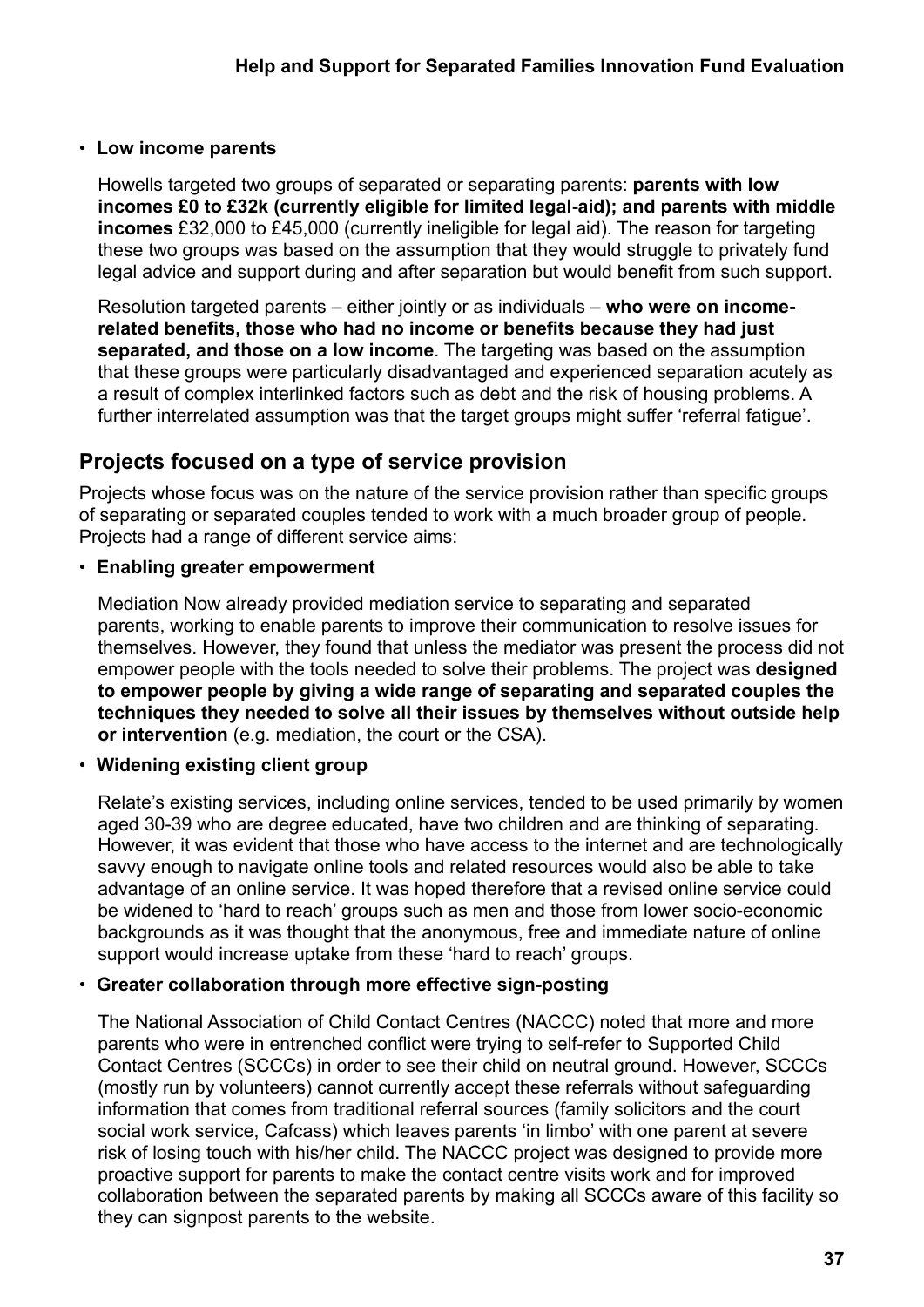- **Low income parents**

  Howells targeted two groups of separated or separating parents: **parents with low incomes £0 to £32k (currently eligible for limited legal-aid); and parents with middle incomes** £32,000 to £45,000 (currently ineligible for legal aid). The reason for targeting these two groups was based on the assumption that they would struggle to privately fund legal advice and support during and after separation but would benefit from such support.

  Resolution targeted parents – either jointly or as individuals – **who were on income-related benefits, those who had no income or benefits because they had just separated, and those on a low income**. The targeting was based on the assumption that these groups were particularly disadvantaged and experienced separation acutely as a result of complex interlinked factors such as debt and the risk of housing problems. A further interrelated assumption was that the target groups might suffer 'referral fatigue'.

## Projects focused on a type of service provision

Projects whose focus was on the nature of the service provision rather than specific groups of separating or separated couples tended to work with a much broader group of people. Projects had a range of different service aims:

- **Enabling greater empowerment**

  Mediation Now already provided mediation service to separating and separated parents, working to enable parents to improve their communication to resolve issues for themselves. However, they found that unless the mediator was present the process did not empower people with the tools needed to solve their problems. The project was **designed to empower people by giving a wide range of separating and separated couples the techniques they needed to solve all their issues by themselves without outside help or intervention** (e.g. mediation, the court or the CSA).

- **Widening existing client group**

  Relate's existing services, including online services, tended to be used primarily by women aged 30-39 who are degree educated, have two children and are thinking of separating. However, it was evident that those who have access to the internet and are technologically savvy enough to navigate online tools and related resources would also be able to take advantage of an online service. It was hoped therefore that a revised online service could be widened to 'hard to reach' groups such as men and those from lower socio-economic backgrounds as it was thought that the anonymous, free and immediate nature of online support would increase uptake from these 'hard to reach' groups.

- **Greater collaboration through more effective sign-posting**

  The National Association of Child Contact Centres (NACCC) noted that more and more parents who were in entrenched conflict were trying to self-refer to Supported Child Contact Centres (SCCCs) in order to see their child on neutral ground. However, SCCCs (mostly run by volunteers) cannot currently accept these referrals without safeguarding information that comes from traditional referral sources (family solicitors and the court social work service, Cafcass) which leaves parents 'in limbo' with one parent at severe risk of losing touch with his/her child. The NACCC project was designed to provide more proactive support for parents to make the contact centre visits work and for improved collaboration between the separated parents by making all SCCCs aware of this facility so they can signpost parents to the website.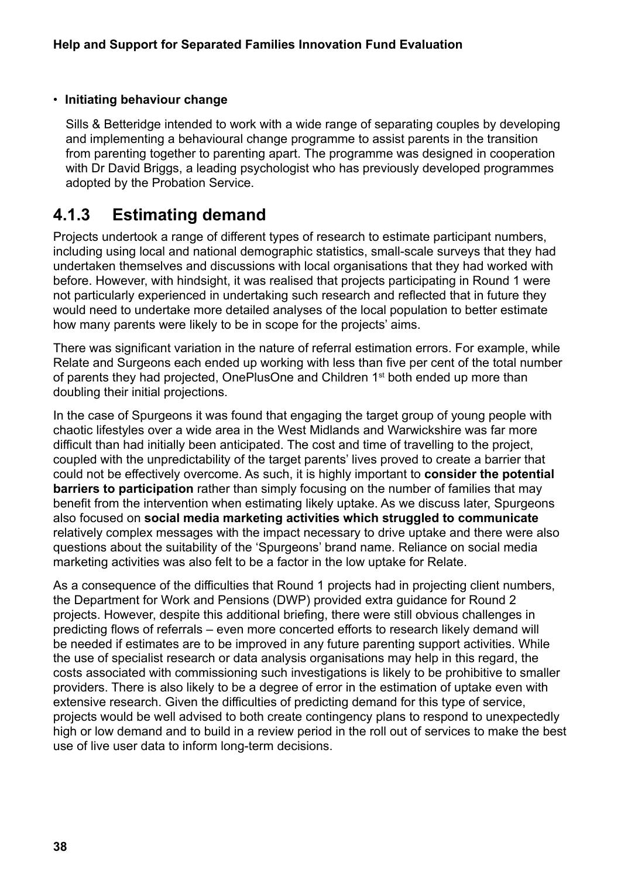- **Initiating behaviour change**

  Sills & Betteridge intended to work with a wide range of separating couples by developing and implementing a behavioural change programme to assist parents in the transition from parenting together to parenting apart. The programme was designed in cooperation with Dr David Briggs, a leading psychologist who has previously developed programmes adopted by the Probation Service.

### 4.1.3 Estimating demand

Projects undertook a range of different types of research to estimate participant numbers, including using local and national demographic statistics, small-scale surveys that they had undertaken themselves and discussions with local organisations that they had worked with before. However, with hindsight, it was realised that projects participating in Round 1 were not particularly experienced in undertaking such research and reflected that in future they would need to undertake more detailed analyses of the local population to better estimate how many parents were likely to be in scope for the projects' aims.

There was significant variation in the nature of referral estimation errors. For example, while Relate and Surgeons each ended up working with less than five per cent of the total number of parents they had projected, OnePlusOne and Children 1st both ended up more than doubling their initial projections.

In the case of Spurgeons it was found that engaging the target group of young people with chaotic lifestyles over a wide area in the West Midlands and Warwickshire was far more difficult than had initially been anticipated. The cost and time of travelling to the project, coupled with the unpredictability of the target parents' lives proved to create a barrier that could not be effectively overcome. As such, it is highly important to **consider the potential barriers to participation** rather than simply focusing on the number of families that may benefit from the intervention when estimating likely uptake. As we discuss later, Spurgeons also focused on **social media marketing activities which struggled to communicate** relatively complex messages with the impact necessary to drive uptake and there were also questions about the suitability of the 'Spurgeons' brand name. Reliance on social media marketing activities was also felt to be a factor in the low uptake for Relate.

As a consequence of the difficulties that Round 1 projects had in projecting client numbers, the Department for Work and Pensions (DWP) provided extra guidance for Round 2 projects. However, despite this additional briefing, there were still obvious challenges in predicting flows of referrals – even more concerted efforts to research likely demand will be needed if estimates are to be improved in any future parenting support activities. While the use of specialist research or data analysis organisations may help in this regard, the costs associated with commissioning such investigations is likely to be prohibitive to smaller providers. There is also likely to be a degree of error in the estimation of uptake even with extensive research. Given the difficulties of predicting demand for this type of service, projects would be well advised to both create contingency plans to respond to unexpectedly high or low demand and to build in a review period in the roll out of services to make the best use of live user data to inform long-term decisions.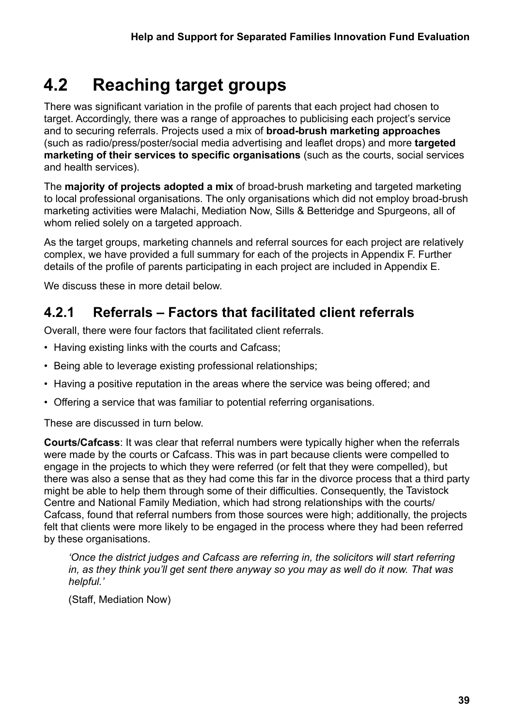## 4.2 Reaching target groups

There was significant variation in the profile of parents that each project had chosen to target. Accordingly, there was a range of approaches to publicising each project's service and to securing referrals. Projects used a mix of **broad-brush marketing approaches** (such as radio/press/poster/social media advertising and leaflet drops) and more **targeted marketing of their services to specific organisations** (such as the courts, social services and health services).

The **majority of projects adopted a mix** of broad-brush marketing and targeted marketing to local professional organisations. The only organisations which did not employ broad-brush marketing activities were Malachi, Mediation Now, Sills & Betteridge and Spurgeons, all of whom relied solely on a targeted approach.

As the target groups, marketing channels and referral sources for each project are relatively complex, we have provided a full summary for each of the projects in Appendix F. Further details of the profile of parents participating in each project are included in Appendix E.

We discuss these in more detail below.

### 4.2.1 Referrals – Factors that facilitated client referrals

Overall, there were four factors that facilitated client referrals.

- Having existing links with the courts and Cafcass;
- Being able to leverage existing professional relationships;
- Having a positive reputation in the areas where the service was being offered; and
- Offering a service that was familiar to potential referring organisations.

These are discussed in turn below.

**Courts/Cafcass**: It was clear that referral numbers were typically higher when the referrals were made by the courts or Cafcass. This was in part because clients were compelled to engage in the projects to which they were referred (or felt that they were compelled), but there was also a sense that as they had come this far in the divorce process that a third party might be able to help them through some of their difficulties. Consequently, the Tavistock Centre and National Family Mediation, which had strong relationships with the courts/Cafcass, found that referral numbers from those sources were high; additionally, the projects felt that clients were more likely to be engaged in the process where they had been referred by these organisations.

> *'Once the district judges and Cafcass are referring in, the solicitors will start referring in, as they think you'll get sent there anyway so you may as well do it now. That was helpful.'*
>
> (Staff, Mediation Now)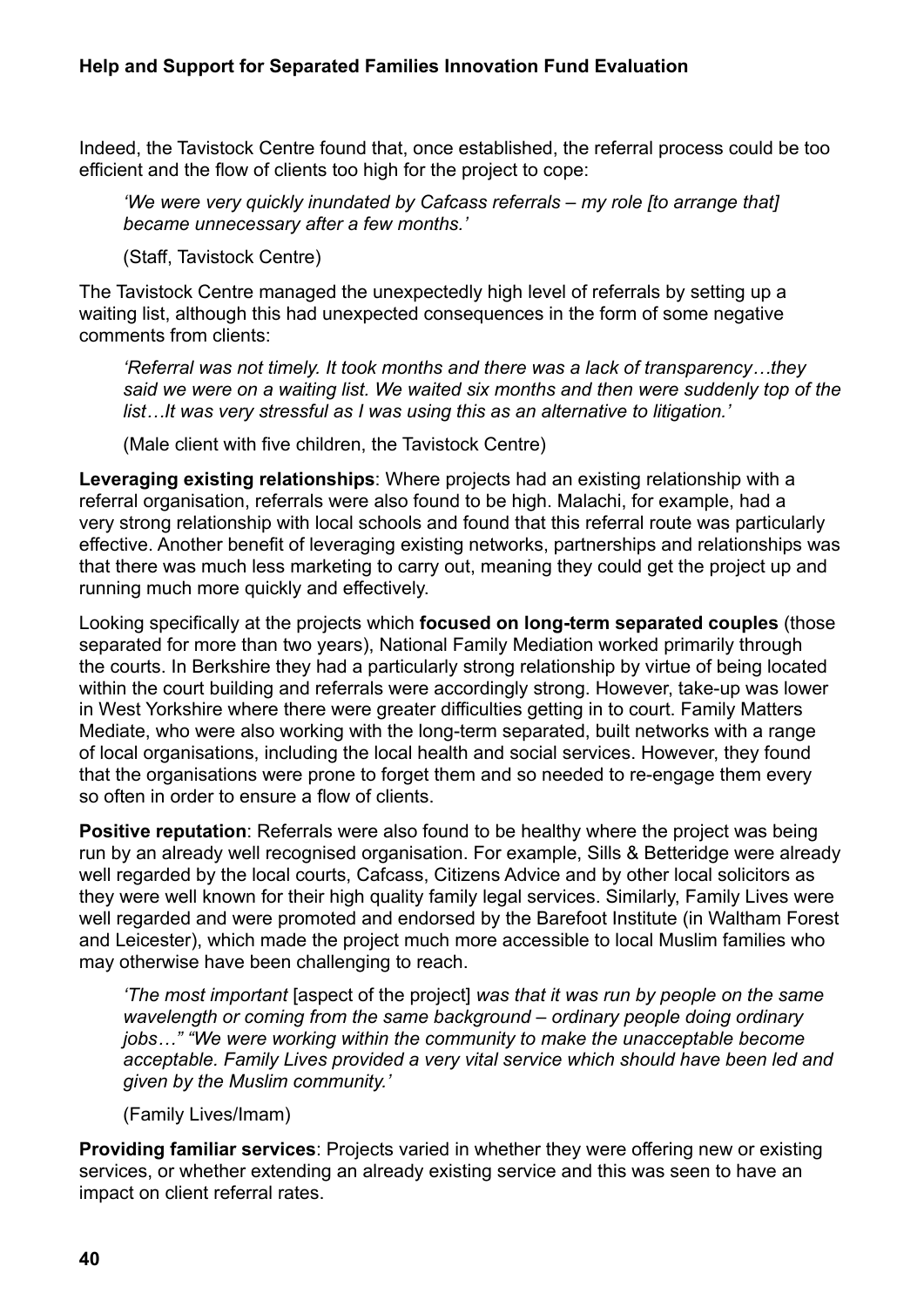Indeed, the Tavistock Centre found that, once established, the referral process could be too efficient and the flow of clients too high for the project to cope:

> *'We were very quickly inundated by Cafcass referrals – my role [to arrange that] became unnecessary after a few months.'*
>
> (Staff, Tavistock Centre)

The Tavistock Centre managed the unexpectedly high level of referrals by setting up a waiting list, although this had unexpected consequences in the form of some negative comments from clients:

> *'Referral was not timely. It took months and there was a lack of transparency…they said we were on a waiting list. We waited six months and then were suddenly top of the list…It was very stressful as I was using this as an alternative to litigation.'*
>
> (Male client with five children, the Tavistock Centre)

**Leveraging existing relationships**: Where projects had an existing relationship with a referral organisation, referrals were also found to be high. Malachi, for example, had a very strong relationship with local schools and found that this referral route was particularly effective. Another benefit of leveraging existing networks, partnerships and relationships was that there was much less marketing to carry out, meaning they could get the project up and running much more quickly and effectively.

Looking specifically at the projects which **focused on long-term separated couples** (those separated for more than two years), National Family Mediation worked primarily through the courts. In Berkshire they had a particularly strong relationship by virtue of being located within the court building and referrals were accordingly strong. However, take-up was lower in West Yorkshire where there were greater difficulties getting in to court. Family Matters Mediate, who were also working with the long-term separated, built networks with a range of local organisations, including the local health and social services. However, they found that the organisations were prone to forget them and so needed to re-engage them every so often in order to ensure a flow of clients.

**Positive reputation**: Referrals were also found to be healthy where the project was being run by an already well recognised organisation. For example, Sills & Betteridge were already well regarded by the local courts, Cafcass, Citizens Advice and by other local solicitors as they were well known for their high quality family legal services. Similarly, Family Lives were well regarded and were promoted and endorsed by the Barefoot Institute (in Waltham Forest and Leicester), which made the project much more accessible to local Muslim families who may otherwise have been challenging to reach.

> *'The most important* [aspect of the project] *was that it was run by people on the same wavelength or coming from the same background – ordinary people doing ordinary jobs…" "We were working within the community to make the unacceptable become acceptable. Family Lives provided a very vital service which should have been led and given by the Muslim community.'*
>
> (Family Lives/Imam)

**Providing familiar services**: Projects varied in whether they were offering new or existing services, or whether extending an already existing service and this was seen to have an impact on client referral rates.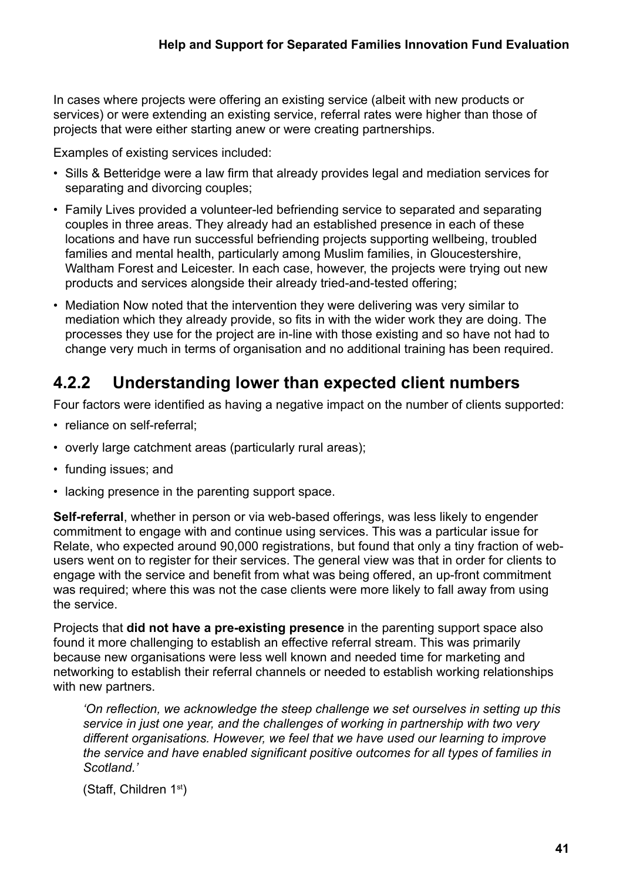In cases where projects were offering an existing service (albeit with new products or services) or were extending an existing service, referral rates were higher than those of projects that were either starting anew or were creating partnerships.

Examples of existing services included:

- Sills & Betteridge were a law firm that already provides legal and mediation services for separating and divorcing couples;
- Family Lives provided a volunteer-led befriending service to separated and separating couples in three areas. They already had an established presence in each of these locations and have run successful befriending projects supporting wellbeing, troubled families and mental health, particularly among Muslim families, in Gloucestershire, Waltham Forest and Leicester. In each case, however, the projects were trying out new products and services alongside their already tried-and-tested offering;
- Mediation Now noted that the intervention they were delivering was very similar to mediation which they already provide, so fits in with the wider work they are doing. The processes they use for the project are in-line with those existing and so have not had to change very much in terms of organisation and no additional training has been required.

### 4.2.2 Understanding lower than expected client numbers

Four factors were identified as having a negative impact on the number of clients supported:

- reliance on self-referral;
- overly large catchment areas (particularly rural areas);
- funding issues; and
- lacking presence in the parenting support space.

**Self-referral**, whether in person or via web-based offerings, was less likely to engender commitment to engage with and continue using services. This was a particular issue for Relate, who expected around 90,000 registrations, but found that only a tiny fraction of web-users went on to register for their services. The general view was that in order for clients to engage with the service and benefit from what was being offered, an up-front commitment was required; where this was not the case clients were more likely to fall away from using the service.

Projects that **did not have a pre-existing presence** in the parenting support space also found it more challenging to establish an effective referral stream. This was primarily because new organisations were less well known and needed time for marketing and networking to establish their referral channels or needed to establish working relationships with new partners.

> *'On reflection, we acknowledge the steep challenge we set ourselves in setting up this service in just one year, and the challenges of working in partnership with two very different organisations. However, we feel that we have used our learning to improve the service and have enabled significant positive outcomes for all types of families in Scotland.'*
>
> (Staff, Children 1st)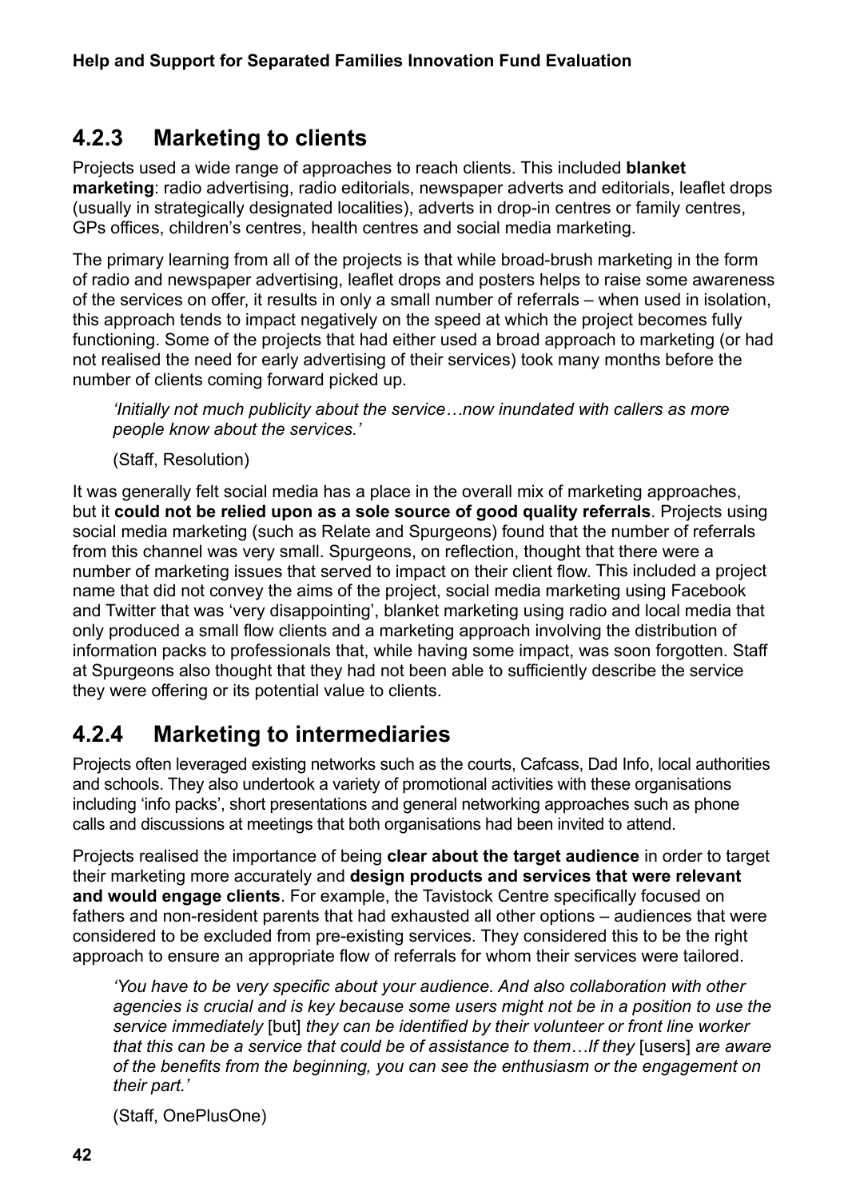### 4.2.3 Marketing to clients

Projects used a wide range of approaches to reach clients. This included **blanket marketing**: radio advertising, radio editorials, newspaper adverts and editorials, leaflet drops (usually in strategically designated localities), adverts in drop-in centres or family centres, GPs offices, children's centres, health centres and social media marketing.

The primary learning from all of the projects is that while broad-brush marketing in the form of radio and newspaper advertising, leaflet drops and posters helps to raise some awareness of the services on offer, it results in only a small number of referrals – when used in isolation, this approach tends to impact negatively on the speed at which the project becomes fully functioning. Some of the projects that had either used a broad approach to marketing (or had not realised the need for early advertising of their services) took many months before the number of clients coming forward picked up.

> *'Initially not much publicity about the service…now inundated with callers as more people know about the services.'*
>
> (Staff, Resolution)

It was generally felt social media has a place in the overall mix of marketing approaches, but it **could not be relied upon as a sole source of good quality referrals**. Projects using social media marketing (such as Relate and Spurgeons) found that the number of referrals from this channel was very small. Spurgeons, on reflection, thought that there were a number of marketing issues that served to impact on their client flow. This included a project name that did not convey the aims of the project, social media marketing using Facebook and Twitter that was 'very disappointing', blanket marketing using radio and local media that only produced a small flow clients and a marketing approach involving the distribution of information packs to professionals that, while having some impact, was soon forgotten. Staff at Spurgeons also thought that they had not been able to sufficiently describe the service they were offering or its potential value to clients.

### 4.2.4 Marketing to intermediaries

Projects often leveraged existing networks such as the courts, Cafcass, Dad Info, local authorities and schools. They also undertook a variety of promotional activities with these organisations including 'info packs', short presentations and general networking approaches such as phone calls and discussions at meetings that both organisations had been invited to attend.

Projects realised the importance of being **clear about the target audience** in order to target their marketing more accurately and **design products and services that were relevant and would engage clients**. For example, the Tavistock Centre specifically focused on fathers and non-resident parents that had exhausted all other options – audiences that were considered to be excluded from pre-existing services. They considered this to be the right approach to ensure an appropriate flow of referrals for whom their services were tailored.

> *'You have to be very specific about your audience. And also collaboration with other agencies is crucial and is key because some users might not be in a position to use the service immediately* [but] *they can be identified by their volunteer or front line worker that this can be a service that could be of assistance to them…If they* [users] *are aware of the benefits from the beginning, you can see the enthusiasm or the engagement on their part.'*
>
> (Staff, OnePlusOne)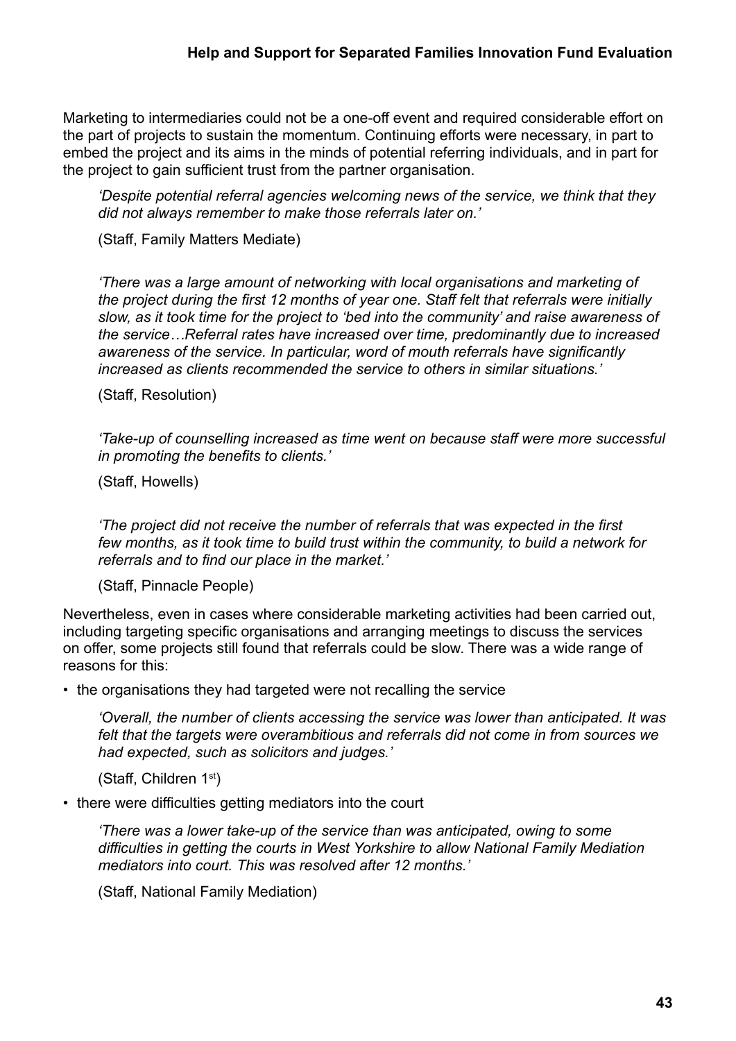Marketing to intermediaries could not be a one-off event and required considerable effort on the part of projects to sustain the momentum. Continuing efforts were necessary, in part to embed the project and its aims in the minds of potential referring individuals, and in part for the project to gain sufficient trust from the partner organisation.

> *'Despite potential referral agencies welcoming news of the service, we think that they did not always remember to make those referrals later on.'*
>
> (Staff, Family Matters Mediate)

> *'There was a large amount of networking with local organisations and marketing of the project during the first 12 months of year one. Staff felt that referrals were initially slow, as it took time for the project to 'bed into the community' and raise awareness of the service…Referral rates have increased over time, predominantly due to increased awareness of the service. In particular, word of mouth referrals have significantly increased as clients recommended the service to others in similar situations.'*
>
> (Staff, Resolution)

> *'Take-up of counselling increased as time went on because staff were more successful in promoting the benefits to clients.'*
>
> (Staff, Howells)

> *'The project did not receive the number of referrals that was expected in the first few months, as it took time to build trust within the community, to build a network for referrals and to find our place in the market.'*
>
> (Staff, Pinnacle People)

Nevertheless, even in cases where considerable marketing activities had been carried out, including targeting specific organisations and arranging meetings to discuss the services on offer, some projects still found that referrals could be slow. There was a wide range of reasons for this:

- the organisations they had targeted were not recalling the service

  > *'Overall, the number of clients accessing the service was lower than anticipated. It was felt that the targets were overambitious and referrals did not come in from sources we had expected, such as solicitors and judges.'*
  >
  > (Staff, Children 1st)

- there were difficulties getting mediators into the court

  > *'There was a lower take-up of the service than was anticipated, owing to some difficulties in getting the courts in West Yorkshire to allow National Family Mediation mediators into court. This was resolved after 12 months.'*
  >
  > (Staff, National Family Mediation)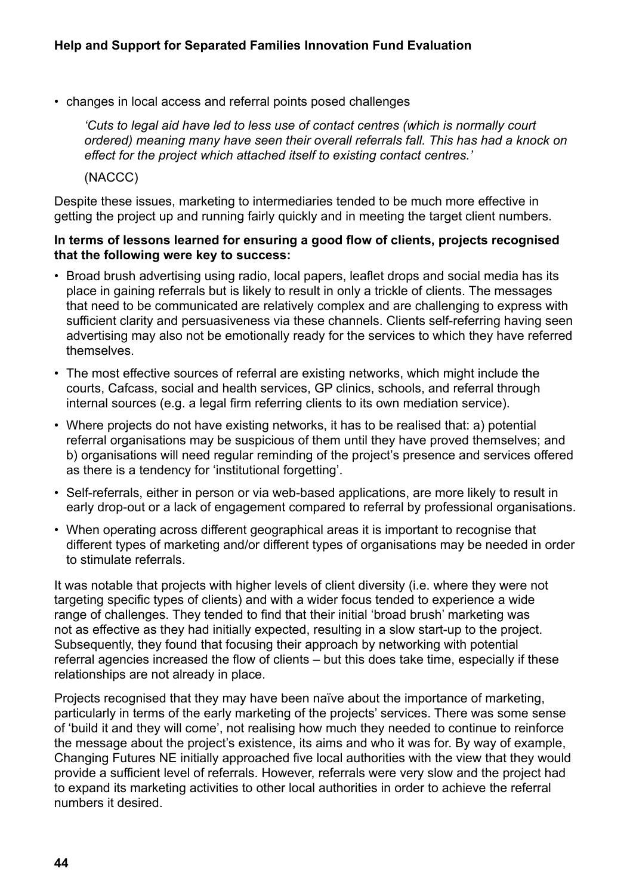- changes in local access and referral points posed challenges

  *'Cuts to legal aid have led to less use of contact centres (which is normally court ordered) meaning many have seen their overall referrals fall. This has had a knock on effect for the project which attached itself to existing contact centres.'*

  (NACCC)

Despite these issues, marketing to intermediaries tended to be much more effective in getting the project up and running fairly quickly and in meeting the target client numbers.

**In terms of lessons learned for ensuring a good flow of clients, projects recognised that the following were key to success:**

- Broad brush advertising using radio, local papers, leaflet drops and social media has its place in gaining referrals but is likely to result in only a trickle of clients. The messages that need to be communicated are relatively complex and are challenging to express with sufficient clarity and persuasiveness via these channels. Clients self-referring having seen advertising may also not be emotionally ready for the services to which they have referred themselves.
- The most effective sources of referral are existing networks, which might include the courts, Cafcass, social and health services, GP clinics, schools, and referral through internal sources (e.g. a legal firm referring clients to its own mediation service).
- Where projects do not have existing networks, it has to be realised that: a) potential referral organisations may be suspicious of them until they have proved themselves; and b) organisations will need regular reminding of the project's presence and services offered as there is a tendency for 'institutional forgetting'.
- Self-referrals, either in person or via web-based applications, are more likely to result in early drop-out or a lack of engagement compared to referral by professional organisations.
- When operating across different geographical areas it is important to recognise that different types of marketing and/or different types of organisations may be needed in order to stimulate referrals.

It was notable that projects with higher levels of client diversity (i.e. where they were not targeting specific types of clients) and with a wider focus tended to experience a wide range of challenges. They tended to find that their initial 'broad brush' marketing was not as effective as they had initially expected, resulting in a slow start-up to the project. Subsequently, they found that focusing their approach by networking with potential referral agencies increased the flow of clients – but this does take time, especially if these relationships are not already in place.

Projects recognised that they may have been naïve about the importance of marketing, particularly in terms of the early marketing of the projects' services. There was some sense of 'build it and they will come', not realising how much they needed to continue to reinforce the message about the project's existence, its aims and who it was for. By way of example, Changing Futures NE initially approached five local authorities with the view that they would provide a sufficient level of referrals. However, referrals were very slow and the project had to expand its marketing activities to other local authorities in order to achieve the referral numbers it desired.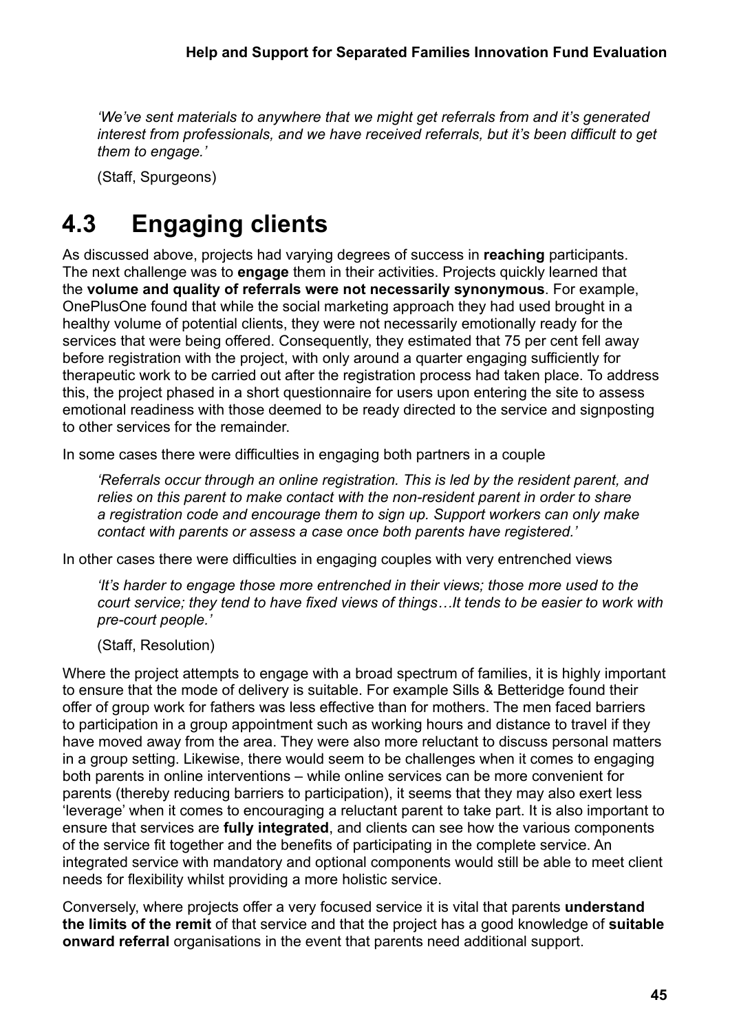*'We've sent materials to anywhere that we might get referrals from and it's generated interest from professionals, and we have received referrals, but it's been difficult to get them to engage.'*

(Staff, Spurgeons)

## 4.3 Engaging clients

As discussed above, projects had varying degrees of success in **reaching** participants. The next challenge was to **engage** them in their activities. Projects quickly learned that the **volume and quality of referrals were not necessarily synonymous**. For example, OnePlusOne found that while the social marketing approach they had used brought in a healthy volume of potential clients, they were not necessarily emotionally ready for the services that were being offered. Consequently, they estimated that 75 per cent fell away before registration with the project, with only around a quarter engaging sufficiently for therapeutic work to be carried out after the registration process had taken place. To address this, the project phased in a short questionnaire for users upon entering the site to assess emotional readiness with those deemed to be ready directed to the service and signposting to other services for the remainder.

In some cases there were difficulties in engaging both partners in a couple

*'Referrals occur through an online registration. This is led by the resident parent, and relies on this parent to make contact with the non-resident parent in order to share a registration code and encourage them to sign up. Support workers can only make contact with parents or assess a case once both parents have registered.'*

In other cases there were difficulties in engaging couples with very entrenched views

*'It's harder to engage those more entrenched in their views; those more used to the court service; they tend to have fixed views of things…It tends to be easier to work with pre-court people.'*

(Staff, Resolution)

Where the project attempts to engage with a broad spectrum of families, it is highly important to ensure that the mode of delivery is suitable. For example Sills & Betteridge found their offer of group work for fathers was less effective than for mothers. The men faced barriers to participation in a group appointment such as working hours and distance to travel if they have moved away from the area. They were also more reluctant to discuss personal matters in a group setting. Likewise, there would seem to be challenges when it comes to engaging both parents in online interventions – while online services can be more convenient for parents (thereby reducing barriers to participation), it seems that they may also exert less 'leverage' when it comes to encouraging a reluctant parent to take part. It is also important to ensure that services are **fully integrated**, and clients can see how the various components of the service fit together and the benefits of participating in the complete service. An integrated service with mandatory and optional components would still be able to meet client needs for flexibility whilst providing a more holistic service.

Conversely, where projects offer a very focused service it is vital that parents **understand the limits of the remit** of that service and that the project has a good knowledge of **suitable onward referral** organisations in the event that parents need additional support.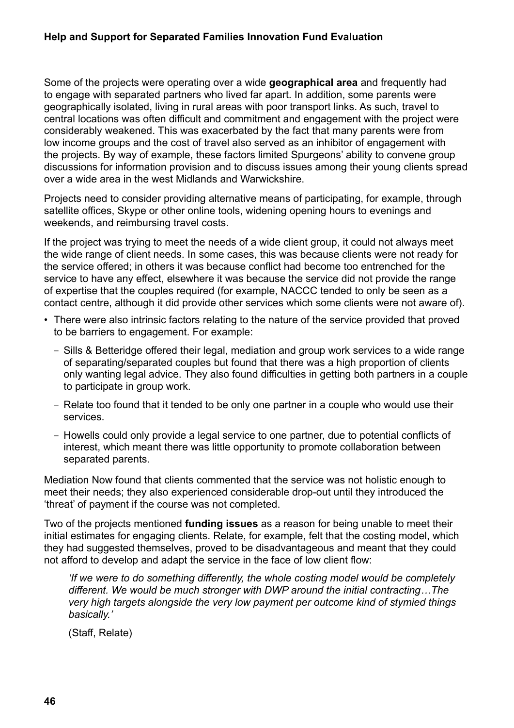Some of the projects were operating over a wide **geographical area** and frequently had to engage with separated partners who lived far apart. In addition, some parents were geographically isolated, living in rural areas with poor transport links. As such, travel to central locations was often difficult and commitment and engagement with the project were considerably weakened. This was exacerbated by the fact that many parents were from low income groups and the cost of travel also served as an inhibitor of engagement with the projects. By way of example, these factors limited Spurgeons' ability to convene group discussions for information provision and to discuss issues among their young clients spread over a wide area in the west Midlands and Warwickshire.

Projects need to consider providing alternative means of participating, for example, through satellite offices, Skype or other online tools, widening opening hours to evenings and weekends, and reimbursing travel costs.

If the project was trying to meet the needs of a wide client group, it could not always meet the wide range of client needs. In some cases, this was because clients were not ready for the service offered; in others it was because conflict had become too entrenched for the service to have any effect, elsewhere it was because the service did not provide the range of expertise that the couples required (for example, NACCC tended to only be seen as a contact centre, although it did provide other services which some clients were not aware of).

- There were also intrinsic factors relating to the nature of the service provided that proved to be barriers to engagement. For example:
  - Sills & Betteridge offered their legal, mediation and group work services to a wide range of separating/separated couples but found that there was a high proportion of clients only wanting legal advice. They also found difficulties in getting both partners in a couple to participate in group work.
  - Relate too found that it tended to be only one partner in a couple who would use their services.
  - Howells could only provide a legal service to one partner, due to potential conflicts of interest, which meant there was little opportunity to promote collaboration between separated parents.

Mediation Now found that clients commented that the service was not holistic enough to meet their needs; they also experienced considerable drop-out until they introduced the 'threat' of payment if the course was not completed.

Two of the projects mentioned **funding issues** as a reason for being unable to meet their initial estimates for engaging clients. Relate, for example, felt that the costing model, which they had suggested themselves, proved to be disadvantageous and meant that they could not afford to develop and adapt the service in the face of low client flow:

> *'If we were to do something differently, the whole costing model would be completely different. We would be much stronger with DWP around the initial contracting…The very high targets alongside the very low payment per outcome kind of stymied things basically.'*
>
> (Staff, Relate)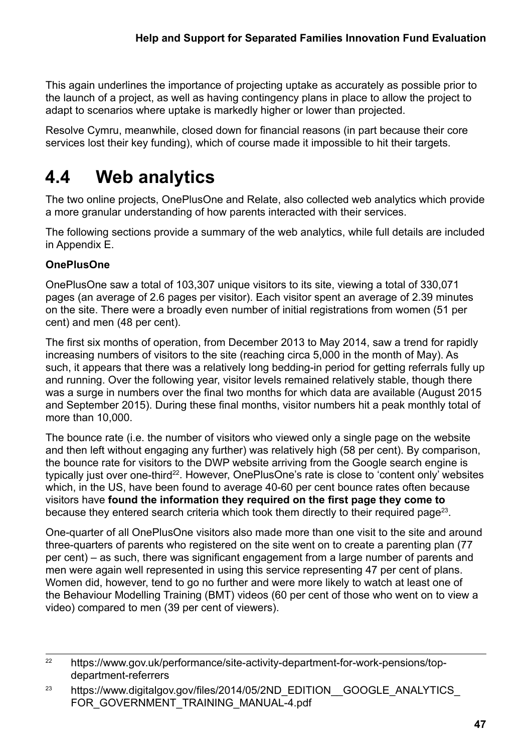This again underlines the importance of projecting uptake as accurately as possible prior to the launch of a project, as well as having contingency plans in place to allow the project to adapt to scenarios where uptake is markedly higher or lower than projected.

Resolve Cymru, meanwhile, closed down for financial reasons (in part because their core services lost their key funding), which of course made it impossible to hit their targets.

## 4.4 Web analytics

The two online projects, OnePlusOne and Relate, also collected web analytics which provide a more granular understanding of how parents interacted with their services.

The following sections provide a summary of the web analytics, while full details are included in Appendix E.

**OnePlusOne**

OnePlusOne saw a total of 103,307 unique visitors to its site, viewing a total of 330,071 pages (an average of 2.6 pages per visitor). Each visitor spent an average of 2.39 minutes on the site. There were a broadly even number of initial registrations from women (51 per cent) and men (48 per cent).

The first six months of operation, from December 2013 to May 2014, saw a trend for rapidly increasing numbers of visitors to the site (reaching circa 5,000 in the month of May). As such, it appears that there was a relatively long bedding-in period for getting referrals fully up and running. Over the following year, visitor levels remained relatively stable, though there was a surge in numbers over the final two months for which data are available (August 2015 and September 2015). During these final months, visitor numbers hit a peak monthly total of more than 10,000.

The bounce rate (i.e. the number of visitors who viewed only a single page on the website and then left without engaging any further) was relatively high (58 per cent). By comparison, the bounce rate for visitors to the DWP website arriving from the Google search engine is typically just over one-third[22]. However, OnePlusOne's rate is close to 'content only' websites which, in the US, have been found to average 40-60 per cent bounce rates often because visitors have **found the information they required on the first page they come to** because they entered search criteria which took them directly to their required page[23].

One-quarter of all OnePlusOne visitors also made more than one visit to the site and around three-quarters of parents who registered on the site went on to create a parenting plan (77 per cent) – as such, there was significant engagement from a large number of parents and men were again well represented in using this service representing 47 per cent of plans. Women did, however, tend to go no further and were more likely to watch at least one of the Behaviour Modelling Training (BMT) videos (60 per cent of those who went on to view a video) compared to men (39 per cent of viewers).

---

[22] https://www.gov.uk/performance/site-activity-department-for-work-pensions/top-department-referrers

[23] https://www.digitalgov.gov/files/2014/05/2ND_EDITION__GOOGLE_ANALYTICS_FOR_GOVERNMENT_TRAINING_MANUAL-4.pdf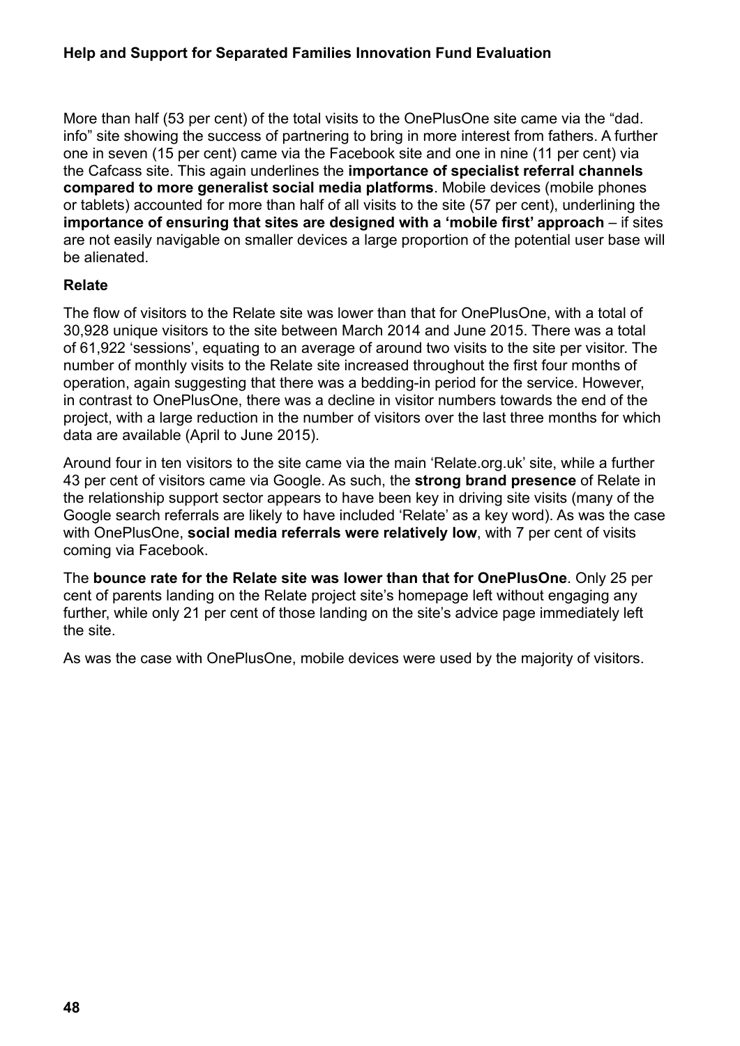More than half (53 per cent) of the total visits to the OnePlusOne site came via the "dad.info" site showing the success of partnering to bring in more interest from fathers. A further one in seven (15 per cent) came via the Facebook site and one in nine (11 per cent) via the Cafcass site. This again underlines the **importance of specialist referral channels compared to more generalist social media platforms**. Mobile devices (mobile phones or tablets) accounted for more than half of all visits to the site (57 per cent), underlining the **importance of ensuring that sites are designed with a 'mobile first' approach** – if sites are not easily navigable on smaller devices a large proportion of the potential user base will be alienated.

### Relate

The flow of visitors to the Relate site was lower than that for OnePlusOne, with a total of 30,928 unique visitors to the site between March 2014 and June 2015. There was a total of 61,922 'sessions', equating to an average of around two visits to the site per visitor. The number of monthly visits to the Relate site increased throughout the first four months of operation, again suggesting that there was a bedding-in period for the service. However, in contrast to OnePlusOne, there was a decline in visitor numbers towards the end of the project, with a large reduction in the number of visitors over the last three months for which data are available (April to June 2015).

Around four in ten visitors to the site came via the main 'Relate.org.uk' site, while a further 43 per cent of visitors came via Google. As such, the **strong brand presence** of Relate in the relationship support sector appears to have been key in driving site visits (many of the Google search referrals are likely to have included 'Relate' as a key word). As was the case with OnePlusOne, **social media referrals were relatively low**, with 7 per cent of visits coming via Facebook.

The **bounce rate for the Relate site was lower than that for OnePlusOne**. Only 25 per cent of parents landing on the Relate project site's homepage left without engaging any further, while only 21 per cent of those landing on the site's advice page immediately left the site.

As was the case with OnePlusOne, mobile devices were used by the majority of visitors.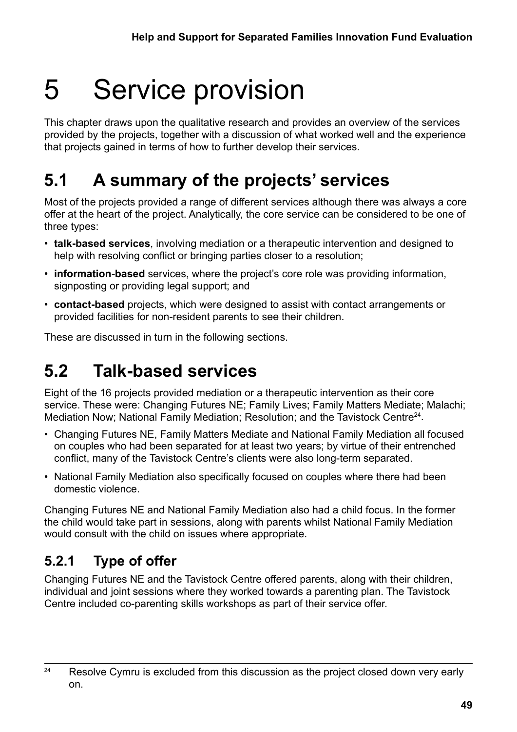# 5 Service provision

This chapter draws upon the qualitative research and provides an overview of the services provided by the projects, together with a discussion of what worked well and the experience that projects gained in terms of how to further develop their services.

## 5.1 A summary of the projects' services

Most of the projects provided a range of different services although there was always a core offer at the heart of the project. Analytically, the core service can be considered to be one of three types:

- **talk-based services**, involving mediation or a therapeutic intervention and designed to help with resolving conflict or bringing parties closer to a resolution;
- **information-based** services, where the project's core role was providing information, signposting or providing legal support; and
- **contact-based** projects, which were designed to assist with contact arrangements or provided facilities for non-resident parents to see their children.

These are discussed in turn in the following sections.

## 5.2 Talk-based services

Eight of the 16 projects provided mediation or a therapeutic intervention as their core service. These were: Changing Futures NE; Family Lives; Family Matters Mediate; Malachi; Mediation Now; National Family Mediation; Resolution; and the Tavistock Centre[24].

- Changing Futures NE, Family Matters Mediate and National Family Mediation all focused on couples who had been separated for at least two years; by virtue of their entrenched conflict, many of the Tavistock Centre's clients were also long-term separated.
- National Family Mediation also specifically focused on couples where there had been domestic violence.

Changing Futures NE and National Family Mediation also had a child focus. In the former the child would take part in sessions, along with parents whilst National Family Mediation would consult with the child on issues where appropriate.

### 5.2.1 Type of offer

Changing Futures NE and the Tavistock Centre offered parents, along with their children, individual and joint sessions where they worked towards a parenting plan. The Tavistock Centre included co-parenting skills workshops as part of their service offer.

[24] Resolve Cymru is excluded from this discussion as the project closed down very early on.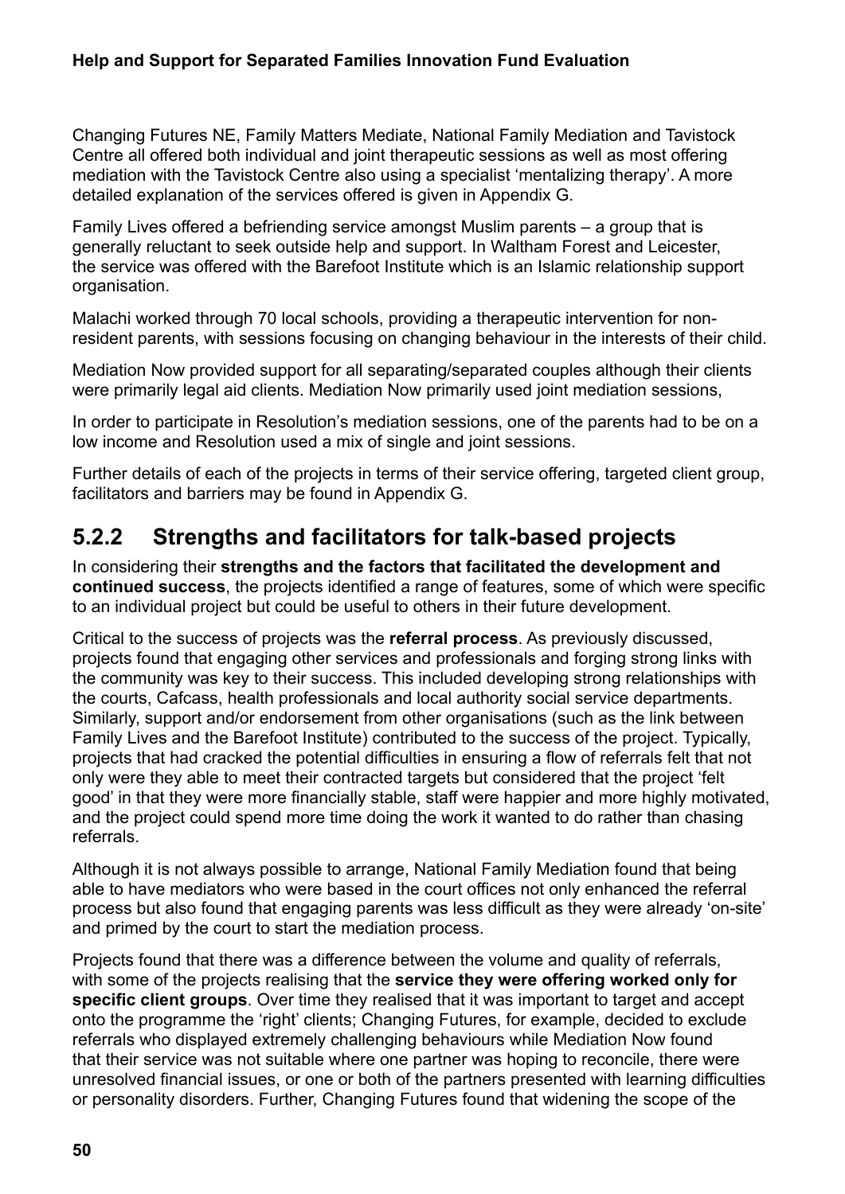Changing Futures NE, Family Matters Mediate, National Family Mediation and Tavistock Centre all offered both individual and joint therapeutic sessions as well as most offering mediation with the Tavistock Centre also using a specialist 'mentalizing therapy'. A more detailed explanation of the services offered is given in Appendix G.

Family Lives offered a befriending service amongst Muslim parents – a group that is generally reluctant to seek outside help and support. In Waltham Forest and Leicester, the service was offered with the Barefoot Institute which is an Islamic relationship support organisation.

Malachi worked through 70 local schools, providing a therapeutic intervention for non-resident parents, with sessions focusing on changing behaviour in the interests of their child.

Mediation Now provided support for all separating/separated couples although their clients were primarily legal aid clients. Mediation Now primarily used joint mediation sessions,

In order to participate in Resolution's mediation sessions, one of the parents had to be on a low income and Resolution used a mix of single and joint sessions.

Further details of each of the projects in terms of their service offering, targeted client group, facilitators and barriers may be found in Appendix G.

### 5.2.2 Strengths and facilitators for talk-based projects

In considering their **strengths and the factors that facilitated the development and continued success**, the projects identified a range of features, some of which were specific to an individual project but could be useful to others in their future development.

Critical to the success of projects was the **referral process**. As previously discussed, projects found that engaging other services and professionals and forging strong links with the community was key to their success. This included developing strong relationships with the courts, Cafcass, health professionals and local authority social service departments. Similarly, support and/or endorsement from other organisations (such as the link between Family Lives and the Barefoot Institute) contributed to the success of the project. Typically, projects that had cracked the potential difficulties in ensuring a flow of referrals felt that not only were they able to meet their contracted targets but considered that the project 'felt good' in that they were more financially stable, staff were happier and more highly motivated, and the project could spend more time doing the work it wanted to do rather than chasing referrals.

Although it is not always possible to arrange, National Family Mediation found that being able to have mediators who were based in the court offices not only enhanced the referral process but also found that engaging parents was less difficult as they were already 'on-site' and primed by the court to start the mediation process.

Projects found that there was a difference between the volume and quality of referrals, with some of the projects realising that the **service they were offering worked only for specific client groups**. Over time they realised that it was important to target and accept onto the programme the 'right' clients; Changing Futures, for example, decided to exclude referrals who displayed extremely challenging behaviours while Mediation Now found that their service was not suitable where one partner was hoping to reconcile, there were unresolved financial issues, or one or both of the partners presented with learning difficulties or personality disorders. Further, Changing Futures found that widening the scope of the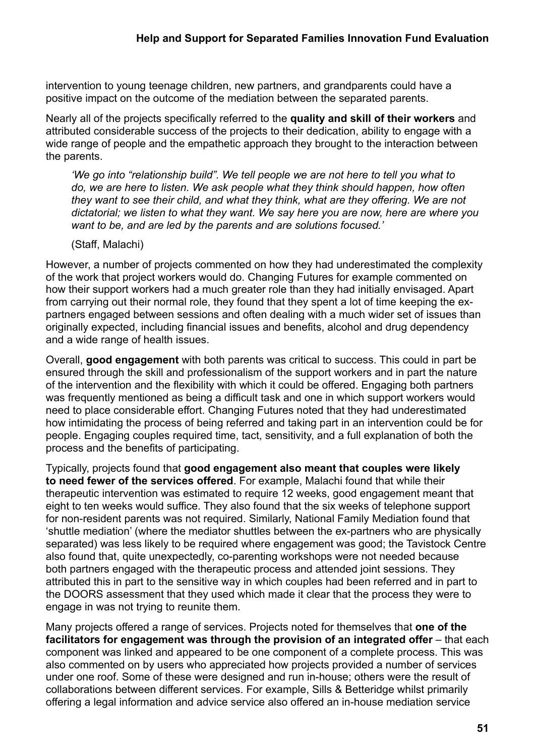intervention to young teenage children, new partners, and grandparents could have a positive impact on the outcome of the mediation between the separated parents.

Nearly all of the projects specifically referred to the **quality and skill of their workers** and attributed considerable success of the projects to their dedication, ability to engage with a wide range of people and the empathetic approach they brought to the interaction between the parents.

> *'We go into "relationship build". We tell people we are not here to tell you what to do, we are here to listen. We ask people what they think should happen, how often they want to see their child, and what they think, what are they offering. We are not dictatorial; we listen to what they want. We say here you are now, here are where you want to be, and are led by the parents and are solutions focused.'*
>
> (Staff, Malachi)

However, a number of projects commented on how they had underestimated the complexity of the work that project workers would do. Changing Futures for example commented on how their support workers had a much greater role than they had initially envisaged. Apart from carrying out their normal role, they found that they spent a lot of time keeping the ex-partners engaged between sessions and often dealing with a much wider set of issues than originally expected, including financial issues and benefits, alcohol and drug dependency and a wide range of health issues.

Overall, **good engagement** with both parents was critical to success. This could in part be ensured through the skill and professionalism of the support workers and in part the nature of the intervention and the flexibility with which it could be offered. Engaging both partners was frequently mentioned as being a difficult task and one in which support workers would need to place considerable effort. Changing Futures noted that they had underestimated how intimidating the process of being referred and taking part in an intervention could be for people. Engaging couples required time, tact, sensitivity, and a full explanation of both the process and the benefits of participating.

Typically, projects found that **good engagement also meant that couples were likely to need fewer of the services offered**. For example, Malachi found that while their therapeutic intervention was estimated to require 12 weeks, good engagement meant that eight to ten weeks would suffice. They also found that the six weeks of telephone support for non-resident parents was not required. Similarly, National Family Mediation found that 'shuttle mediation' (where the mediator shuttles between the ex-partners who are physically separated) was less likely to be required where engagement was good; the Tavistock Centre also found that, quite unexpectedly, co-parenting workshops were not needed because both partners engaged with the therapeutic process and attended joint sessions. They attributed this in part to the sensitive way in which couples had been referred and in part to the DOORS assessment that they used which made it clear that the process they were to engage in was not trying to reunite them.

Many projects offered a range of services. Projects noted for themselves that **one of the facilitators for engagement was through the provision of an integrated offer** – that each component was linked and appeared to be one component of a complete process. This was also commented on by users who appreciated how projects provided a number of services under one roof. Some of these were designed and run in-house; others were the result of collaborations between different services. For example, Sills & Betteridge whilst primarily offering a legal information and advice service also offered an in-house mediation service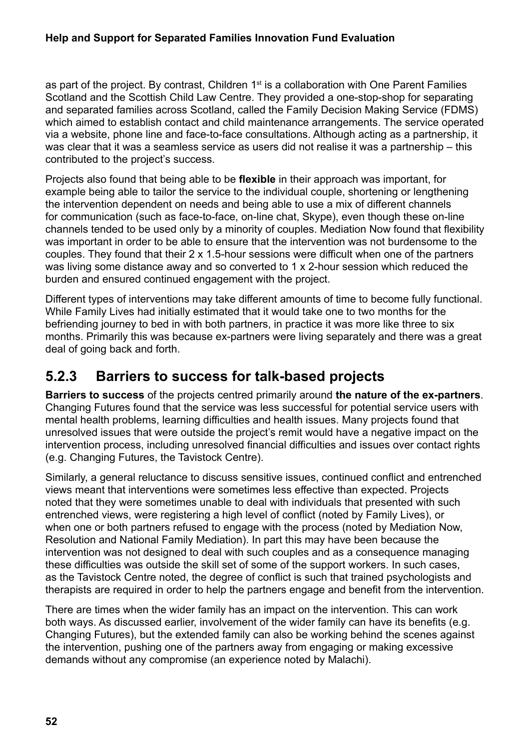as part of the project. By contrast, Children 1st is a collaboration with One Parent Families Scotland and the Scottish Child Law Centre. They provided a one-stop-shop for separating and separated families across Scotland, called the Family Decision Making Service (FDMS) which aimed to establish contact and child maintenance arrangements. The service operated via a website, phone line and face-to-face consultations. Although acting as a partnership, it was clear that it was a seamless service as users did not realise it was a partnership – this contributed to the project's success.

Projects also found that being able to be **flexible** in their approach was important, for example being able to tailor the service to the individual couple, shortening or lengthening the intervention dependent on needs and being able to use a mix of different channels for communication (such as face-to-face, on-line chat, Skype), even though these on-line channels tended to be used only by a minority of couples. Mediation Now found that flexibility was important in order to be able to ensure that the intervention was not burdensome to the couples. They found that their 2 x 1.5-hour sessions were difficult when one of the partners was living some distance away and so converted to 1 x 2-hour session which reduced the burden and ensured continued engagement with the project.

Different types of interventions may take different amounts of time to become fully functional. While Family Lives had initially estimated that it would take one to two months for the befriending journey to bed in with both partners, in practice it was more like three to six months. Primarily this was because ex-partners were living separately and there was a great deal of going back and forth.

### 5.2.3 Barriers to success for talk-based projects

**Barriers to success** of the projects centred primarily around **the nature of the ex-partners**. Changing Futures found that the service was less successful for potential service users with mental health problems, learning difficulties and health issues. Many projects found that unresolved issues that were outside the project's remit would have a negative impact on the intervention process, including unresolved financial difficulties and issues over contact rights (e.g. Changing Futures, the Tavistock Centre).

Similarly, a general reluctance to discuss sensitive issues, continued conflict and entrenched views meant that interventions were sometimes less effective than expected. Projects noted that they were sometimes unable to deal with individuals that presented with such entrenched views, were registering a high level of conflict (noted by Family Lives), or when one or both partners refused to engage with the process (noted by Mediation Now, Resolution and National Family Mediation). In part this may have been because the intervention was not designed to deal with such couples and as a consequence managing these difficulties was outside the skill set of some of the support workers. In such cases, as the Tavistock Centre noted, the degree of conflict is such that trained psychologists and therapists are required in order to help the partners engage and benefit from the intervention.

There are times when the wider family has an impact on the intervention. This can work both ways. As discussed earlier, involvement of the wider family can have its benefits (e.g. Changing Futures), but the extended family can also be working behind the scenes against the intervention, pushing one of the partners away from engaging or making excessive demands without any compromise (an experience noted by Malachi).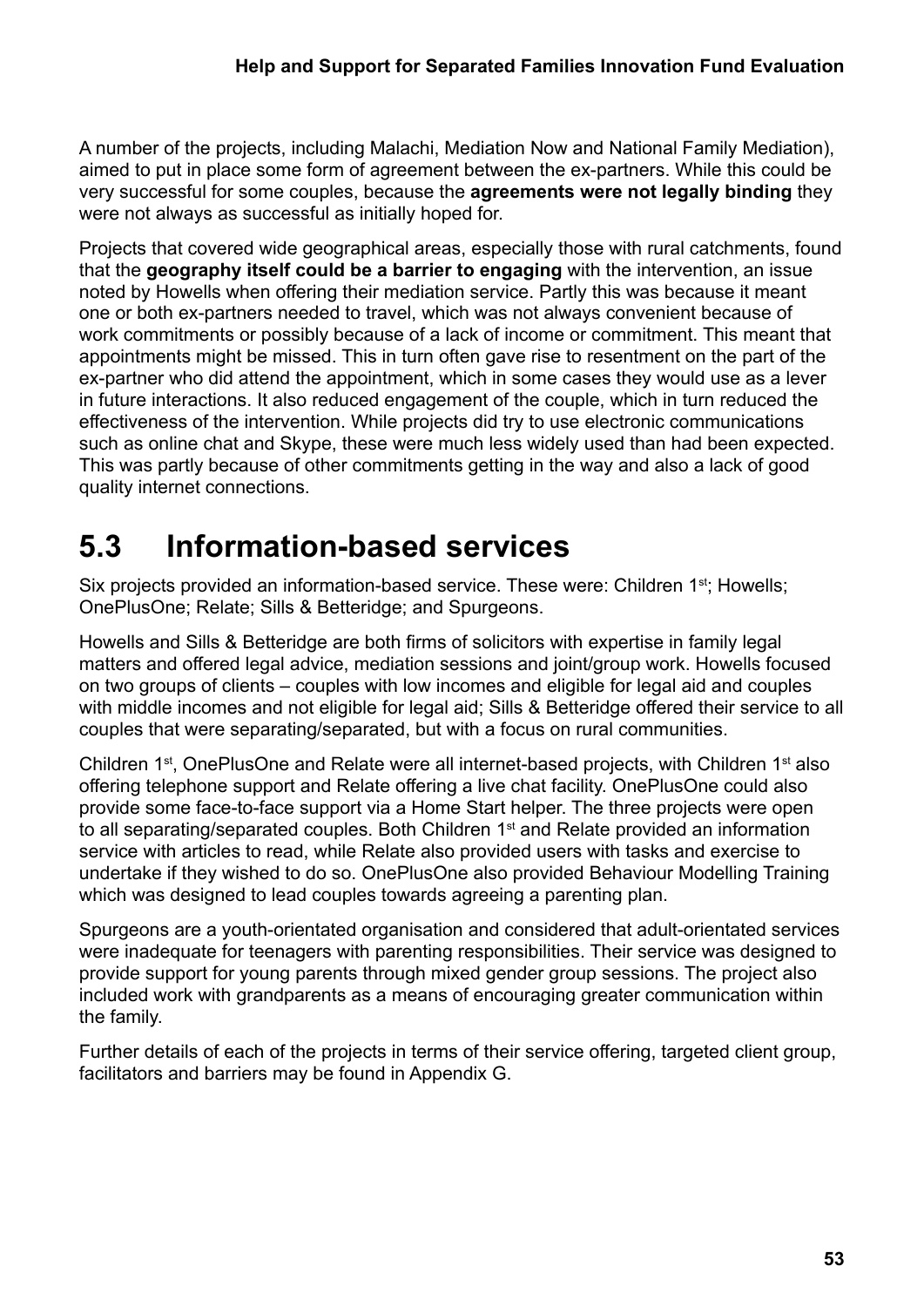A number of the projects, including Malachi, Mediation Now and National Family Mediation), aimed to put in place some form of agreement between the ex-partners. While this could be very successful for some couples, because the **agreements were not legally binding** they were not always as successful as initially hoped for.

Projects that covered wide geographical areas, especially those with rural catchments, found that the **geography itself could be a barrier to engaging** with the intervention, an issue noted by Howells when offering their mediation service. Partly this was because it meant one or both ex-partners needed to travel, which was not always convenient because of work commitments or possibly because of a lack of income or commitment. This meant that appointments might be missed. This in turn often gave rise to resentment on the part of the ex-partner who did attend the appointment, which in some cases they would use as a lever in future interactions. It also reduced engagement of the couple, which in turn reduced the effectiveness of the intervention. While projects did try to use electronic communications such as online chat and Skype, these were much less widely used than had been expected. This was partly because of other commitments getting in the way and also a lack of good quality internet connections.

## 5.3 Information-based services

Six projects provided an information-based service. These were: Children 1st; Howells; OnePlusOne; Relate; Sills & Betteridge; and Spurgeons.

Howells and Sills & Betteridge are both firms of solicitors with expertise in family legal matters and offered legal advice, mediation sessions and joint/group work. Howells focused on two groups of clients – couples with low incomes and eligible for legal aid and couples with middle incomes and not eligible for legal aid; Sills & Betteridge offered their service to all couples that were separating/separated, but with a focus on rural communities.

Children 1st, OnePlusOne and Relate were all internet-based projects, with Children 1st also offering telephone support and Relate offering a live chat facility. OnePlusOne could also provide some face-to-face support via a Home Start helper. The three projects were open to all separating/separated couples. Both Children 1st and Relate provided an information service with articles to read, while Relate also provided users with tasks and exercise to undertake if they wished to do so. OnePlusOne also provided Behaviour Modelling Training which was designed to lead couples towards agreeing a parenting plan.

Spurgeons are a youth-orientated organisation and considered that adult-orientated services were inadequate for teenagers with parenting responsibilities. Their service was designed to provide support for young parents through mixed gender group sessions. The project also included work with grandparents as a means of encouraging greater communication within the family.

Further details of each of the projects in terms of their service offering, targeted client group, facilitators and barriers may be found in Appendix G.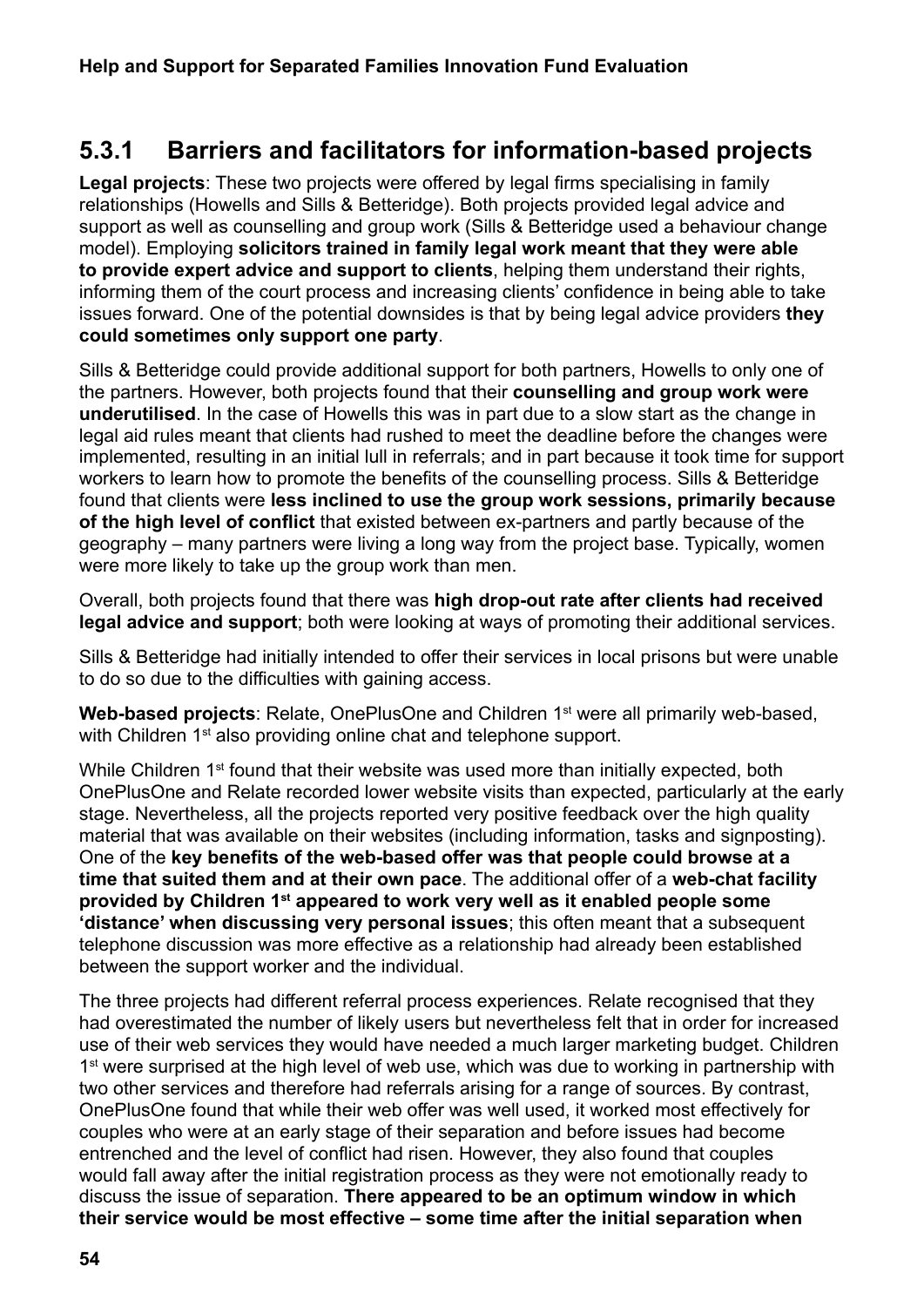### 5.3.1 Barriers and facilitators for information-based projects

**Legal projects**: These two projects were offered by legal firms specialising in family relationships (Howells and Sills & Betteridge). Both projects provided legal advice and support as well as counselling and group work (Sills & Betteridge used a behaviour change model). Employing **solicitors trained in family legal work meant that they were able to provide expert advice and support to clients**, helping them understand their rights, informing them of the court process and increasing clients' confidence in being able to take issues forward. One of the potential downsides is that by being legal advice providers **they could sometimes only support one party**.

Sills & Betteridge could provide additional support for both partners, Howells to only one of the partners. However, both projects found that their **counselling and group work were underutilised**. In the case of Howells this was in part due to a slow start as the change in legal aid rules meant that clients had rushed to meet the deadline before the changes were implemented, resulting in an initial lull in referrals; and in part because it took time for support workers to learn how to promote the benefits of the counselling process. Sills & Betteridge found that clients were **less inclined to use the group work sessions, primarily because of the high level of conflict** that existed between ex-partners and partly because of the geography – many partners were living a long way from the project base. Typically, women were more likely to take up the group work than men.

Overall, both projects found that there was **high drop-out rate after clients had received legal advice and support**; both were looking at ways of promoting their additional services.

Sills & Betteridge had initially intended to offer their services in local prisons but were unable to do so due to the difficulties with gaining access.

**Web-based projects**: Relate, OnePlusOne and Children 1st were all primarily web-based, with Children 1st also providing online chat and telephone support.

While Children 1st found that their website was used more than initially expected, both OnePlusOne and Relate recorded lower website visits than expected, particularly at the early stage. Nevertheless, all the projects reported very positive feedback over the high quality material that was available on their websites (including information, tasks and signposting). One of the **key benefits of the web-based offer was that people could browse at a time that suited them and at their own pace**. The additional offer of a **web-chat facility provided by Children 1st appeared to work very well as it enabled people some 'distance' when discussing very personal issues**; this often meant that a subsequent telephone discussion was more effective as a relationship had already been established between the support worker and the individual.

The three projects had different referral process experiences. Relate recognised that they had overestimated the number of likely users but nevertheless felt that in order for increased use of their web services they would have needed a much larger marketing budget. Children 1st were surprised at the high level of web use, which was due to working in partnership with two other services and therefore had referrals arising for a range of sources. By contrast, OnePlusOne found that while their web offer was well used, it worked most effectively for couples who were at an early stage of their separation and before issues had become entrenched and the level of conflict had risen. However, they also found that couples would fall away after the initial registration process as they were not emotionally ready to discuss the issue of separation. **There appeared to be an optimum window in which their service would be most effective – some time after the initial separation when**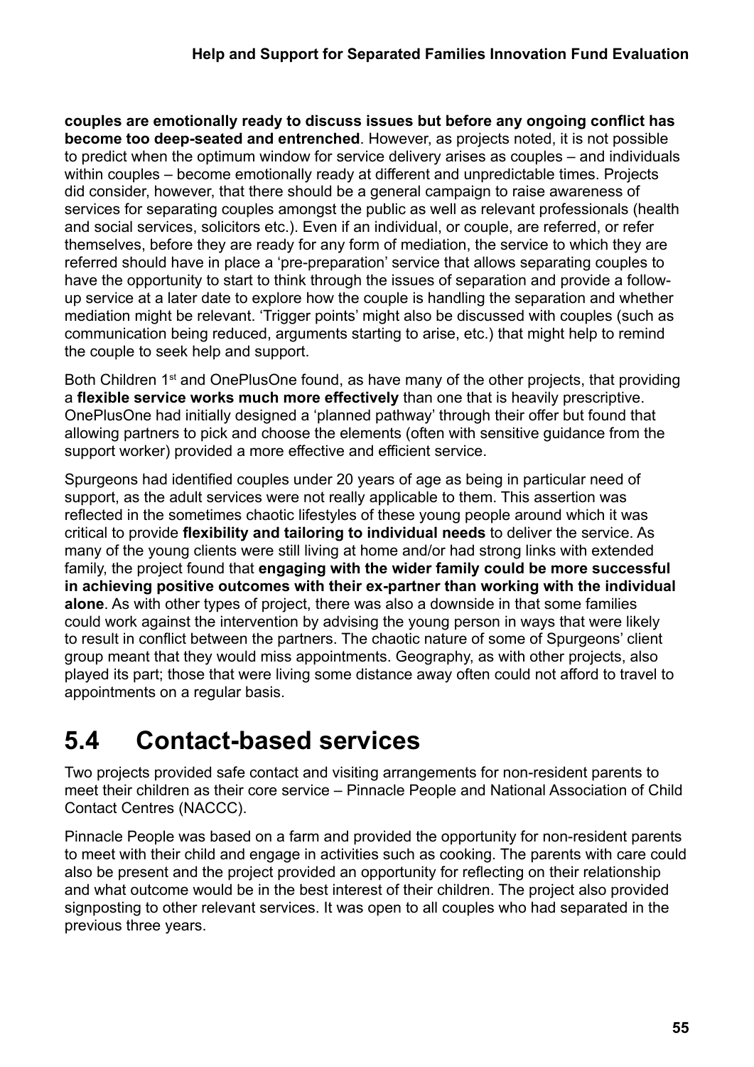**couples are emotionally ready to discuss issues but before any ongoing conflict has become too deep-seated and entrenched**. However, as projects noted, it is not possible to predict when the optimum window for service delivery arises as couples – and individuals within couples – become emotionally ready at different and unpredictable times. Projects did consider, however, that there should be a general campaign to raise awareness of services for separating couples amongst the public as well as relevant professionals (health and social services, solicitors etc.). Even if an individual, or couple, are referred, or refer themselves, before they are ready for any form of mediation, the service to which they are referred should have in place a 'pre-preparation' service that allows separating couples to have the opportunity to start to think through the issues of separation and provide a follow-up service at a later date to explore how the couple is handling the separation and whether mediation might be relevant. 'Trigger points' might also be discussed with couples (such as communication being reduced, arguments starting to arise, etc.) that might help to remind the couple to seek help and support.

Both Children 1st and OnePlusOne found, as have many of the other projects, that providing a **flexible service works much more effectively** than one that is heavily prescriptive. OnePlusOne had initially designed a 'planned pathway' through their offer but found that allowing partners to pick and choose the elements (often with sensitive guidance from the support worker) provided a more effective and efficient service.

Spurgeons had identified couples under 20 years of age as being in particular need of support, as the adult services were not really applicable to them. This assertion was reflected in the sometimes chaotic lifestyles of these young people around which it was critical to provide **flexibility and tailoring to individual needs** to deliver the service. As many of the young clients were still living at home and/or had strong links with extended family, the project found that **engaging with the wider family could be more successful in achieving positive outcomes with their ex-partner than working with the individual alone**. As with other types of project, there was also a downside in that some families could work against the intervention by advising the young person in ways that were likely to result in conflict between the partners. The chaotic nature of some of Spurgeons' client group meant that they would miss appointments. Geography, as with other projects, also played its part; those that were living some distance away often could not afford to travel to appointments on a regular basis.

## 5.4 Contact-based services

Two projects provided safe contact and visiting arrangements for non-resident parents to meet their children as their core service – Pinnacle People and National Association of Child Contact Centres (NACCC).

Pinnacle People was based on a farm and provided the opportunity for non-resident parents to meet with their child and engage in activities such as cooking. The parents with care could also be present and the project provided an opportunity for reflecting on their relationship and what outcome would be in the best interest of their children. The project also provided signposting to other relevant services. It was open to all couples who had separated in the previous three years.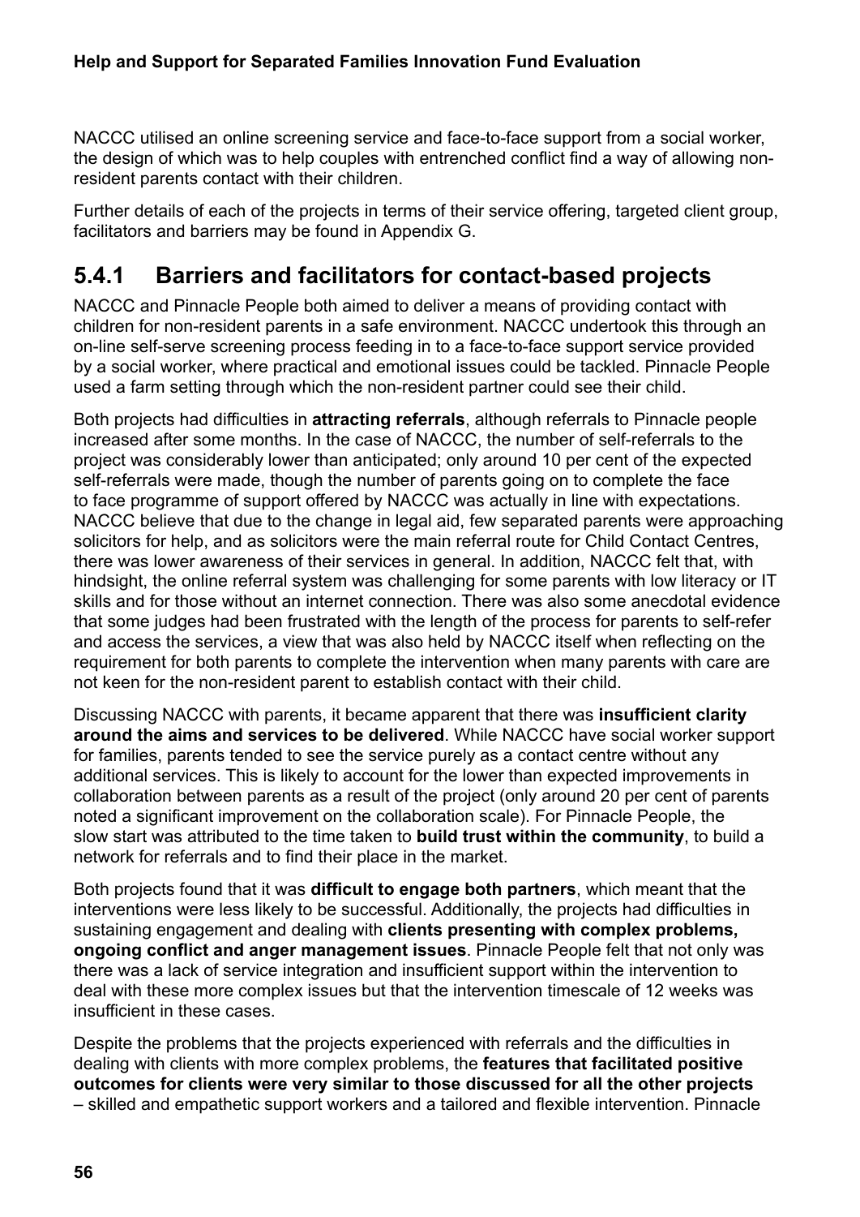NACCC utilised an online screening service and face-to-face support from a social worker, the design of which was to help couples with entrenched conflict find a way of allowing non-resident parents contact with their children.

Further details of each of the projects in terms of their service offering, targeted client group, facilitators and barriers may be found in Appendix G.

### 5.4.1 Barriers and facilitators for contact-based projects

NACCC and Pinnacle People both aimed to deliver a means of providing contact with children for non-resident parents in a safe environment. NACCC undertook this through an on-line self-serve screening process feeding in to a face-to-face support service provided by a social worker, where practical and emotional issues could be tackled. Pinnacle People used a farm setting through which the non-resident partner could see their child.

Both projects had difficulties in **attracting referrals**, although referrals to Pinnacle people increased after some months. In the case of NACCC, the number of self-referrals to the project was considerably lower than anticipated; only around 10 per cent of the expected self-referrals were made, though the number of parents going on to complete the face to face programme of support offered by NACCC was actually in line with expectations. NACCC believe that due to the change in legal aid, few separated parents were approaching solicitors for help, and as solicitors were the main referral route for Child Contact Centres, there was lower awareness of their services in general. In addition, NACCC felt that, with hindsight, the online referral system was challenging for some parents with low literacy or IT skills and for those without an internet connection. There was also some anecdotal evidence that some judges had been frustrated with the length of the process for parents to self-refer and access the services, a view that was also held by NACCC itself when reflecting on the requirement for both parents to complete the intervention when many parents with care are not keen for the non-resident parent to establish contact with their child.

Discussing NACCC with parents, it became apparent that there was **insufficient clarity around the aims and services to be delivered**. While NACCC have social worker support for families, parents tended to see the service purely as a contact centre without any additional services. This is likely to account for the lower than expected improvements in collaboration between parents as a result of the project (only around 20 per cent of parents noted a significant improvement on the collaboration scale). For Pinnacle People, the slow start was attributed to the time taken to **build trust within the community**, to build a network for referrals and to find their place in the market.

Both projects found that it was **difficult to engage both partners**, which meant that the interventions were less likely to be successful. Additionally, the projects had difficulties in sustaining engagement and dealing with **clients presenting with complex problems, ongoing conflict and anger management issues**. Pinnacle People felt that not only was there was a lack of service integration and insufficient support within the intervention to deal with these more complex issues but that the intervention timescale of 12 weeks was insufficient in these cases.

Despite the problems that the projects experienced with referrals and the difficulties in dealing with clients with more complex problems, the **features that facilitated positive outcomes for clients were very similar to those discussed for all the other projects** – skilled and empathetic support workers and a tailored and flexible intervention. Pinnacle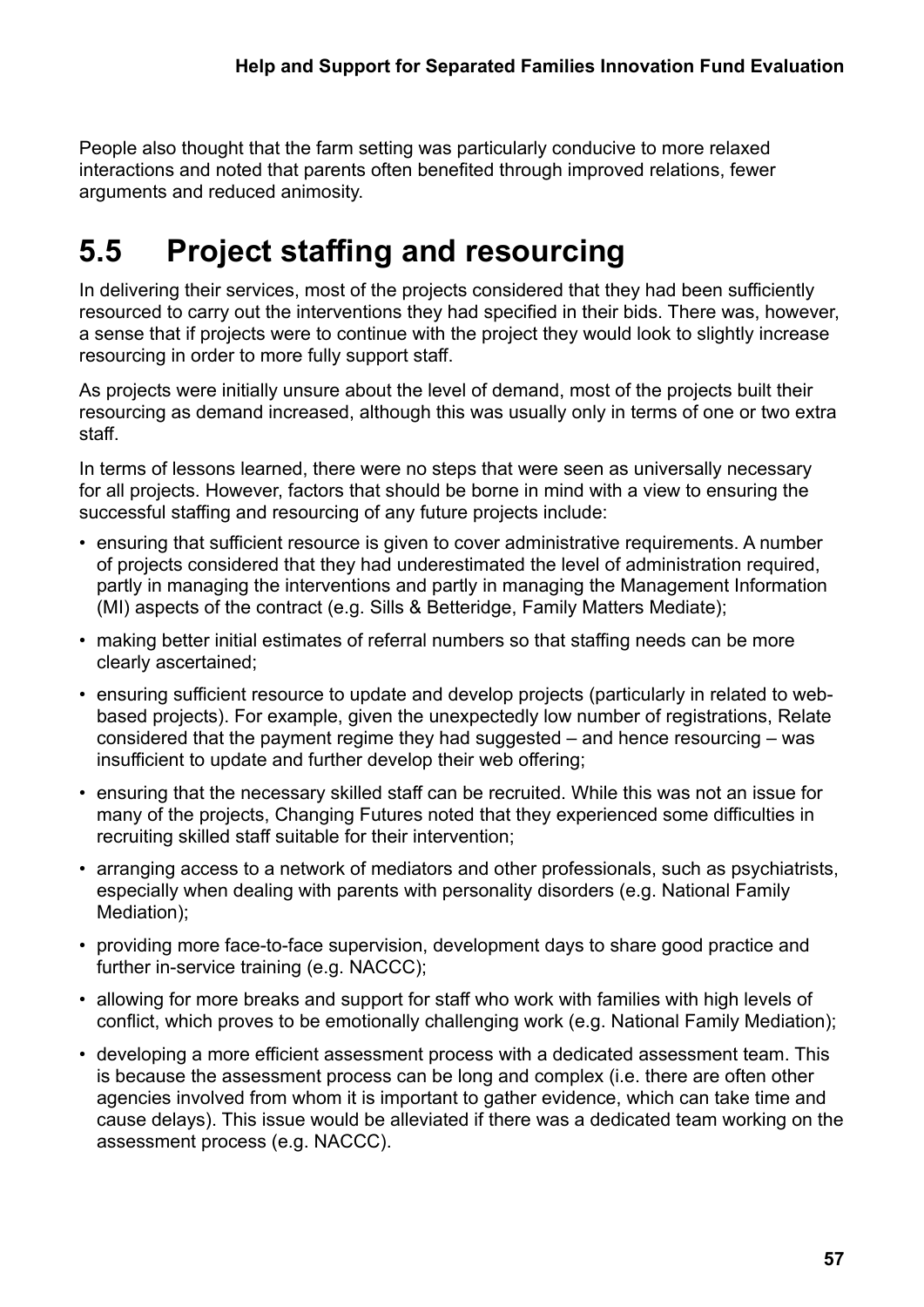People also thought that the farm setting was particularly conducive to more relaxed interactions and noted that parents often benefited through improved relations, fewer arguments and reduced animosity.

## 5.5 Project staffing and resourcing

In delivering their services, most of the projects considered that they had been sufficiently resourced to carry out the interventions they had specified in their bids. There was, however, a sense that if projects were to continue with the project they would look to slightly increase resourcing in order to more fully support staff.

As projects were initially unsure about the level of demand, most of the projects built their resourcing as demand increased, although this was usually only in terms of one or two extra staff.

In terms of lessons learned, there were no steps that were seen as universally necessary for all projects. However, factors that should be borne in mind with a view to ensuring the successful staffing and resourcing of any future projects include:

- ensuring that sufficient resource is given to cover administrative requirements. A number of projects considered that they had underestimated the level of administration required, partly in managing the interventions and partly in managing the Management Information (MI) aspects of the contract (e.g. Sills & Betteridge, Family Matters Mediate);
- making better initial estimates of referral numbers so that staffing needs can be more clearly ascertained;
- ensuring sufficient resource to update and develop projects (particularly in related to web-based projects). For example, given the unexpectedly low number of registrations, Relate considered that the payment regime they had suggested – and hence resourcing – was insufficient to update and further develop their web offering;
- ensuring that the necessary skilled staff can be recruited. While this was not an issue for many of the projects, Changing Futures noted that they experienced some difficulties in recruiting skilled staff suitable for their intervention;
- arranging access to a network of mediators and other professionals, such as psychiatrists, especially when dealing with parents with personality disorders (e.g. National Family Mediation);
- providing more face-to-face supervision, development days to share good practice and further in-service training (e.g. NACCC);
- allowing for more breaks and support for staff who work with families with high levels of conflict, which proves to be emotionally challenging work (e.g. National Family Mediation);
- developing a more efficient assessment process with a dedicated assessment team. This is because the assessment process can be long and complex (i.e. there are often other agencies involved from whom it is important to gather evidence, which can take time and cause delays). This issue would be alleviated if there was a dedicated team working on the assessment process (e.g. NACCC).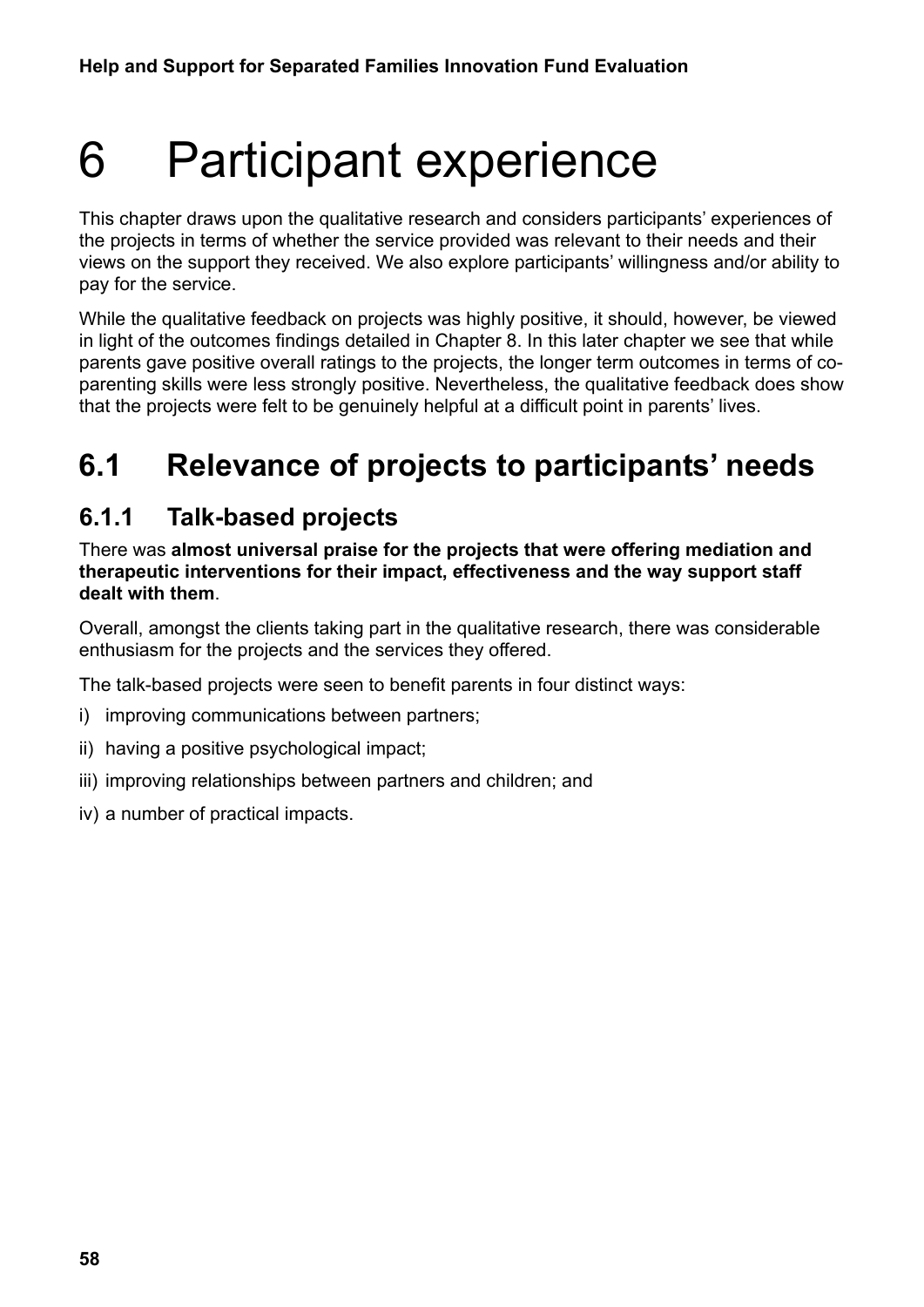# 6 Participant experience

This chapter draws upon the qualitative research and considers participants' experiences of the projects in terms of whether the service provided was relevant to their needs and their views on the support they received. We also explore participants' willingness and/or ability to pay for the service.

While the qualitative feedback on projects was highly positive, it should, however, be viewed in light of the outcomes findings detailed in Chapter 8. In this later chapter we see that while parents gave positive overall ratings to the projects, the longer term outcomes in terms of co-parenting skills were less strongly positive. Nevertheless, the qualitative feedback does show that the projects were felt to be genuinely helpful at a difficult point in parents' lives.

## 6.1 Relevance of projects to participants' needs

### 6.1.1 Talk-based projects

There was **almost universal praise for the projects that were offering mediation and therapeutic interventions for their impact, effectiveness and the way support staff dealt with them**.

Overall, amongst the clients taking part in the qualitative research, there was considerable enthusiasm for the projects and the services they offered.

The talk-based projects were seen to benefit parents in four distinct ways:

i) improving communications between partners;

ii) having a positive psychological impact;

iii) improving relationships between partners and children; and

iv) a number of practical impacts.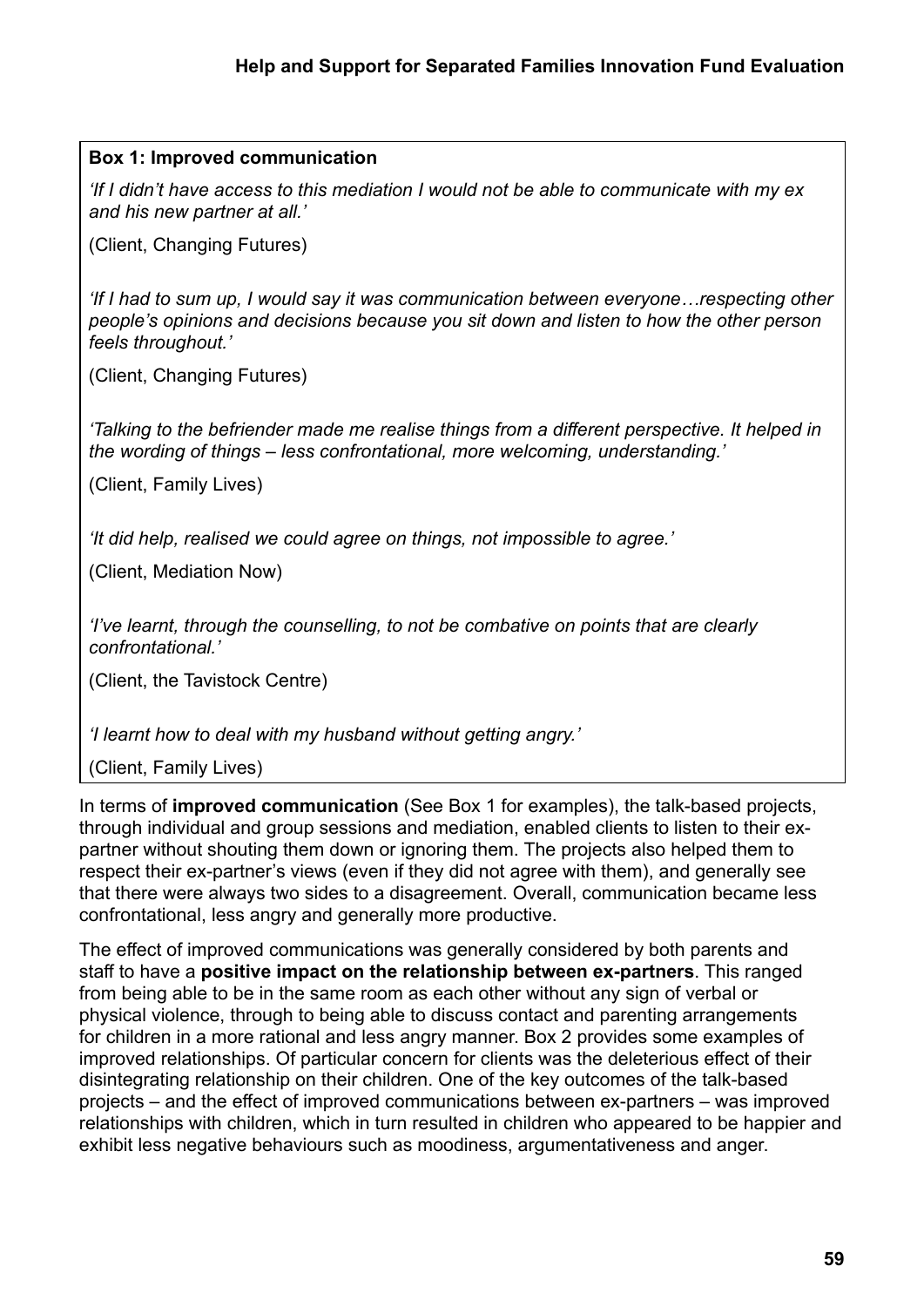**Box 1: Improved communication**

*'If I didn't have access to this mediation I would not be able to communicate with my ex and his new partner at all.'*

(Client, Changing Futures)

*'If I had to sum up, I would say it was communication between everyone…respecting other people's opinions and decisions because you sit down and listen to how the other person feels throughout.'*

(Client, Changing Futures)

*'Talking to the befriender made me realise things from a different perspective. It helped in the wording of things – less confrontational, more welcoming, understanding.'*

(Client, Family Lives)

*'It did help, realised we could agree on things, not impossible to agree.'*

(Client, Mediation Now)

*'I've learnt, through the counselling, to not be combative on points that are clearly confrontational.'*

(Client, the Tavistock Centre)

*'I learnt how to deal with my husband without getting angry.'*

(Client, Family Lives)

In terms of **improved communication** (See Box 1 for examples), the talk-based projects, through individual and group sessions and mediation, enabled clients to listen to their ex-partner without shouting them down or ignoring them. The projects also helped them to respect their ex-partner's views (even if they did not agree with them), and generally see that there were always two sides to a disagreement. Overall, communication became less confrontational, less angry and generally more productive.

The effect of improved communications was generally considered by both parents and staff to have a **positive impact on the relationship between ex-partners**. This ranged from being able to be in the same room as each other without any sign of verbal or physical violence, through to being able to discuss contact and parenting arrangements for children in a more rational and less angry manner. Box 2 provides some examples of improved relationships. Of particular concern for clients was the deleterious effect of their disintegrating relationship on their children. One of the key outcomes of the talk-based projects – and the effect of improved communications between ex-partners – was improved relationships with children, which in turn resulted in children who appeared to be happier and exhibit less negative behaviours such as moodiness, argumentativeness and anger.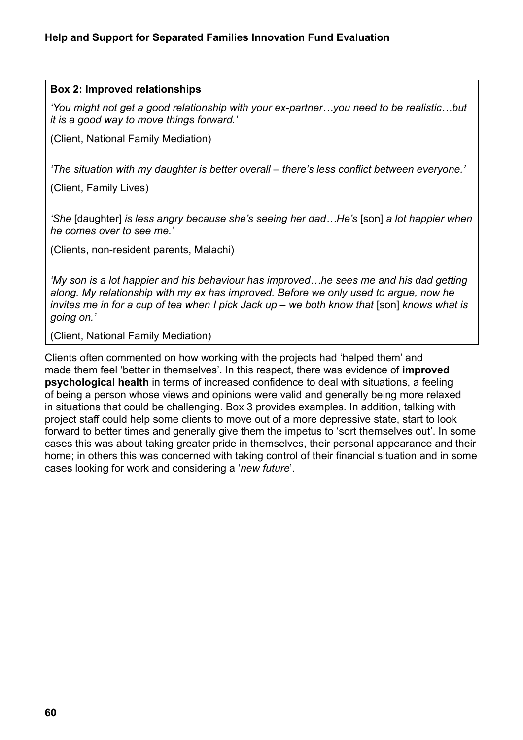**Box 2: Improved relationships**

*'You might not get a good relationship with your ex-partner…you need to be realistic…but it is a good way to move things forward.'*

(Client, National Family Mediation)

*'The situation with my daughter is better overall – there's less conflict between everyone.'*

(Client, Family Lives)

*'She* [daughter] *is less angry because she's seeing her dad…He's* [son] *a lot happier when he comes over to see me.'*

(Clients, non-resident parents, Malachi)

*'My son is a lot happier and his behaviour has improved…he sees me and his dad getting along. My relationship with my ex has improved. Before we only used to argue, now he invites me in for a cup of tea when I pick Jack up – we both know that* [son] *knows what is going on.'*

(Client, National Family Mediation)

Clients often commented on how working with the projects had 'helped them' and made them feel 'better in themselves'. In this respect, there was evidence of **improved psychological health** in terms of increased confidence to deal with situations, a feeling of being a person whose views and opinions were valid and generally being more relaxed in situations that could be challenging. Box 3 provides examples. In addition, talking with project staff could help some clients to move out of a more depressive state, start to look forward to better times and generally give them the impetus to 'sort themselves out'. In some cases this was about taking greater pride in themselves, their personal appearance and their home; in others this was concerned with taking control of their financial situation and in some cases looking for work and considering a '*new future*'.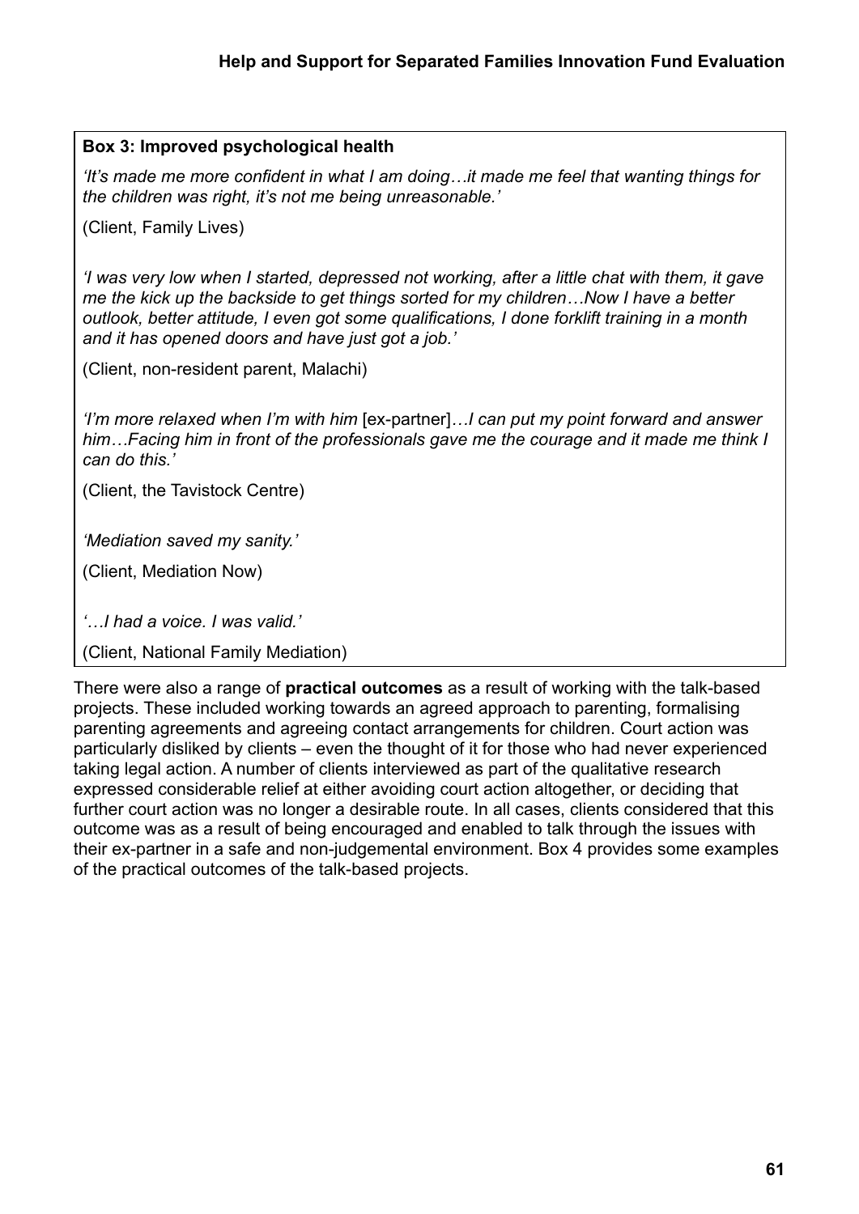**Box 3: Improved psychological health**

*'It's made me more confident in what I am doing…it made me feel that wanting things for the children was right, it's not me being unreasonable.'*

(Client, Family Lives)

*'I was very low when I started, depressed not working, after a little chat with them, it gave me the kick up the backside to get things sorted for my children…Now I have a better outlook, better attitude, I even got some qualifications, I done forklift training in a month and it has opened doors and have just got a job.'*

(Client, non-resident parent, Malachi)

*'I'm more relaxed when I'm with him* [ex-partner]*…I can put my point forward and answer him…Facing him in front of the professionals gave me the courage and it made me think I can do this.'*

(Client, the Tavistock Centre)

*'Mediation saved my sanity.'*

(Client, Mediation Now)

*'…I had a voice. I was valid.'*

(Client, National Family Mediation)

There were also a range of **practical outcomes** as a result of working with the talk-based projects. These included working towards an agreed approach to parenting, formalising parenting agreements and agreeing contact arrangements for children. Court action was particularly disliked by clients – even the thought of it for those who had never experienced taking legal action. A number of clients interviewed as part of the qualitative research expressed considerable relief at either avoiding court action altogether, or deciding that further court action was no longer a desirable route. In all cases, clients considered that this outcome was as a result of being encouraged and enabled to talk through the issues with their ex-partner in a safe and non-judgemental environment. Box 4 provides some examples of the practical outcomes of the talk-based projects.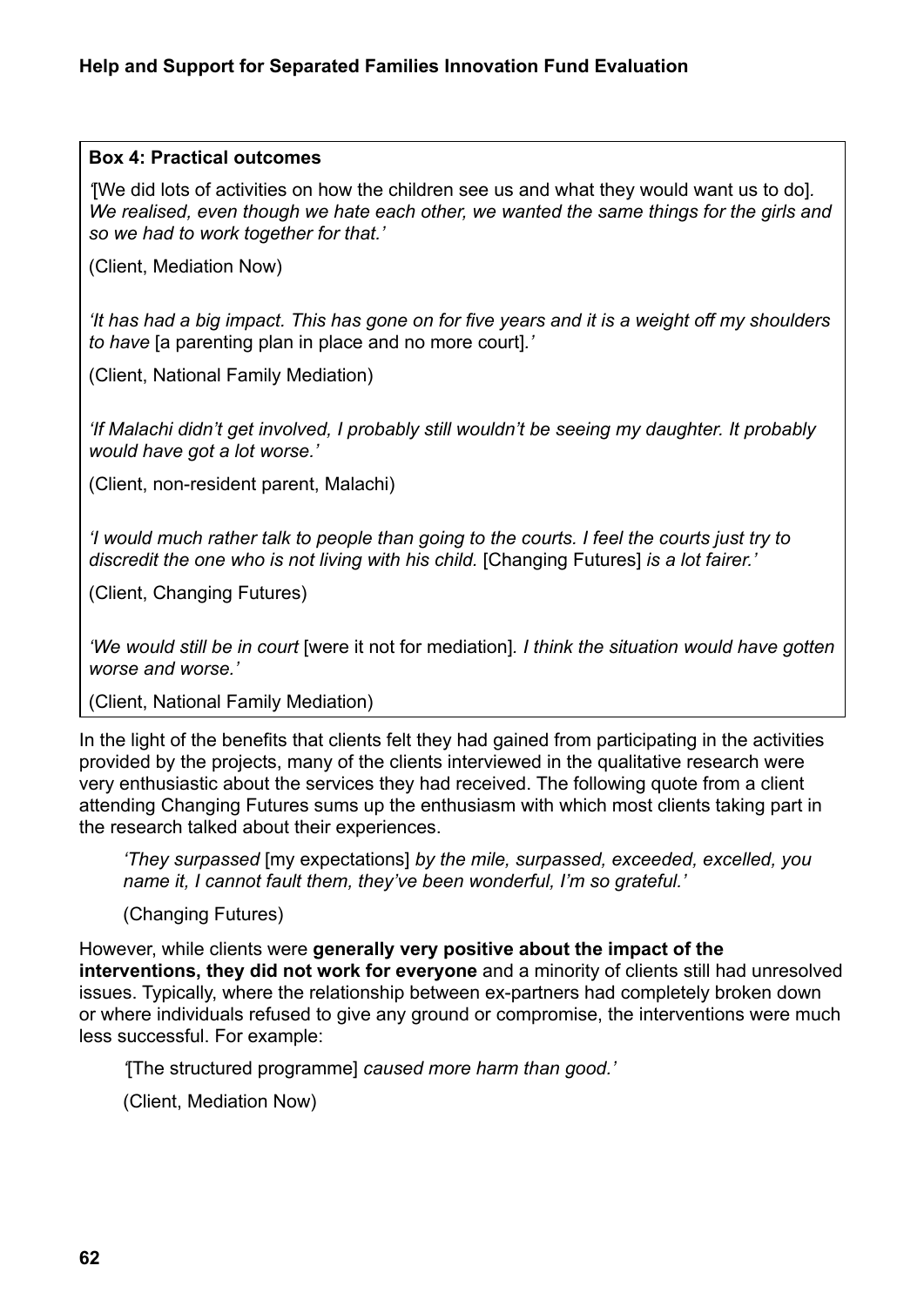**Box 4: Practical outcomes**

*'*[We did lots of activities on how the children see us and what they would want us to do]*. We realised, even though we hate each other, we wanted the same things for the girls and so we had to work together for that.'*

(Client, Mediation Now)

*'It has had a big impact. This has gone on for five years and it is a weight off my shoulders to have* [a parenting plan in place and no more court]*.'*

(Client, National Family Mediation)

*'If Malachi didn't get involved, I probably still wouldn't be seeing my daughter. It probably would have got a lot worse.'*

(Client, non-resident parent, Malachi)

*'I would much rather talk to people than going to the courts. I feel the courts just try to discredit the one who is not living with his child.* [Changing Futures] *is a lot fairer.'*

(Client, Changing Futures)

*'We would still be in court* [were it not for mediation]*. I think the situation would have gotten worse and worse.'*

(Client, National Family Mediation)

In the light of the benefits that clients felt they had gained from participating in the activities provided by the projects, many of the clients interviewed in the qualitative research were very enthusiastic about the services they had received. The following quote from a client attending Changing Futures sums up the enthusiasm with which most clients taking part in the research talked about their experiences.

> *'They surpassed* [my expectations] *by the mile, surpassed, exceeded, excelled, you name it, I cannot fault them, they've been wonderful, I'm so grateful.'*
>
> (Changing Futures)

However, while clients were **generally very positive about the impact of the interventions, they did not work for everyone** and a minority of clients still had unresolved issues. Typically, where the relationship between ex-partners had completely broken down or where individuals refused to give any ground or compromise, the interventions were much less successful. For example:

> *'*[The structured programme] *caused more harm than good.'*
>
> (Client, Mediation Now)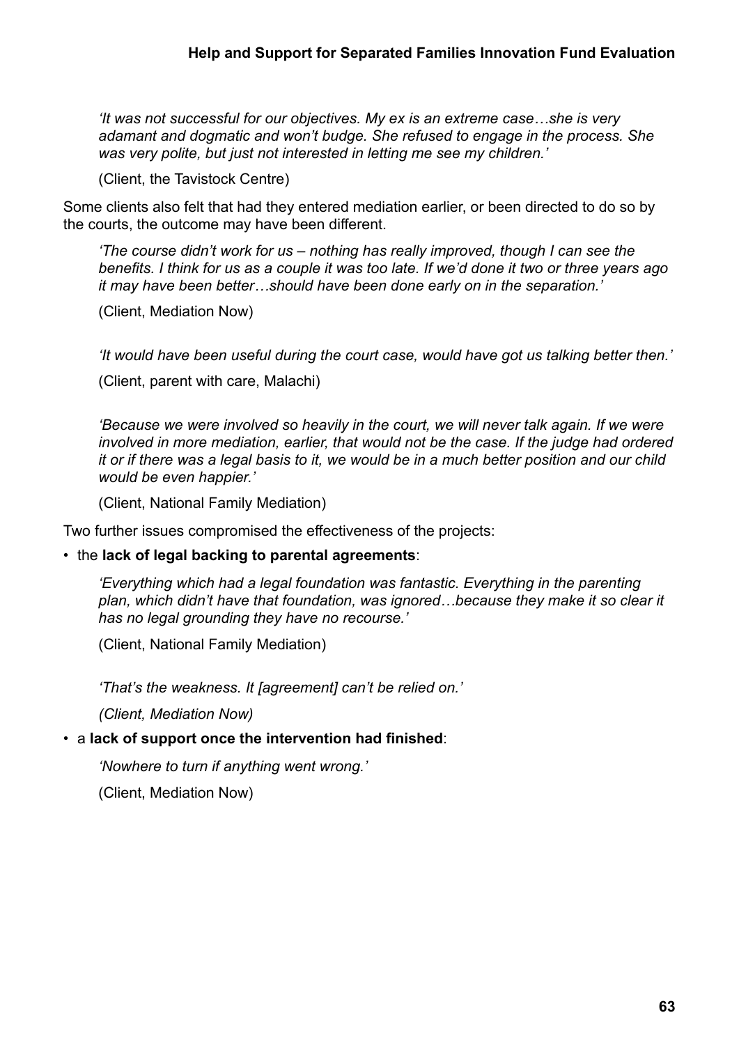*'It was not successful for our objectives. My ex is an extreme case…she is very adamant and dogmatic and won't budge. She refused to engage in the process. She was very polite, but just not interested in letting me see my children.'*

(Client, the Tavistock Centre)

Some clients also felt that had they entered mediation earlier, or been directed to do so by the courts, the outcome may have been different.

*'The course didn't work for us – nothing has really improved, though I can see the benefits. I think for us as a couple it was too late. If we'd done it two or three years ago it may have been better…should have been done early on in the separation.'*

(Client, Mediation Now)

*'It would have been useful during the court case, would have got us talking better then.'*

(Client, parent with care, Malachi)

*'Because we were involved so heavily in the court, we will never talk again. If we were involved in more mediation, earlier, that would not be the case. If the judge had ordered it or if there was a legal basis to it, we would be in a much better position and our child would be even happier.'*

(Client, National Family Mediation)

Two further issues compromised the effectiveness of the projects:

- the **lack of legal backing to parental agreements**:

  *'Everything which had a legal foundation was fantastic. Everything in the parenting plan, which didn't have that foundation, was ignored…because they make it so clear it has no legal grounding they have no recourse.'*

  (Client, National Family Mediation)

  *'That's the weakness. It [agreement] can't be relied on.'*

  *(Client, Mediation Now)*

- a **lack of support once the intervention had finished**:

  *'Nowhere to turn if anything went wrong.'*

  (Client, Mediation Now)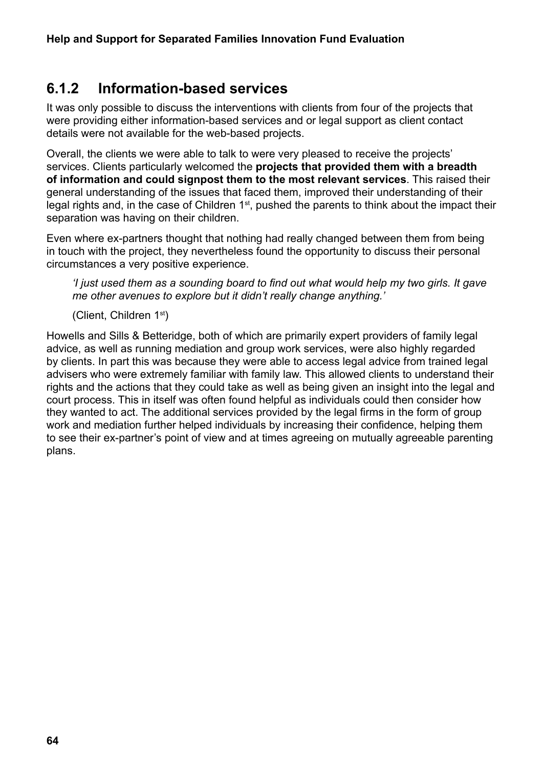### 6.1.2 Information-based services

It was only possible to discuss the interventions with clients from four of the projects that were providing either information-based services and or legal support as client contact details were not available for the web-based projects.

Overall, the clients we were able to talk to were very pleased to receive the projects' services. Clients particularly welcomed the **projects that provided them with a breadth of information and could signpost them to the most relevant services**. This raised their general understanding of the issues that faced them, improved their understanding of their legal rights and, in the case of Children 1st, pushed the parents to think about the impact their separation was having on their children.

Even where ex-partners thought that nothing had really changed between them from being in touch with the project, they nevertheless found the opportunity to discuss their personal circumstances a very positive experience.

> *'I just used them as a sounding board to find out what would help my two girls. It gave me other avenues to explore but it didn't really change anything.'*
>
> (Client, Children 1st)

Howells and Sills & Betteridge, both of which are primarily expert providers of family legal advice, as well as running mediation and group work services, were also highly regarded by clients. In part this was because they were able to access legal advice from trained legal advisers who were extremely familiar with family law. This allowed clients to understand their rights and the actions that they could take as well as being given an insight into the legal and court process. This in itself was often found helpful as individuals could then consider how they wanted to act. The additional services provided by the legal firms in the form of group work and mediation further helped individuals by increasing their confidence, helping them to see their ex-partner's point of view and at times agreeing on mutually agreeable parenting plans.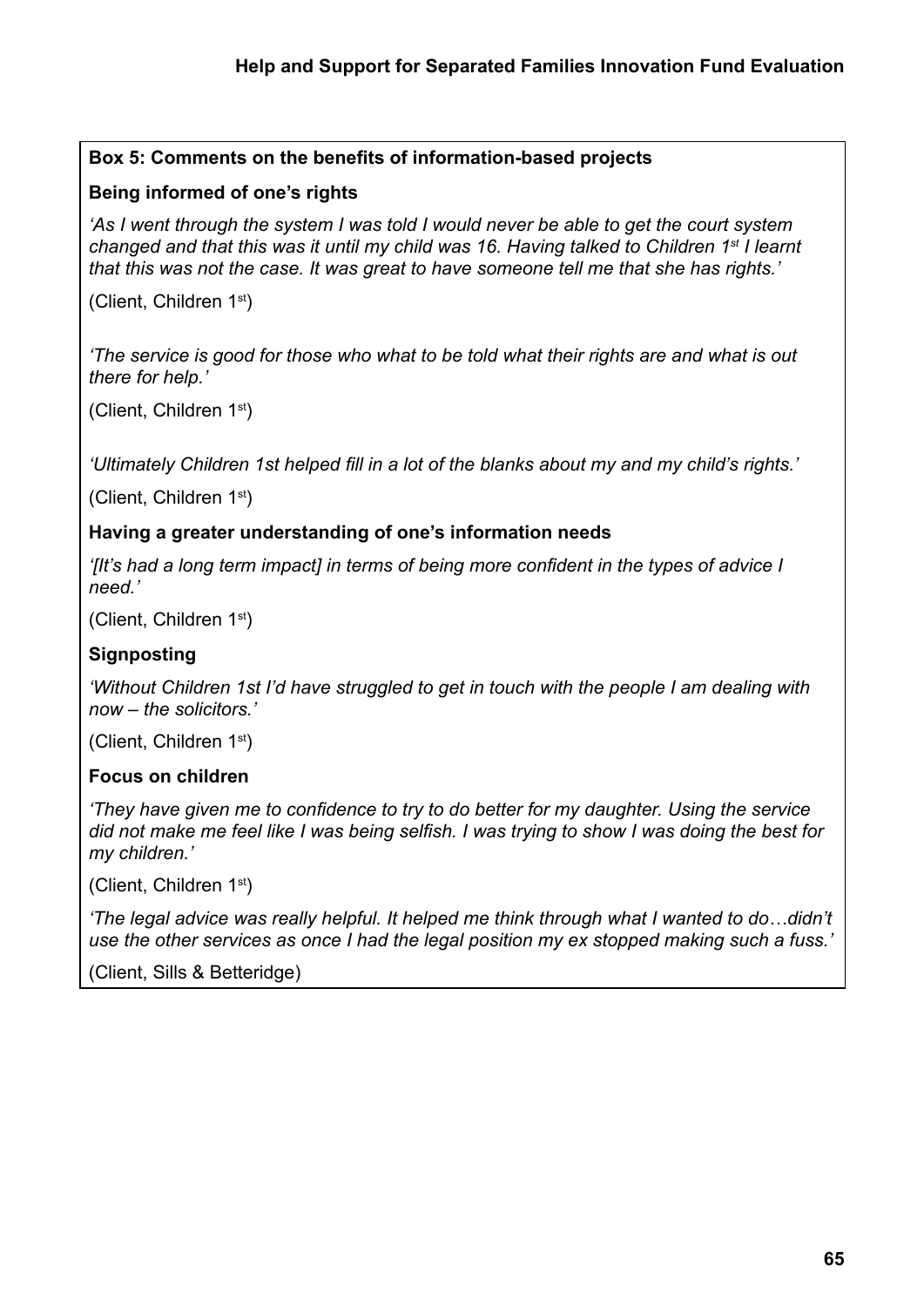**Box 5: Comments on the benefits of information-based projects**

**Being informed of one's rights**

*'As I went through the system I was told I would never be able to get the court system changed and that this was it until my child was 16. Having talked to Children 1st I learnt that this was not the case. It was great to have someone tell me that she has rights.'*

(Client, Children 1st)

*'The service is good for those who what to be told what their rights are and what is out there for help.'*

(Client, Children 1st)

*'Ultimately Children 1st helped fill in a lot of the blanks about my and my child's rights.'*

(Client, Children 1st)

**Having a greater understanding of one's information needs**

*'[It's had a long term impact] in terms of being more confident in the types of advice I need.'*

(Client, Children 1st)

**Signposting**

*'Without Children 1st I'd have struggled to get in touch with the people I am dealing with now – the solicitors.'*

(Client, Children 1st)

**Focus on children**

*'They have given me to confidence to try to do better for my daughter. Using the service did not make me feel like I was being selfish. I was trying to show I was doing the best for my children.'*

(Client, Children 1st)

*'The legal advice was really helpful. It helped me think through what I wanted to do…didn't use the other services as once I had the legal position my ex stopped making such a fuss.'*

(Client, Sills & Betteridge)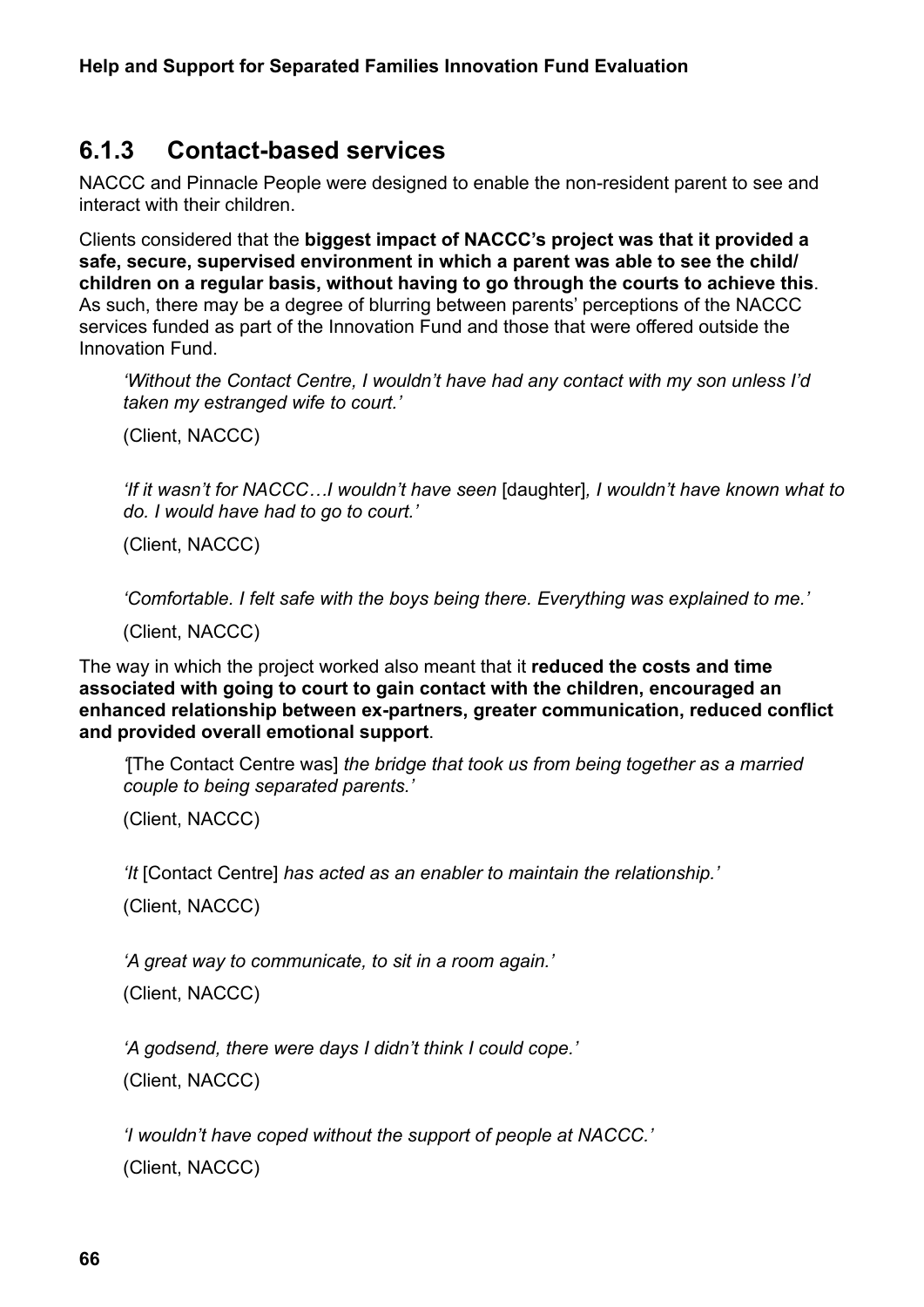### 6.1.3 Contact-based services

NACCC and Pinnacle People were designed to enable the non-resident parent to see and interact with their children.

Clients considered that the **biggest impact of NACCC's project was that it provided a safe, secure, supervised environment in which a parent was able to see the child/ children on a regular basis, without having to go through the courts to achieve this**. As such, there may be a degree of blurring between parents' perceptions of the NACCC services funded as part of the Innovation Fund and those that were offered outside the Innovation Fund.

> *'Without the Contact Centre, I wouldn't have had any contact with my son unless I'd taken my estranged wife to court.'*
>
> (Client, NACCC)

> *'If it wasn't for NACCC…I wouldn't have seen* [daughter]*, I wouldn't have known what to do. I would have had to go to court.'*
>
> (Client, NACCC)

> *'Comfortable. I felt safe with the boys being there. Everything was explained to me.'*
>
> (Client, NACCC)

The way in which the project worked also meant that it **reduced the costs and time associated with going to court to gain contact with the children, encouraged an enhanced relationship between ex-partners, greater communication, reduced conflict and provided overall emotional support**.

> *'*[The Contact Centre was] *the bridge that took us from being together as a married couple to being separated parents.'*
>
> (Client, NACCC)

> *'It* [Contact Centre] *has acted as an enabler to maintain the relationship.'*
>
> (Client, NACCC)

> *'A great way to communicate, to sit in a room again.'*
>
> (Client, NACCC)

> *'A godsend, there were days I didn't think I could cope.'*
>
> (Client, NACCC)

> *'I wouldn't have coped without the support of people at NACCC.'*
>
> (Client, NACCC)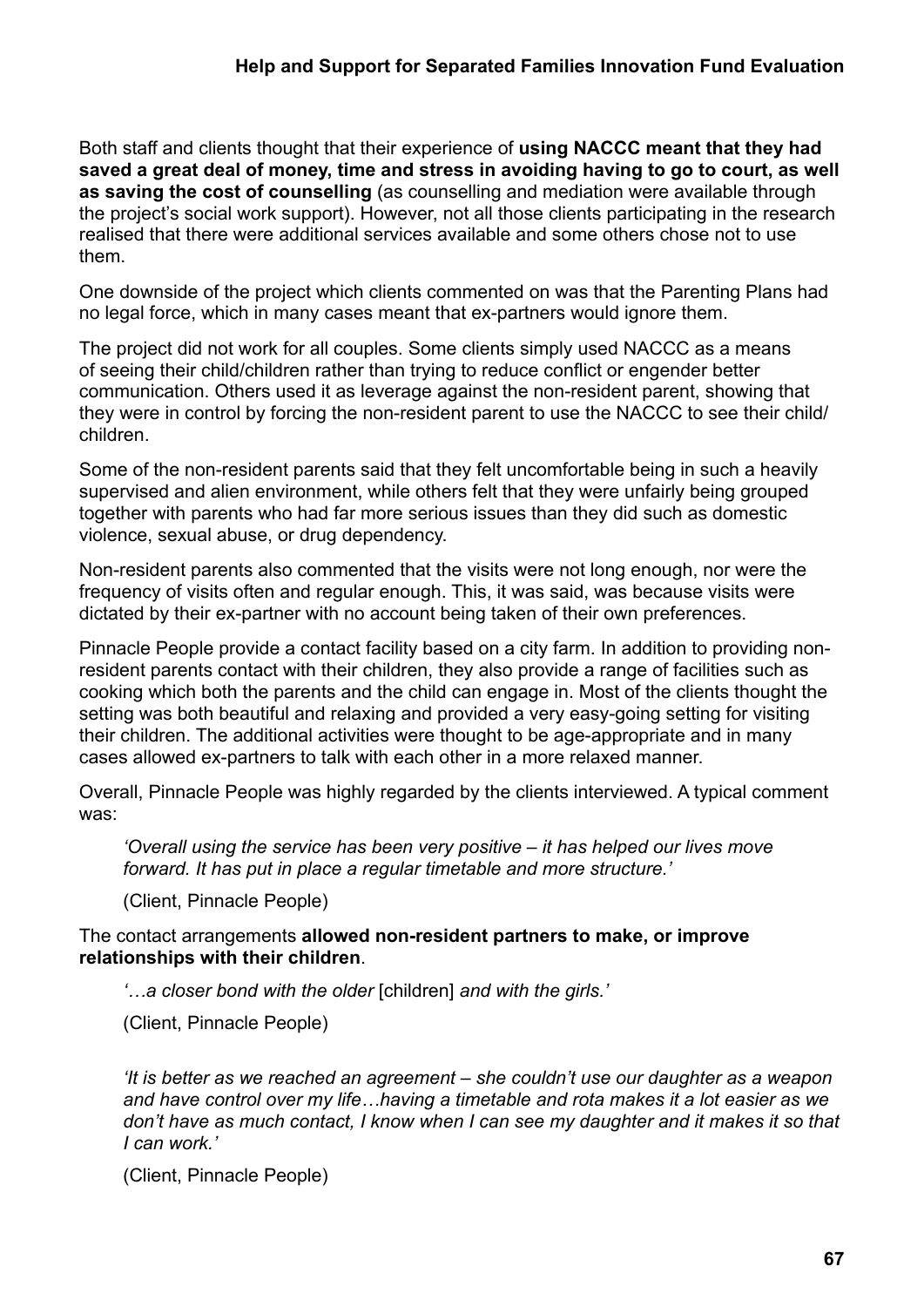Both staff and clients thought that their experience of **using NACCC meant that they had saved a great deal of money, time and stress in avoiding having to go to court, as well as saving the cost of counselling** (as counselling and mediation were available through the project's social work support). However, not all those clients participating in the research realised that there were additional services available and some others chose not to use them.

One downside of the project which clients commented on was that the Parenting Plans had no legal force, which in many cases meant that ex-partners would ignore them.

The project did not work for all couples. Some clients simply used NACCC as a means of seeing their child/children rather than trying to reduce conflict or engender better communication. Others used it as leverage against the non-resident parent, showing that they were in control by forcing the non-resident parent to use the NACCC to see their child/children.

Some of the non-resident parents said that they felt uncomfortable being in such a heavily supervised and alien environment, while others felt that they were unfairly being grouped together with parents who had far more serious issues than they did such as domestic violence, sexual abuse, or drug dependency.

Non-resident parents also commented that the visits were not long enough, nor were the frequency of visits often and regular enough. This, it was said, was because visits were dictated by their ex-partner with no account being taken of their own preferences.

Pinnacle People provide a contact facility based on a city farm. In addition to providing non-resident parents contact with their children, they also provide a range of facilities such as cooking which both the parents and the child can engage in. Most of the clients thought the setting was both beautiful and relaxing and provided a very easy-going setting for visiting their children. The additional activities were thought to be age-appropriate and in many cases allowed ex-partners to talk with each other in a more relaxed manner.

Overall, Pinnacle People was highly regarded by the clients interviewed. A typical comment was:

> *'Overall using the service has been very positive – it has helped our lives move forward. It has put in place a regular timetable and more structure.'*
>
> (Client, Pinnacle People)

The contact arrangements **allowed non-resident partners to make, or improve relationships with their children**.

> *'…a closer bond with the older* [children] *and with the girls.'*
>
> (Client, Pinnacle People)

> *'It is better as we reached an agreement – she couldn't use our daughter as a weapon and have control over my life…having a timetable and rota makes it a lot easier as we don't have as much contact, I know when I can see my daughter and it makes it so that I can work.'*
>
> (Client, Pinnacle People)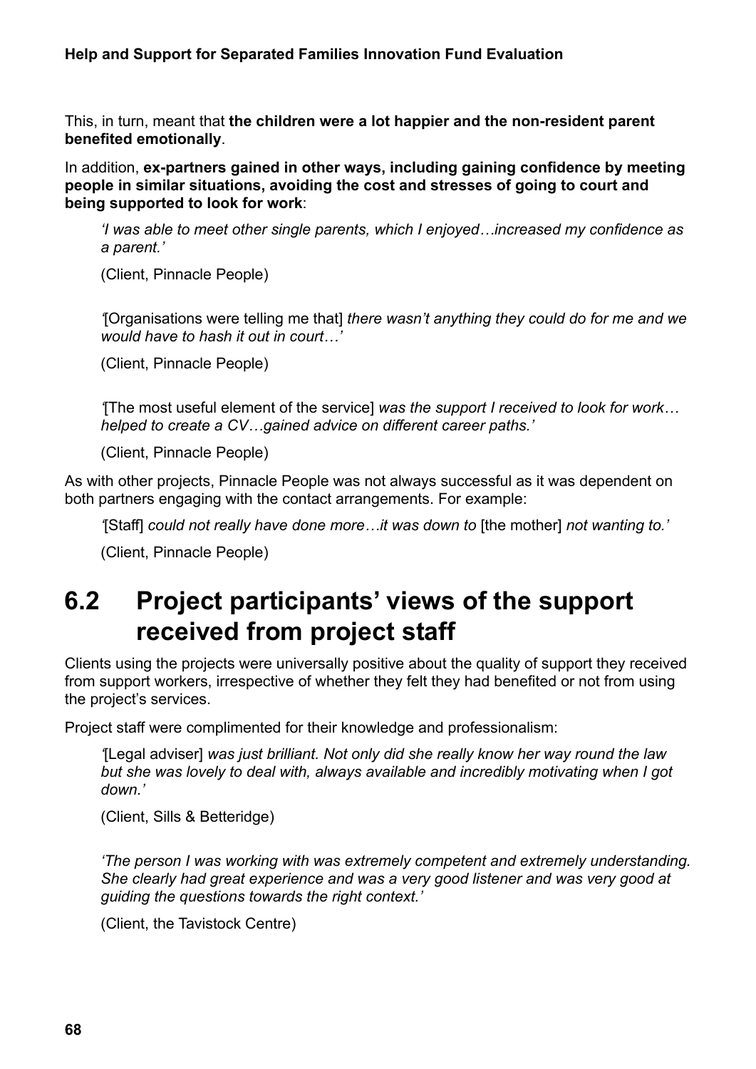This, in turn, meant that **the children were a lot happier and the non-resident parent benefited emotionally**.

In addition, **ex-partners gained in other ways, including gaining confidence by meeting people in similar situations, avoiding the cost and stresses of going to court and being supported to look for work**:

> *'I was able to meet other single parents, which I enjoyed…increased my confidence as a parent.'*
>
> (Client, Pinnacle People)

> *'*[Organisations were telling me that] *there wasn't anything they could do for me and we would have to hash it out in court…'*
>
> (Client, Pinnacle People)

> *'*[The most useful element of the service] *was the support I received to look for work… helped to create a CV…gained advice on different career paths.'*
>
> (Client, Pinnacle People)

As with other projects, Pinnacle People was not always successful as it was dependent on both partners engaging with the contact arrangements. For example:

> *'*[Staff] *could not really have done more…it was down to* [the mother] *not wanting to.'*
>
> (Client, Pinnacle People)

## 6.2 Project participants' views of the support received from project staff

Clients using the projects were universally positive about the quality of support they received from support workers, irrespective of whether they felt they had benefited or not from using the project's services.

Project staff were complimented for their knowledge and professionalism:

> *'*[Legal adviser] *was just brilliant. Not only did she really know her way round the law but she was lovely to deal with, always available and incredibly motivating when I got down.'*
>
> (Client, Sills & Betteridge)

> *'The person I was working with was extremely competent and extremely understanding. She clearly had great experience and was a very good listener and was very good at guiding the questions towards the right context.'*
>
> (Client, the Tavistock Centre)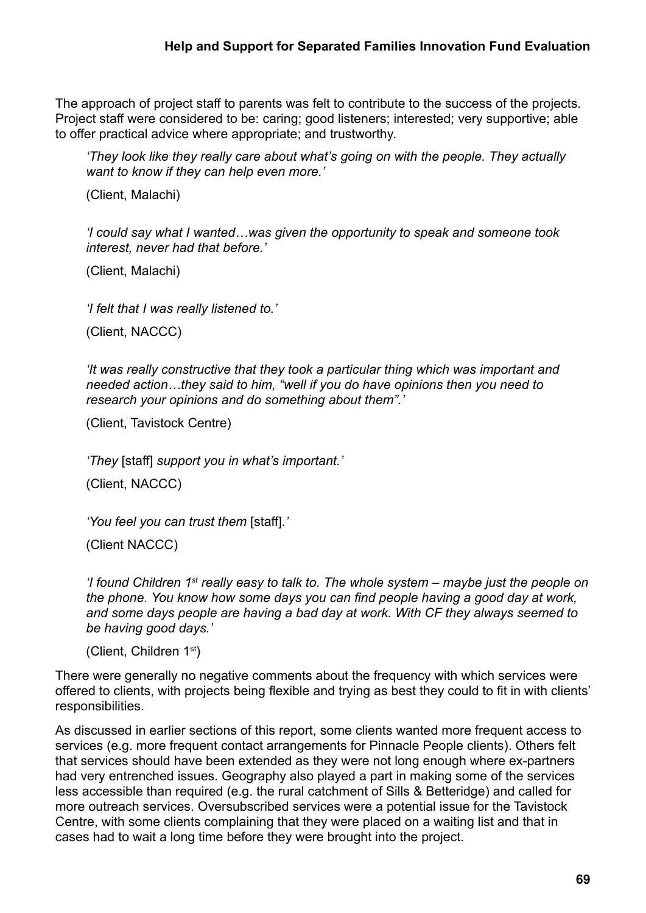The approach of project staff to parents was felt to contribute to the success of the projects. Project staff were considered to be: caring; good listeners; interested; very supportive; able to offer practical advice where appropriate; and trustworthy.

> *'They look like they really care about what's going on with the people. They actually want to know if they can help even more.'*
>
> (Client, Malachi)

> *'I could say what I wanted…was given the opportunity to speak and someone took interest, never had that before.'*
>
> (Client, Malachi)

> *'I felt that I was really listened to.'*
>
> (Client, NACCC)

> *'It was really constructive that they took a particular thing which was important and needed action…they said to him, "well if you do have opinions then you need to research your opinions and do something about them".'*
>
> (Client, Tavistock Centre)

> *'They* [staff] *support you in what's important.'*
>
> (Client, NACCC)

> *'You feel you can trust them* [staff]*.'*
>
> (Client NACCC)

> *'I found Children 1st really easy to talk to. The whole system – maybe just the people on the phone. You know how some days you can find people having a good day at work, and some days people are having a bad day at work. With CF they always seemed to be having good days.'*
>
> (Client, Children 1st)

There were generally no negative comments about the frequency with which services were offered to clients, with projects being flexible and trying as best they could to fit in with clients' responsibilities.

As discussed in earlier sections of this report, some clients wanted more frequent access to services (e.g. more frequent contact arrangements for Pinnacle People clients). Others felt that services should have been extended as they were not long enough where ex-partners had very entrenched issues. Geography also played a part in making some of the services less accessible than required (e.g. the rural catchment of Sills & Betteridge) and called for more outreach services. Oversubscribed services were a potential issue for the Tavistock Centre, with some clients complaining that they were placed on a waiting list and that in cases had to wait a long time before they were brought into the project.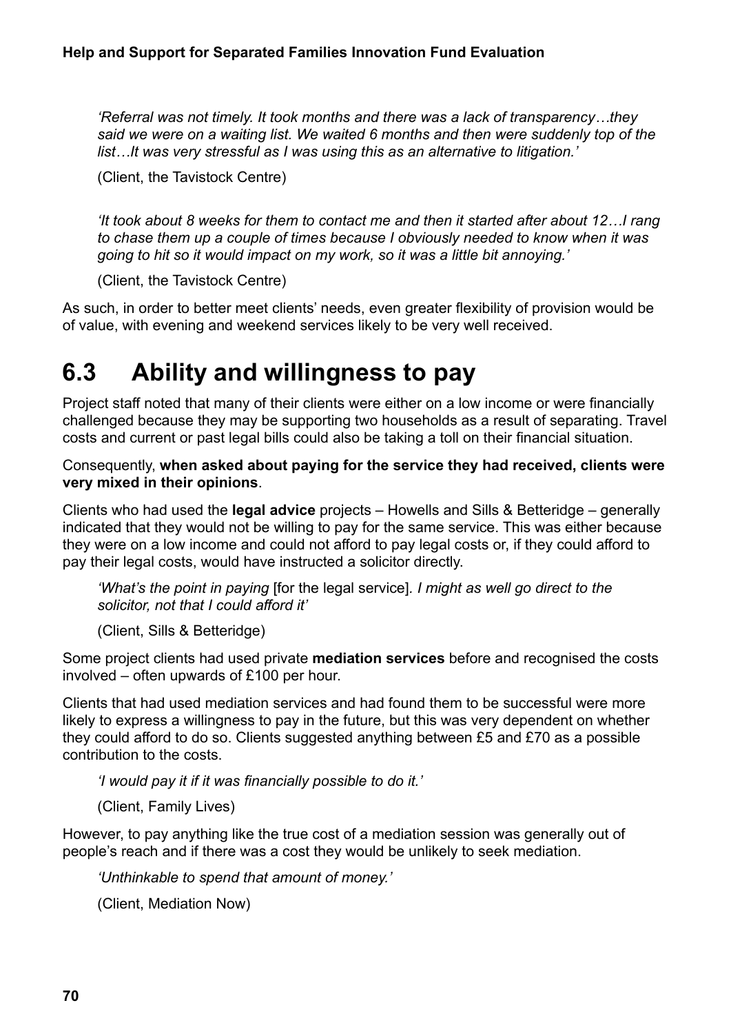*'Referral was not timely. It took months and there was a lack of transparency…they said we were on a waiting list. We waited 6 months and then were suddenly top of the list…It was very stressful as I was using this as an alternative to litigation.'*

(Client, the Tavistock Centre)

*'It took about 8 weeks for them to contact me and then it started after about 12…I rang to chase them up a couple of times because I obviously needed to know when it was going to hit so it would impact on my work, so it was a little bit annoying.'*

(Client, the Tavistock Centre)

As such, in order to better meet clients' needs, even greater flexibility of provision would be of value, with evening and weekend services likely to be very well received.

## 6.3 Ability and willingness to pay

Project staff noted that many of their clients were either on a low income or were financially challenged because they may be supporting two households as a result of separating. Travel costs and current or past legal bills could also be taking a toll on their financial situation.

Consequently, **when asked about paying for the service they had received, clients were very mixed in their opinions**.

Clients who had used the **legal advice** projects – Howells and Sills & Betteridge – generally indicated that they would not be willing to pay for the same service. This was either because they were on a low income and could not afford to pay legal costs or, if they could afford to pay their legal costs, would have instructed a solicitor directly.

*'What's the point in paying* [for the legal service]*. I might as well go direct to the solicitor, not that I could afford it'*

(Client, Sills & Betteridge)

Some project clients had used private **mediation services** before and recognised the costs involved – often upwards of £100 per hour.

Clients that had used mediation services and had found them to be successful were more likely to express a willingness to pay in the future, but this was very dependent on whether they could afford to do so. Clients suggested anything between £5 and £70 as a possible contribution to the costs.

*'I would pay it if it was financially possible to do it.'*

(Client, Family Lives)

However, to pay anything like the true cost of a mediation session was generally out of people's reach and if there was a cost they would be unlikely to seek mediation.

*'Unthinkable to spend that amount of money.'*

(Client, Mediation Now)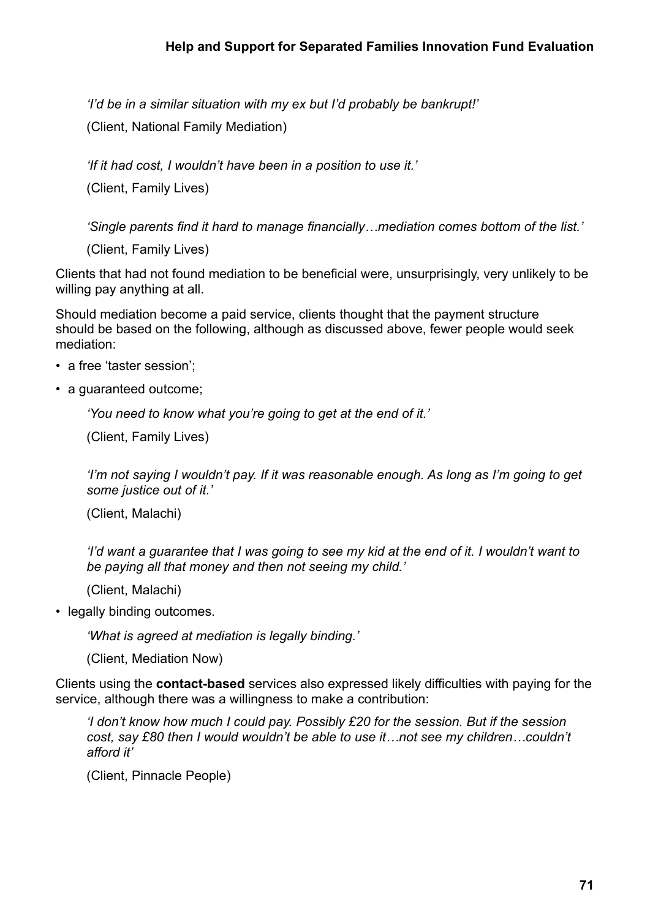*'I'd be in a similar situation with my ex but I'd probably be bankrupt!'*

(Client, National Family Mediation)

*'If it had cost, I wouldn't have been in a position to use it.'*

(Client, Family Lives)

*'Single parents find it hard to manage financially…mediation comes bottom of the list.'*

(Client, Family Lives)

Clients that had not found mediation to be beneficial were, unsurprisingly, very unlikely to be willing pay anything at all.

Should mediation become a paid service, clients thought that the payment structure should be based on the following, although as discussed above, fewer people would seek mediation:

- a free 'taster session';
- a guaranteed outcome;

  *'You need to know what you're going to get at the end of it.'*

  (Client, Family Lives)

  *'I'm not saying I wouldn't pay. If it was reasonable enough. As long as I'm going to get some justice out of it.'*

  (Client, Malachi)

  *'I'd want a guarantee that I was going to see my kid at the end of it. I wouldn't want to be paying all that money and then not seeing my child.'*

  (Client, Malachi)

- legally binding outcomes.

  *'What is agreed at mediation is legally binding.'*

  (Client, Mediation Now)

Clients using the **contact-based** services also expressed likely difficulties with paying for the service, although there was a willingness to make a contribution:

*'I don't know how much I could pay. Possibly £20 for the session. But if the session cost, say £80 then I would wouldn't be able to use it…not see my children…couldn't afford it'*

(Client, Pinnacle People)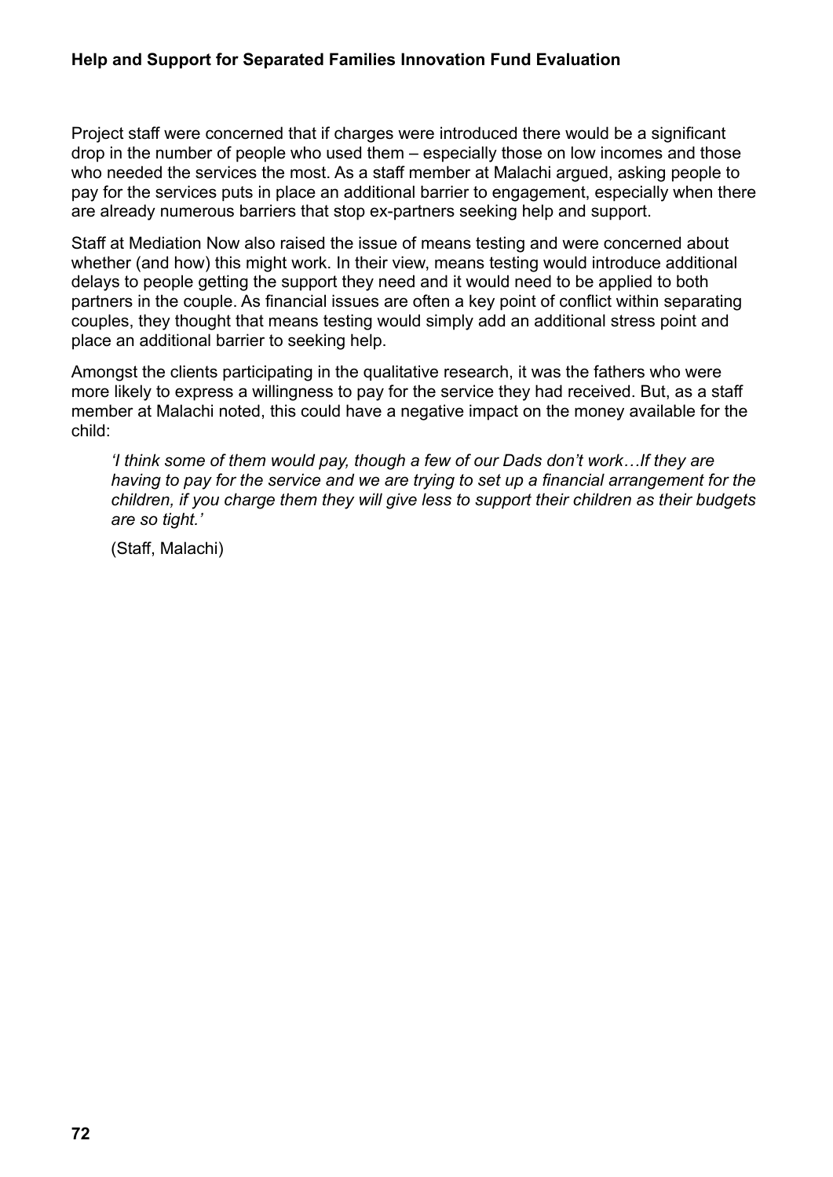Project staff were concerned that if charges were introduced there would be a significant drop in the number of people who used them – especially those on low incomes and those who needed the services the most. As a staff member at Malachi argued, asking people to pay for the services puts in place an additional barrier to engagement, especially when there are already numerous barriers that stop ex-partners seeking help and support.

Staff at Mediation Now also raised the issue of means testing and were concerned about whether (and how) this might work. In their view, means testing would introduce additional delays to people getting the support they need and it would need to be applied to both partners in the couple. As financial issues are often a key point of conflict within separating couples, they thought that means testing would simply add an additional stress point and place an additional barrier to seeking help.

Amongst the clients participating in the qualitative research, it was the fathers who were more likely to express a willingness to pay for the service they had received. But, as a staff member at Malachi noted, this could have a negative impact on the money available for the child:

> *'I think some of them would pay, though a few of our Dads don't work…If they are having to pay for the service and we are trying to set up a financial arrangement for the children, if you charge them they will give less to support their children as their budgets are so tight.'*
>
> (Staff, Malachi)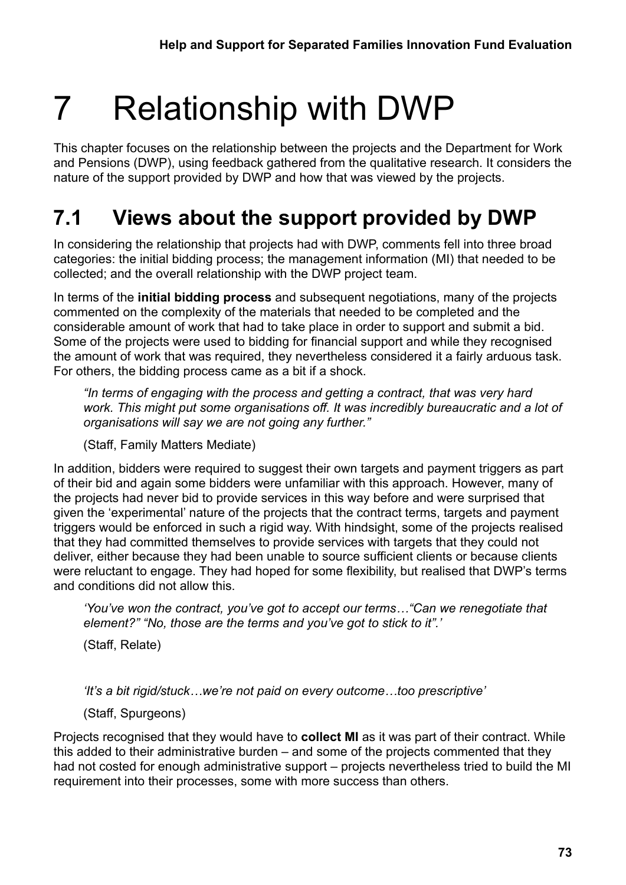# 7 Relationship with DWP

This chapter focuses on the relationship between the projects and the Department for Work and Pensions (DWP), using feedback gathered from the qualitative research. It considers the nature of the support provided by DWP and how that was viewed by the projects.

## 7.1 Views about the support provided by DWP

In considering the relationship that projects had with DWP, comments fell into three broad categories: the initial bidding process; the management information (MI) that needed to be collected; and the overall relationship with the DWP project team.

In terms of the **initial bidding process** and subsequent negotiations, many of the projects commented on the complexity of the materials that needed to be completed and the considerable amount of work that had to take place in order to support and submit a bid. Some of the projects were used to bidding for financial support and while they recognised the amount of work that was required, they nevertheless considered it a fairly arduous task. For others, the bidding process came as a bit if a shock.

> *"In terms of engaging with the process and getting a contract, that was very hard work. This might put some organisations off. It was incredibly bureaucratic and a lot of organisations will say we are not going any further."*
>
> (Staff, Family Matters Mediate)

In addition, bidders were required to suggest their own targets and payment triggers as part of their bid and again some bidders were unfamiliar with this approach. However, many of the projects had never bid to provide services in this way before and were surprised that given the 'experimental' nature of the projects that the contract terms, targets and payment triggers would be enforced in such a rigid way. With hindsight, some of the projects realised that they had committed themselves to provide services with targets that they could not deliver, either because they had been unable to source sufficient clients or because clients were reluctant to engage. They had hoped for some flexibility, but realised that DWP's terms and conditions did not allow this.

> *'You've won the contract, you've got to accept our terms…"Can we renegotiate that element?" "No, those are the terms and you've got to stick to it".'*
>
> (Staff, Relate)

> *'It's a bit rigid/stuck…we're not paid on every outcome…too prescriptive'*
>
> (Staff, Spurgeons)

Projects recognised that they would have to **collect MI** as it was part of their contract. While this added to their administrative burden – and some of the projects commented that they had not costed for enough administrative support – projects nevertheless tried to build the MI requirement into their processes, some with more success than others.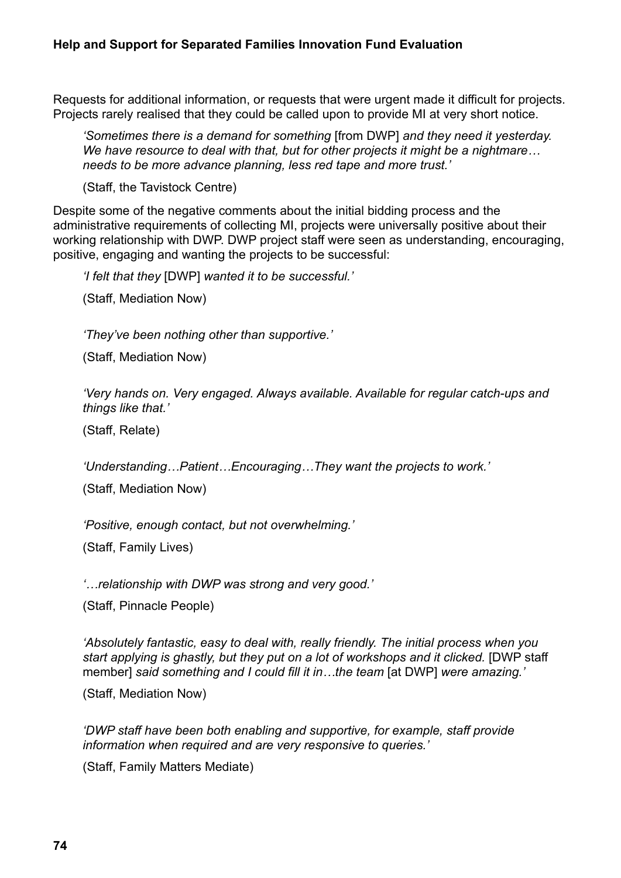Requests for additional information, or requests that were urgent made it difficult for projects. Projects rarely realised that they could be called upon to provide MI at very short notice.

> *'Sometimes there is a demand for something* [from DWP] *and they need it yesterday. We have resource to deal with that, but for other projects it might be a nightmare… needs to be more advance planning, less red tape and more trust.'*
>
> (Staff, the Tavistock Centre)

Despite some of the negative comments about the initial bidding process and the administrative requirements of collecting MI, projects were universally positive about their working relationship with DWP. DWP project staff were seen as understanding, encouraging, positive, engaging and wanting the projects to be successful:

> *'I felt that they* [DWP] *wanted it to be successful.'*
>
> (Staff, Mediation Now)

> *'They've been nothing other than supportive.'*
>
> (Staff, Mediation Now)

> *'Very hands on. Very engaged. Always available. Available for regular catch-ups and things like that.'*
>
> (Staff, Relate)

> *'Understanding…Patient…Encouraging…They want the projects to work.'*
>
> (Staff, Mediation Now)

> *'Positive, enough contact, but not overwhelming.'*
>
> (Staff, Family Lives)

> *'…relationship with DWP was strong and very good.'*
>
> (Staff, Pinnacle People)

> *'Absolutely fantastic, easy to deal with, really friendly. The initial process when you start applying is ghastly, but they put on a lot of workshops and it clicked.* [DWP staff member] *said something and I could fill it in…the team* [at DWP] *were amazing.'*
>
> (Staff, Mediation Now)

> *'DWP staff have been both enabling and supportive, for example, staff provide information when required and are very responsive to queries.'*
>
> (Staff, Family Matters Mediate)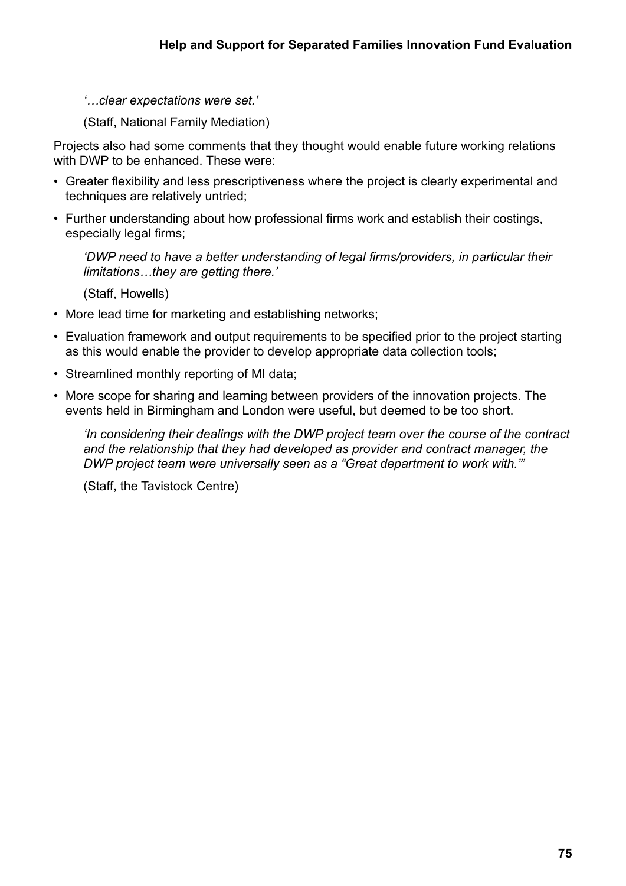*'…clear expectations were set.'*

(Staff, National Family Mediation)

Projects also had some comments that they thought would enable future working relations with DWP to be enhanced. These were:

- Greater flexibility and less prescriptiveness where the project is clearly experimental and techniques are relatively untried;
- Further understanding about how professional firms work and establish their costings, especially legal firms;

  *'DWP need to have a better understanding of legal firms/providers, in particular their limitations…they are getting there.'*

  (Staff, Howells)

- More lead time for marketing and establishing networks;
- Evaluation framework and output requirements to be specified prior to the project starting as this would enable the provider to develop appropriate data collection tools;
- Streamlined monthly reporting of MI data;
- More scope for sharing and learning between providers of the innovation projects. The events held in Birmingham and London were useful, but deemed to be too short.

  *'In considering their dealings with the DWP project team over the course of the contract and the relationship that they had developed as provider and contract manager, the DWP project team were universally seen as a "Great department to work with."'*

  (Staff, the Tavistock Centre)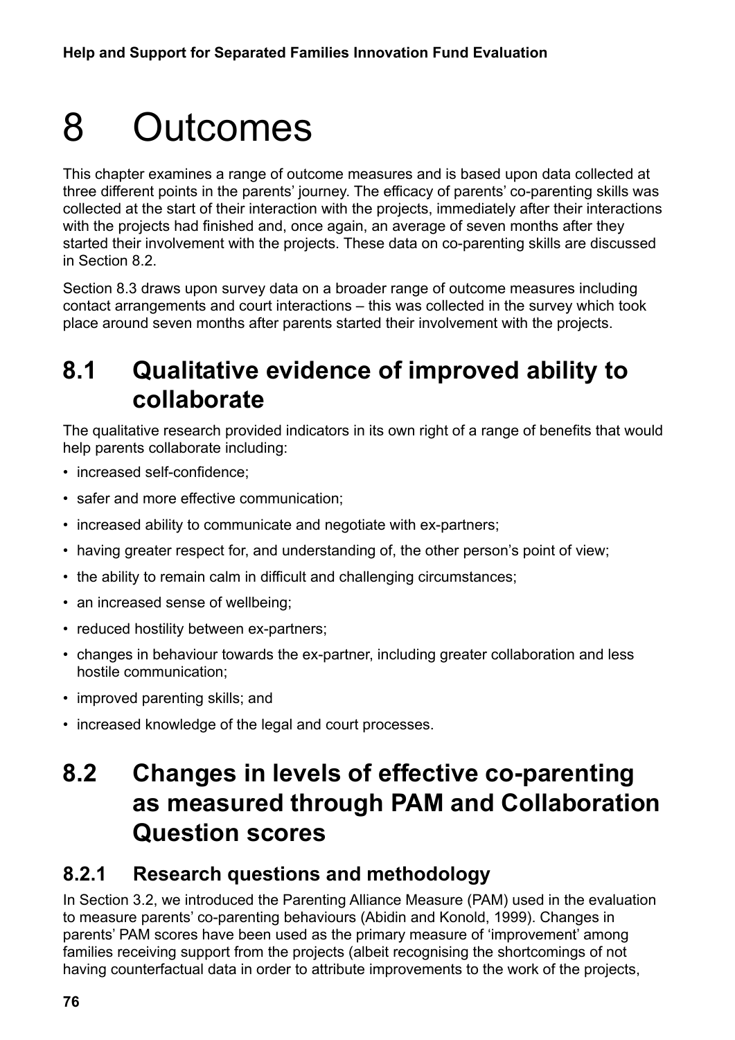# 8 Outcomes

This chapter examines a range of outcome measures and is based upon data collected at three different points in the parents' journey. The efficacy of parents' co-parenting skills was collected at the start of their interaction with the projects, immediately after their interactions with the projects had finished and, once again, an average of seven months after they started their involvement with the projects. These data on co-parenting skills are discussed in Section 8.2.

Section 8.3 draws upon survey data on a broader range of outcome measures including contact arrangements and court interactions – this was collected in the survey which took place around seven months after parents started their involvement with the projects.

## 8.1 Qualitative evidence of improved ability to collaborate

The qualitative research provided indicators in its own right of a range of benefits that would help parents collaborate including:

- increased self-confidence;
- safer and more effective communication;
- increased ability to communicate and negotiate with ex-partners;
- having greater respect for, and understanding of, the other person's point of view;
- the ability to remain calm in difficult and challenging circumstances;
- an increased sense of wellbeing;
- reduced hostility between ex-partners;
- changes in behaviour towards the ex-partner, including greater collaboration and less hostile communication;
- improved parenting skills; and
- increased knowledge of the legal and court processes.

## 8.2 Changes in levels of effective co-parenting as measured through PAM and Collaboration Question scores

### 8.2.1 Research questions and methodology

In Section 3.2, we introduced the Parenting Alliance Measure (PAM) used in the evaluation to measure parents' co-parenting behaviours (Abidin and Konold, 1999). Changes in parents' PAM scores have been used as the primary measure of 'improvement' among families receiving support from the projects (albeit recognising the shortcomings of not having counterfactual data in order to attribute improvements to the work of the projects,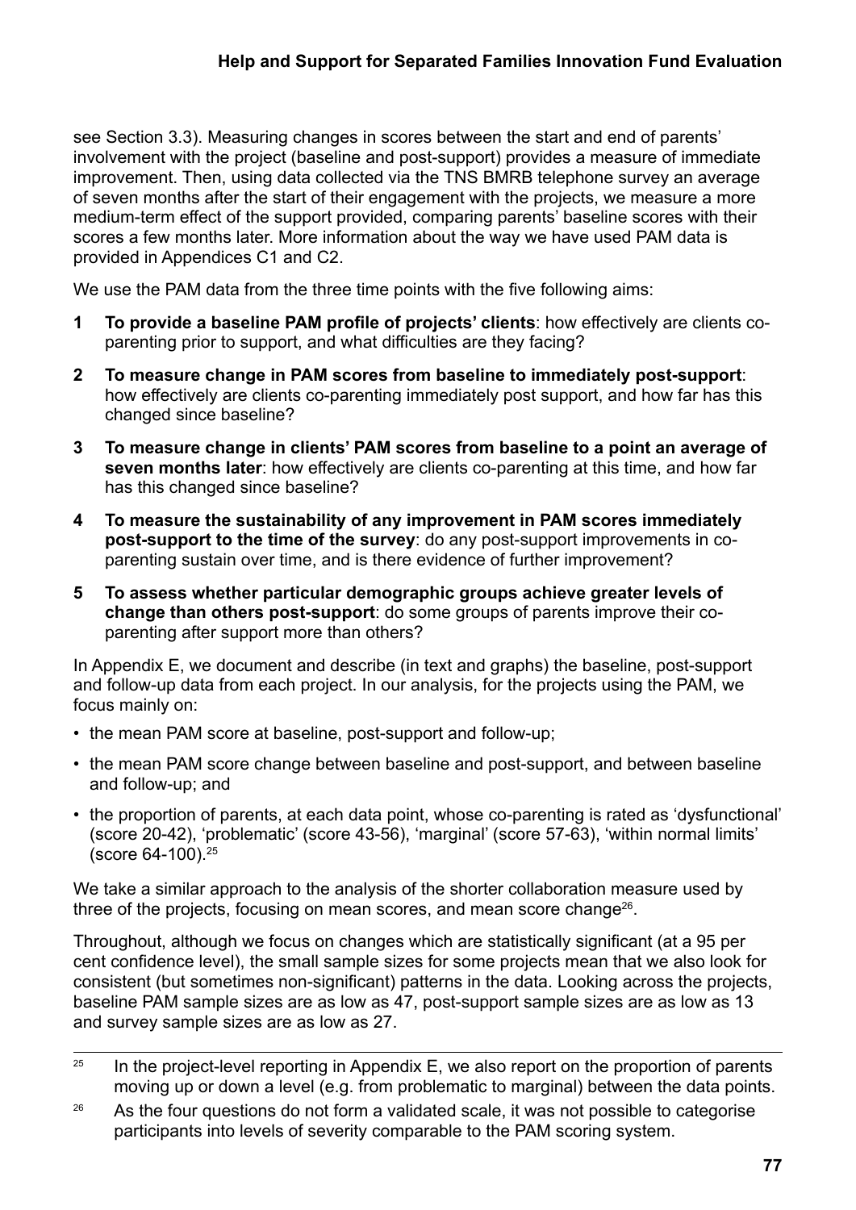see Section 3.3). Measuring changes in scores between the start and end of parents' involvement with the project (baseline and post-support) provides a measure of immediate improvement. Then, using data collected via the TNS BMRB telephone survey an average of seven months after the start of their engagement with the projects, we measure a more medium-term effect of the support provided, comparing parents' baseline scores with their scores a few months later. More information about the way we have used PAM data is provided in Appendices C1 and C2.

We use the PAM data from the three time points with the five following aims:

1. **To provide a baseline PAM profile of projects' clients**: how effectively are clients co-parenting prior to support, and what difficulties are they facing?
2. **To measure change in PAM scores from baseline to immediately post-support**: how effectively are clients co-parenting immediately post support, and how far has this changed since baseline?
3. **To measure change in clients' PAM scores from baseline to a point an average of seven months later**: how effectively are clients co-parenting at this time, and how far has this changed since baseline?
4. **To measure the sustainability of any improvement in PAM scores immediately post-support to the time of the survey**: do any post-support improvements in co-parenting sustain over time, and is there evidence of further improvement?
5. **To assess whether particular demographic groups achieve greater levels of change than others post-support**: do some groups of parents improve their co-parenting after support more than others?

In Appendix E, we document and describe (in text and graphs) the baseline, post-support and follow-up data from each project. In our analysis, for the projects using the PAM, we focus mainly on:

- the mean PAM score at baseline, post-support and follow-up;
- the mean PAM score change between baseline and post-support, and between baseline and follow-up; and
- the proportion of parents, at each data point, whose co-parenting is rated as 'dysfunctional' (score 20-42), 'problematic' (score 43-56), 'marginal' (score 57-63), 'within normal limits' (score 64-100).[25]

We take a similar approach to the analysis of the shorter collaboration measure used by three of the projects, focusing on mean scores, and mean score change[26].

Throughout, although we focus on changes which are statistically significant (at a 95 per cent confidence level), the small sample sizes for some projects mean that we also look for consistent (but sometimes non-significant) patterns in the data. Looking across the projects, baseline PAM sample sizes are as low as 47, post-support sample sizes are as low as 13 and survey sample sizes are as low as 27.

---

[25] In the project-level reporting in Appendix E, we also report on the proportion of parents moving up or down a level (e.g. from problematic to marginal) between the data points.

[26] As the four questions do not form a validated scale, it was not possible to categorise participants into levels of severity comparable to the PAM scoring system.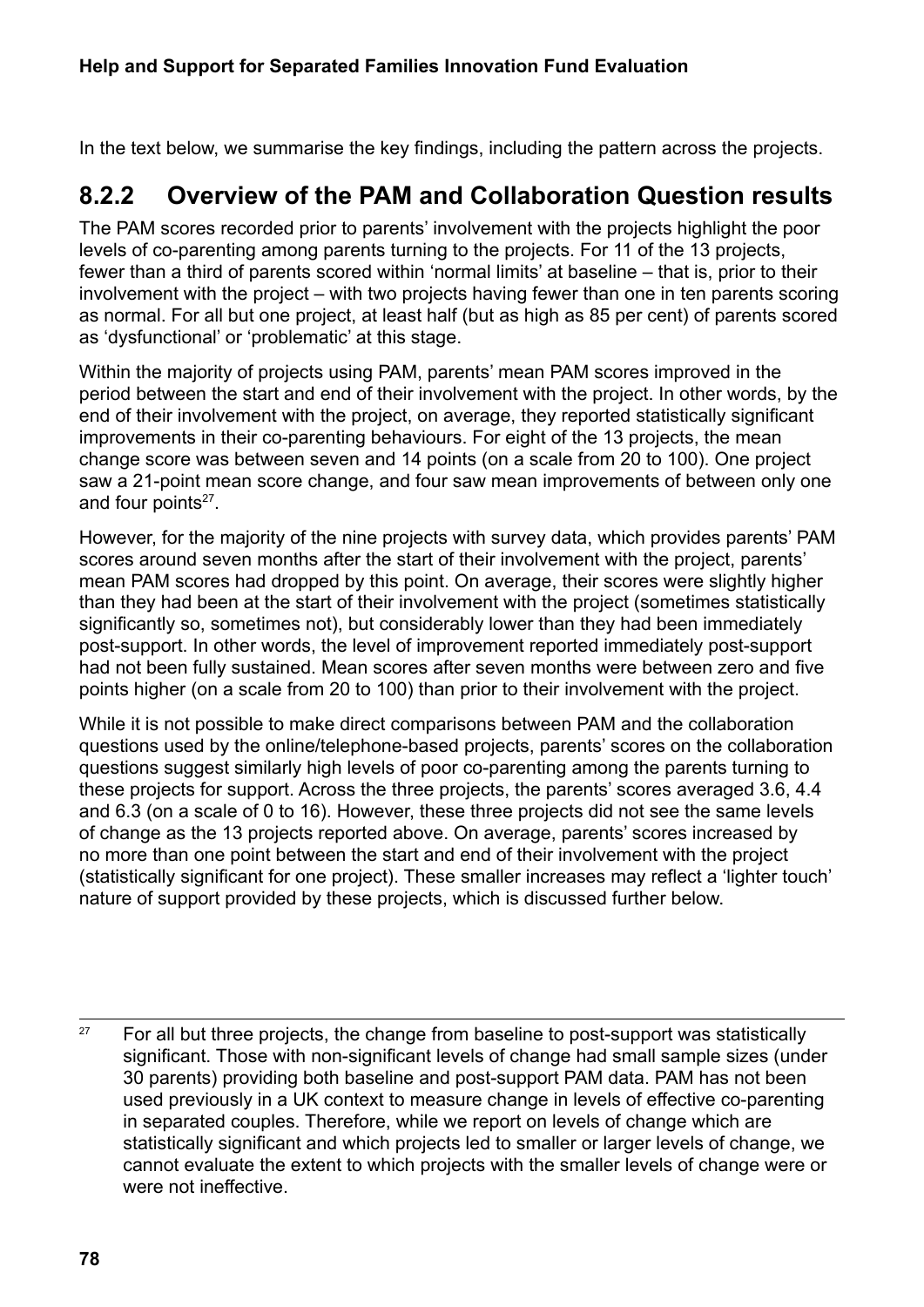In the text below, we summarise the key findings, including the pattern across the projects.

### 8.2.2 Overview of the PAM and Collaboration Question results

The PAM scores recorded prior to parents' involvement with the projects highlight the poor levels of co-parenting among parents turning to the projects. For 11 of the 13 projects, fewer than a third of parents scored within 'normal limits' at baseline – that is, prior to their involvement with the project – with two projects having fewer than one in ten parents scoring as normal. For all but one project, at least half (but as high as 85 per cent) of parents scored as 'dysfunctional' or 'problematic' at this stage.

Within the majority of projects using PAM, parents' mean PAM scores improved in the period between the start and end of their involvement with the project. In other words, by the end of their involvement with the project, on average, they reported statistically significant improvements in their co-parenting behaviours. For eight of the 13 projects, the mean change score was between seven and 14 points (on a scale from 20 to 100). One project saw a 21-point mean score change, and four saw mean improvements of between only one and four points[27].

However, for the majority of the nine projects with survey data, which provides parents' PAM scores around seven months after the start of their involvement with the project, parents' mean PAM scores had dropped by this point. On average, their scores were slightly higher than they had been at the start of their involvement with the project (sometimes statistically significantly so, sometimes not), but considerably lower than they had been immediately post-support. In other words, the level of improvement reported immediately post-support had not been fully sustained. Mean scores after seven months were between zero and five points higher (on a scale from 20 to 100) than prior to their involvement with the project.

While it is not possible to make direct comparisons between PAM and the collaboration questions used by the online/telephone-based projects, parents' scores on the collaboration questions suggest similarly high levels of poor co-parenting among the parents turning to these projects for support. Across the three projects, the parents' scores averaged 3.6, 4.4 and 6.3 (on a scale of 0 to 16). However, these three projects did not see the same levels of change as the 13 projects reported above. On average, parents' scores increased by no more than one point between the start and end of their involvement with the project (statistically significant for one project). These smaller increases may reflect a 'lighter touch' nature of support provided by these projects, which is discussed further below.

[27] For all but three projects, the change from baseline to post-support was statistically significant. Those with non-significant levels of change had small sample sizes (under 30 parents) providing both baseline and post-support PAM data. PAM has not been used previously in a UK context to measure change in levels of effective co-parenting in separated couples. Therefore, while we report on levels of change which are statistically significant and which projects led to smaller or larger levels of change, we cannot evaluate the extent to which projects with the smaller levels of change were or were not ineffective.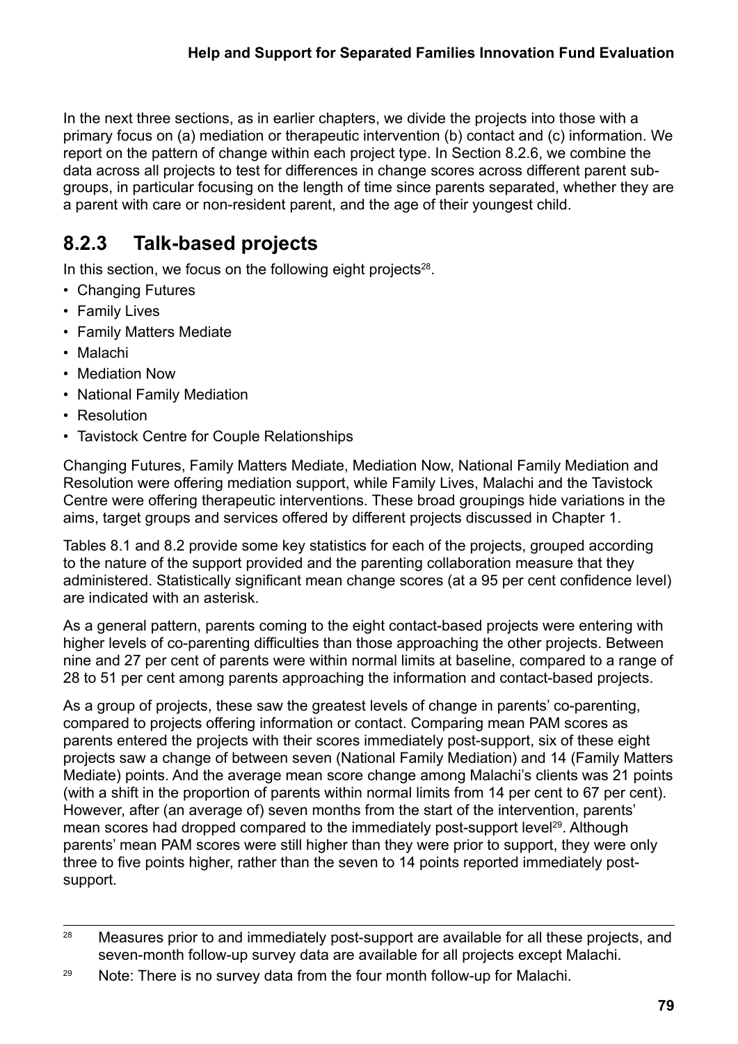In the next three sections, as in earlier chapters, we divide the projects into those with a primary focus on (a) mediation or therapeutic intervention (b) contact and (c) information. We report on the pattern of change within each project type. In Section 8.2.6, we combine the data across all projects to test for differences in change scores across different parent sub-groups, in particular focusing on the length of time since parents separated, whether they are a parent with care or non-resident parent, and the age of their youngest child.

### 8.2.3 Talk-based projects

In this section, we focus on the following eight projects[28].

- Changing Futures
- Family Lives
- Family Matters Mediate
- Malachi
- Mediation Now
- National Family Mediation
- Resolution
- Tavistock Centre for Couple Relationships

Changing Futures, Family Matters Mediate, Mediation Now, National Family Mediation and Resolution were offering mediation support, while Family Lives, Malachi and the Tavistock Centre were offering therapeutic interventions. These broad groupings hide variations in the aims, target groups and services offered by different projects discussed in Chapter 1.

Tables 8.1 and 8.2 provide some key statistics for each of the projects, grouped according to the nature of the support provided and the parenting collaboration measure that they administered. Statistically significant mean change scores (at a 95 per cent confidence level) are indicated with an asterisk.

As a general pattern, parents coming to the eight contact-based projects were entering with higher levels of co-parenting difficulties than those approaching the other projects. Between nine and 27 per cent of parents were within normal limits at baseline, compared to a range of 28 to 51 per cent among parents approaching the information and contact-based projects.

As a group of projects, these saw the greatest levels of change in parents' co-parenting, compared to projects offering information or contact. Comparing mean PAM scores as parents entered the projects with their scores immediately post-support, six of these eight projects saw a change of between seven (National Family Mediation) and 14 (Family Matters Mediate) points. And the average mean score change among Malachi's clients was 21 points (with a shift in the proportion of parents within normal limits from 14 per cent to 67 per cent). However, after (an average of) seven months from the start of the intervention, parents' mean scores had dropped compared to the immediately post-support level[29]. Although parents' mean PAM scores were still higher than they were prior to support, they were only three to five points higher, rather than the seven to 14 points reported immediately post-support.

---

[28] Measures prior to and immediately post-support are available for all these projects, and seven-month follow-up survey data are available for all projects except Malachi.

[29] Note: There is no survey data from the four month follow-up for Malachi.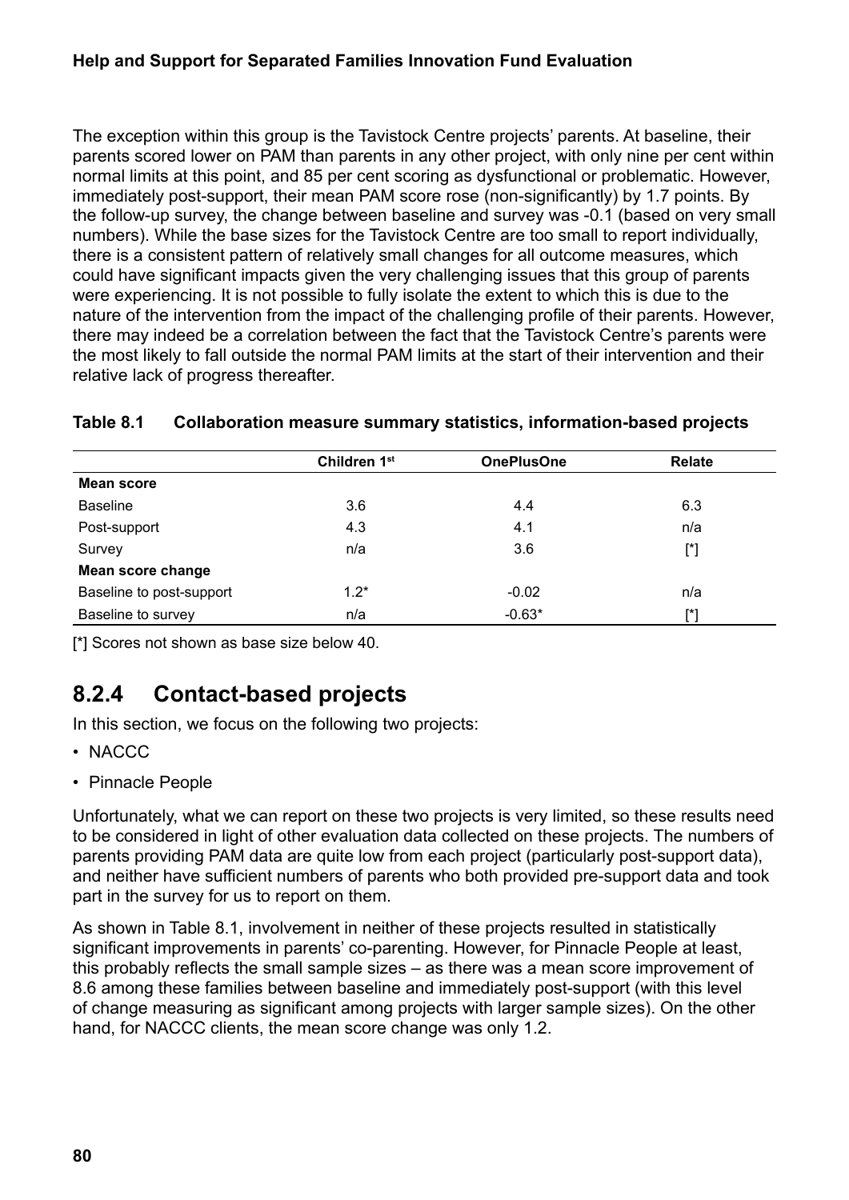The exception within this group is the Tavistock Centre projects' parents. At baseline, their parents scored lower on PAM than parents in any other project, with only nine per cent within normal limits at this point, and 85 per cent scoring as dysfunctional or problematic. However, immediately post-support, their mean PAM score rose (non-significantly) by 1.7 points. By the follow-up survey, the change between baseline and survey was -0.1 (based on very small numbers). While the base sizes for the Tavistock Centre are too small to report individually, there is a consistent pattern of relatively small changes for all outcome measures, which could have significant impacts given the very challenging issues that this group of parents were experiencing. It is not possible to fully isolate the extent to which this is due to the nature of the intervention from the impact of the challenging profile of their parents. However, there may indeed be a correlation between the fact that the Tavistock Centre's parents were the most likely to fall outside the normal PAM limits at the start of their intervention and their relative lack of progress thereafter.

**Table 8.1 Collaboration measure summary statistics, information-based projects**

| | Children 1st | OnePlusOne | Relate |
|---|---|---|---|
| **Mean score** | | | |
| Baseline | 3.6 | 4.4 | 6.3 |
| Post-support | 4.3 | 4.1 | n/a |
| Survey | n/a | 3.6 | [*] |
| **Mean score change** | | | |
| Baseline to post-support | 1.2* | -0.02 | n/a |
| Baseline to survey | n/a | -0.63* | [*] |

[*] Scores not shown as base size below 40.

## 8.2.4 Contact-based projects

In this section, we focus on the following two projects:

- NACCC
- Pinnacle People

Unfortunately, what we can report on these two projects is very limited, so these results need to be considered in light of other evaluation data collected on these projects. The numbers of parents providing PAM data are quite low from each project (particularly post-support data), and neither have sufficient numbers of parents who both provided pre-support data and took part in the survey for us to report on them.

As shown in Table 8.1, involvement in neither of these projects resulted in statistically significant improvements in parents' co-parenting. However, for Pinnacle People at least, this probably reflects the small sample sizes – as there was a mean score improvement of 8.6 among these families between baseline and immediately post-support (with this level of change measuring as significant among projects with larger sample sizes). On the other hand, for NACCC clients, the mean score change was only 1.2.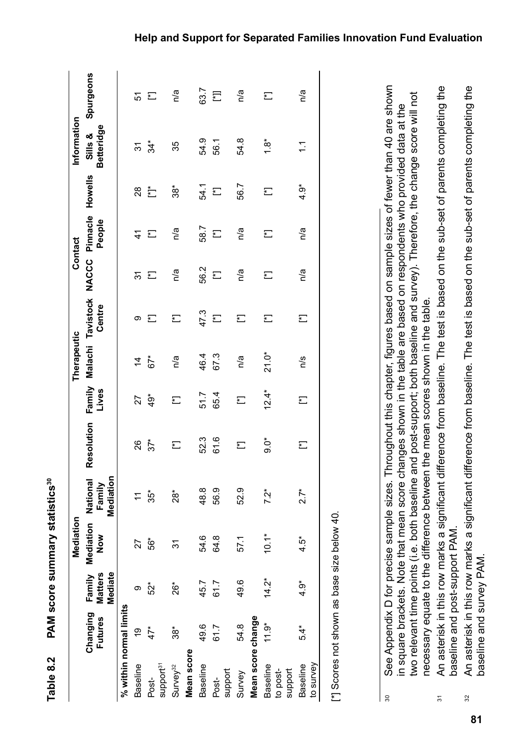**Table 8.2 PAM score summary statistics[30]**

| | Mediation | | | | Therapeutic | | | Contact | | Information | | |
|---|---|---|---|---|---|---|---|---|---|---|---|---|
| | Changing Futures | Family Matters Mediate | Mediation Now | National Family Mediation | Resolution | Family Lives | Malachi | Tavistock Centre | NACCC | Pinnacle People | Howells | Sills & Betteridge | Spurgeons |
| **% within normal limits** | | | | | | | | | | | | | |
| Baseline | 19 | 9 | 27 | 11 | 26 | 27 | 14 | 9 | 31 | 41 | 28 | 31 | 51 |
| Post-support[31] | 47* | 52* | 56* | 35* | 37* | 49* | 67* | [*] | [*] | [*] | [*]* | 34* | [*] |
| Survey[32] | 38* | 26* | 31 | 28* | [*] | [*] | n/a | [*] | n/a | n/a | 38* | 35 | n/a |
| **Mean score** | | | | | | | | | | | | | |
| Baseline | 49.6 | 45.7 | 54.6 | 48.8 | 52.3 | 51.7 | 46.4 | 47.3 | 56.2 | 58.7 | 54.1 | 54.9 | 63.7 |
| Post-support | 61.7 | 61.7 | 64.8 | 56.9 | 61.6 | 65.4 | 67.3 | [*] | [*] | [*] | [*] | 56.1 | [*]] |
| Survey | 54.8 | 49.6 | 57.1 | 52.9 | [*] | [*] | n/a | [*] | n/a | n/a | 56.7 | 54.8 | n/a |
| **Mean score change** | | | | | | | | | | | | | |
| Baseline to post-support | 11.9* | 14.2* | 10.1* | 7.2* | 9.0* | 12.4* | 21.0* | [*] | [*] | [*] | [*] | 1.8* | [*] |
| Baseline to survey | 5.4* | 4.9* | 4.5* | 2.7* | [*] | [*] | n/s | [*] | n/a | n/a | 4.9* | 1.1 | n/a |

[*] Scores not shown as base size below 40.

[30] See Appendix D for precise sample sizes. Throughout this chapter, figures based on sample sizes of fewer than 40 are shown in square brackets. Note that mean score changes shown in the table are based on respondents who provided data at the two relevant time points (i.e. both baseline and post-support; both baseline and survey). Therefore, the change score will not necessary equate to the difference between the mean scores shown in the table.

[31] An asterisk in this row marks a significant difference from baseline. The test is based on the sub-set of parents completing the baseline and post-support PAM.

[32] An asterisk in this row marks a significant difference from baseline. The test is based on the sub-set of parents completing the baseline and survey PAM.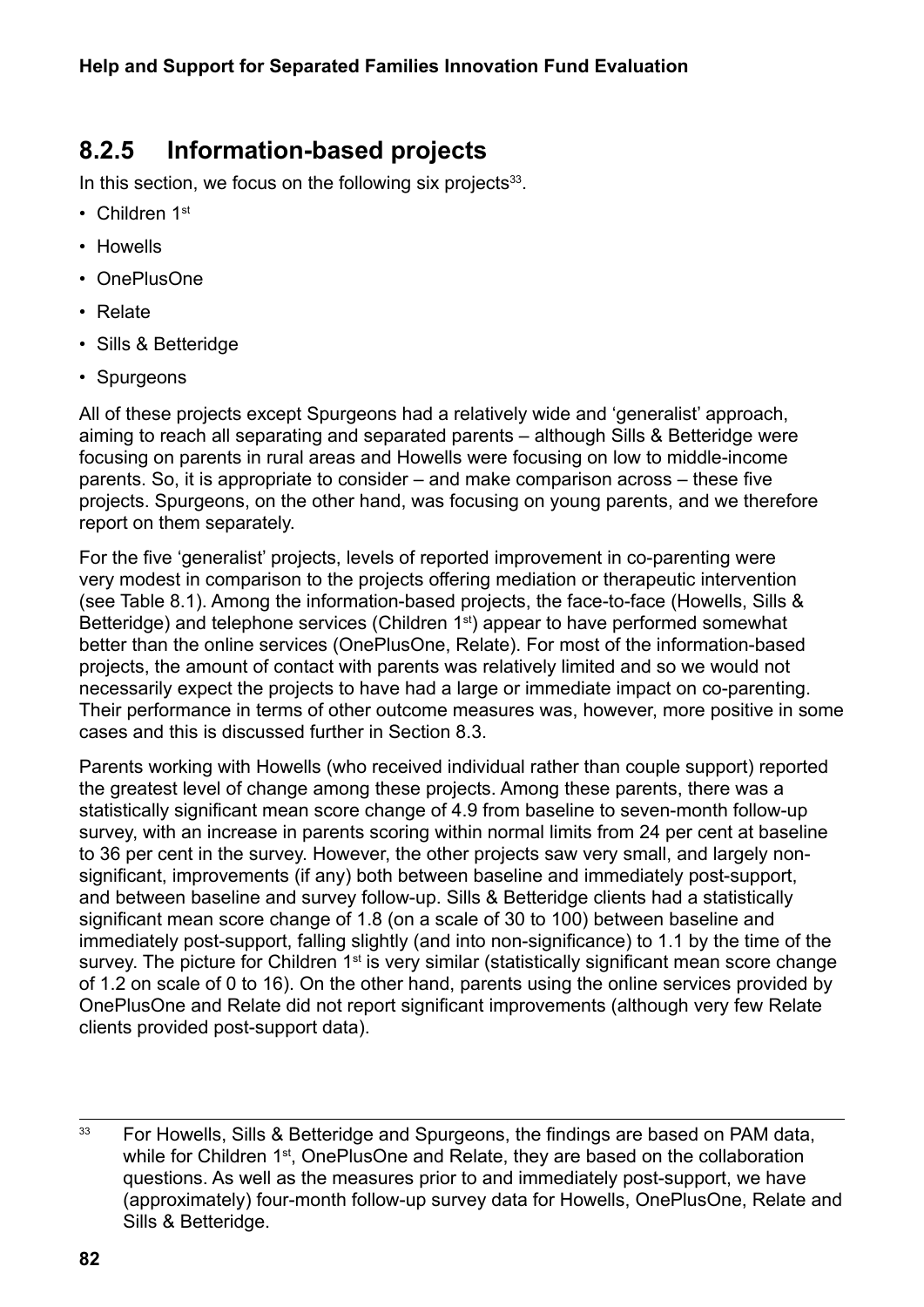### 8.2.5 Information-based projects

In this section, we focus on the following six projects[33].

- Children 1st
- Howells
- OnePlusOne
- Relate
- Sills & Betteridge
- Spurgeons

All of these projects except Spurgeons had a relatively wide and 'generalist' approach, aiming to reach all separating and separated parents – although Sills & Betteridge were focusing on parents in rural areas and Howells were focusing on low to middle-income parents. So, it is appropriate to consider – and make comparison across – these five projects. Spurgeons, on the other hand, was focusing on young parents, and we therefore report on them separately.

For the five 'generalist' projects, levels of reported improvement in co-parenting were very modest in comparison to the projects offering mediation or therapeutic intervention (see Table 8.1). Among the information-based projects, the face-to-face (Howells, Sills & Betteridge) and telephone services (Children 1st) appear to have performed somewhat better than the online services (OnePlusOne, Relate). For most of the information-based projects, the amount of contact with parents was relatively limited and so we would not necessarily expect the projects to have had a large or immediate impact on co-parenting. Their performance in terms of other outcome measures was, however, more positive in some cases and this is discussed further in Section 8.3.

Parents working with Howells (who received individual rather than couple support) reported the greatest level of change among these projects. Among these parents, there was a statistically significant mean score change of 4.9 from baseline to seven-month follow-up survey, with an increase in parents scoring within normal limits from 24 per cent at baseline to 36 per cent in the survey. However, the other projects saw very small, and largely non-significant, improvements (if any) both between baseline and immediately post-support, and between baseline and survey follow-up. Sills & Betteridge clients had a statistically significant mean score change of 1.8 (on a scale of 30 to 100) between baseline and immediately post-support, falling slightly (and into non-significance) to 1.1 by the time of the survey. The picture for Children 1st is very similar (statistically significant mean score change of 1.2 on scale of 0 to 16). On the other hand, parents using the online services provided by OnePlusOne and Relate did not report significant improvements (although very few Relate clients provided post-support data).

---

[33] For Howells, Sills & Betteridge and Spurgeons, the findings are based on PAM data, while for Children 1st, OnePlusOne and Relate, they are based on the collaboration questions. As well as the measures prior to and immediately post-support, we have (approximately) four-month follow-up survey data for Howells, OnePlusOne, Relate and Sills & Betteridge.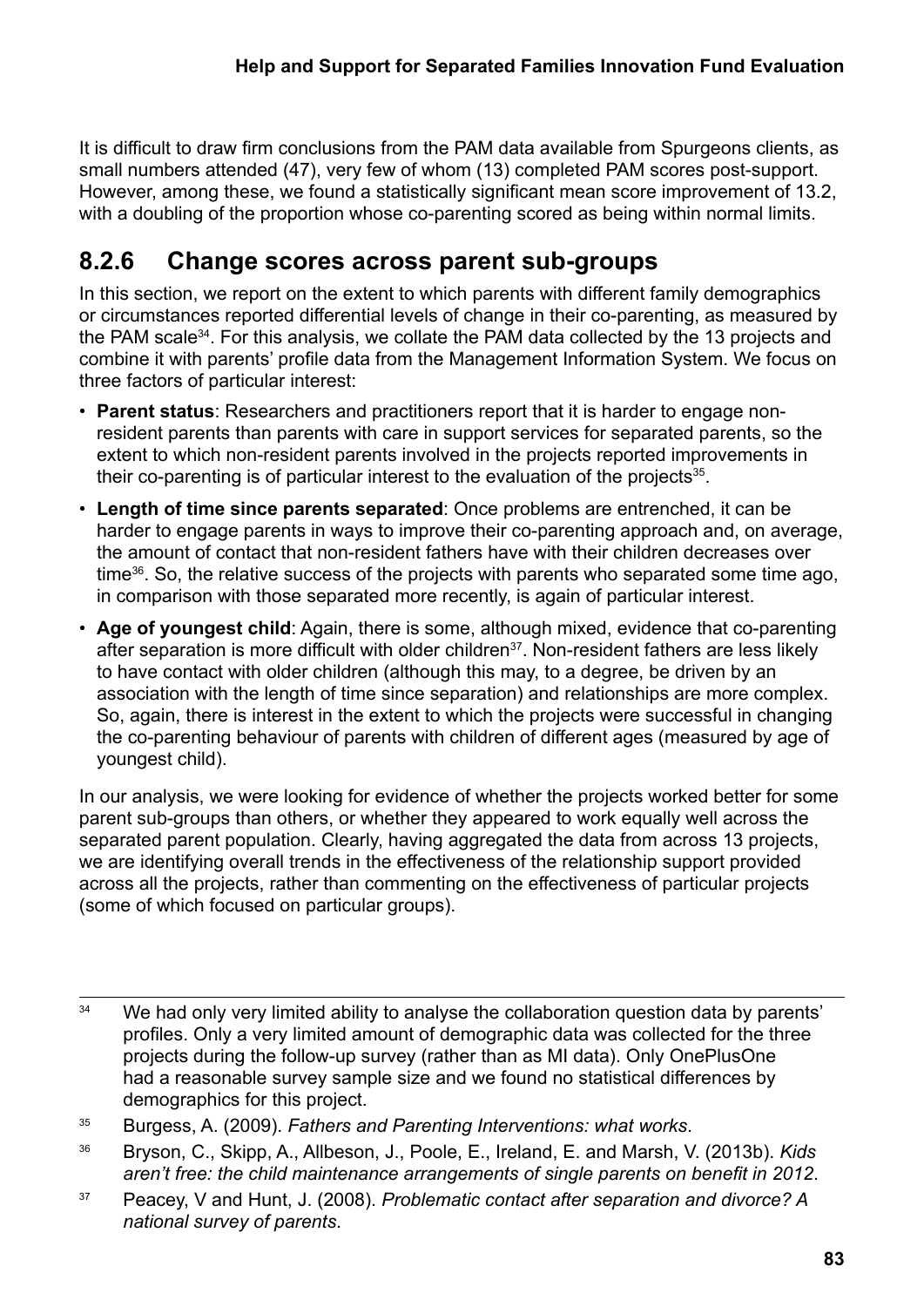It is difficult to draw firm conclusions from the PAM data available from Spurgeons clients, as small numbers attended (47), very few of whom (13) completed PAM scores post-support. However, among these, we found a statistically significant mean score improvement of 13.2, with a doubling of the proportion whose co-parenting scored as being within normal limits.

### 8.2.6 Change scores across parent sub-groups

In this section, we report on the extent to which parents with different family demographics or circumstances reported differential levels of change in their co-parenting, as measured by the PAM scale[34]. For this analysis, we collate the PAM data collected by the 13 projects and combine it with parents' profile data from the Management Information System. We focus on three factors of particular interest:

- **Parent status**: Researchers and practitioners report that it is harder to engage non-resident parents than parents with care in support services for separated parents, so the extent to which non-resident parents involved in the projects reported improvements in their co-parenting is of particular interest to the evaluation of the projects[35].
- **Length of time since parents separated**: Once problems are entrenched, it can be harder to engage parents in ways to improve their co-parenting approach and, on average, the amount of contact that non-resident fathers have with their children decreases over time[36]. So, the relative success of the projects with parents who separated some time ago, in comparison with those separated more recently, is again of particular interest.
- **Age of youngest child**: Again, there is some, although mixed, evidence that co-parenting after separation is more difficult with older children[37]. Non-resident fathers are less likely to have contact with older children (although this may, to a degree, be driven by an association with the length of time since separation) and relationships are more complex. So, again, there is interest in the extent to which the projects were successful in changing the co-parenting behaviour of parents with children of different ages (measured by age of youngest child).

In our analysis, we were looking for evidence of whether the projects worked better for some parent sub-groups than others, or whether they appeared to work equally well across the separated parent population. Clearly, having aggregated the data from across 13 projects, we are identifying overall trends in the effectiveness of the relationship support provided across all the projects, rather than commenting on the effectiveness of particular projects (some of which focused on particular groups).

---

[34] We had only very limited ability to analyse the collaboration question data by parents' profiles. Only a very limited amount of demographic data was collected for the three projects during the follow-up survey (rather than as MI data). Only OnePlusOne had a reasonable survey sample size and we found no statistical differences by demographics for this project.

[35] Burgess, A. (2009). *Fathers and Parenting Interventions: what works*.

[36] Bryson, C., Skipp, A., Allbeson, J., Poole, E., Ireland, E. and Marsh, V. (2013b). *Kids aren't free: the child maintenance arrangements of single parents on benefit in 2012*.

[37] Peacey, V and Hunt, J. (2008). *Problematic contact after separation and divorce? A national survey of parents*.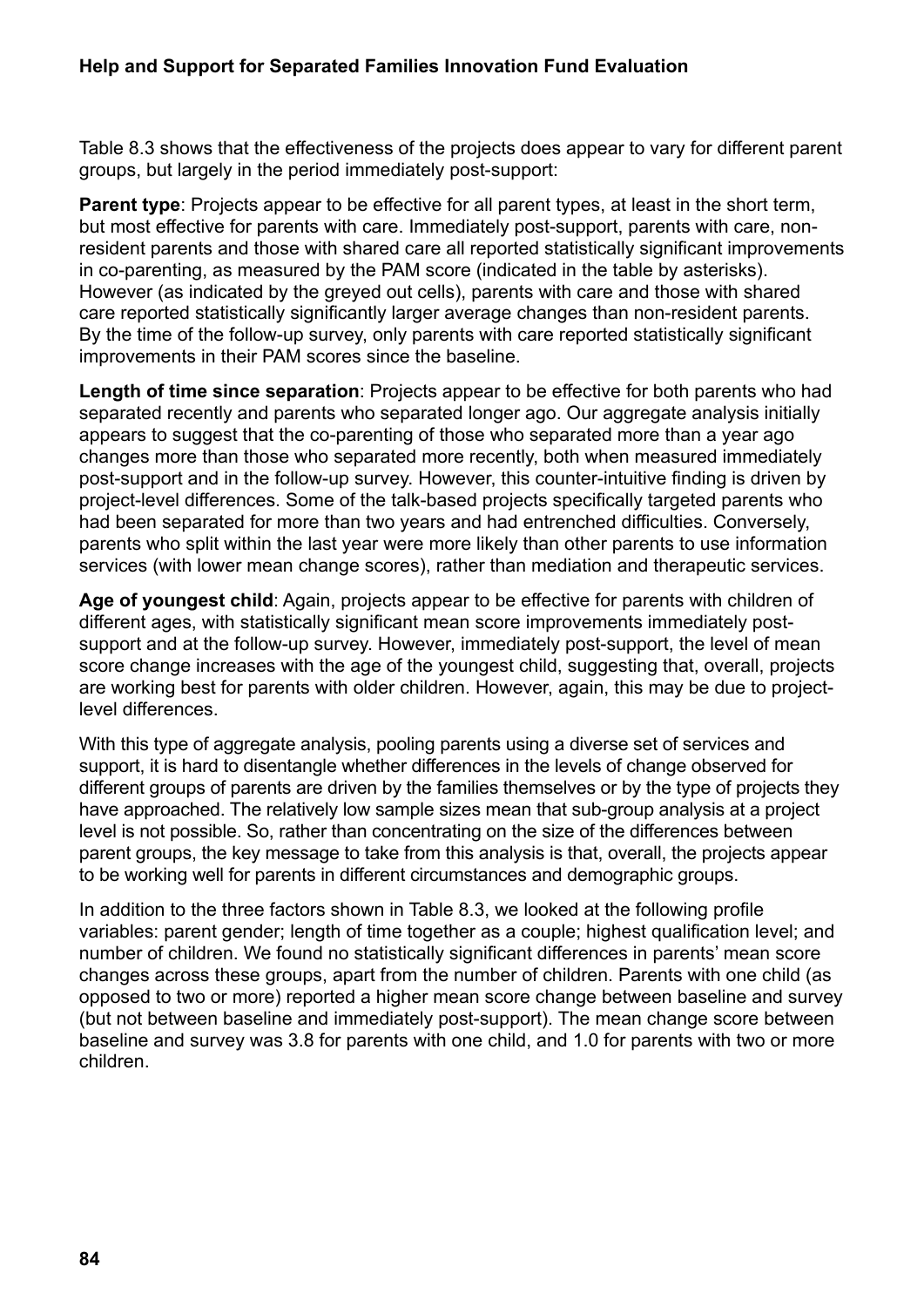Table 8.3 shows that the effectiveness of the projects does appear to vary for different parent groups, but largely in the period immediately post-support:

**Parent type**: Projects appear to be effective for all parent types, at least in the short term, but most effective for parents with care. Immediately post-support, parents with care, non-resident parents and those with shared care all reported statistically significant improvements in co-parenting, as measured by the PAM score (indicated in the table by asterisks). However (as indicated by the greyed out cells), parents with care and those with shared care reported statistically significantly larger average changes than non-resident parents. By the time of the follow-up survey, only parents with care reported statistically significant improvements in their PAM scores since the baseline.

**Length of time since separation**: Projects appear to be effective for both parents who had separated recently and parents who separated longer ago. Our aggregate analysis initially appears to suggest that the co-parenting of those who separated more than a year ago changes more than those who separated more recently, both when measured immediately post-support and in the follow-up survey. However, this counter-intuitive finding is driven by project-level differences. Some of the talk-based projects specifically targeted parents who had been separated for more than two years and had entrenched difficulties. Conversely, parents who split within the last year were more likely than other parents to use information services (with lower mean change scores), rather than mediation and therapeutic services.

**Age of youngest child**: Again, projects appear to be effective for parents with children of different ages, with statistically significant mean score improvements immediately post-support and at the follow-up survey. However, immediately post-support, the level of mean score change increases with the age of the youngest child, suggesting that, overall, projects are working best for parents with older children. However, again, this may be due to project-level differences.

With this type of aggregate analysis, pooling parents using a diverse set of services and support, it is hard to disentangle whether differences in the levels of change observed for different groups of parents are driven by the families themselves or by the type of projects they have approached. The relatively low sample sizes mean that sub-group analysis at a project level is not possible. So, rather than concentrating on the size of the differences between parent groups, the key message to take from this analysis is that, overall, the projects appear to be working well for parents in different circumstances and demographic groups.

In addition to the three factors shown in Table 8.3, we looked at the following profile variables: parent gender; length of time together as a couple; highest qualification level; and number of children. We found no statistically significant differences in parents' mean score changes across these groups, apart from the number of children. Parents with one child (as opposed to two or more) reported a higher mean score change between baseline and survey (but not between baseline and immediately post-support). The mean change score between baseline and survey was 3.8 for parents with one child, and 1.0 for parents with two or more children.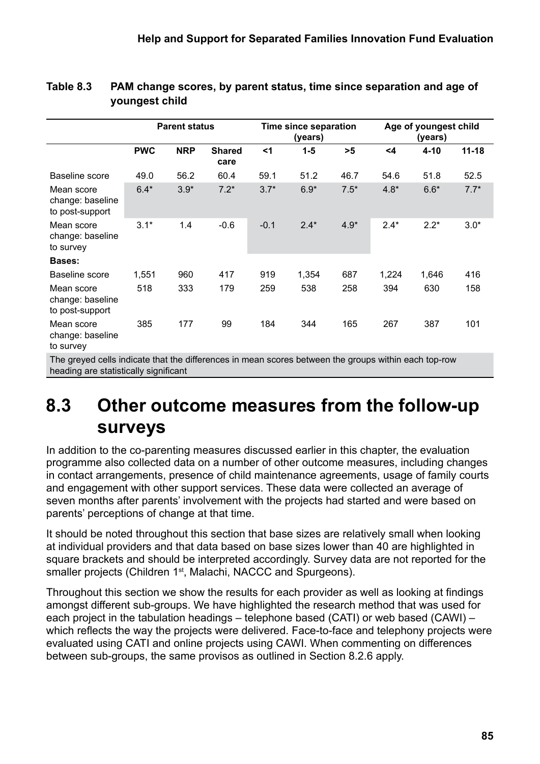**Table 8.3 PAM change scores, by parent status, time since separation and age of youngest child**

| | Parent status | | | Time since separation (years) | | | Age of youngest child (years) | | |
|---|---|---|---|---|---|---|---|---|---|
| | PWC | NRP | Shared care | <1 | 1-5 | >5 | <4 | 4-10 | 11-18 |
| Baseline score | 49.0 | 56.2 | 60.4 | 59.1 | 51.2 | 46.7 | 54.6 | 51.8 | 52.5 |
| Mean score change: baseline to post-support | 6.4* | 3.9* | 7.2* | 3.7* | 6.9* | 7.5* | 4.8* | 6.6* | 7.7* |
| Mean score change: baseline to survey | 3.1* | 1.4 | -0.6 | -0.1 | 2.4* | 4.9* | 2.4* | 2.2* | 3.0* |
| **Bases:** | | | | | | | | | |
| Baseline score | 1,551 | 960 | 417 | 919 | 1,354 | 687 | 1,224 | 1,646 | 416 |
| Mean score change: baseline to post-support | 518 | 333 | 179 | 259 | 538 | 258 | 394 | 630 | 158 |
| Mean score change: baseline to survey | 385 | 177 | 99 | 184 | 344 | 165 | 267 | 387 | 101 |

The greyed cells indicate that the differences in mean scores between the groups within each top-row heading are statistically significant

## 8.3 Other outcome measures from the follow-up surveys

In addition to the co-parenting measures discussed earlier in this chapter, the evaluation programme also collected data on a number of other outcome measures, including changes in contact arrangements, presence of child maintenance agreements, usage of family courts and engagement with other support services. These data were collected an average of seven months after parents' involvement with the projects had started and were based on parents' perceptions of change at that time.

It should be noted throughout this section that base sizes are relatively small when looking at individual providers and that data based on base sizes lower than 40 are highlighted in square brackets and should be interpreted accordingly. Survey data are not reported for the smaller projects (Children 1st, Malachi, NACCC and Spurgeons).

Throughout this section we show the results for each provider as well as looking at findings amongst different sub-groups. We have highlighted the research method that was used for each project in the tabulation headings – telephone based (CATI) or web based (CAWI) – which reflects the way the projects were delivered. Face-to-face and telephony projects were evaluated using CATI and online projects using CAWI. When commenting on differences between sub-groups, the same provisos as outlined in Section 8.2.6 apply.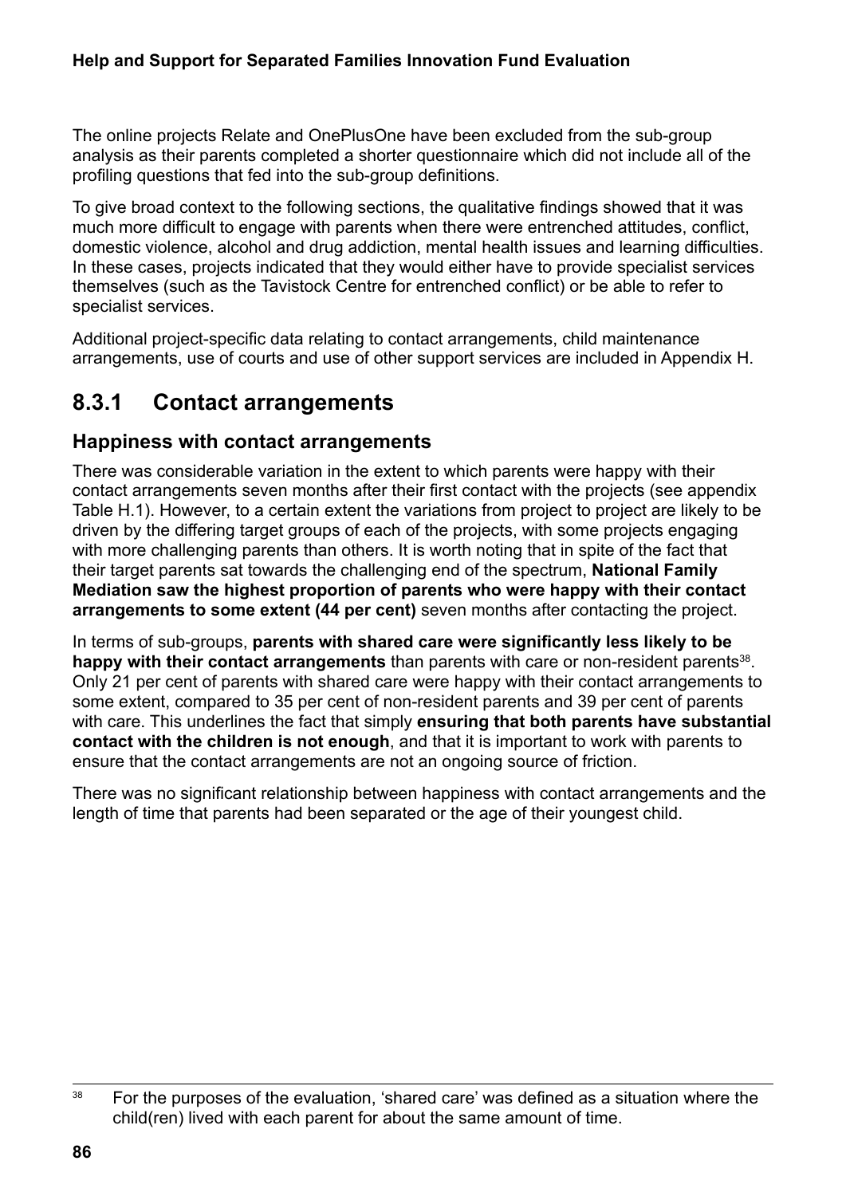The online projects Relate and OnePlusOne have been excluded from the sub-group analysis as their parents completed a shorter questionnaire which did not include all of the profiling questions that fed into the sub-group definitions.

To give broad context to the following sections, the qualitative findings showed that it was much more difficult to engage with parents when there were entrenched attitudes, conflict, domestic violence, alcohol and drug addiction, mental health issues and learning difficulties. In these cases, projects indicated that they would either have to provide specialist services themselves (such as the Tavistock Centre for entrenched conflict) or be able to refer to specialist services.

Additional project-specific data relating to contact arrangements, child maintenance arrangements, use of courts and use of other support services are included in Appendix H.

## 8.3.1 Contact arrangements

### Happiness with contact arrangements

There was considerable variation in the extent to which parents were happy with their contact arrangements seven months after their first contact with the projects (see appendix Table H.1). However, to a certain extent the variations from project to project are likely to be driven by the differing target groups of each of the projects, with some projects engaging with more challenging parents than others. It is worth noting that in spite of the fact that their target parents sat towards the challenging end of the spectrum, **National Family Mediation saw the highest proportion of parents who were happy with their contact arrangements to some extent (44 per cent)** seven months after contacting the project.

In terms of sub-groups, **parents with shared care were significantly less likely to be happy with their contact arrangements** than parents with care or non-resident parents[38]. Only 21 per cent of parents with shared care were happy with their contact arrangements to some extent, compared to 35 per cent of non-resident parents and 39 per cent of parents with care. This underlines the fact that simply **ensuring that both parents have substantial contact with the children is not enough**, and that it is important to work with parents to ensure that the contact arrangements are not an ongoing source of friction.

There was no significant relationship between happiness with contact arrangements and the length of time that parents had been separated or the age of their youngest child.

---

[38] For the purposes of the evaluation, 'shared care' was defined as a situation where the child(ren) lived with each parent for about the same amount of time.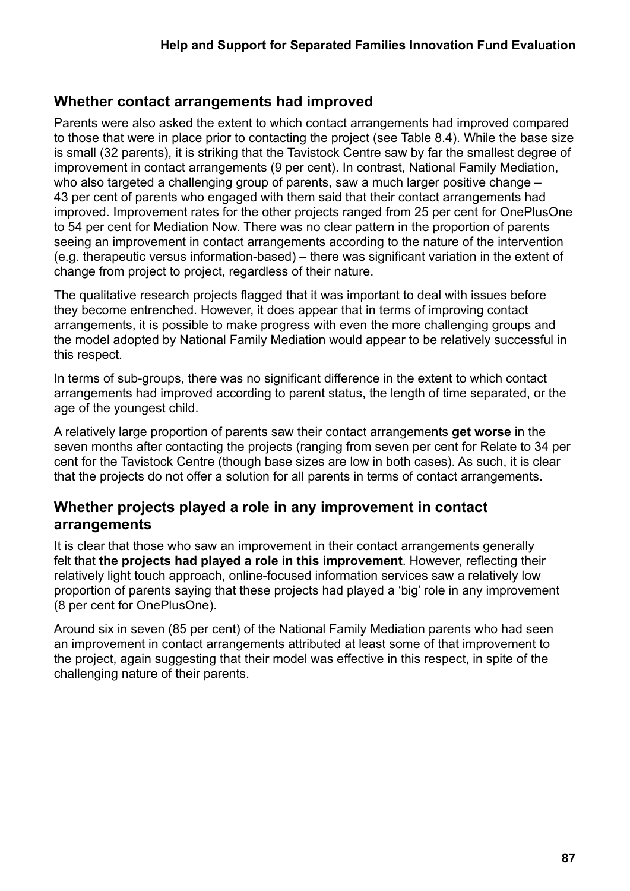## Whether contact arrangements had improved

Parents were also asked the extent to which contact arrangements had improved compared to those that were in place prior to contacting the project (see Table 8.4). While the base size is small (32 parents), it is striking that the Tavistock Centre saw by far the smallest degree of improvement in contact arrangements (9 per cent). In contrast, National Family Mediation, who also targeted a challenging group of parents, saw a much larger positive change – 43 per cent of parents who engaged with them said that their contact arrangements had improved. Improvement rates for the other projects ranged from 25 per cent for OnePlusOne to 54 per cent for Mediation Now. There was no clear pattern in the proportion of parents seeing an improvement in contact arrangements according to the nature of the intervention (e.g. therapeutic versus information-based) – there was significant variation in the extent of change from project to project, regardless of their nature.

The qualitative research projects flagged that it was important to deal with issues before they become entrenched. However, it does appear that in terms of improving contact arrangements, it is possible to make progress with even the more challenging groups and the model adopted by National Family Mediation would appear to be relatively successful in this respect.

In terms of sub-groups, there was no significant difference in the extent to which contact arrangements had improved according to parent status, the length of time separated, or the age of the youngest child.

A relatively large proportion of parents saw their contact arrangements **get worse** in the seven months after contacting the projects (ranging from seven per cent for Relate to 34 per cent for the Tavistock Centre (though base sizes are low in both cases). As such, it is clear that the projects do not offer a solution for all parents in terms of contact arrangements.

## Whether projects played a role in any improvement in contact arrangements

It is clear that those who saw an improvement in their contact arrangements generally felt that **the projects had played a role in this improvement**. However, reflecting their relatively light touch approach, online-focused information services saw a relatively low proportion of parents saying that these projects had played a 'big' role in any improvement (8 per cent for OnePlusOne).

Around six in seven (85 per cent) of the National Family Mediation parents who had seen an improvement in contact arrangements attributed at least some of that improvement to the project, again suggesting that their model was effective in this respect, in spite of the challenging nature of their parents.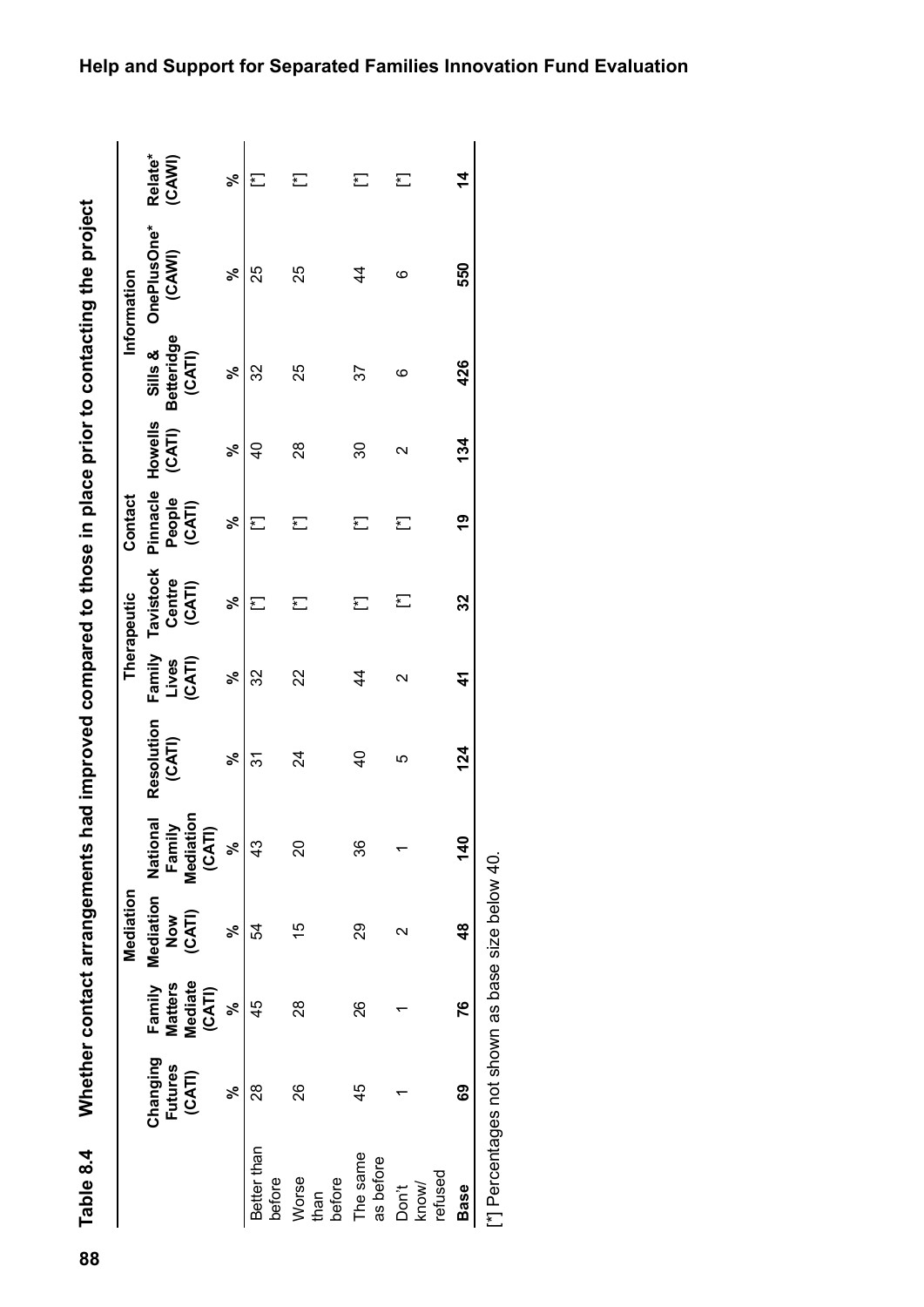**Table 8.4 Whether contact arrangements had improved compared to those in place prior to contacting the project**

| | Mediation | | | | | Therapeutic | | Contact | | Information | | |
|---|---|---|---|---|---|---|---|---|---|---|---|---|
| | Changing Futures (CATI) | Family Matters Mediate (CATI) | Mediation Now (CATI) | National Family Mediation (CATI) | Resolution (CATI) | Family Lives (CATI) | Tavistock Centre (CATI) | Pinnacle People (CATI) | Howells (CATI) | Sills & Betteridge (CATI) | OnePlusOne* (CAWI) | Relate* (CAWI) |
| | % | % | % | % | % | % | % | % | % | % | % | % |
| Better than before | 28 | 45 | 54 | 43 | 31 | 32 | [*] | [*] | 40 | 32 | 25 | [*] |
| Worse than before | 26 | 28 | 15 | 20 | 24 | 22 | [*] | [*] | 28 | 25 | 25 | [*] |
| The same as before | 45 | 26 | 29 | 36 | 40 | 44 | [*] | [*] | 30 | 37 | 44 | [*] |
| Don't know/ refused | 1 | 1 | 2 | 1 | 5 | 2 | [*] | [*] | 2 | 6 | 6 | [*] |
| **Base** | **69** | **76** | **48** | **140** | **124** | **41** | **32** | **19** | **134** | **426** | **550** | **14** |

[*] Percentages not shown as base size below 40.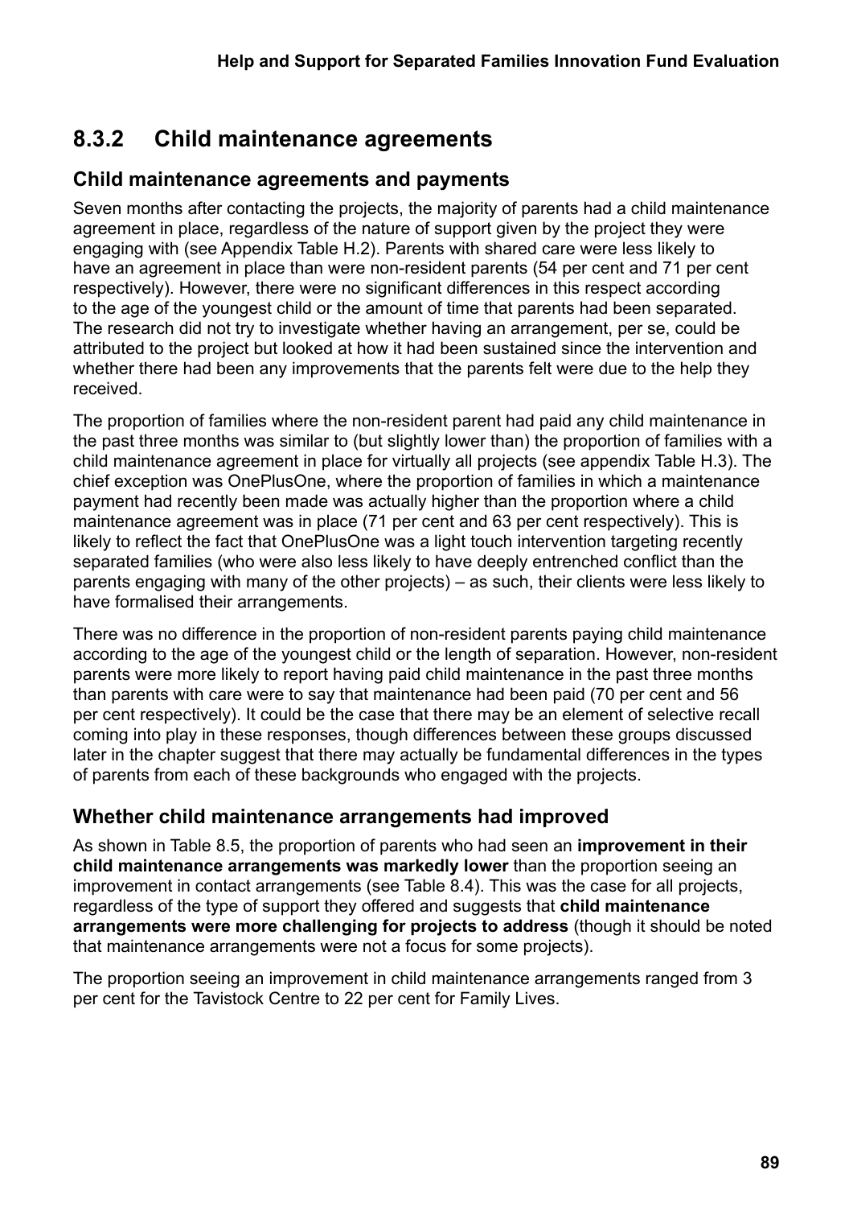## 8.3.2 Child maintenance agreements

### Child maintenance agreements and payments

Seven months after contacting the projects, the majority of parents had a child maintenance agreement in place, regardless of the nature of support given by the project they were engaging with (see Appendix Table H.2). Parents with shared care were less likely to have an agreement in place than were non-resident parents (54 per cent and 71 per cent respectively). However, there were no significant differences in this respect according to the age of the youngest child or the amount of time that parents had been separated. The research did not try to investigate whether having an arrangement, per se, could be attributed to the project but looked at how it had been sustained since the intervention and whether there had been any improvements that the parents felt were due to the help they received.

The proportion of families where the non-resident parent had paid any child maintenance in the past three months was similar to (but slightly lower than) the proportion of families with a child maintenance agreement in place for virtually all projects (see appendix Table H.3). The chief exception was OnePlusOne, where the proportion of families in which a maintenance payment had recently been made was actually higher than the proportion where a child maintenance agreement was in place (71 per cent and 63 per cent respectively). This is likely to reflect the fact that OnePlusOne was a light touch intervention targeting recently separated families (who were also less likely to have deeply entrenched conflict than the parents engaging with many of the other projects) – as such, their clients were less likely to have formalised their arrangements.

There was no difference in the proportion of non-resident parents paying child maintenance according to the age of the youngest child or the length of separation. However, non-resident parents were more likely to report having paid child maintenance in the past three months than parents with care were to say that maintenance had been paid (70 per cent and 56 per cent respectively). It could be the case that there may be an element of selective recall coming into play in these responses, though differences between these groups discussed later in the chapter suggest that there may actually be fundamental differences in the types of parents from each of these backgrounds who engaged with the projects.

### Whether child maintenance arrangements had improved

As shown in Table 8.5, the proportion of parents who had seen an **improvement in their child maintenance arrangements was markedly lower** than the proportion seeing an improvement in contact arrangements (see Table 8.4). This was the case for all projects, regardless of the type of support they offered and suggests that **child maintenance arrangements were more challenging for projects to address** (though it should be noted that maintenance arrangements were not a focus for some projects).

The proportion seeing an improvement in child maintenance arrangements ranged from 3 per cent for the Tavistock Centre to 22 per cent for Family Lives.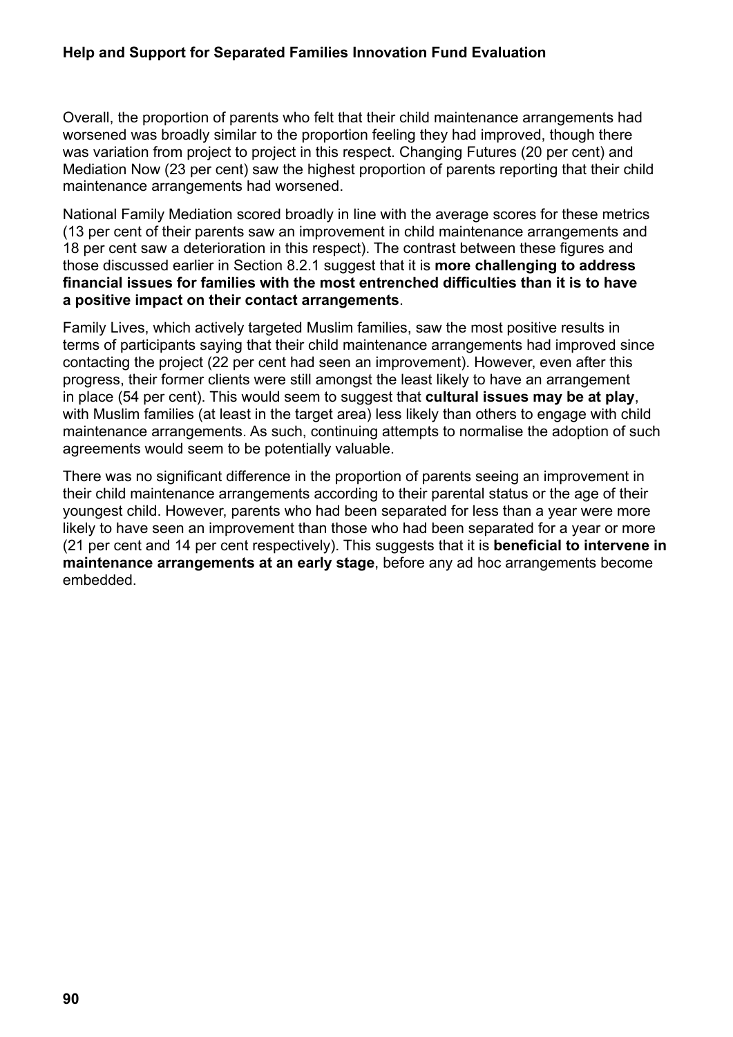Overall, the proportion of parents who felt that their child maintenance arrangements had worsened was broadly similar to the proportion feeling they had improved, though there was variation from project to project in this respect. Changing Futures (20 per cent) and Mediation Now (23 per cent) saw the highest proportion of parents reporting that their child maintenance arrangements had worsened.

National Family Mediation scored broadly in line with the average scores for these metrics (13 per cent of their parents saw an improvement in child maintenance arrangements and 18 per cent saw a deterioration in this respect). The contrast between these figures and those discussed earlier in Section 8.2.1 suggest that it is **more challenging to address financial issues for families with the most entrenched difficulties than it is to have a positive impact on their contact arrangements**.

Family Lives, which actively targeted Muslim families, saw the most positive results in terms of participants saying that their child maintenance arrangements had improved since contacting the project (22 per cent had seen an improvement). However, even after this progress, their former clients were still amongst the least likely to have an arrangement in place (54 per cent). This would seem to suggest that **cultural issues may be at play**, with Muslim families (at least in the target area) less likely than others to engage with child maintenance arrangements. As such, continuing attempts to normalise the adoption of such agreements would seem to be potentially valuable.

There was no significant difference in the proportion of parents seeing an improvement in their child maintenance arrangements according to their parental status or the age of their youngest child. However, parents who had been separated for less than a year were more likely to have seen an improvement than those who had been separated for a year or more (21 per cent and 14 per cent respectively). This suggests that it is **beneficial to intervene in maintenance arrangements at an early stage**, before any ad hoc arrangements become embedded.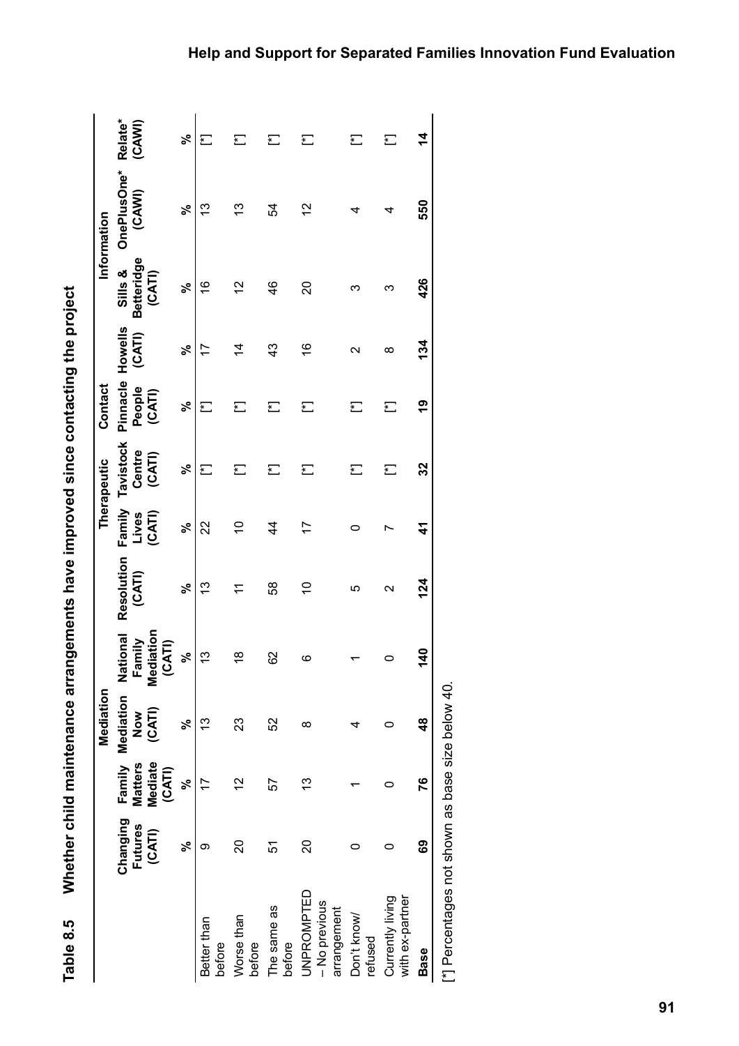**Table 8.5 Whether child maintenance arrangements have improved since contacting the project**

| | Changing Futures (CATI) | Mediation | | | | Therapeutic | | Contact | | Information | | |
|---|---|---|---|---|---|---|---|---|---|---|---|---|
| | | Family Matters Mediate (CATI) | Mediation Now (CATI) | National Family Mediation (CATI) | Resolution (CATI) | Family Lives (CATI) | Tavistock Centre (CATI) | Pinnacle People (CATI) | Howells (CATI) | Sills & Betteridge (CATI) | OnePlusOne* (CAWI) | Relate* (CAWI) |
| | % | % | % | % | % | % | % | % | % | % | % | % |
| Better than before | 9 | 17 | 13 | 13 | 13 | 22 | [*] | [*] | 17 | 16 | 13 | [*] |
| Worse than before | 20 | 12 | 23 | 18 | 11 | 10 | [*] | [*] | 14 | 12 | 13 | [*] |
| The same as before | 51 | 57 | 52 | 62 | 58 | 44 | [*] | [*] | 43 | 46 | 54 | [*] |
| UNPROMPTED – No previous arrangement | 20 | 13 | 8 | 6 | 10 | 17 | [*] | [*] | 16 | 20 | 12 | [*] |
| Don't know/ refused | 0 | 1 | 4 | 1 | 5 | 0 | [*] | [*] | 2 | 3 | 4 | [*] |
| Currently living with ex-partner | 0 | 0 | 0 | 0 | 2 | 7 | [*] | [*] | 8 | 3 | 4 | [*] |
| **Base** | **69** | **76** | **48** | **140** | **124** | **41** | **32** | **19** | **134** | **426** | **550** | **14** |

[*] Percentages not shown as base size below 40.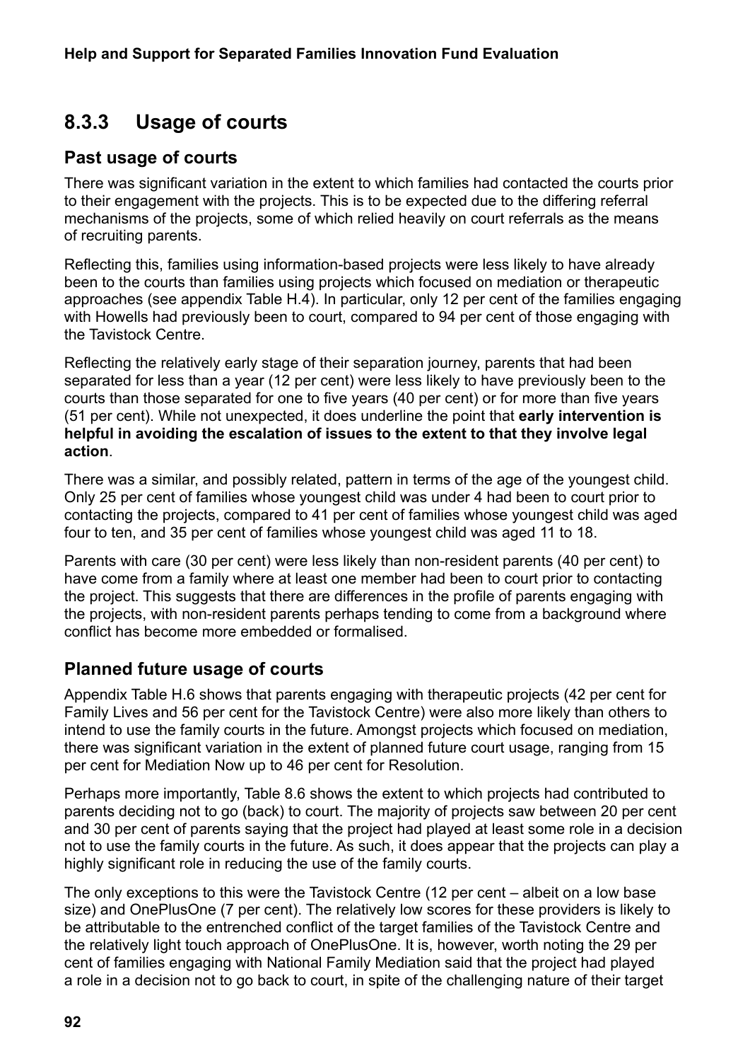## 8.3.3 Usage of courts

### Past usage of courts

There was significant variation in the extent to which families had contacted the courts prior to their engagement with the projects. This is to be expected due to the differing referral mechanisms of the projects, some of which relied heavily on court referrals as the means of recruiting parents.

Reflecting this, families using information-based projects were less likely to have already been to the courts than families using projects which focused on mediation or therapeutic approaches (see appendix Table H.4). In particular, only 12 per cent of the families engaging with Howells had previously been to court, compared to 94 per cent of those engaging with the Tavistock Centre.

Reflecting the relatively early stage of their separation journey, parents that had been separated for less than a year (12 per cent) were less likely to have previously been to the courts than those separated for one to five years (40 per cent) or for more than five years (51 per cent). While not unexpected, it does underline the point that **early intervention is helpful in avoiding the escalation of issues to the extent to that they involve legal action**.

There was a similar, and possibly related, pattern in terms of the age of the youngest child. Only 25 per cent of families whose youngest child was under 4 had been to court prior to contacting the projects, compared to 41 per cent of families whose youngest child was aged four to ten, and 35 per cent of families whose youngest child was aged 11 to 18.

Parents with care (30 per cent) were less likely than non-resident parents (40 per cent) to have come from a family where at least one member had been to court prior to contacting the project. This suggests that there are differences in the profile of parents engaging with the projects, with non-resident parents perhaps tending to come from a background where conflict has become more embedded or formalised.

### Planned future usage of courts

Appendix Table H.6 shows that parents engaging with therapeutic projects (42 per cent for Family Lives and 56 per cent for the Tavistock Centre) were also more likely than others to intend to use the family courts in the future. Amongst projects which focused on mediation, there was significant variation in the extent of planned future court usage, ranging from 15 per cent for Mediation Now up to 46 per cent for Resolution.

Perhaps more importantly, Table 8.6 shows the extent to which projects had contributed to parents deciding not to go (back) to court. The majority of projects saw between 20 per cent and 30 per cent of parents saying that the project had played at least some role in a decision not to use the family courts in the future. As such, it does appear that the projects can play a highly significant role in reducing the use of the family courts.

The only exceptions to this were the Tavistock Centre (12 per cent – albeit on a low base size) and OnePlusOne (7 per cent). The relatively low scores for these providers is likely to be attributable to the entrenched conflict of the target families of the Tavistock Centre and the relatively light touch approach of OnePlusOne. It is, however, worth noting the 29 per cent of families engaging with National Family Mediation said that the project had played a role in a decision not to go back to court, in spite of the challenging nature of their target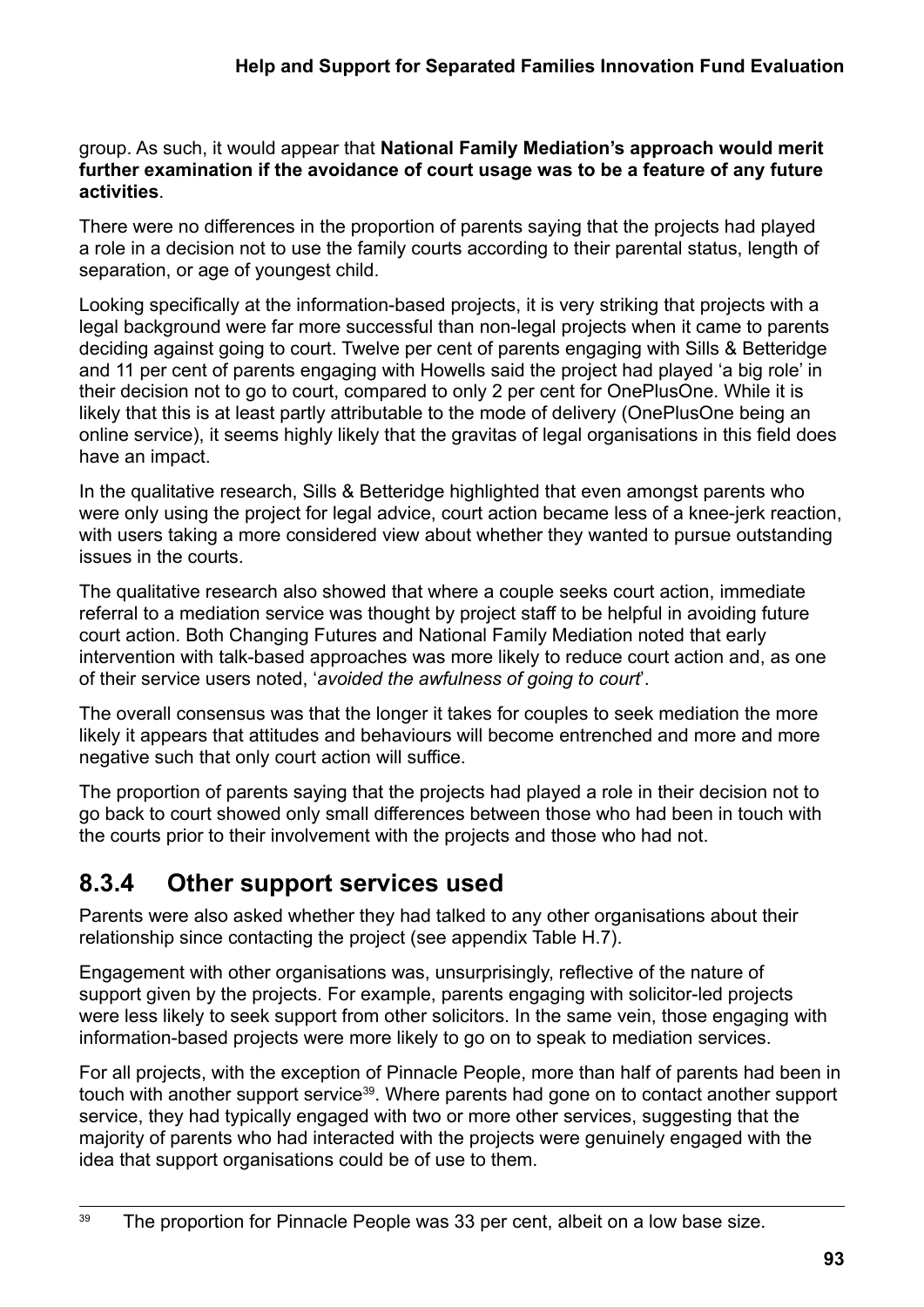group. As such, it would appear that **National Family Mediation's approach would merit further examination if the avoidance of court usage was to be a feature of any future activities**.

There were no differences in the proportion of parents saying that the projects had played a role in a decision not to use the family courts according to their parental status, length of separation, or age of youngest child.

Looking specifically at the information-based projects, it is very striking that projects with a legal background were far more successful than non-legal projects when it came to parents deciding against going to court. Twelve per cent of parents engaging with Sills & Betteridge and 11 per cent of parents engaging with Howells said the project had played 'a big role' in their decision not to go to court, compared to only 2 per cent for OnePlusOne. While it is likely that this is at least partly attributable to the mode of delivery (OnePlusOne being an online service), it seems highly likely that the gravitas of legal organisations in this field does have an impact.

In the qualitative research, Sills & Betteridge highlighted that even amongst parents who were only using the project for legal advice, court action became less of a knee-jerk reaction, with users taking a more considered view about whether they wanted to pursue outstanding issues in the courts.

The qualitative research also showed that where a couple seeks court action, immediate referral to a mediation service was thought by project staff to be helpful in avoiding future court action. Both Changing Futures and National Family Mediation noted that early intervention with talk-based approaches was more likely to reduce court action and, as one of their service users noted, '*avoided the awfulness of going to court*'.

The overall consensus was that the longer it takes for couples to seek mediation the more likely it appears that attitudes and behaviours will become entrenched and more and more negative such that only court action will suffice.

The proportion of parents saying that the projects had played a role in their decision not to go back to court showed only small differences between those who had been in touch with the courts prior to their involvement with the projects and those who had not.

## 8.3.4 Other support services used

Parents were also asked whether they had talked to any other organisations about their relationship since contacting the project (see appendix Table H.7).

Engagement with other organisations was, unsurprisingly, reflective of the nature of support given by the projects. For example, parents engaging with solicitor-led projects were less likely to seek support from other solicitors. In the same vein, those engaging with information-based projects were more likely to go on to speak to mediation services.

For all projects, with the exception of Pinnacle People, more than half of parents had been in touch with another support service[39]. Where parents had gone on to contact another support service, they had typically engaged with two or more other services, suggesting that the majority of parents who had interacted with the projects were genuinely engaged with the idea that support organisations could be of use to them.

[39] The proportion for Pinnacle People was 33 per cent, albeit on a low base size.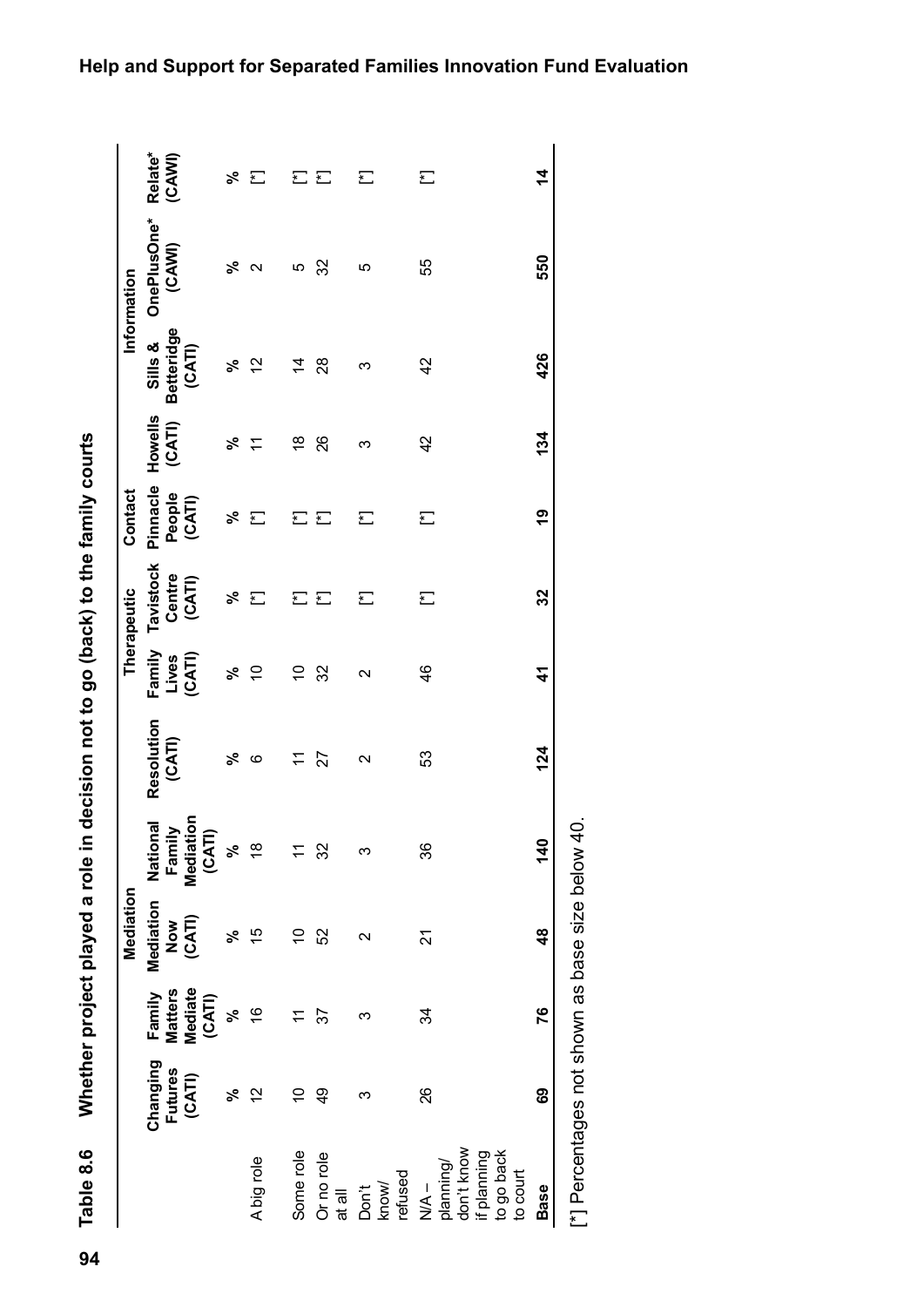**Table 8.6 Whether project played a role in decision not to go (back) to the family courts**

| | Mediation | | | | | Therapeutic | | Contact | | Information | | |
|---|---|---|---|---|---|---|---|---|---|---|---|---|
| | Changing Futures (CATI) | Family Matters Mediate (CATI) | Mediation Now (CATI) | National Family Mediation (CATI) | Resolution (CATI) | Family Lives (CATI) | Tavistock Centre (CATI) | Pinnacle People (CATI) | Howells (CATI) | Sills & Betteridge (CATI) | OnePlusOne* (CAWI) | Relate* (CAWI) |
| | % | % | % | % | % | % | % | % | % | % | % | % |
| A big role | 12 | 16 | 15 | 18 | 6 | 10 | [*] | [*] | 11 | 12 | 2 | [*] |
| Some role | 10 | 11 | 10 | 11 | 11 | 10 | [*] | [*] | 18 | 14 | 5 | [*] |
| Or no role at all | 49 | 37 | 52 | 32 | 27 | 32 | [*] | [*] | 26 | 28 | 32 | [*] |
| Don't know/ refused | 3 | 3 | 2 | 3 | 2 | 2 | [*] | [*] | 3 | 3 | 5 | [*] |
| N/A – planning/ don't know if planning to go back to court | 26 | 34 | 21 | 36 | 53 | 46 | [*] | [*] | 42 | 42 | 55 | [*] |
| **Base** | **69** | **76** | **48** | **140** | **124** | **41** | **32** | **19** | **134** | **426** | **550** | **14** |

[*] Percentages not shown as base size below 40.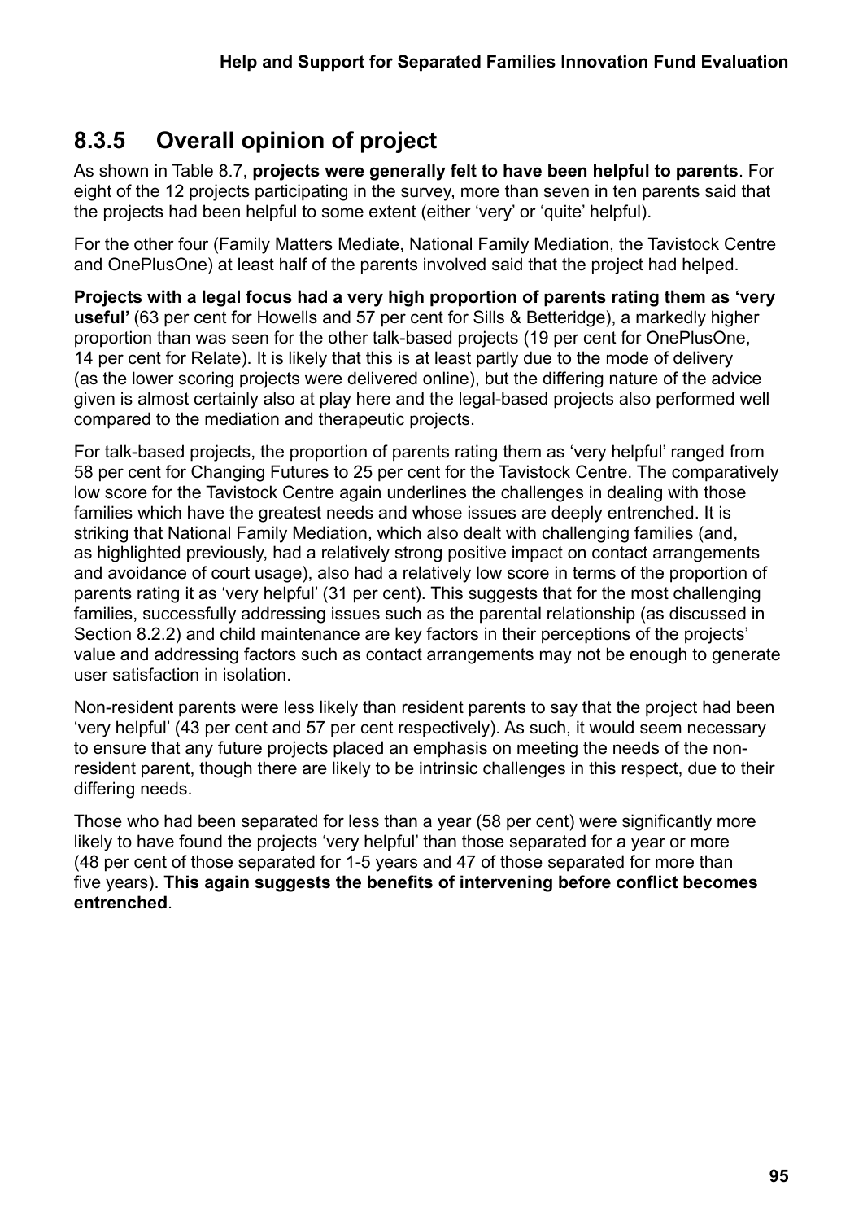### 8.3.5 Overall opinion of project

As shown in Table 8.7, **projects were generally felt to have been helpful to parents**. For eight of the 12 projects participating in the survey, more than seven in ten parents said that the projects had been helpful to some extent (either 'very' or 'quite' helpful).

For the other four (Family Matters Mediate, National Family Mediation, the Tavistock Centre and OnePlusOne) at least half of the parents involved said that the project had helped.

**Projects with a legal focus had a very high proportion of parents rating them as 'very useful'** (63 per cent for Howells and 57 per cent for Sills & Betteridge), a markedly higher proportion than was seen for the other talk-based projects (19 per cent for OnePlusOne, 14 per cent for Relate). It is likely that this is at least partly due to the mode of delivery (as the lower scoring projects were delivered online), but the differing nature of the advice given is almost certainly also at play here and the legal-based projects also performed well compared to the mediation and therapeutic projects.

For talk-based projects, the proportion of parents rating them as 'very helpful' ranged from 58 per cent for Changing Futures to 25 per cent for the Tavistock Centre. The comparatively low score for the Tavistock Centre again underlines the challenges in dealing with those families which have the greatest needs and whose issues are deeply entrenched. It is striking that National Family Mediation, which also dealt with challenging families (and, as highlighted previously, had a relatively strong positive impact on contact arrangements and avoidance of court usage), also had a relatively low score in terms of the proportion of parents rating it as 'very helpful' (31 per cent). This suggests that for the most challenging families, successfully addressing issues such as the parental relationship (as discussed in Section 8.2.2) and child maintenance are key factors in their perceptions of the projects' value and addressing factors such as contact arrangements may not be enough to generate user satisfaction in isolation.

Non-resident parents were less likely than resident parents to say that the project had been 'very helpful' (43 per cent and 57 per cent respectively). As such, it would seem necessary to ensure that any future projects placed an emphasis on meeting the needs of the non-resident parent, though there are likely to be intrinsic challenges in this respect, due to their differing needs.

Those who had been separated for less than a year (58 per cent) were significantly more likely to have found the projects 'very helpful' than those separated for a year or more (48 per cent of those separated for 1-5 years and 47 of those separated for more than five years). **This again suggests the benefits of intervening before conflict becomes entrenched**.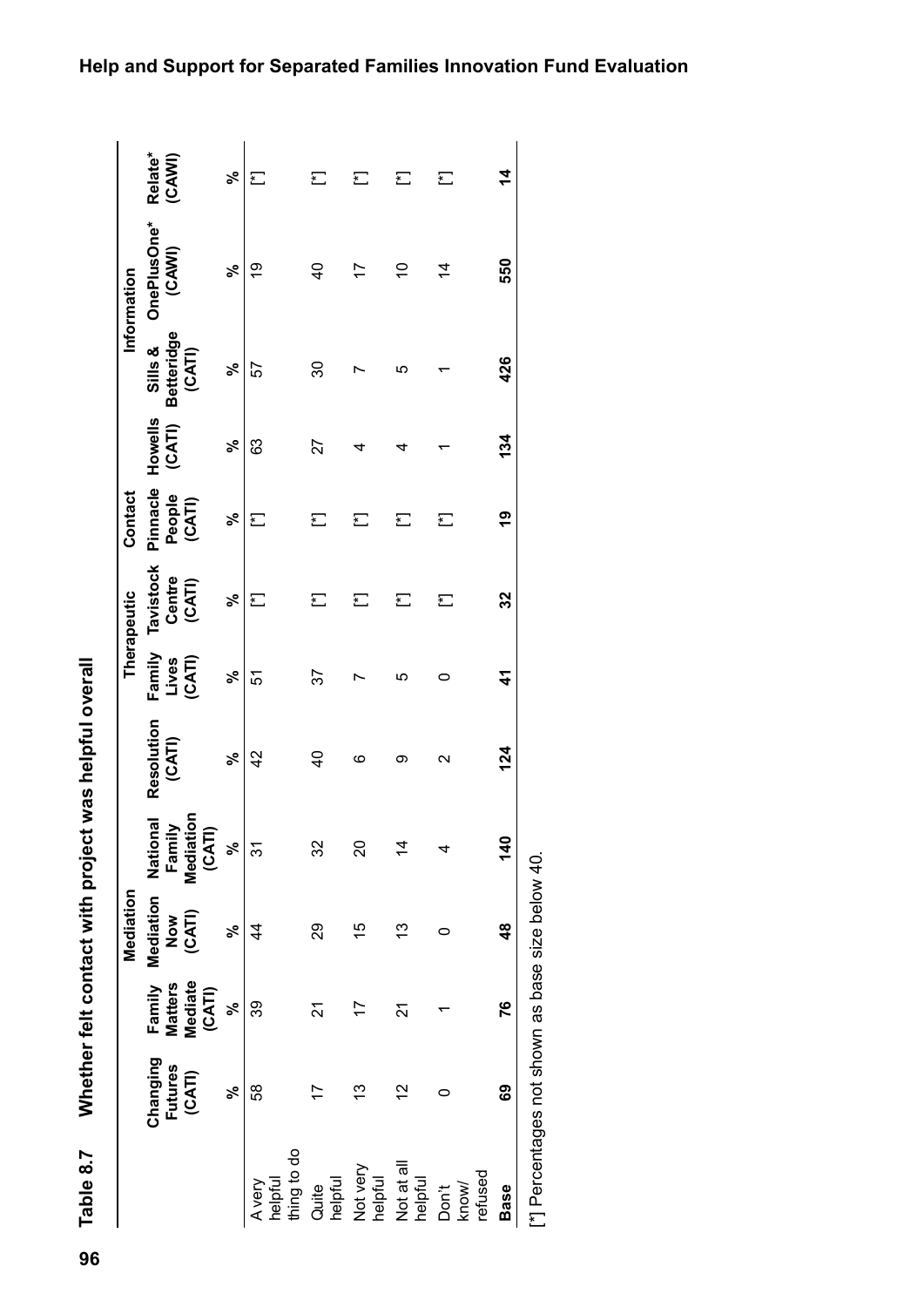**Table 8.7 Whether felt contact with project was helpful overall**

| | Mediation | | | | | Therapeutic | | Contact | | Information | | |
|---|---|---|---|---|---|---|---|---|---|---|---|---|
| | Changing Futures (CATI) | Family Matters Mediate (CATI) | Mediation Now (CATI) | National Family Mediation (CATI) | Resolution (CATI) | Family Lives (CATI) | Tavistock Centre (CATI) | Pinnacle People (CATI) | Howells (CATI) | Sills & Betteridge (CATI) | OnePlusOne* (CAWI) | Relate* (CAWI) |
| | % | % | % | % | % | % | % | % | % | % | % | % |
| A very helpful thing to do | 58 | 39 | 44 | 31 | 42 | 51 | [*] | [*] | 63 | 57 | 19 | [*] |
| Quite helpful | 17 | 21 | 29 | 32 | 40 | 37 | [*] | [*] | 27 | 30 | 40 | [*] |
| Not very helpful | 13 | 17 | 15 | 20 | 6 | 7 | [*] | [*] | 4 | 7 | 17 | [*] |
| Not at all helpful | 12 | 21 | 13 | 14 | 9 | 5 | [*] | [*] | 4 | 5 | 10 | [*] |
| Don't know/ refused | 0 | 1 | 0 | 4 | 2 | 0 | [*] | [*] | 1 | 1 | 14 | [*] |
| **Base** | **69** | **76** | **48** | **140** | **124** | **41** | **32** | **19** | **134** | **426** | **550** | **14** |

[*] Percentages not shown as base size below 40.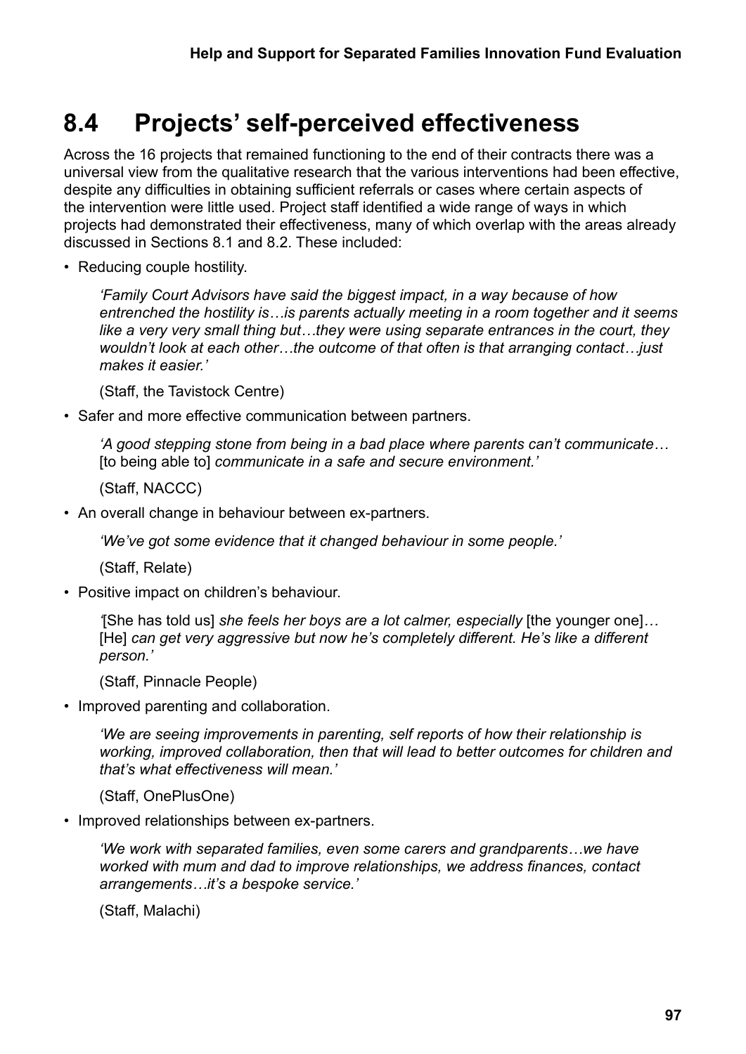## 8.4 Projects' self-perceived effectiveness

Across the 16 projects that remained functioning to the end of their contracts there was a universal view from the qualitative research that the various interventions had been effective, despite any difficulties in obtaining sufficient referrals or cases where certain aspects of the intervention were little used. Project staff identified a wide range of ways in which projects had demonstrated their effectiveness, many of which overlap with the areas already discussed in Sections 8.1 and 8.2. These included:

- Reducing couple hostility.

  *'Family Court Advisors have said the biggest impact, in a way because of how entrenched the hostility is…is parents actually meeting in a room together and it seems like a very very small thing but…they were using separate entrances in the court, they wouldn't look at each other…the outcome of that often is that arranging contact…just makes it easier.'*

  (Staff, the Tavistock Centre)

- Safer and more effective communication between partners.

  *'A good stepping stone from being in a bad place where parents can't communicate…* [to being able to] *communicate in a safe and secure environment.'*

  (Staff, NACCC)

- An overall change in behaviour between ex-partners.

  *'We've got some evidence that it changed behaviour in some people.'*

  (Staff, Relate)

- Positive impact on children's behaviour.

  *'*[She has told us] *she feels her boys are a lot calmer, especially* [the younger one]*…* [He] *can get very aggressive but now he's completely different. He's like a different person.'*

  (Staff, Pinnacle People)

- Improved parenting and collaboration.

  *'We are seeing improvements in parenting, self reports of how their relationship is working, improved collaboration, then that will lead to better outcomes for children and that's what effectiveness will mean.'*

  (Staff, OnePlusOne)

- Improved relationships between ex-partners.

  *'We work with separated families, even some carers and grandparents…we have worked with mum and dad to improve relationships, we address finances, contact arrangements…it's a bespoke service.'*

  (Staff, Malachi)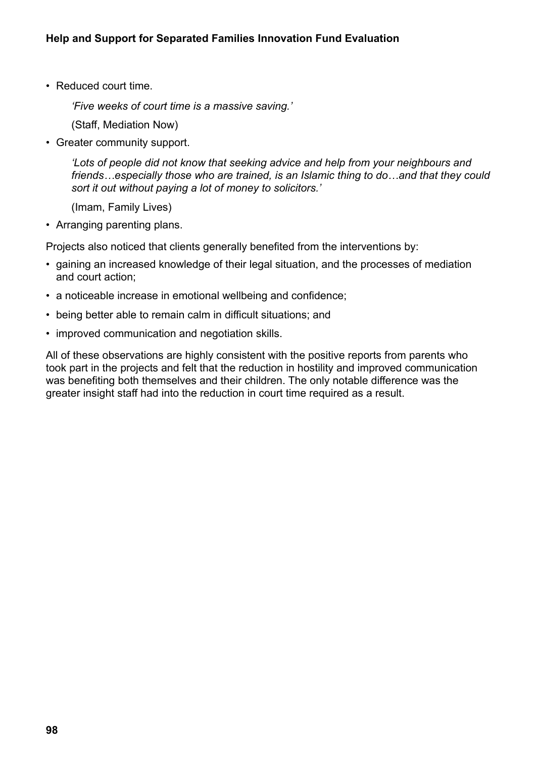- Reduced court time.

  *'Five weeks of court time is a massive saving.'*

  (Staff, Mediation Now)

- Greater community support.

  *'Lots of people did not know that seeking advice and help from your neighbours and friends…especially those who are trained, is an Islamic thing to do…and that they could sort it out without paying a lot of money to solicitors.'*

  (Imam, Family Lives)

- Arranging parenting plans.

Projects also noticed that clients generally benefited from the interventions by:

- gaining an increased knowledge of their legal situation, and the processes of mediation and court action;
- a noticeable increase in emotional wellbeing and confidence;
- being better able to remain calm in difficult situations; and
- improved communication and negotiation skills.

All of these observations are highly consistent with the positive reports from parents who took part in the projects and felt that the reduction in hostility and improved communication was benefiting both themselves and their children. The only notable difference was the greater insight staff had into the reduction in court time required as a result.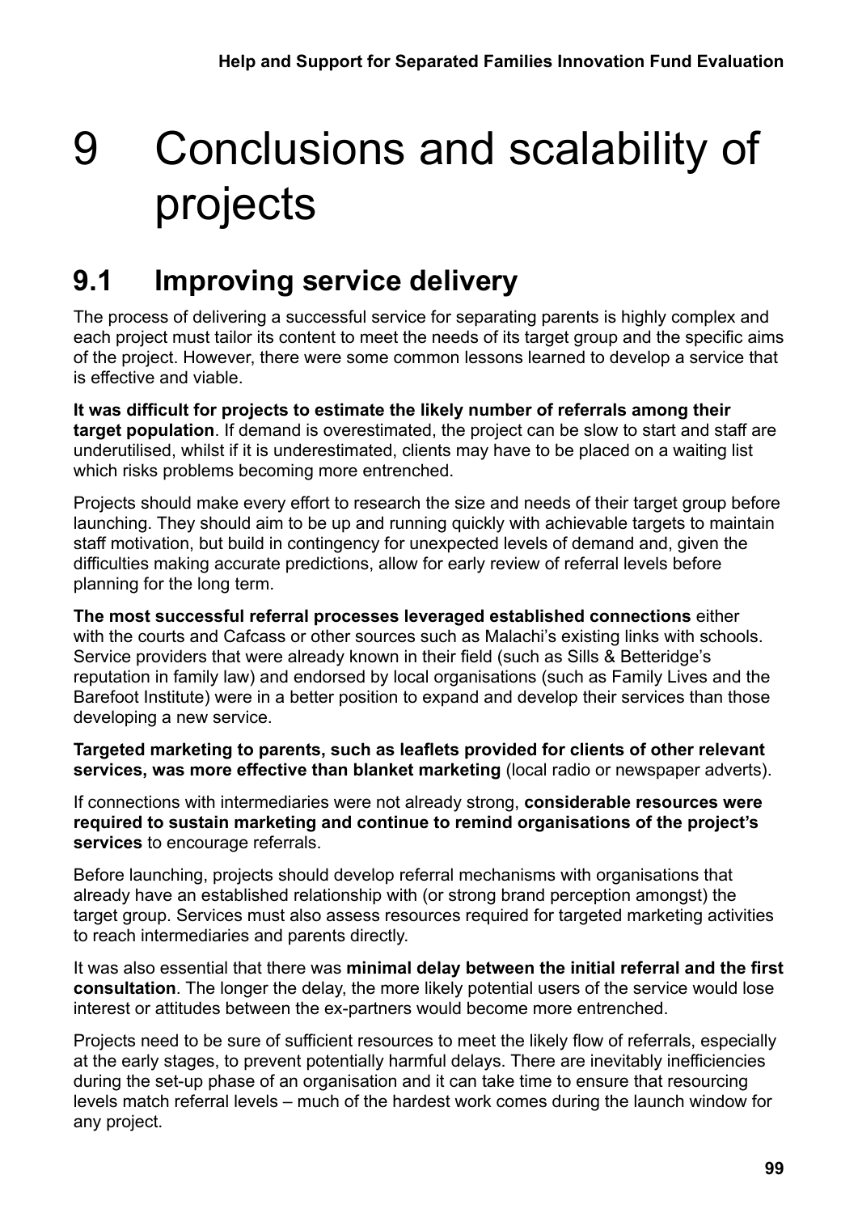# 9 Conclusions and scalability of projects

## 9.1 Improving service delivery

The process of delivering a successful service for separating parents is highly complex and each project must tailor its content to meet the needs of its target group and the specific aims of the project. However, there were some common lessons learned to develop a service that is effective and viable.

**It was difficult for projects to estimate the likely number of referrals among their target population**. If demand is overestimated, the project can be slow to start and staff are underutilised, whilst if it is underestimated, clients may have to be placed on a waiting list which risks problems becoming more entrenched.

Projects should make every effort to research the size and needs of their target group before launching. They should aim to be up and running quickly with achievable targets to maintain staff motivation, but build in contingency for unexpected levels of demand and, given the difficulties making accurate predictions, allow for early review of referral levels before planning for the long term.

**The most successful referral processes leveraged established connections** either with the courts and Cafcass or other sources such as Malachi's existing links with schools. Service providers that were already known in their field (such as Sills & Betteridge's reputation in family law) and endorsed by local organisations (such as Family Lives and the Barefoot Institute) were in a better position to expand and develop their services than those developing a new service.

**Targeted marketing to parents, such as leaflets provided for clients of other relevant services, was more effective than blanket marketing** (local radio or newspaper adverts).

If connections with intermediaries were not already strong, **considerable resources were required to sustain marketing and continue to remind organisations of the project's services** to encourage referrals.

Before launching, projects should develop referral mechanisms with organisations that already have an established relationship with (or strong brand perception amongst) the target group. Services must also assess resources required for targeted marketing activities to reach intermediaries and parents directly.

It was also essential that there was **minimal delay between the initial referral and the first consultation**. The longer the delay, the more likely potential users of the service would lose interest or attitudes between the ex-partners would become more entrenched.

Projects need to be sure of sufficient resources to meet the likely flow of referrals, especially at the early stages, to prevent potentially harmful delays. There are inevitably inefficiencies during the set-up phase of an organisation and it can take time to ensure that resourcing levels match referral levels – much of the hardest work comes during the launch window for any project.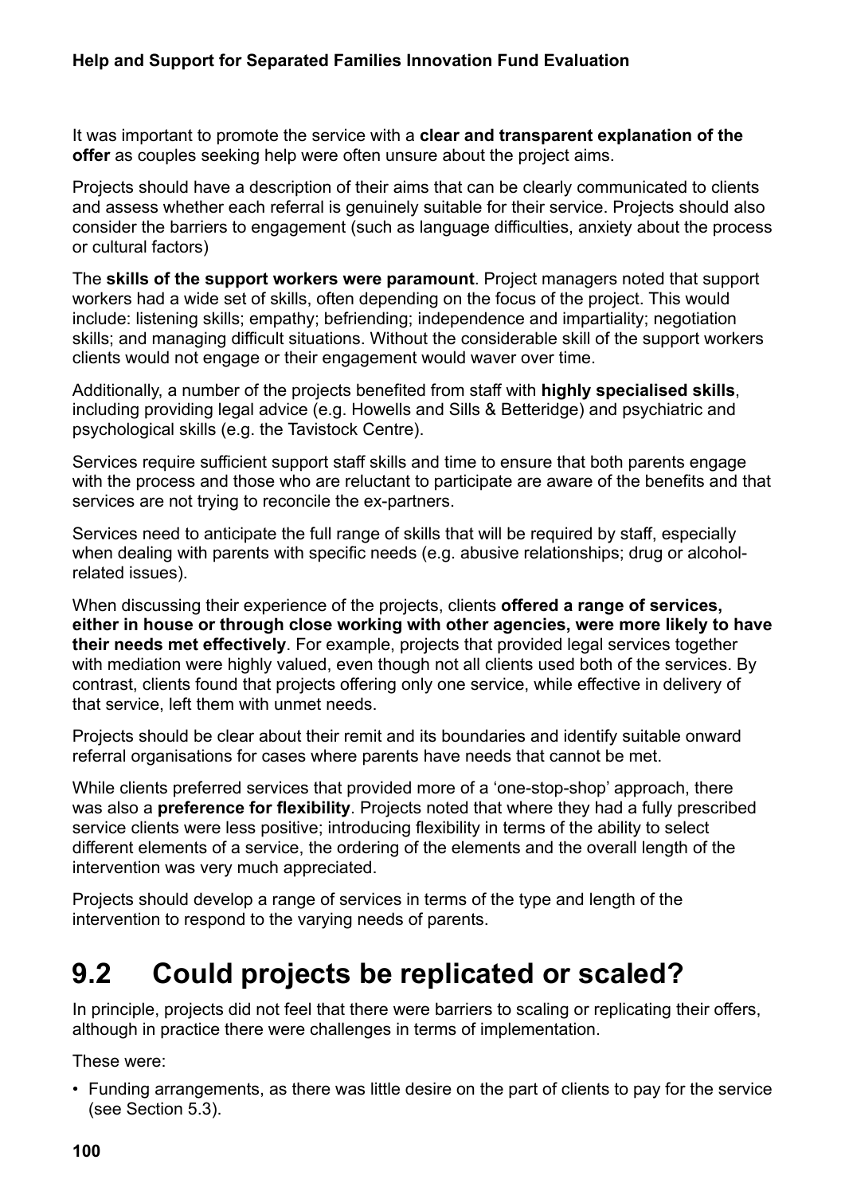It was important to promote the service with a **clear and transparent explanation of the offer** as couples seeking help were often unsure about the project aims.

Projects should have a description of their aims that can be clearly communicated to clients and assess whether each referral is genuinely suitable for their service. Projects should also consider the barriers to engagement (such as language difficulties, anxiety about the process or cultural factors)

The **skills of the support workers were paramount**. Project managers noted that support workers had a wide set of skills, often depending on the focus of the project. This would include: listening skills; empathy; befriending; independence and impartiality; negotiation skills; and managing difficult situations. Without the considerable skill of the support workers clients would not engage or their engagement would waver over time.

Additionally, a number of the projects benefited from staff with **highly specialised skills**, including providing legal advice (e.g. Howells and Sills & Betteridge) and psychiatric and psychological skills (e.g. the Tavistock Centre).

Services require sufficient support staff skills and time to ensure that both parents engage with the process and those who are reluctant to participate are aware of the benefits and that services are not trying to reconcile the ex-partners.

Services need to anticipate the full range of skills that will be required by staff, especially when dealing with parents with specific needs (e.g. abusive relationships; drug or alcohol-related issues).

When discussing their experience of the projects, clients **offered a range of services, either in house or through close working with other agencies, were more likely to have their needs met effectively**. For example, projects that provided legal services together with mediation were highly valued, even though not all clients used both of the services. By contrast, clients found that projects offering only one service, while effective in delivery of that service, left them with unmet needs.

Projects should be clear about their remit and its boundaries and identify suitable onward referral organisations for cases where parents have needs that cannot be met.

While clients preferred services that provided more of a 'one-stop-shop' approach, there was also a **preference for flexibility**. Projects noted that where they had a fully prescribed service clients were less positive; introducing flexibility in terms of the ability to select different elements of a service, the ordering of the elements and the overall length of the intervention was very much appreciated.

Projects should develop a range of services in terms of the type and length of the intervention to respond to the varying needs of parents.

## 9.2 Could projects be replicated or scaled?

In principle, projects did not feel that there were barriers to scaling or replicating their offers, although in practice there were challenges in terms of implementation.

These were:

- Funding arrangements, as there was little desire on the part of clients to pay for the service (see Section 5.3).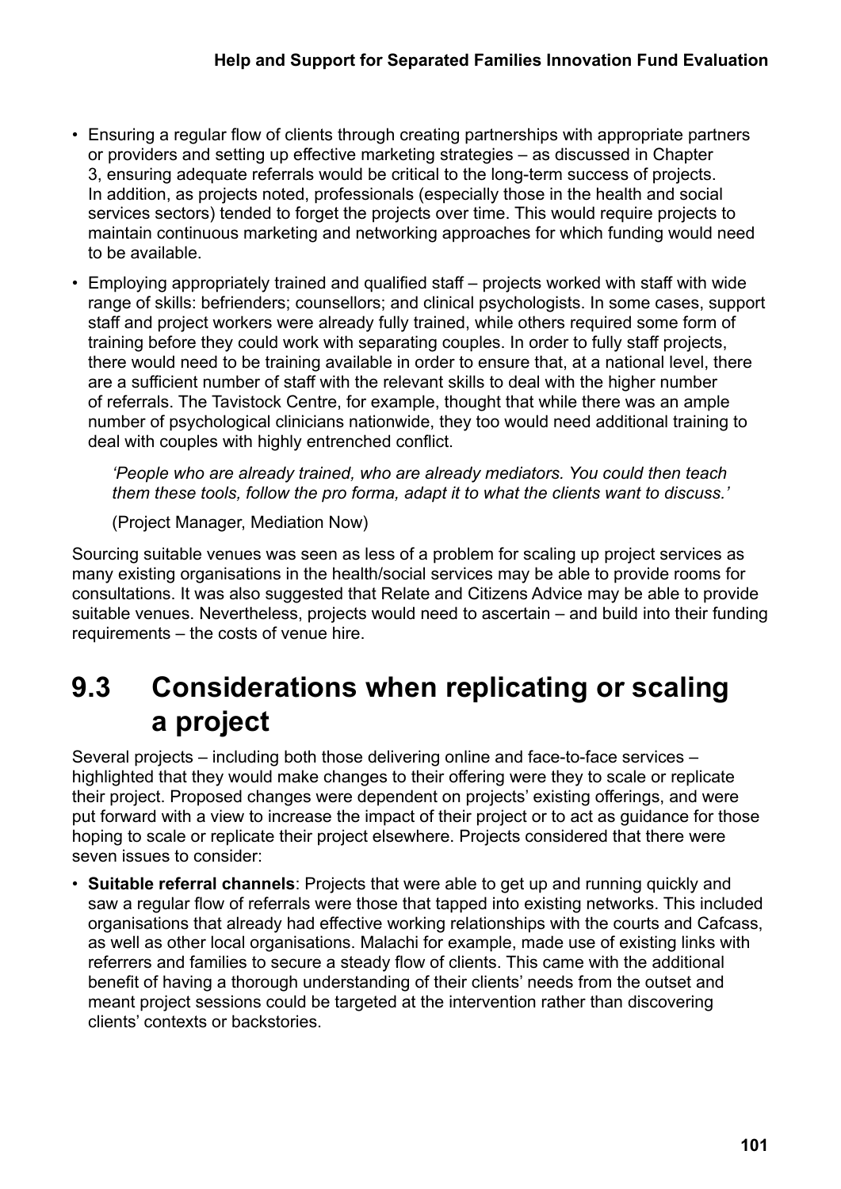- Ensuring a regular flow of clients through creating partnerships with appropriate partners or providers and setting up effective marketing strategies – as discussed in Chapter 3, ensuring adequate referrals would be critical to the long-term success of projects. In addition, as projects noted, professionals (especially those in the health and social services sectors) tended to forget the projects over time. This would require projects to maintain continuous marketing and networking approaches for which funding would need to be available.
- Employing appropriately trained and qualified staff – projects worked with staff with wide range of skills: befrienders; counsellors; and clinical psychologists. In some cases, support staff and project workers were already fully trained, while others required some form of training before they could work with separating couples. In order to fully staff projects, there would need to be training available in order to ensure that, at a national level, there are a sufficient number of staff with the relevant skills to deal with the higher number of referrals. The Tavistock Centre, for example, thought that while there was an ample number of psychological clinicians nationwide, they too would need additional training to deal with couples with highly entrenched conflict.

  *'People who are already trained, who are already mediators. You could then teach them these tools, follow the pro forma, adapt it to what the clients want to discuss.'*

  (Project Manager, Mediation Now)

Sourcing suitable venues was seen as less of a problem for scaling up project services as many existing organisations in the health/social services may be able to provide rooms for consultations. It was also suggested that Relate and Citizens Advice may be able to provide suitable venues. Nevertheless, projects would need to ascertain – and build into their funding requirements – the costs of venue hire.

## 9.3 Considerations when replicating or scaling a project

Several projects – including both those delivering online and face-to-face services – highlighted that they would make changes to their offering were they to scale or replicate their project. Proposed changes were dependent on projects' existing offerings, and were put forward with a view to increase the impact of their project or to act as guidance for those hoping to scale or replicate their project elsewhere. Projects considered that there were seven issues to consider:

- **Suitable referral channels**: Projects that were able to get up and running quickly and saw a regular flow of referrals were those that tapped into existing networks. This included organisations that already had effective working relationships with the courts and Cafcass, as well as other local organisations. Malachi for example, made use of existing links with referrers and families to secure a steady flow of clients. This came with the additional benefit of having a thorough understanding of their clients' needs from the outset and meant project sessions could be targeted at the intervention rather than discovering clients' contexts or backstories.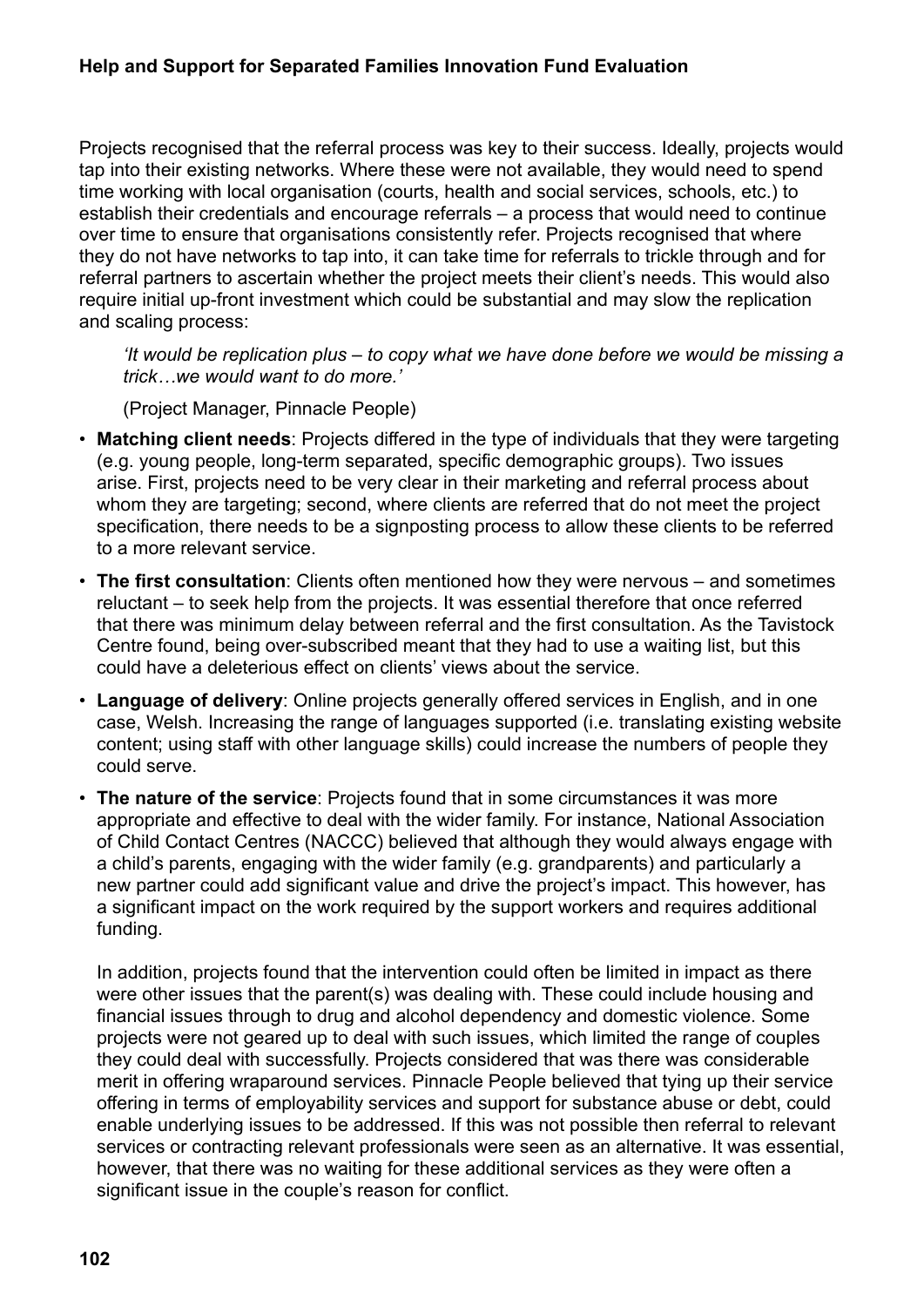Projects recognised that the referral process was key to their success. Ideally, projects would tap into their existing networks. Where these were not available, they would need to spend time working with local organisation (courts, health and social services, schools, etc.) to establish their credentials and encourage referrals – a process that would need to continue over time to ensure that organisations consistently refer. Projects recognised that where they do not have networks to tap into, it can take time for referrals to trickle through and for referral partners to ascertain whether the project meets their client's needs. This would also require initial up-front investment which could be substantial and may slow the replication and scaling process:

> *'It would be replication plus – to copy what we have done before we would be missing a trick…we would want to do more.'*
>
> (Project Manager, Pinnacle People)

- **Matching client needs**: Projects differed in the type of individuals that they were targeting (e.g. young people, long-term separated, specific demographic groups). Two issues arise. First, projects need to be very clear in their marketing and referral process about whom they are targeting; second, where clients are referred that do not meet the project specification, there needs to be a signposting process to allow these clients to be referred to a more relevant service.
- **The first consultation**: Clients often mentioned how they were nervous – and sometimes reluctant – to seek help from the projects. It was essential therefore that once referred that there was minimum delay between referral and the first consultation. As the Tavistock Centre found, being over-subscribed meant that they had to use a waiting list, but this could have a deleterious effect on clients' views about the service.
- **Language of delivery**: Online projects generally offered services in English, and in one case, Welsh. Increasing the range of languages supported (i.e. translating existing website content; using staff with other language skills) could increase the numbers of people they could serve.
- **The nature of the service**: Projects found that in some circumstances it was more appropriate and effective to deal with the wider family. For instance, National Association of Child Contact Centres (NACCC) believed that although they would always engage with a child's parents, engaging with the wider family (e.g. grandparents) and particularly a new partner could add significant value and drive the project's impact. This however, has a significant impact on the work required by the support workers and requires additional funding.

  In addition, projects found that the intervention could often be limited in impact as there were other issues that the parent(s) was dealing with. These could include housing and financial issues through to drug and alcohol dependency and domestic violence. Some projects were not geared up to deal with such issues, which limited the range of couples they could deal with successfully. Projects considered that was there was considerable merit in offering wraparound services. Pinnacle People believed that tying up their service offering in terms of employability services and support for substance abuse or debt, could enable underlying issues to be addressed. If this was not possible then referral to relevant services or contracting relevant professionals were seen as an alternative. It was essential, however, that there was no waiting for these additional services as they were often a significant issue in the couple's reason for conflict.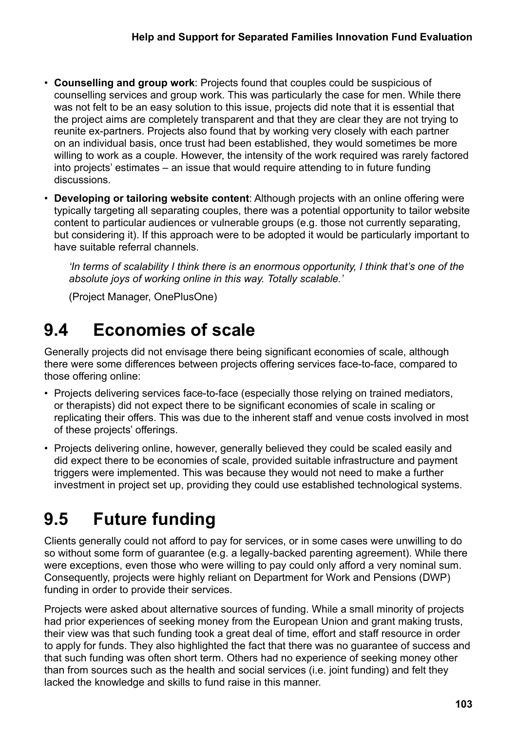- **Counselling and group work**: Projects found that couples could be suspicious of counselling services and group work. This was particularly the case for men. While there was not felt to be an easy solution to this issue, projects did note that it is essential that the project aims are completely transparent and that they are clear they are not trying to reunite ex-partners. Projects also found that by working very closely with each partner on an individual basis, once trust had been established, they would sometimes be more willing to work as a couple. However, the intensity of the work required was rarely factored into projects' estimates – an issue that would require attending to in future funding discussions.
- **Developing or tailoring website content**: Although projects with an online offering were typically targeting all separating couples, there was a potential opportunity to tailor website content to particular audiences or vulnerable groups (e.g. those not currently separating, but considering it). If this approach were to be adopted it would be particularly important to have suitable referral channels.

> *'In terms of scalability I think there is an enormous opportunity, I think that's one of the absolute joys of working online in this way. Totally scalable.'*
>
> (Project Manager, OnePlusOne)

## 9.4 Economies of scale

Generally projects did not envisage there being significant economies of scale, although there were some differences between projects offering services face-to-face, compared to those offering online:

- Projects delivering services face-to-face (especially those relying on trained mediators, or therapists) did not expect there to be significant economies of scale in scaling or replicating their offers. This was due to the inherent staff and venue costs involved in most of these projects' offerings.
- Projects delivering online, however, generally believed they could be scaled easily and did expect there to be economies of scale, provided suitable infrastructure and payment triggers were implemented. This was because they would not need to make a further investment in project set up, providing they could use established technological systems.

## 9.5 Future funding

Clients generally could not afford to pay for services, or in some cases were unwilling to do so without some form of guarantee (e.g. a legally-backed parenting agreement). While there were exceptions, even those who were willing to pay could only afford a very nominal sum. Consequently, projects were highly reliant on Department for Work and Pensions (DWP) funding in order to provide their services.

Projects were asked about alternative sources of funding. While a small minority of projects had prior experiences of seeking money from the European Union and grant making trusts, their view was that such funding took a great deal of time, effort and staff resource in order to apply for funds. They also highlighted the fact that there was no guarantee of success and that such funding was often short term. Others had no experience of seeking money other than from sources such as the health and social services (i.e. joint funding) and felt they lacked the knowledge and skills to fund raise in this manner.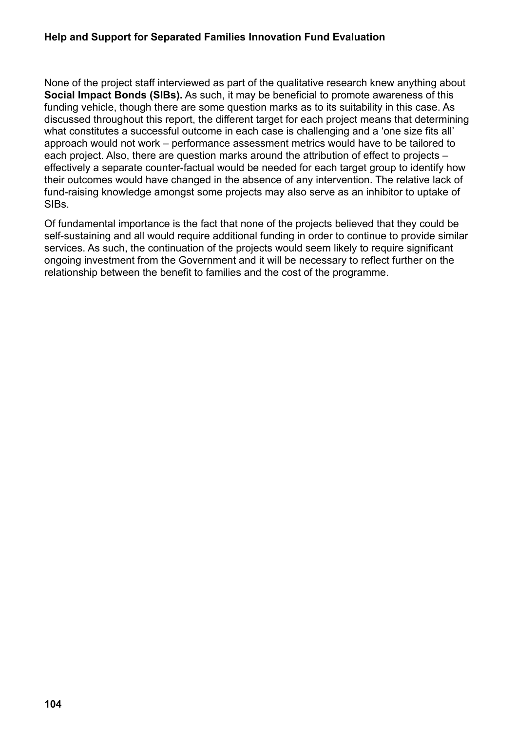None of the project staff interviewed as part of the qualitative research knew anything about **Social Impact Bonds (SIBs).** As such, it may be beneficial to promote awareness of this funding vehicle, though there are some question marks as to its suitability in this case. As discussed throughout this report, the different target for each project means that determining what constitutes a successful outcome in each case is challenging and a 'one size fits all' approach would not work – performance assessment metrics would have to be tailored to each project. Also, there are question marks around the attribution of effect to projects – effectively a separate counter-factual would be needed for each target group to identify how their outcomes would have changed in the absence of any intervention. The relative lack of fund-raising knowledge amongst some projects may also serve as an inhibitor to uptake of SIBs.

Of fundamental importance is the fact that none of the projects believed that they could be self-sustaining and all would require additional funding in order to continue to provide similar services. As such, the continuation of the projects would seem likely to require significant ongoing investment from the Government and it will be necessary to reflect further on the relationship between the benefit to families and the cost of the programme.